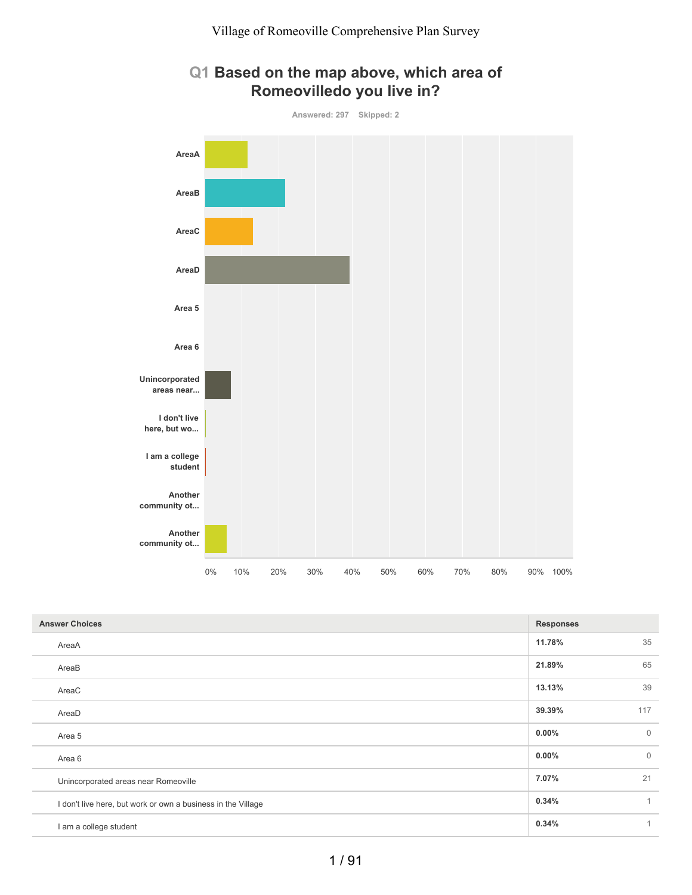# Village of Romeoville Comprehensive Plan Survey

## Q1 Based on the map above, which area of Romeovilledo you live in?

Answered: 297 Skipped: 2

| Answer Choices | Responses | |
|---|---|---|
| AreaA | 11.78% | 35 |
| AreaB | 21.89% | 65 |
| AreaC | 13.13% | 39 |
| AreaD | 39.39% | 117 |
| Area 5 | 0.00% | 0 |
| Area 6 | 0.00% | 0 |
| Unincorporated areas near Romeoville | 7.07% | 21 |
| I don't live here, but work or own a business in the Village | 0.34% | 1 |
| I am a college student | 0.34% | 1 |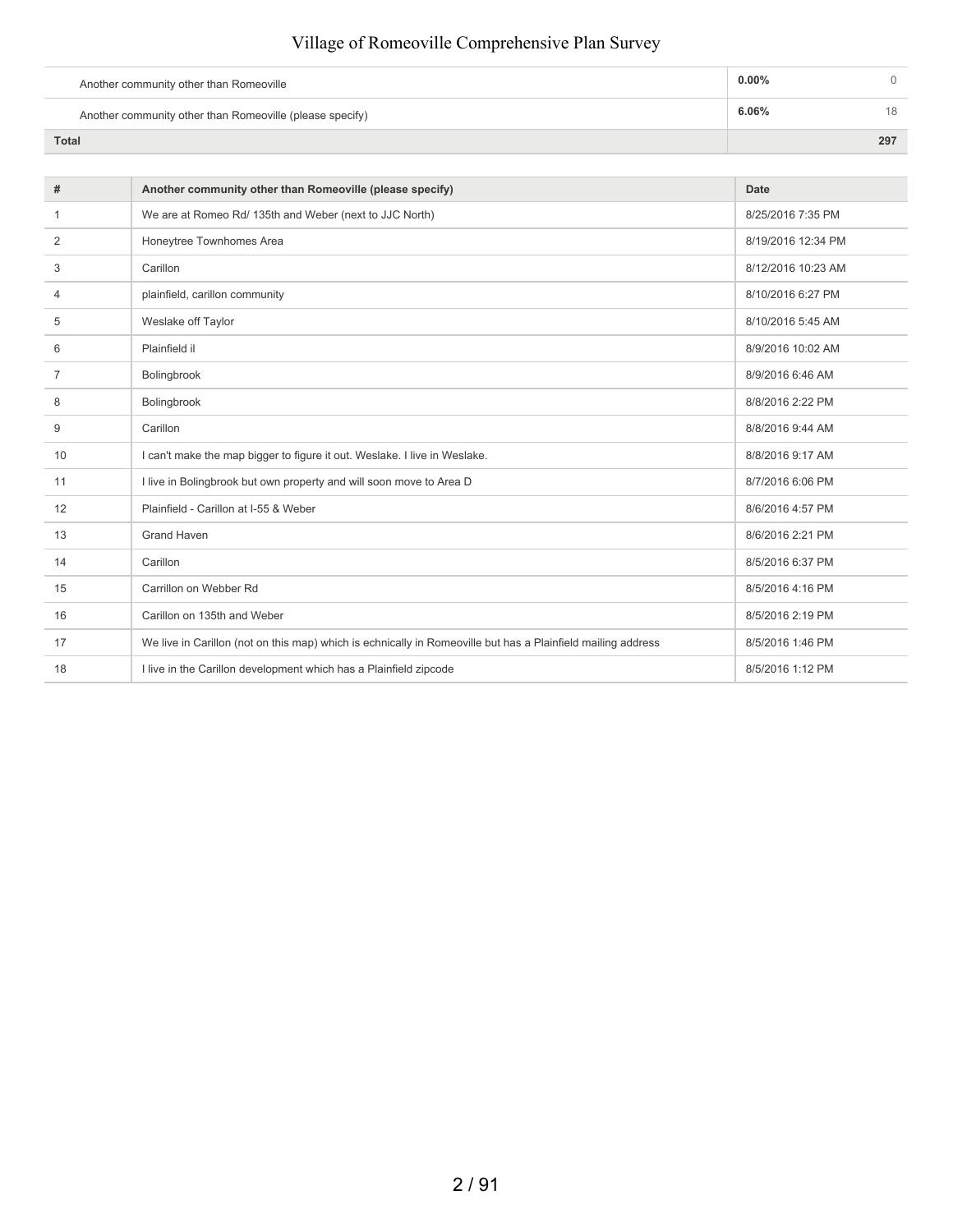| | | |
|---|---|---|
| Another community other than Romeoville | **0.00%** | 0 |
| Another community other than Romeoville (please specify) | **6.06%** | 18 |
| **Total** | | **297** |

| # | Another community other than Romeoville (please specify) | Date |
|---|---|---|
| 1 | We are at Romeo Rd/ 135th and Weber (next to JJC North) | 8/25/2016 7:35 PM |
| 2 | Honeytree Townhomes Area | 8/19/2016 12:34 PM |
| 3 | Carillon | 8/12/2016 10:23 AM |
| 4 | plainfield, carillon community | 8/10/2016 6:27 PM |
| 5 | Weslake off Taylor | 8/10/2016 5:45 AM |
| 6 | Plainfield il | 8/9/2016 10:02 AM |
| 7 | Bolingbrook | 8/9/2016 6:46 AM |
| 8 | Bolingbrook | 8/8/2016 2:22 PM |
| 9 | Carillon | 8/8/2016 9:44 AM |
| 10 | I can't make the map bigger to figure it out. Weslake. I live in Weslake. | 8/8/2016 9:17 AM |
| 11 | I live in Bolingbrook but own property and will soon move to Area D | 8/7/2016 6:06 PM |
| 12 | Plainfield - Carillon at I-55 & Weber | 8/6/2016 4:57 PM |
| 13 | Grand Haven | 8/6/2016 2:21 PM |
| 14 | Carillon | 8/5/2016 6:37 PM |
| 15 | Carrillon on Webber Rd | 8/5/2016 4:16 PM |
| 16 | Carillon on 135th and Weber | 8/5/2016 2:19 PM |
| 17 | We live in Carillon (not on this map) which is echnically in Romeoville but has a Plainfield mailing address | 8/5/2016 1:46 PM |
| 18 | I live in the Carillon development which has a Plainfield zipcode | 8/5/2016 1:12 PM |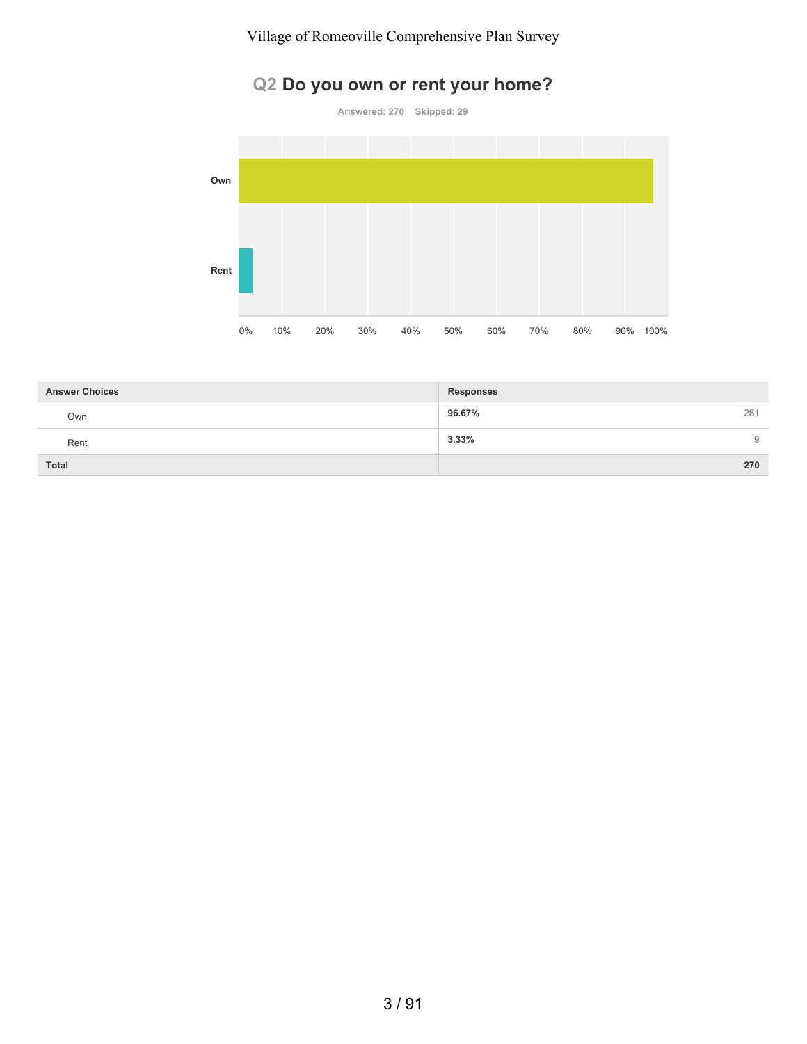## Q2 Do you own or rent your home?

Answered: 270 Skipped: 29

| Answer Choices | Responses | |
|---|---|---|
| Own | 96.67% | 261 |
| Rent | 3.33% | 9 |
| **Total** | | **270** |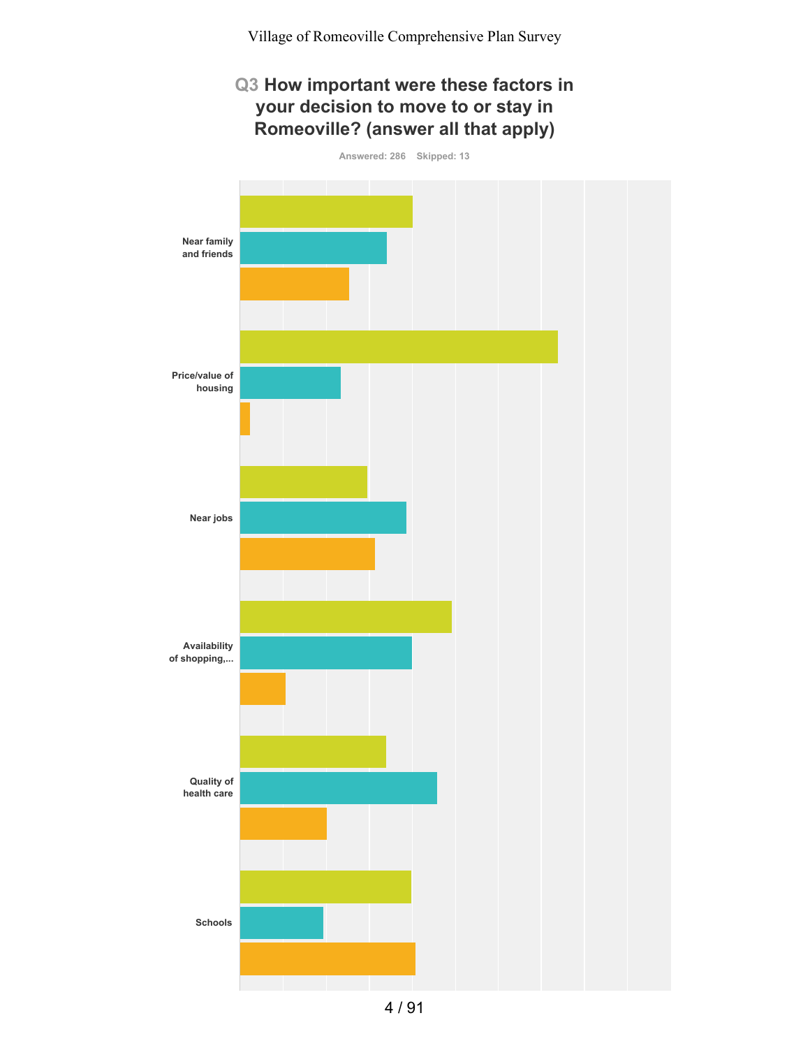Village of Romeoville Comprehensive Plan Survey

## Q3 How important were these factors in your decision to move to or stay in Romeoville? (answer all that apply)

Answered: 286 Skipped: 13

Near family and friends

Price/value of housing

Near jobs

Availability of shopping,...

Quality of health care

Schools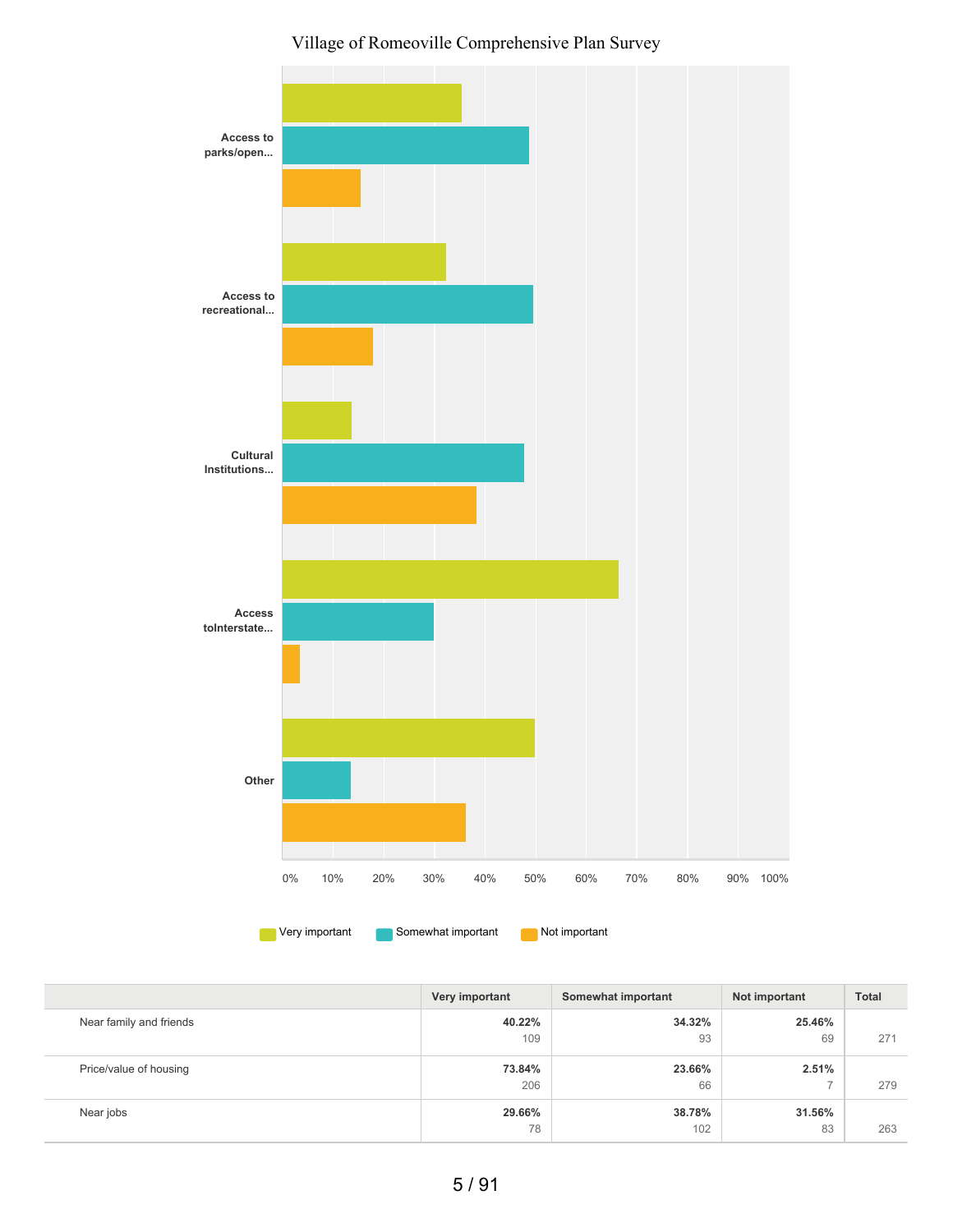Village of Romeoville Comprehensive Plan Survey

Access to parks/open...

Access to recreational...

Cultural Institutions...

Access toInterstate...

Other

0% 10% 20% 30% 40% 50% 60% 70% 80% 90% 100%

Very important | Somewhat important | Not important

| | Very important | Somewhat important | Not important | Total |
|---|---|---|---|---|
| Near family and friends | 40.22% 109 | 34.32% 93 | 25.46% 69 | 271 |
| Price/value of housing | 73.84% 206 | 23.66% 66 | 2.51% 7 | 279 |
| Near jobs | 29.66% 78 | 38.78% 102 | 31.56% 83 | 263 |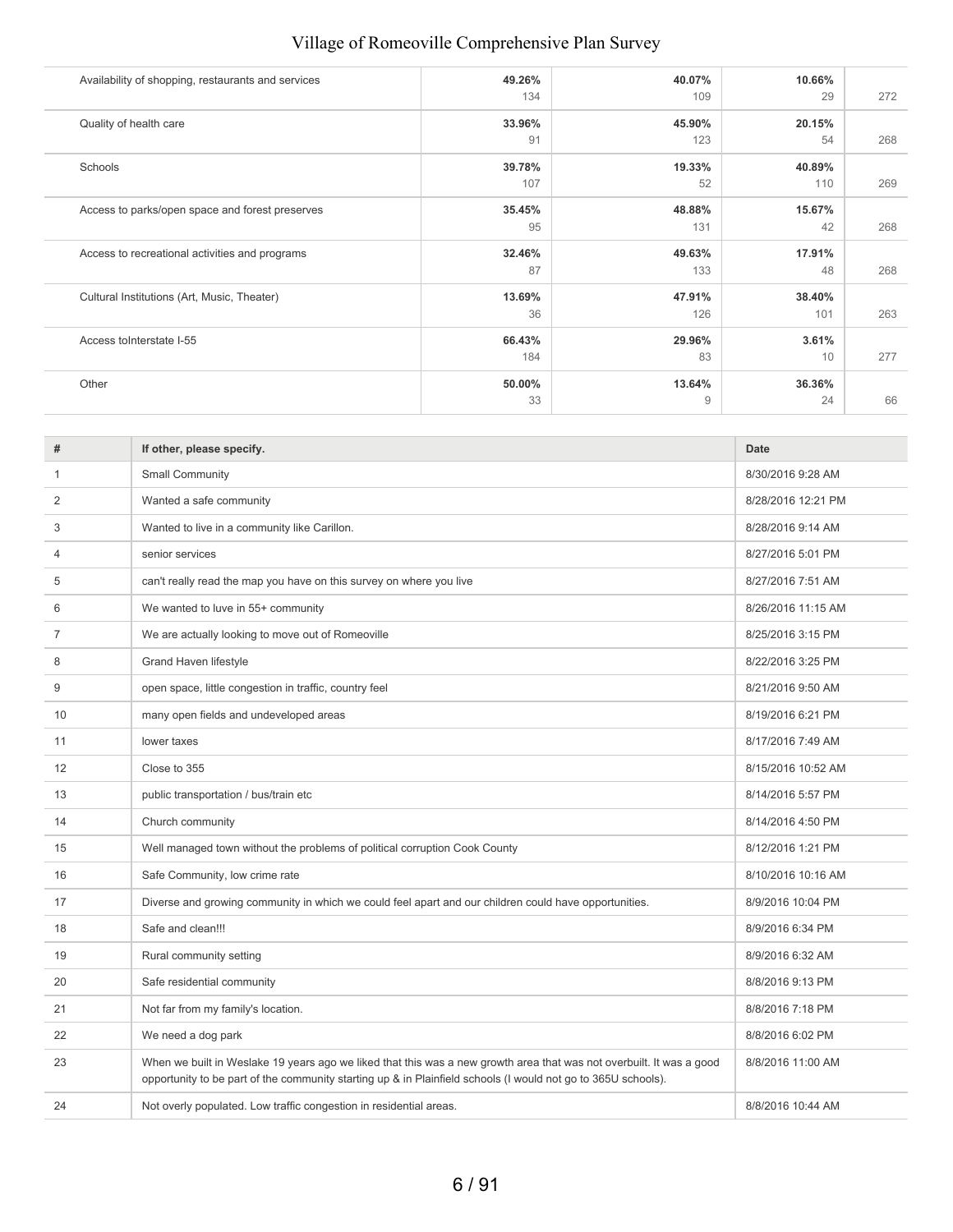| | | | | |
|---|---|---|---|---|
| Availability of shopping, restaurants and services | 49.26%<br>134 | 40.07%<br>109 | 10.66%<br>29 | 272 |
| Quality of health care | 33.96%<br>91 | 45.90%<br>123 | 20.15%<br>54 | 268 |
| Schools | 39.78%<br>107 | 19.33%<br>52 | 40.89%<br>110 | 269 |
| Access to parks/open space and forest preserves | 35.45%<br>95 | 48.88%<br>131 | 15.67%<br>42 | 268 |
| Access to recreational activities and programs | 32.46%<br>87 | 49.63%<br>133 | 17.91%<br>48 | 268 |
| Cultural Institutions (Art, Music, Theater) | 13.69%<br>36 | 47.91%<br>126 | 38.40%<br>101 | 263 |
| Access toInterstate I-55 | 66.43%<br>184 | 29.96%<br>83 | 3.61%<br>10 | 277 |
| Other | 50.00%<br>33 | 13.64%<br>9 | 36.36%<br>24 | 66 |

| # | If other, please specify. | Date |
|---|---|---|
| 1 | Small Community | 8/30/2016 9:28 AM |
| 2 | Wanted a safe community | 8/28/2016 12:21 PM |
| 3 | Wanted to live in a community like Carillon. | 8/28/2016 9:14 AM |
| 4 | senior services | 8/27/2016 5:01 PM |
| 5 | can't really read the map you have on this survey on where you live | 8/27/2016 7:51 AM |
| 6 | We wanted to luve in 55+ community | 8/26/2016 11:15 AM |
| 7 | We are actually looking to move out of Romeoville | 8/25/2016 3:15 PM |
| 8 | Grand Haven lifestyle | 8/22/2016 3:25 PM |
| 9 | open space, little congestion in traffic, country feel | 8/21/2016 9:50 AM |
| 10 | many open fields and undeveloped areas | 8/19/2016 6:21 PM |
| 11 | lower taxes | 8/17/2016 7:49 AM |
| 12 | Close to 355 | 8/15/2016 10:52 AM |
| 13 | public transportation / bus/train etc | 8/14/2016 5:57 PM |
| 14 | Church community | 8/14/2016 4:50 PM |
| 15 | Well managed town without the problems of political corruption Cook County | 8/12/2016 1:21 PM |
| 16 | Safe Community, low crime rate | 8/10/2016 10:16 AM |
| 17 | Diverse and growing community in which we could feel apart and our children could have opportunities. | 8/9/2016 10:04 PM |
| 18 | Safe and clean!!! | 8/9/2016 6:34 PM |
| 19 | Rural community setting | 8/9/2016 6:32 AM |
| 20 | Safe residential community | 8/8/2016 9:13 PM |
| 21 | Not far from my family's location. | 8/8/2016 7:18 PM |
| 22 | We need a dog park | 8/8/2016 6:02 PM |
| 23 | When we built in Weslake 19 years ago we liked that this was a new growth area that was not overbuilt. It was a good opportunity to be part of the community starting up & in Plainfield schools (I would not go to 365U schools). | 8/8/2016 11:00 AM |
| 24 | Not overly populated. Low traffic congestion in residential areas. | 8/8/2016 10:44 AM |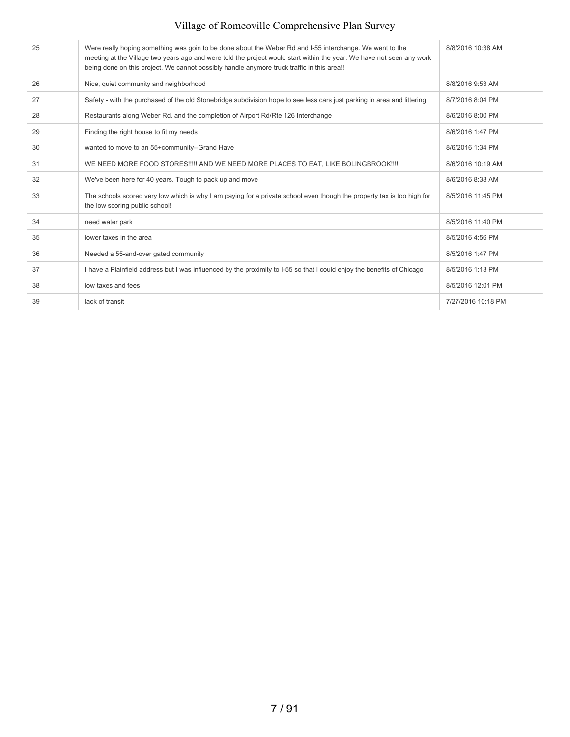| 25 | Were really hoping something was goin to be done about the Weber Rd and I-55 interchange. We went to the meeting at the Village two years ago and were told the project would start within the year. We have not seen any work being done on this project. We cannot possibly handle anymore truck traffic in this area!! | 8/8/2016 10:38 AM |
|---|---|---|
| 26 | Nice, quiet community and neighborhood | 8/8/2016 9:53 AM |
| 27 | Safety - with the purchased of the old Stonebridge subdivision hope to see less cars just parking in area and littering | 8/7/2016 8:04 PM |
| 28 | Restaurants along Weber Rd. and the completion of Airport Rd/Rte 126 Interchange | 8/6/2016 8:00 PM |
| 29 | Finding the right house to fit my needs | 8/6/2016 1:47 PM |
| 30 | wanted to move to an 55+community--Grand Have | 8/6/2016 1:34 PM |
| 31 | WE NEED MORE FOOD STORES!!!!! AND WE NEED MORE PLACES TO EAT, LIKE BOLINGBROOK!!!! | 8/6/2016 10:19 AM |
| 32 | We've been here for 40 years. Tough to pack up and move | 8/6/2016 8:38 AM |
| 33 | The schools scored very low which is why I am paying for a private school even though the property tax is too high for the low scoring public school! | 8/5/2016 11:45 PM |
| 34 | need water park | 8/5/2016 11:40 PM |
| 35 | lower taxes in the area | 8/5/2016 4:56 PM |
| 36 | Needed a 55-and-over gated community | 8/5/2016 1:47 PM |
| 37 | I have a Plainfield address but I was influenced by the proximity to I-55 so that I could enjoy the benefits of Chicago | 8/5/2016 1:13 PM |
| 38 | low taxes and fees | 8/5/2016 12:01 PM |
| 39 | lack of transit | 7/27/2016 10:18 PM |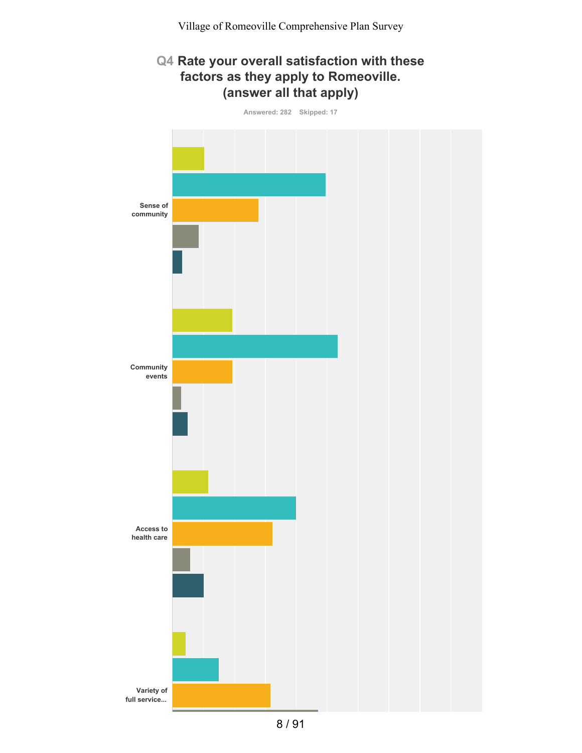Village of Romeoville Comprehensive Plan Survey

## Q4 Rate your overall satisfaction with these factors as they apply to Romeoville. (answer all that apply)

Answered: 282 Skipped: 17

Sense of community

Community events

Access to health care

Variety of full service...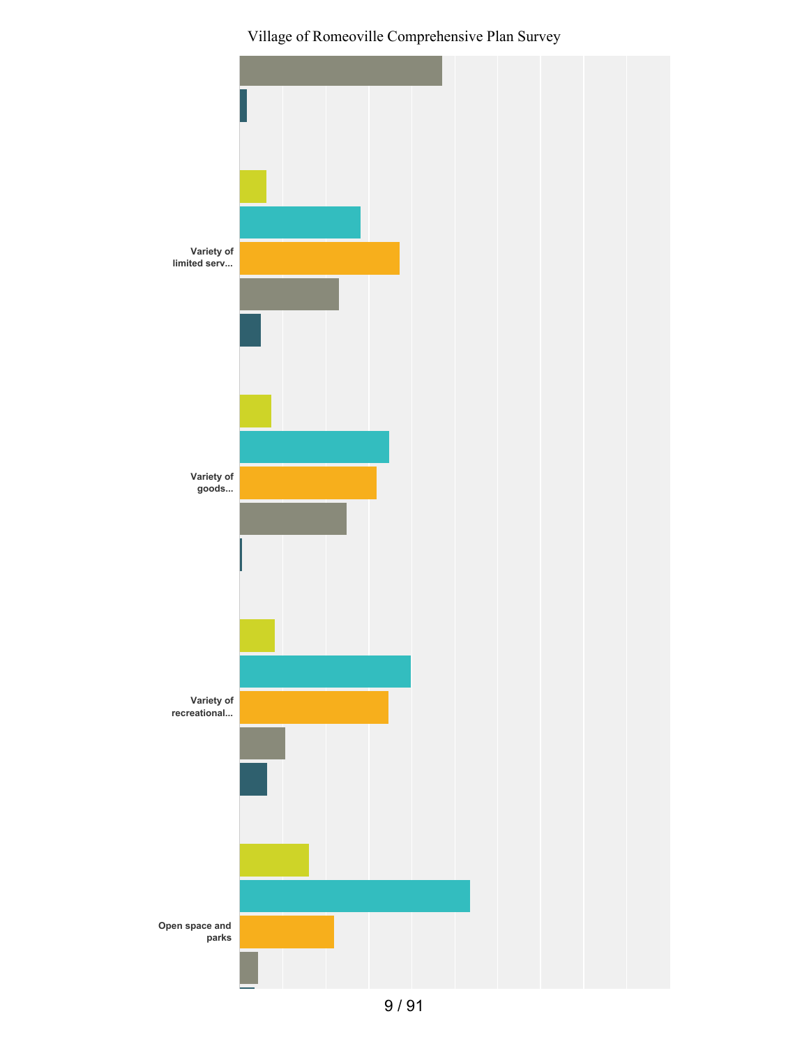Village of Romeoville Comprehensive Plan Survey

Variety of limited serv...

Variety of goods...

Variety of recreational...

Open space and parks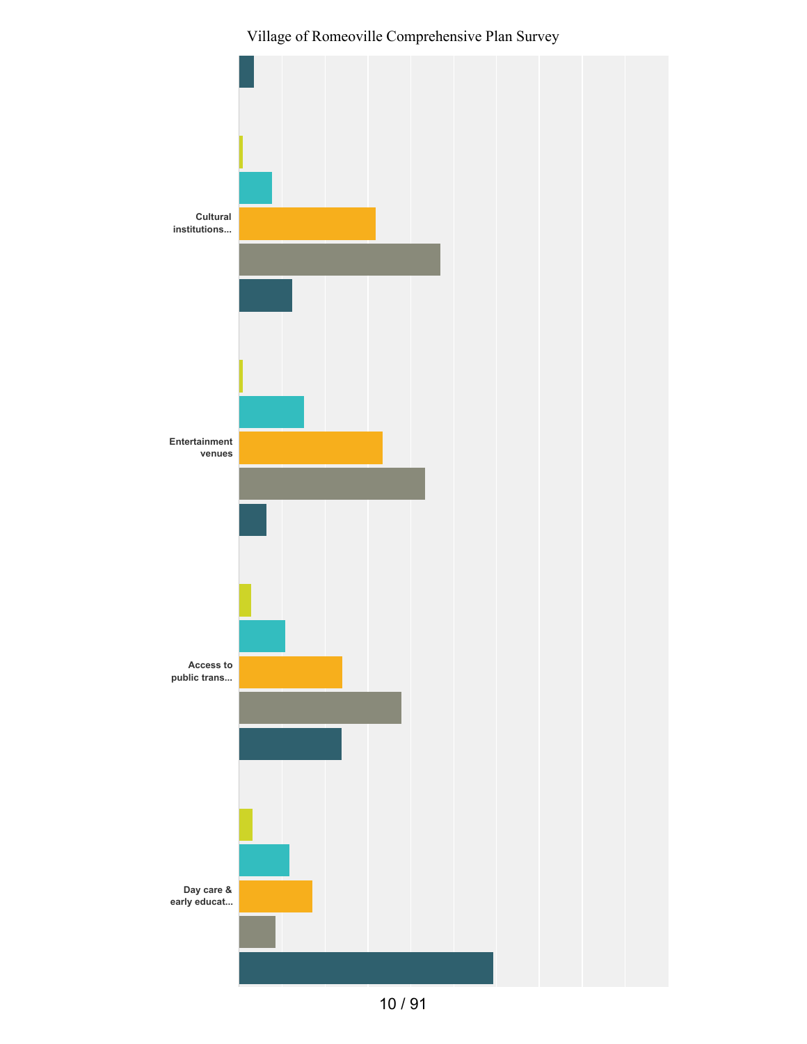Cultural institutions...

Entertainment venues

Access to public trans...

Day care & early educat...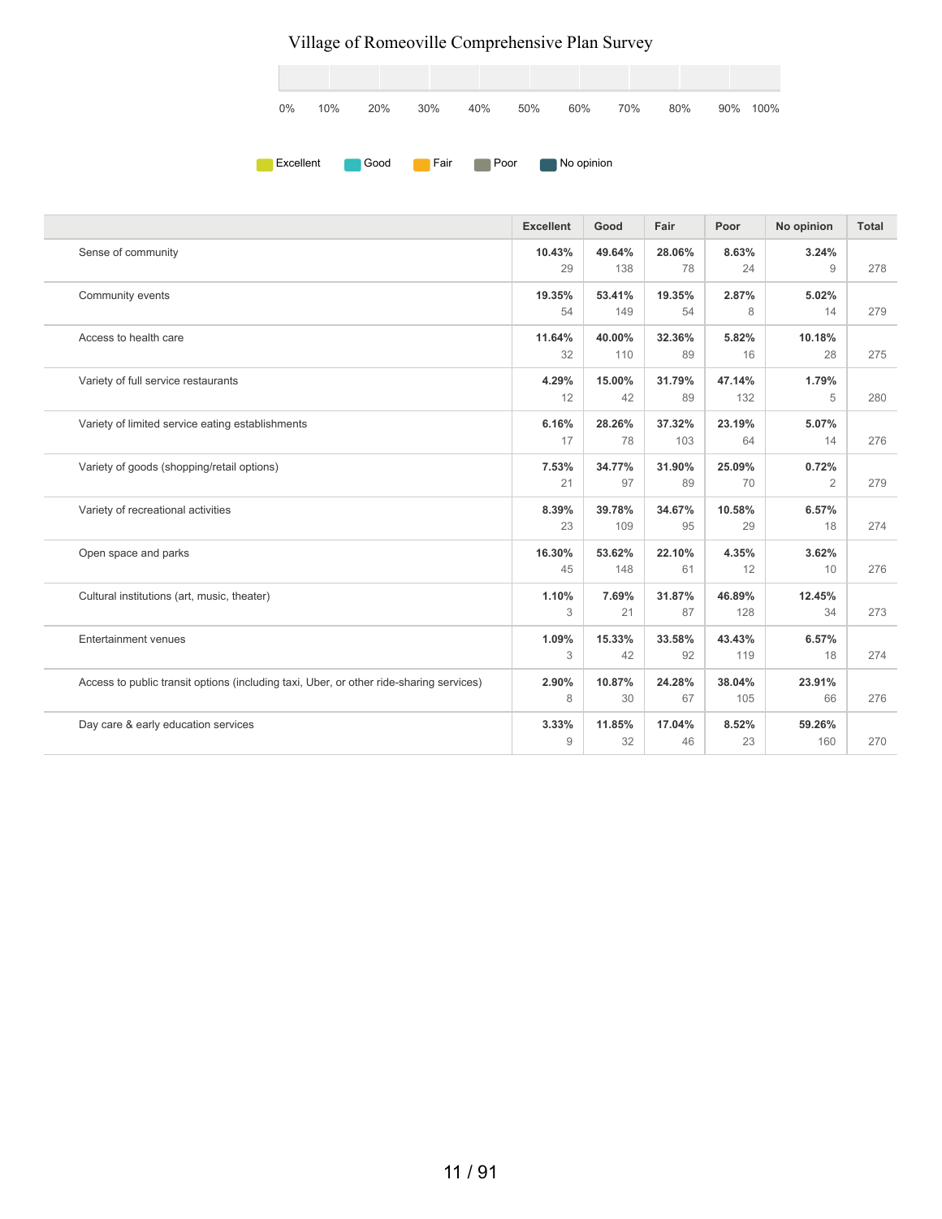# Village of Romeoville Comprehensive Plan Survey

0% 10% 20% 30% 40% 50% 60% 70% 80% 90% 100%

Excellent Good Fair Poor No opinion

| | Excellent | Good | Fair | Poor | No opinion | Total |
|---|---|---|---|---|---|---|
| Sense of community | **10.43%** 29 | **49.64%** 138 | **28.06%** 78 | **8.63%** 24 | **3.24%** 9 | 278 |
| Community events | **19.35%** 54 | **53.41%** 149 | **19.35%** 54 | **2.87%** 8 | **5.02%** 14 | 279 |
| Access to health care | **11.64%** 32 | **40.00%** 110 | **32.36%** 89 | **5.82%** 16 | **10.18%** 28 | 275 |
| Variety of full service restaurants | **4.29%** 12 | **15.00%** 42 | **31.79%** 89 | **47.14%** 132 | **1.79%** 5 | 280 |
| Variety of limited service eating establishments | **6.16%** 17 | **28.26%** 78 | **37.32%** 103 | **23.19%** 64 | **5.07%** 14 | 276 |
| Variety of goods (shopping/retail options) | **7.53%** 21 | **34.77%** 97 | **31.90%** 89 | **25.09%** 70 | **0.72%** 2 | 279 |
| Variety of recreational activities | **8.39%** 23 | **39.78%** 109 | **34.67%** 95 | **10.58%** 29 | **6.57%** 18 | 274 |
| Open space and parks | **16.30%** 45 | **53.62%** 148 | **22.10%** 61 | **4.35%** 12 | **3.62%** 10 | 276 |
| Cultural institutions (art, music, theater) | **1.10%** 3 | **7.69%** 21 | **31.87%** 87 | **46.89%** 128 | **12.45%** 34 | 273 |
| Entertainment venues | **1.09%** 3 | **15.33%** 42 | **33.58%** 92 | **43.43%** 119 | **6.57%** 18 | 274 |
| Access to public transit options (including taxi, Uber, or other ride-sharing services) | **2.90%** 8 | **10.87%** 30 | **24.28%** 67 | **38.04%** 105 | **23.91%** 66 | 276 |
| Day care & early education services | **3.33%** 9 | **11.85%** 32 | **17.04%** 46 | **8.52%** 23 | **59.26%** 160 | 270 |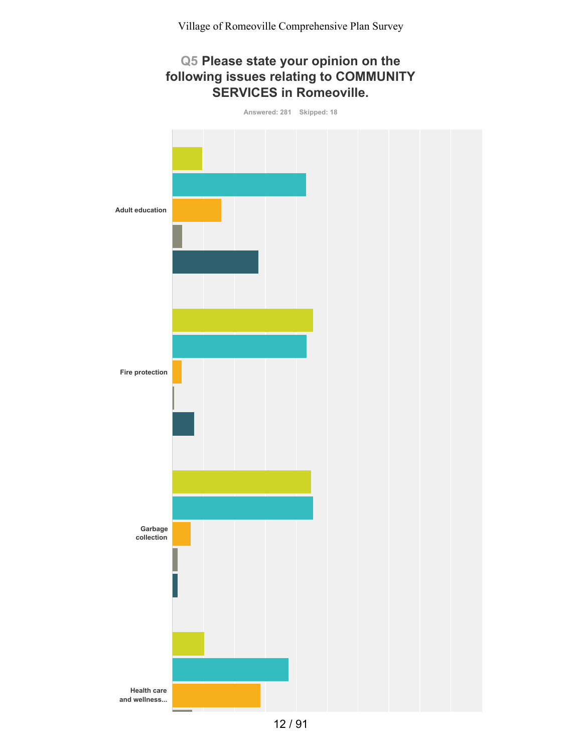# Q5 Please state your opinion on the following issues relating to COMMUNITY SERVICES in Romeoville.

Answered: 281 Skipped: 18

Adult education

Fire protection

Garbage collection

Health care and wellness...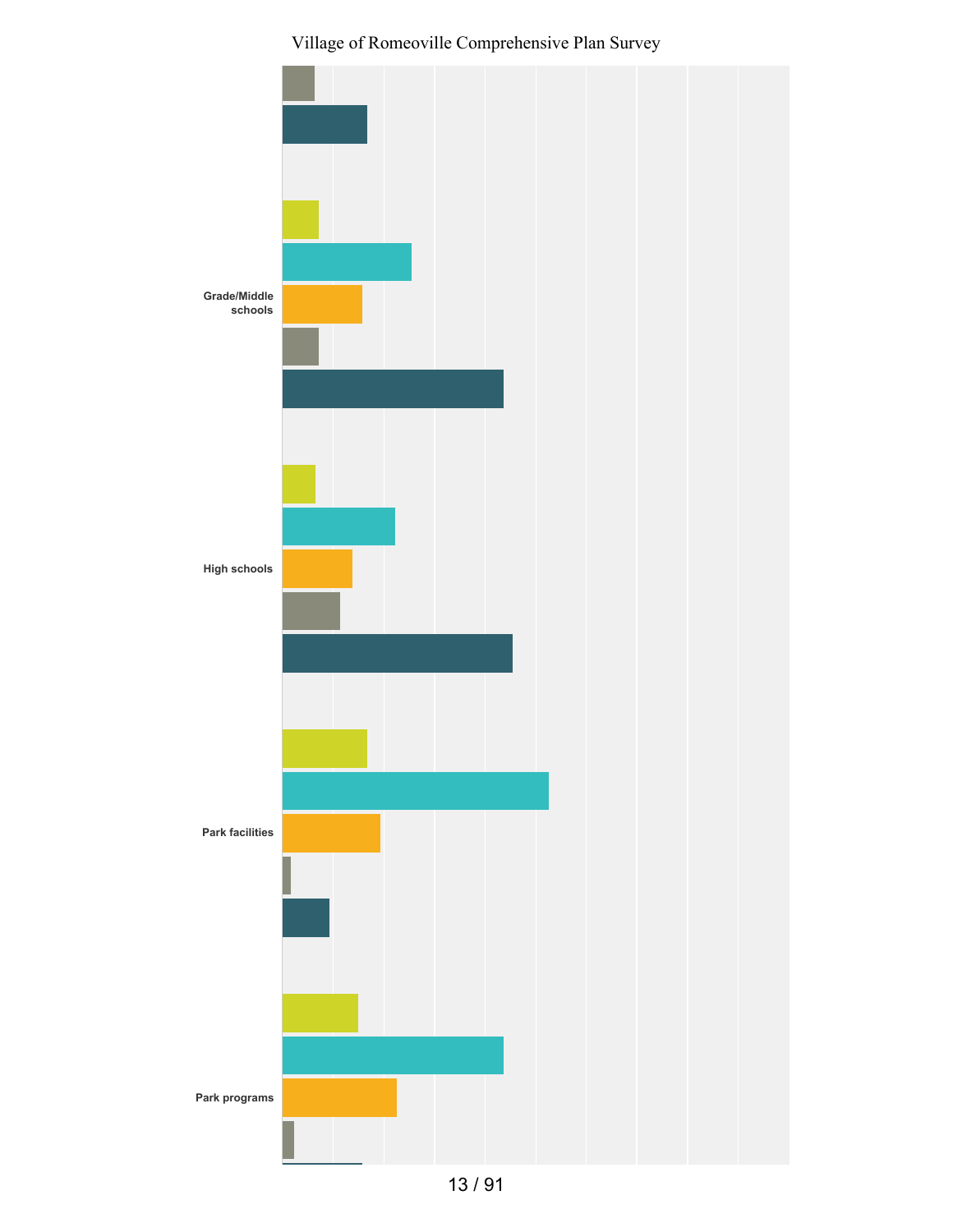Grade/Middle schools

High schools

Park facilities

Park programs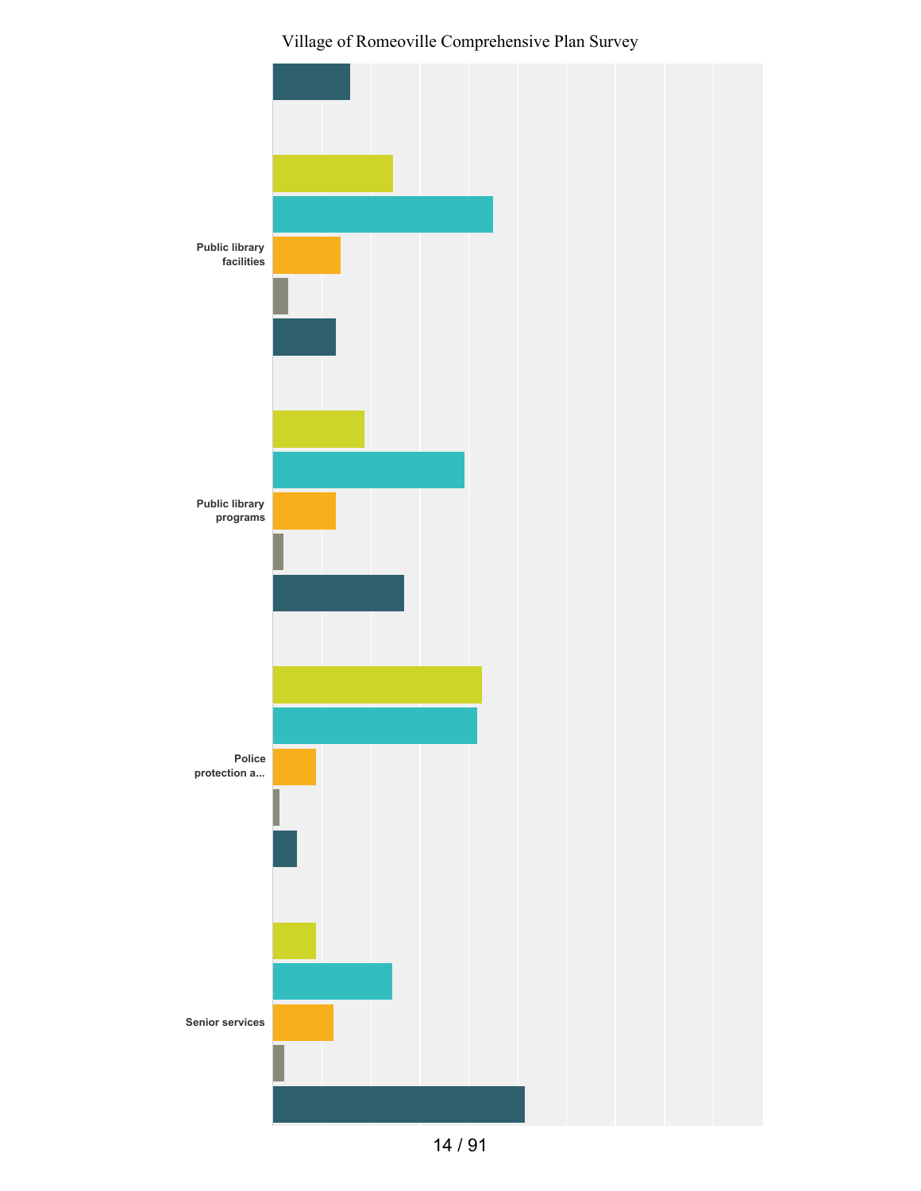Village of Romeoville Comprehensive Plan Survey

Public library facilities

Public library programs

Police protection a...

Senior services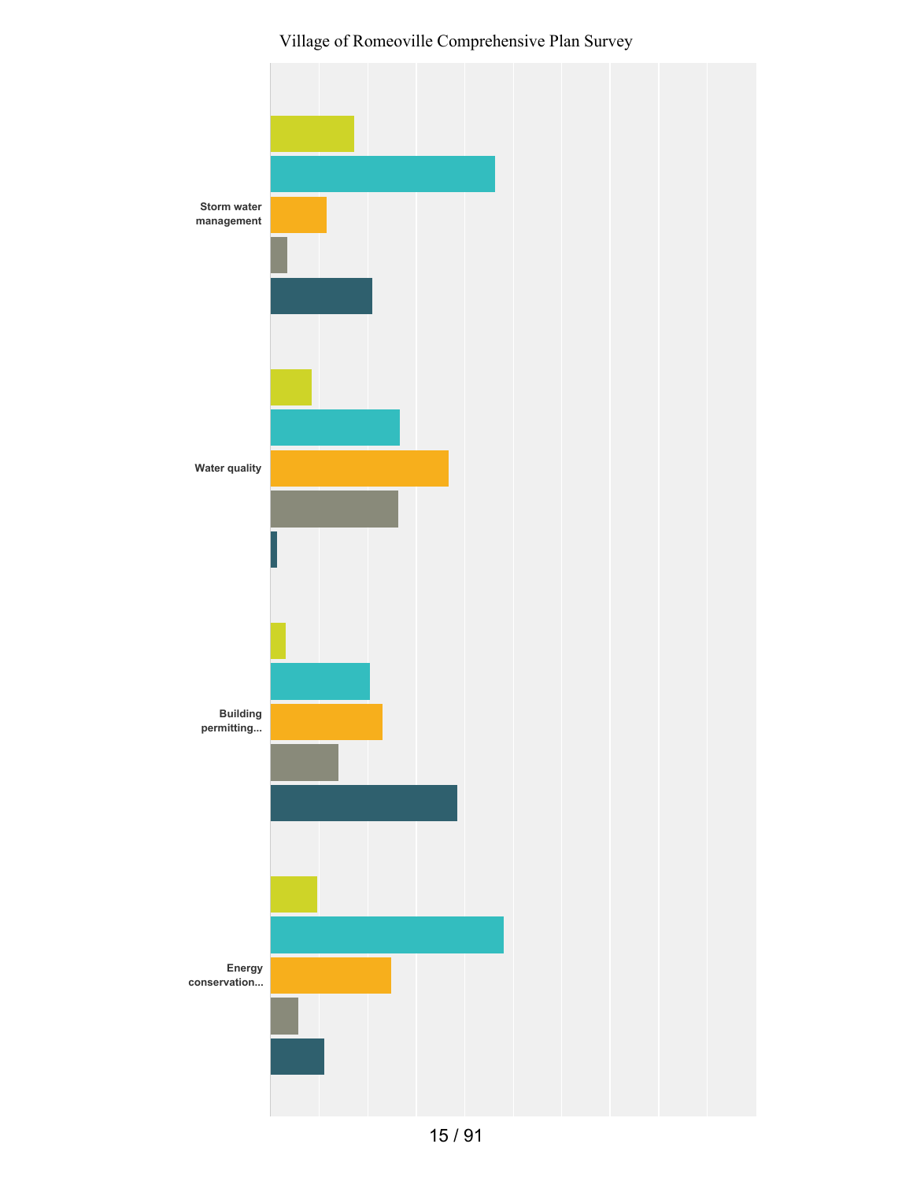Village of Romeoville Comprehensive Plan Survey

Storm water management

Water quality

Building permitting...

Energy conservation...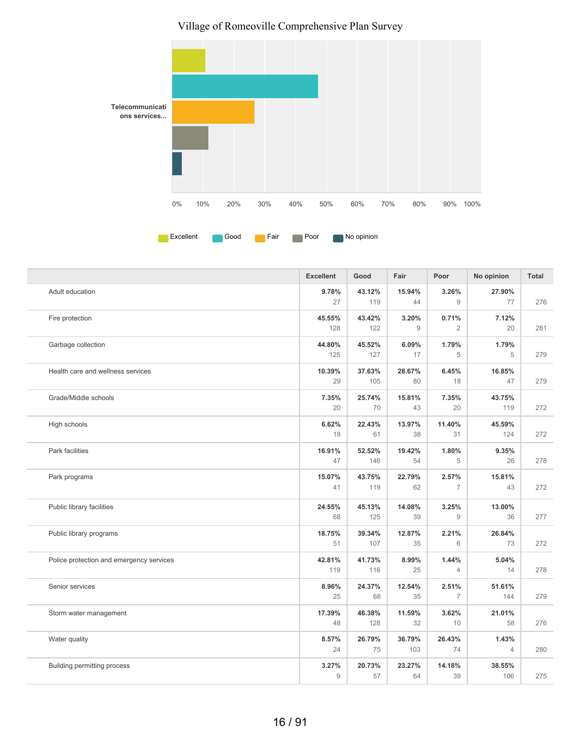Village of Romeoville Comprehensive Plan Survey

Telecommunications services...

0% 10% 20% 30% 40% 50% 60% 70% 80% 90% 100%

Excellent Good Fair Poor No opinion

| | Excellent | Good | Fair | Poor | No opinion | Total |
|---|---|---|---|---|---|---|
| Adult education | 9.78% 27 | 43.12% 119 | 15.94% 44 | 3.26% 9 | 27.90% 77 | 276 |
| Fire protection | 45.55% 128 | 43.42% 122 | 3.20% 9 | 0.71% 2 | 7.12% 20 | 281 |
| Garbage collection | 44.80% 125 | 45.52% 127 | 6.09% 17 | 1.79% 5 | 1.79% 5 | 279 |
| Health care and wellness services | 10.39% 29 | 37.63% 105 | 28.67% 80 | 6.45% 18 | 16.85% 47 | 279 |
| Grade/Middle schools | 7.35% 20 | 25.74% 70 | 15.81% 43 | 7.35% 20 | 43.75% 119 | 272 |
| High schools | 6.62% 18 | 22.43% 61 | 13.97% 38 | 11.40% 31 | 45.59% 124 | 272 |
| Park facilities | 16.91% 47 | 52.52% 146 | 19.42% 54 | 1.80% 5 | 9.35% 26 | 278 |
| Park programs | 15.07% 41 | 43.75% 119 | 22.79% 62 | 2.57% 7 | 15.81% 43 | 272 |
| Public library facilities | 24.55% 68 | 45.13% 125 | 14.08% 39 | 3.25% 9 | 13.00% 36 | 277 |
| Public library programs | 18.75% 51 | 39.34% 107 | 12.87% 35 | 2.21% 6 | 26.84% 73 | 272 |
| Police protection and emergency services | 42.81% 119 | 41.73% 116 | 8.99% 25 | 1.44% 4 | 5.04% 14 | 278 |
| Senior services | 8.96% 25 | 24.37% 68 | 12.54% 35 | 2.51% 7 | 51.61% 144 | 279 |
| Storm water management | 17.39% 48 | 46.38% 128 | 11.59% 32 | 3.62% 10 | 21.01% 58 | 276 |
| Water quality | 8.57% 24 | 26.79% 75 | 36.79% 103 | 26.43% 74 | 1.43% 4 | 280 |
| Building permitting process | 3.27% 9 | 20.73% 57 | 23.27% 64 | 14.18% 39 | 38.55% 106 | 275 |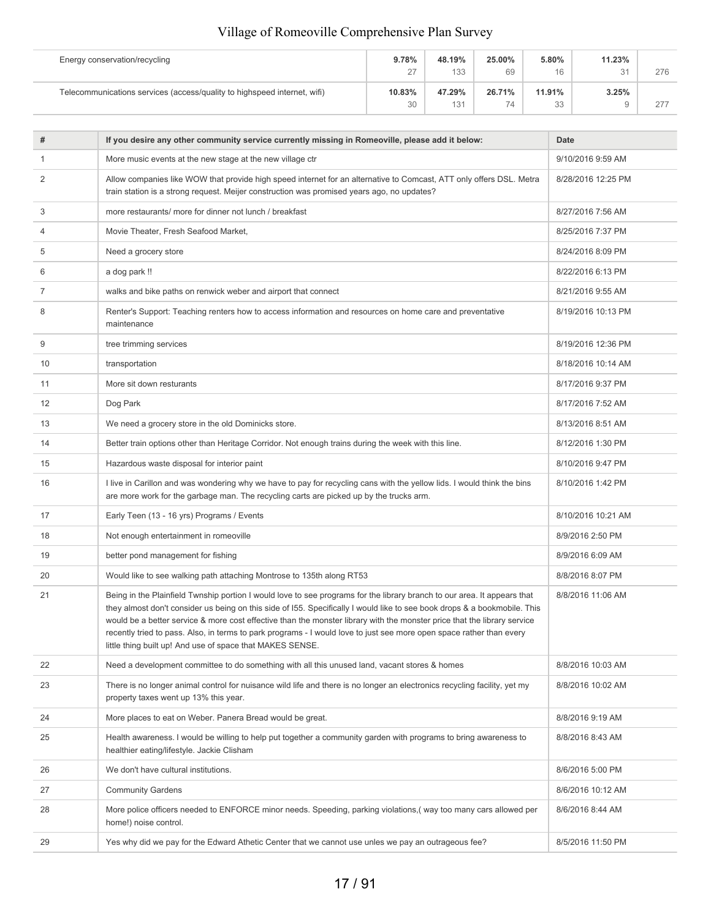| | | | | | | |
|---|---|---|---|---|---|---|
| Energy conservation/recycling | **9.78%** 27 | **48.19%** 133 | **25.00%** 69 | **5.80%** 16 | **11.23%** 31 | 276 |
| Telecommunications services (access/quality to highspeed internet, wifi) | **10.83%** 30 | **47.29%** 131 | **26.71%** 74 | **11.91%** 33 | **3.25%** 9 | 277 |

| # | If you desire any other community service currently missing in Romeoville, please add it below: | Date |
|---|---|---|
| 1 | More music events at the new stage at the new village ctr | 9/10/2016 9:59 AM |
| 2 | Allow companies like WOW that provide high speed internet for an alternative to Comcast, ATT only offers DSL. Metra train station is a strong request. Meijer construction was promised years ago, no updates? | 8/28/2016 12:25 PM |
| 3 | more restaurants/ more for dinner not lunch / breakfast | 8/27/2016 7:56 AM |
| 4 | Movie Theater, Fresh Seafood Market, | 8/25/2016 7:37 PM |
| 5 | Need a grocery store | 8/24/2016 8:09 PM |
| 6 | a dog park !! | 8/22/2016 6:13 PM |
| 7 | walks and bike paths on renwick weber and airport that connect | 8/21/2016 9:55 AM |
| 8 | Renter's Support: Teaching renters how to access information and resources on home care and preventative maintenance | 8/19/2016 10:13 PM |
| 9 | tree trimming services | 8/19/2016 12:36 PM |
| 10 | transportation | 8/18/2016 10:14 AM |
| 11 | More sit down resturants | 8/17/2016 9:37 PM |
| 12 | Dog Park | 8/17/2016 7:52 AM |
| 13 | We need a grocery store in the old Dominicks store. | 8/13/2016 8:51 AM |
| 14 | Better train options other than Heritage Corridor. Not enough trains during the week with this line. | 8/12/2016 1:30 PM |
| 15 | Hazardous waste disposal for interior paint | 8/10/2016 9:47 PM |
| 16 | I live in Carillon and was wondering why we have to pay for recycling cans with the yellow lids. I would think the bins are more work for the garbage man. The recycling carts are picked up by the trucks arm. | 8/10/2016 1:42 PM |
| 17 | Early Teen (13 - 16 yrs) Programs / Events | 8/10/2016 10:21 AM |
| 18 | Not enough entertainment in romeoville | 8/9/2016 2:50 PM |
| 19 | better pond management for fishing | 8/9/2016 6:09 AM |
| 20 | Would like to see walking path attaching Montrose to 135th along RT53 | 8/8/2016 8:07 PM |
| 21 | Being in the Plainfield Twnship portion I would love to see programs for the library branch to our area. It appears that they almost don't consider us being on this side of I55. Specifically I would like to see book drops & a bookmobile. This would be a better service & more cost effective than the monster library with the monster price that the library service recently tried to pass. Also, in terms to park programs - I would love to just see more open space rather than every little thing built up! And use of space that MAKES SENSE. | 8/8/2016 11:06 AM |
| 22 | Need a development committee to do something with all this unused land, vacant stores & homes | 8/8/2016 10:03 AM |
| 23 | There is no longer animal control for nuisance wild life and there is no longer an electronics recycling facility, yet my property taxes went up 13% this year. | 8/8/2016 10:02 AM |
| 24 | More places to eat on Weber. Panera Bread would be great. | 8/8/2016 9:19 AM |
| 25 | Health awareness. I would be willing to help put together a community garden with programs to bring awareness to healthier eating/lifestyle. Jackie Clisham | 8/8/2016 8:43 AM |
| 26 | We don't have cultural institutions. | 8/6/2016 5:00 PM |
| 27 | Community Gardens | 8/6/2016 10:12 AM |
| 28 | More police officers needed to ENFORCE minor needs. Speeding, parking violations,( way too many cars allowed per home!) noise control. | 8/6/2016 8:44 AM |
| 29 | Yes why did we pay for the Edward Athetic Center that we cannot use unles we pay an outrageous fee? | 8/5/2016 11:50 PM |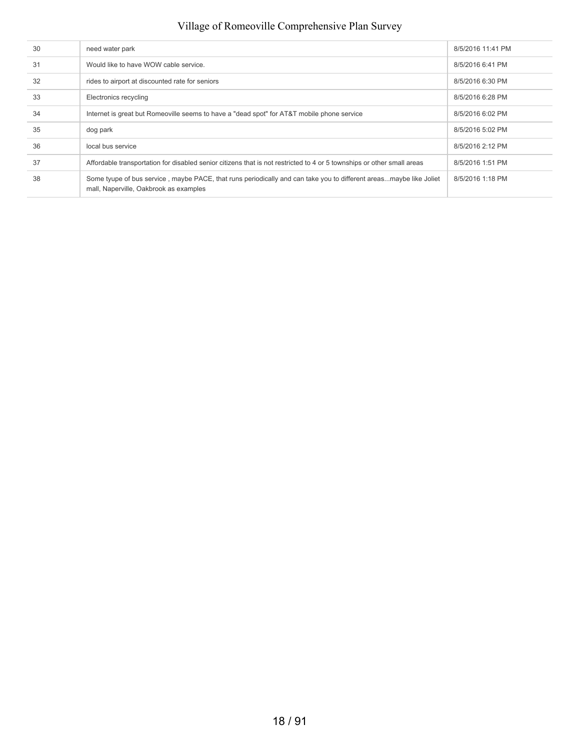| | | |
|---|---|---|
| 30 | need water park | 8/5/2016 11:41 PM |
| 31 | Would like to have WOW cable service. | 8/5/2016 6:41 PM |
| 32 | rides to airport at discounted rate for seniors | 8/5/2016 6:30 PM |
| 33 | Electronics recycling | 8/5/2016 6:28 PM |
| 34 | Internet is great but Romeoville seems to have a "dead spot" for AT&T mobile phone service | 8/5/2016 6:02 PM |
| 35 | dog park | 8/5/2016 5:02 PM |
| 36 | local bus service | 8/5/2016 2:12 PM |
| 37 | Affordable transportation for disabled senior citizens that is not restricted to 4 or 5 townships or other small areas | 8/5/2016 1:51 PM |
| 38 | Some tyupe of bus service , maybe PACE, that runs periodically and can take you to different areas...maybe like Joliet mall, Naperville, Oakbrook as examples | 8/5/2016 1:18 PM |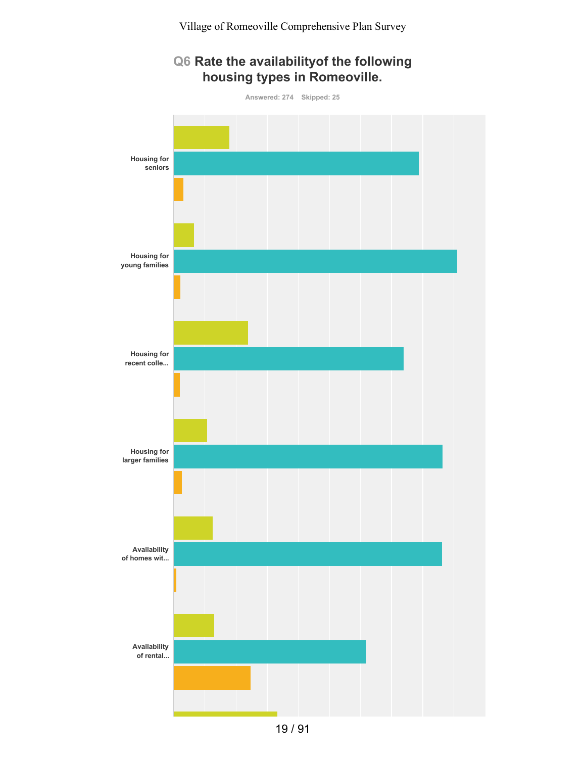## Q6 Rate the availabilityof the following housing types in Romeoville.

Answered: 274 Skipped: 25

Housing for seniors

Housing for young families

Housing for recent colle...

Housing for larger families

Availability of homes wit...

Availability of rental...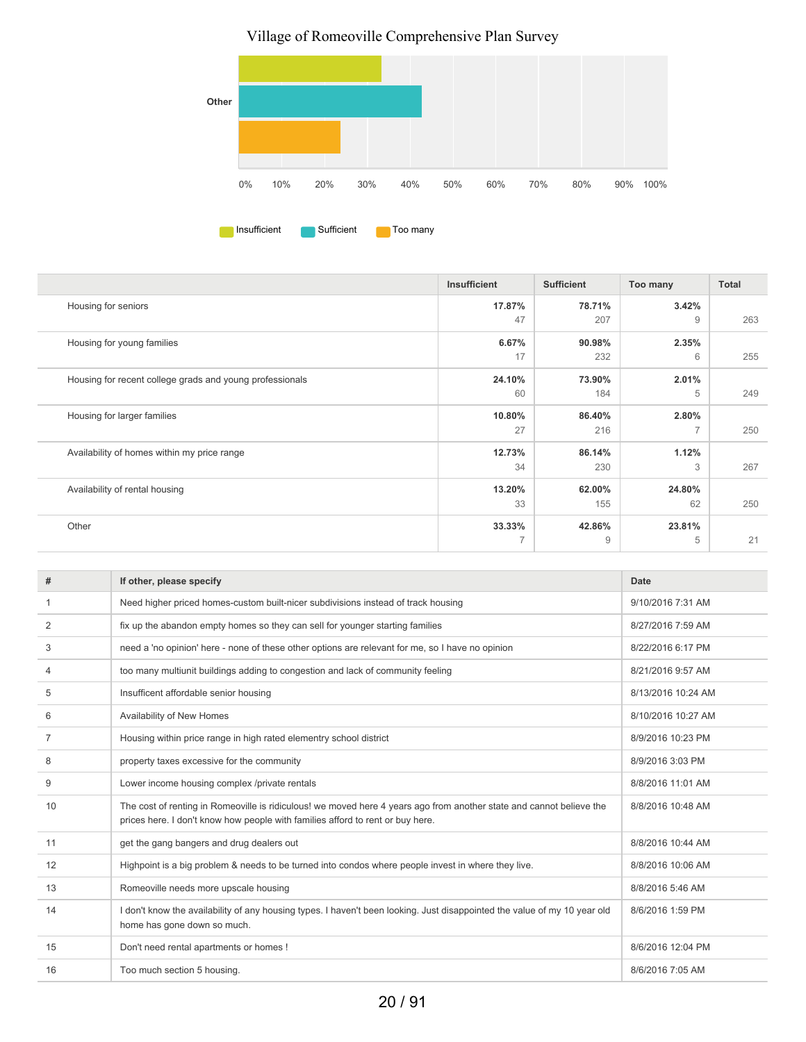## Village of Romeoville Comprehensive Plan Survey

|  | Insufficient | Sufficient | Too many | Total |
|---|---|---|---|---|
| Housing for seniors | **17.87%** 47 | **78.71%** 207 | **3.42%** 9 | 263 |
| Housing for young families | **6.67%** 17 | **90.98%** 232 | **2.35%** 6 | 255 |
| Housing for recent college grads and young professionals | **24.10%** 60 | **73.90%** 184 | **2.01%** 5 | 249 |
| Housing for larger families | **10.80%** 27 | **86.40%** 216 | **2.80%** 7 | 250 |
| Availability of homes within my price range | **12.73%** 34 | **86.14%** 230 | **1.12%** 3 | 267 |
| Availability of rental housing | **13.20%** 33 | **62.00%** 155 | **24.80%** 62 | 250 |
| Other | **33.33%** 7 | **42.86%** 9 | **23.81%** 5 | 21 |

| # | If other, please specify | Date |
|---|---|---|
| 1 | Need higher priced homes-custom built-nicer subdivisions instead of track housing | 9/10/2016 7:31 AM |
| 2 | fix up the abandon empty homes so they can sell for younger starting families | 8/27/2016 7:59 AM |
| 3 | need a 'no opinion' here - none of these other options are relevant for me, so I have no opinion | 8/22/2016 6:17 PM |
| 4 | too many multiunit buildings adding to congestion and lack of community feeling | 8/21/2016 9:57 AM |
| 5 | Insufficent affordable senior housing | 8/13/2016 10:24 AM |
| 6 | Availability of New Homes | 8/10/2016 10:27 AM |
| 7 | Housing within price range in high rated elementry school district | 8/9/2016 10:23 PM |
| 8 | property taxes excessive for the community | 8/9/2016 3:03 PM |
| 9 | Lower income housing complex /private rentals | 8/8/2016 11:01 AM |
| 10 | The cost of renting in Romeoville is ridiculous! we moved here 4 years ago from another state and cannot believe the prices here. I don't know how people with families afford to rent or buy here. | 8/8/2016 10:48 AM |
| 11 | get the gang bangers and drug dealers out | 8/8/2016 10:44 AM |
| 12 | Highpoint is a big problem & needs to be turned into condos where people invest in where they live. | 8/8/2016 10:06 AM |
| 13 | Romeoville needs more upscale housing | 8/8/2016 5:46 AM |
| 14 | I don't know the availability of any housing types. I haven't been looking. Just disappointed the value of my 10 year old home has gone down so much. | 8/6/2016 1:59 PM |
| 15 | Don't need rental apartments or homes ! | 8/6/2016 12:04 PM |
| 16 | Too much section 5 housing. | 8/6/2016 7:05 AM |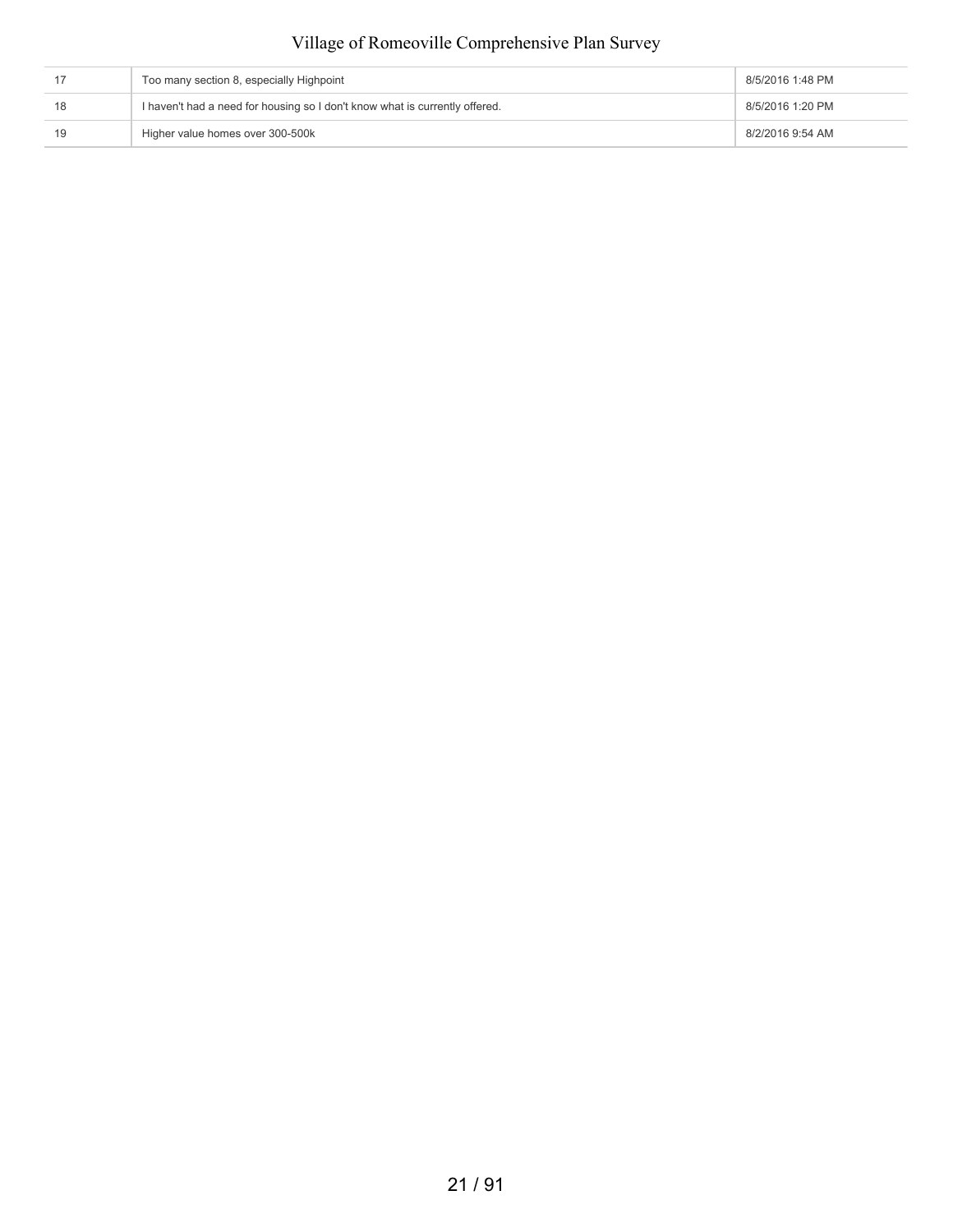| | | |
|---|---|---|
| 17 | Too many section 8, especially Highpoint | 8/5/2016 1:48 PM |
| 18 | I haven't had a need for housing so I don't know what is currently offered. | 8/5/2016 1:20 PM |
| 19 | Higher value homes over 300-500k | 8/2/2016 9:54 AM |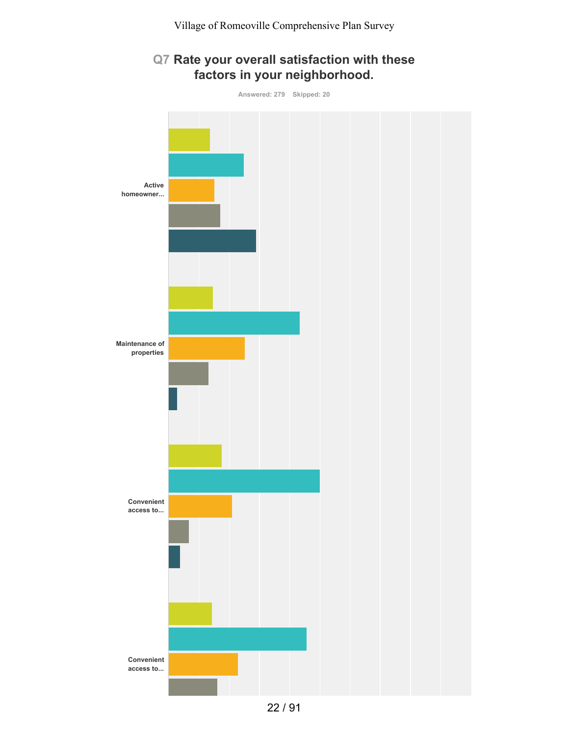## Q7 Rate your overall satisfaction with these factors in your neighborhood.

Answered: 279 Skipped: 20

Active homeowner...

Maintenance of properties

Convenient access to...

Convenient access to...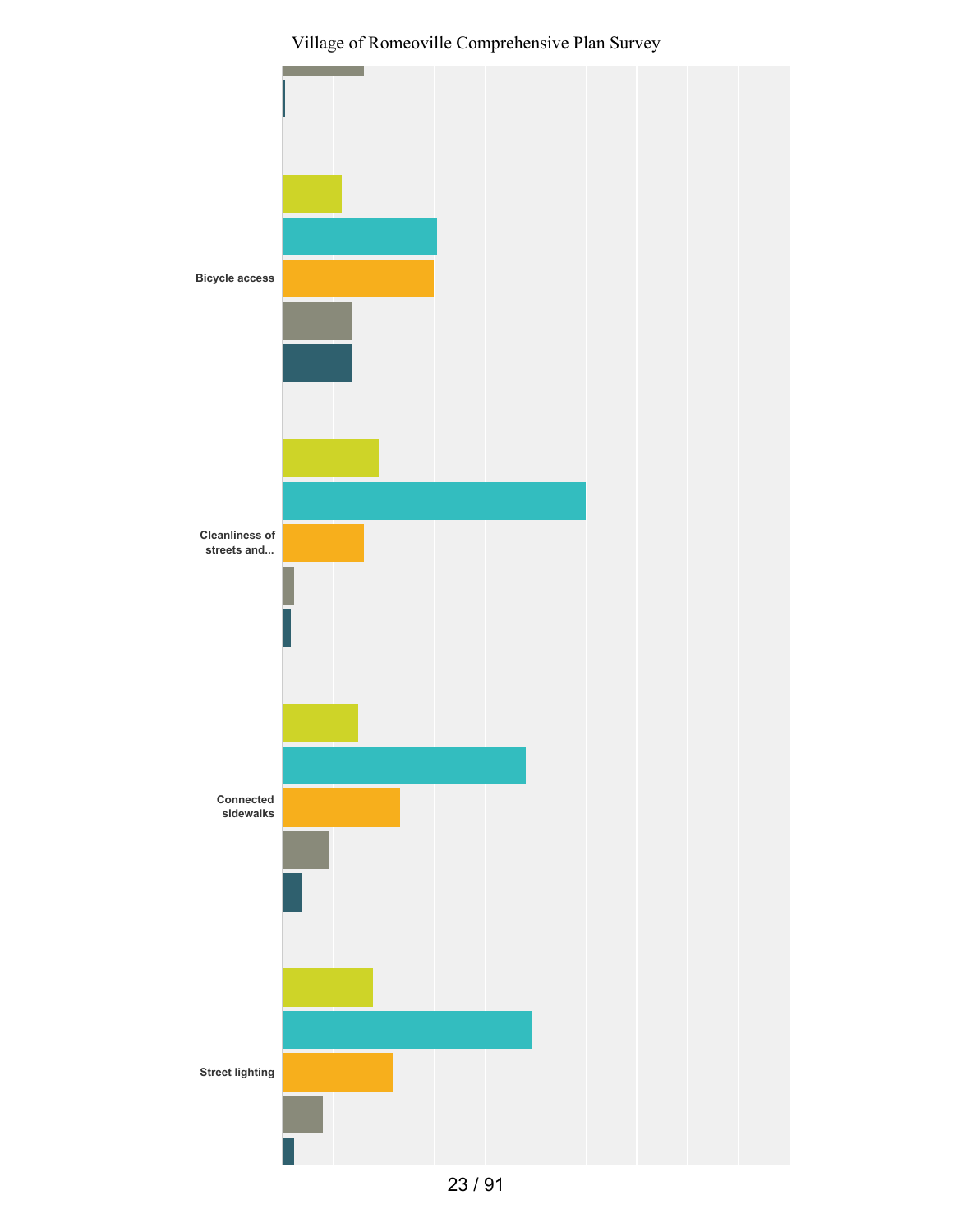Bicycle access

Cleanliness of streets and...

Connected sidewalks

Street lighting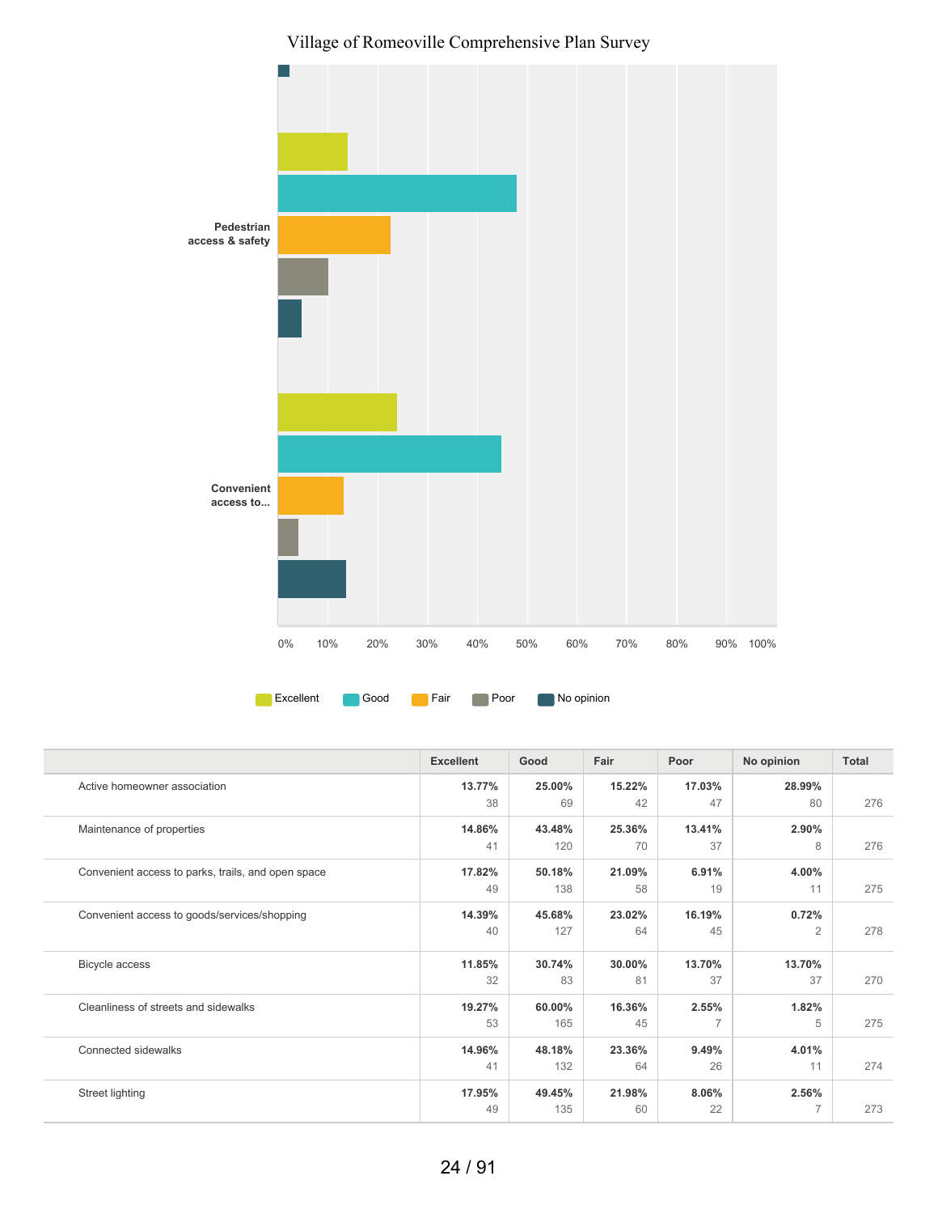Village of Romeoville Comprehensive Plan Survey

|  | Excellent | Good | Fair | Poor | No opinion | Total |
|---|---|---|---|---|---|---|
| Active homeowner association | 13.77%<br>38 | 25.00%<br>69 | 15.22%<br>42 | 17.03%<br>47 | 28.99%<br>80 | 276 |
| Maintenance of properties | 14.86%<br>41 | 43.48%<br>120 | 25.36%<br>70 | 13.41%<br>37 | 2.90%<br>8 | 276 |
| Convenient access to parks, trails, and open space | 17.82%<br>49 | 50.18%<br>138 | 21.09%<br>58 | 6.91%<br>19 | 4.00%<br>11 | 275 |
| Convenient access to goods/services/shopping | 14.39%<br>40 | 45.68%<br>127 | 23.02%<br>64 | 16.19%<br>45 | 0.72%<br>2 | 278 |
| Bicycle access | 11.85%<br>32 | 30.74%<br>83 | 30.00%<br>81 | 13.70%<br>37 | 13.70%<br>37 | 270 |
| Cleanliness of streets and sidewalks | 19.27%<br>53 | 60.00%<br>165 | 16.36%<br>45 | 2.55%<br>7 | 1.82%<br>5 | 275 |
| Connected sidewalks | 14.96%<br>41 | 48.18%<br>132 | 23.36%<br>64 | 9.49%<br>26 | 4.01%<br>11 | 274 |
| Street lighting | 17.95%<br>49 | 49.45%<br>135 | 21.98%<br>60 | 8.06%<br>22 | 2.56%<br>7 | 273 |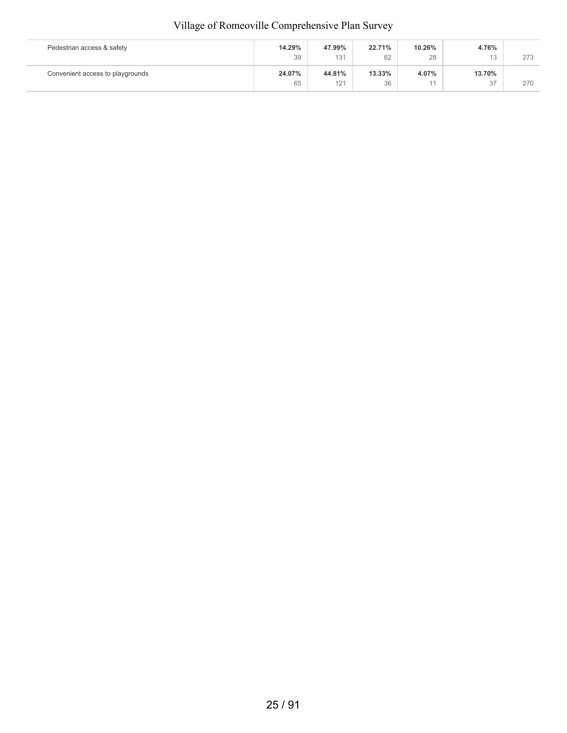| | | | | | | |
|---|---|---|---|---|---|---|
| Pedestrian access & safety | **14.29%**<br>39 | **47.99%**<br>131 | **22.71%**<br>62 | **10.26%**<br>28 | **4.76%**<br>13 | 273 |
| Convenient access to playgrounds | **24.07%**<br>65 | **44.81%**<br>121 | **13.33%**<br>36 | **4.07%**<br>11 | **13.70%**<br>37 | 270 |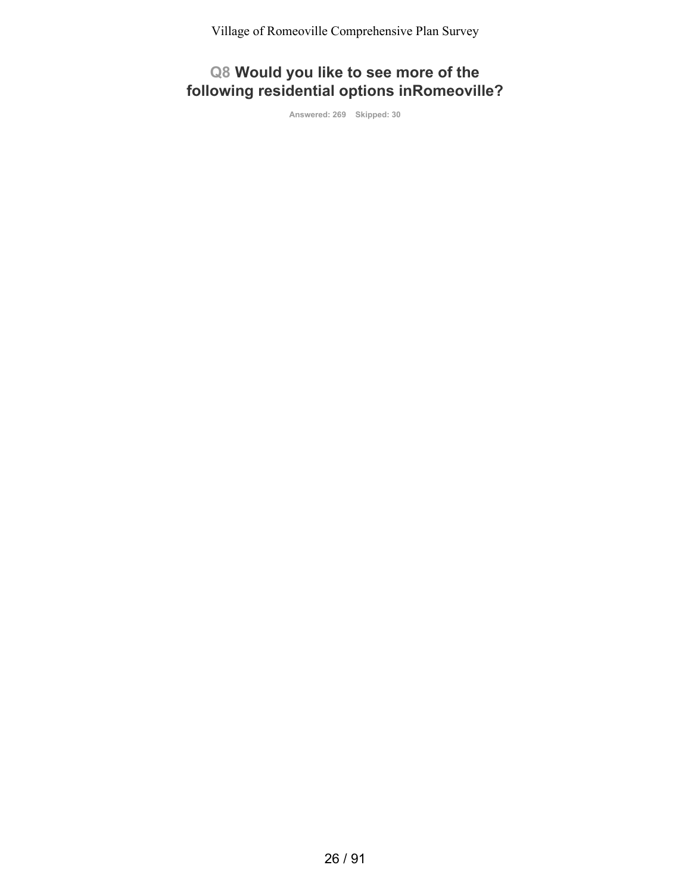# Q8 Would you like to see more of the following residential options inRomeoville?

Answered: 269 Skipped: 30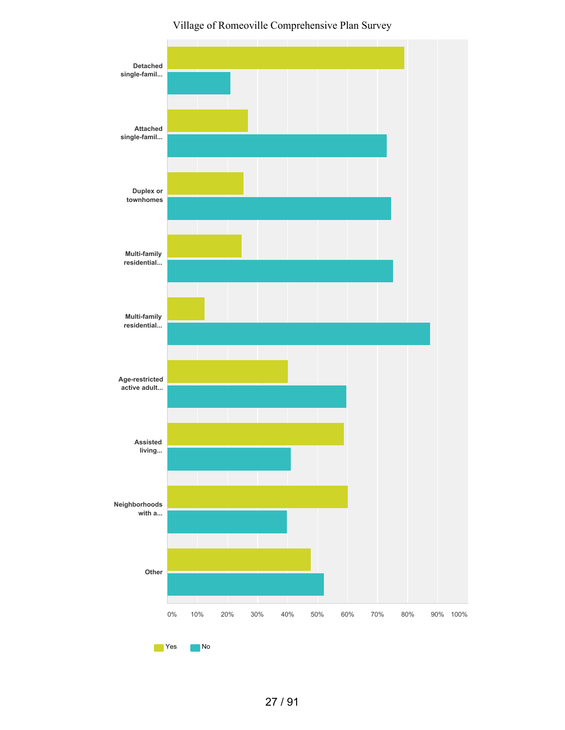Village of Romeoville Comprehensive Plan Survey

| Category | Yes | No |
| --- | --- | --- |
| Detached single-famil... | | |
| Attached single-famil... | | |
| Duplex or townhomes | | |
| Multi-family residential... | | |
| Multi-family residential... | | |
| Age-restricted active adult... | | |
| Assisted living... | | |
| Neighborhoods with a... | | |
| Other | | |

0% 10% 20% 30% 40% 50% 60% 70% 80% 90% 100%

Yes No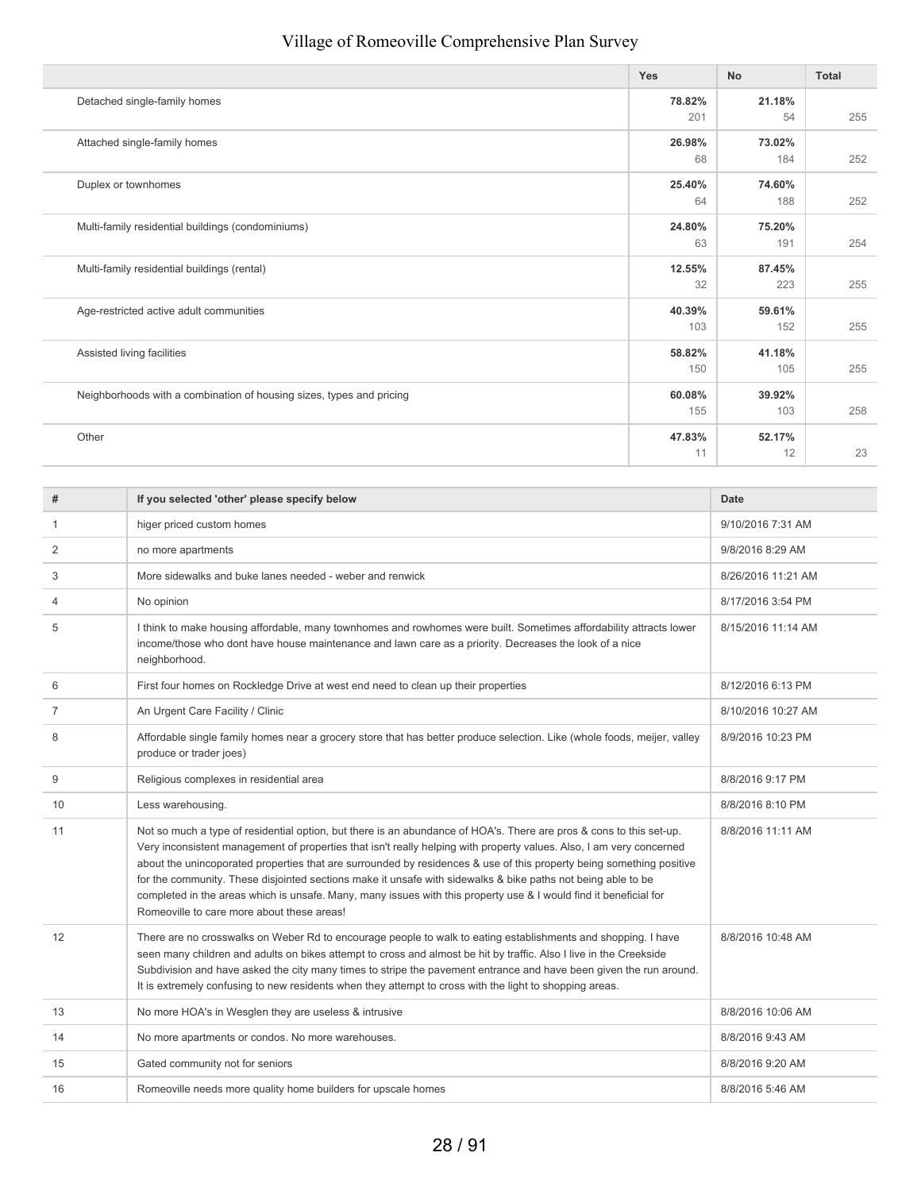| | Yes | No | Total |
|---|---|---|---|
| Detached single-family homes | 78.82% 201 | 21.18% 54 | 255 |
| Attached single-family homes | 26.98% 68 | 73.02% 184 | 252 |
| Duplex or townhomes | 25.40% 64 | 74.60% 188 | 252 |
| Multi-family residential buildings (condominiums) | 24.80% 63 | 75.20% 191 | 254 |
| Multi-family residential buildings (rental) | 12.55% 32 | 87.45% 223 | 255 |
| Age-restricted active adult communities | 40.39% 103 | 59.61% 152 | 255 |
| Assisted living facilities | 58.82% 150 | 41.18% 105 | 255 |
| Neighborhoods with a combination of housing sizes, types and pricing | 60.08% 155 | 39.92% 103 | 258 |
| Other | 47.83% 11 | 52.17% 12 | 23 |

| # | If you selected 'other' please specify below | Date |
|---|---|---|
| 1 | higer priced custom homes | 9/10/2016 7:31 AM |
| 2 | no more apartments | 9/8/2016 8:29 AM |
| 3 | More sidewalks and buke lanes needed - weber and renwick | 8/26/2016 11:21 AM |
| 4 | No opinion | 8/17/2016 3:54 PM |
| 5 | I think to make housing affordable, many townhomes and rowhomes were built. Sometimes affordability attracts lower income/those who dont have house maintenance and lawn care as a priority. Decreases the look of a nice neighborhood. | 8/15/2016 11:14 AM |
| 6 | First four homes on Rockledge Drive at west end need to clean up their properties | 8/12/2016 6:13 PM |
| 7 | An Urgent Care Facility / Clinic | 8/10/2016 10:27 AM |
| 8 | Affordable single family homes near a grocery store that has better produce selection. Like (whole foods, meijer, valley produce or trader joes) | 8/9/2016 10:23 PM |
| 9 | Religious complexes in residential area | 8/8/2016 9:17 PM |
| 10 | Less warehousing. | 8/8/2016 8:10 PM |
| 11 | Not so much a type of residential option, but there is an abundance of HOA's. There are pros & cons to this set-up. Very inconsistent management of properties that isn't really helping with property values. Also, I am very concerned about the unincoporated properties that are surrounded by residences & use of this property being something positive for the community. These disjointed sections make it unsafe with sidewalks & bike paths not being able to be completed in the areas which is unsafe. Many, many issues with this property use & I would find it beneficial for Romeoville to care more about these areas! | 8/8/2016 11:11 AM |
| 12 | There are no crosswalks on Weber Rd to encourage people to walk to eating establishments and shopping. I have seen many children and adults on bikes attempt to cross and almost be hit by traffic. Also I live in the Creekside Subdivision and have asked the city many times to stripe the pavement entrance and have been given the run around. It is extremely confusing to new residents when they attempt to cross with the light to shopping areas. | 8/8/2016 10:48 AM |
| 13 | No more HOA's in Wesglen they are useless & intrusive | 8/8/2016 10:06 AM |
| 14 | No more apartments or condos. No more warehouses. | 8/8/2016 9:43 AM |
| 15 | Gated community not for seniors | 8/8/2016 9:20 AM |
| 16 | Romeoville needs more quality home builders for upscale homes | 8/8/2016 5:46 AM |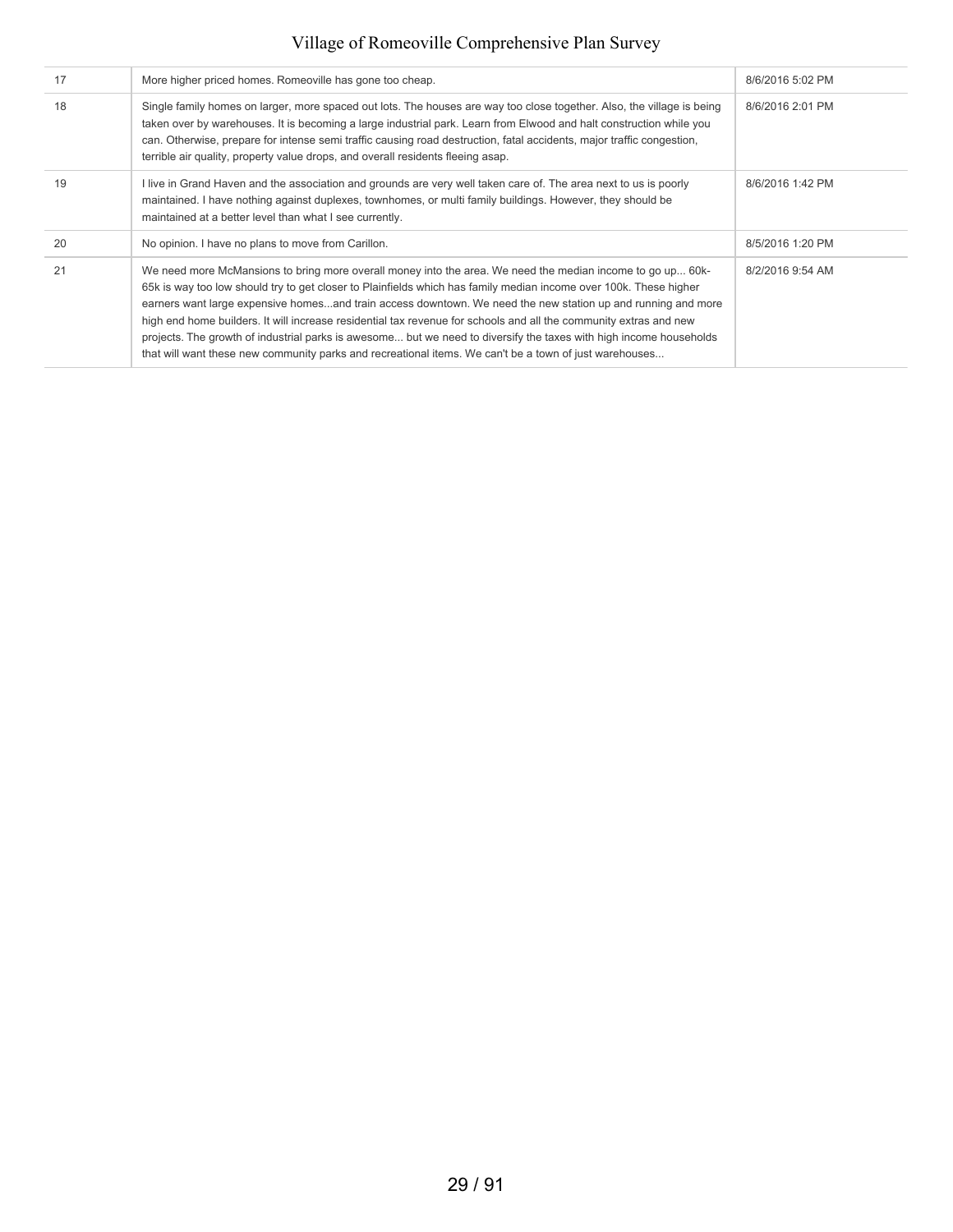| | | |
|---|---|---|
| 17 | More higher priced homes. Romeoville has gone too cheap. | 8/6/2016 5:02 PM |
| 18 | Single family homes on larger, more spaced out lots. The houses are way too close together. Also, the village is being taken over by warehouses. It is becoming a large industrial park. Learn from Elwood and halt construction while you can. Otherwise, prepare for intense semi traffic causing road destruction, fatal accidents, major traffic congestion, terrible air quality, property value drops, and overall residents fleeing asap. | 8/6/2016 2:01 PM |
| 19 | I live in Grand Haven and the association and grounds are very well taken care of. The area next to us is poorly maintained. I have nothing against duplexes, townhomes, or multi family buildings. However, they should be maintained at a better level than what I see currently. | 8/6/2016 1:42 PM |
| 20 | No opinion. I have no plans to move from Carillon. | 8/5/2016 1:20 PM |
| 21 | We need more McMansions to bring more overall money into the area. We need the median income to go up... 60k-65k is way too low should try to get closer to Plainfields which has family median income over 100k. These higher earners want large expensive homes...and train access downtown. We need the new station up and running and more high end home builders. It will increase residential tax revenue for schools and all the community extras and new projects. The growth of industrial parks is awesome... but we need to diversify the taxes with high income households that will want these new community parks and recreational items. We can't be a town of just warehouses... | 8/2/2016 9:54 AM |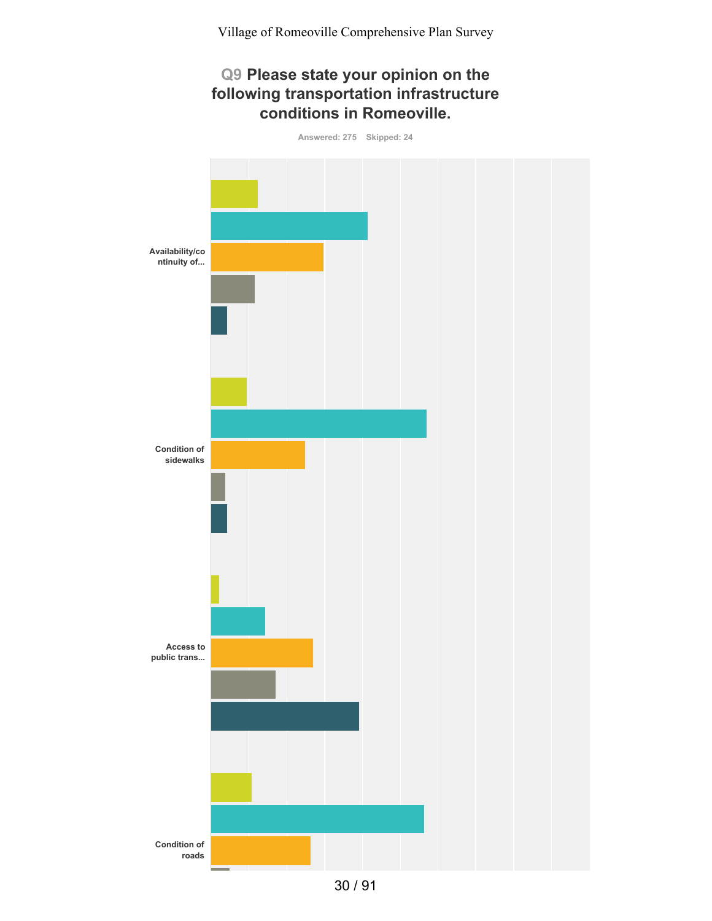Village of Romeoville Comprehensive Plan Survey

## Q9 Please state your opinion on the following transportation infrastructure conditions in Romeoville.

Answered: 275 Skipped: 24

Availability/continuity of...

Condition of sidewalks

Access to public trans...

Condition of roads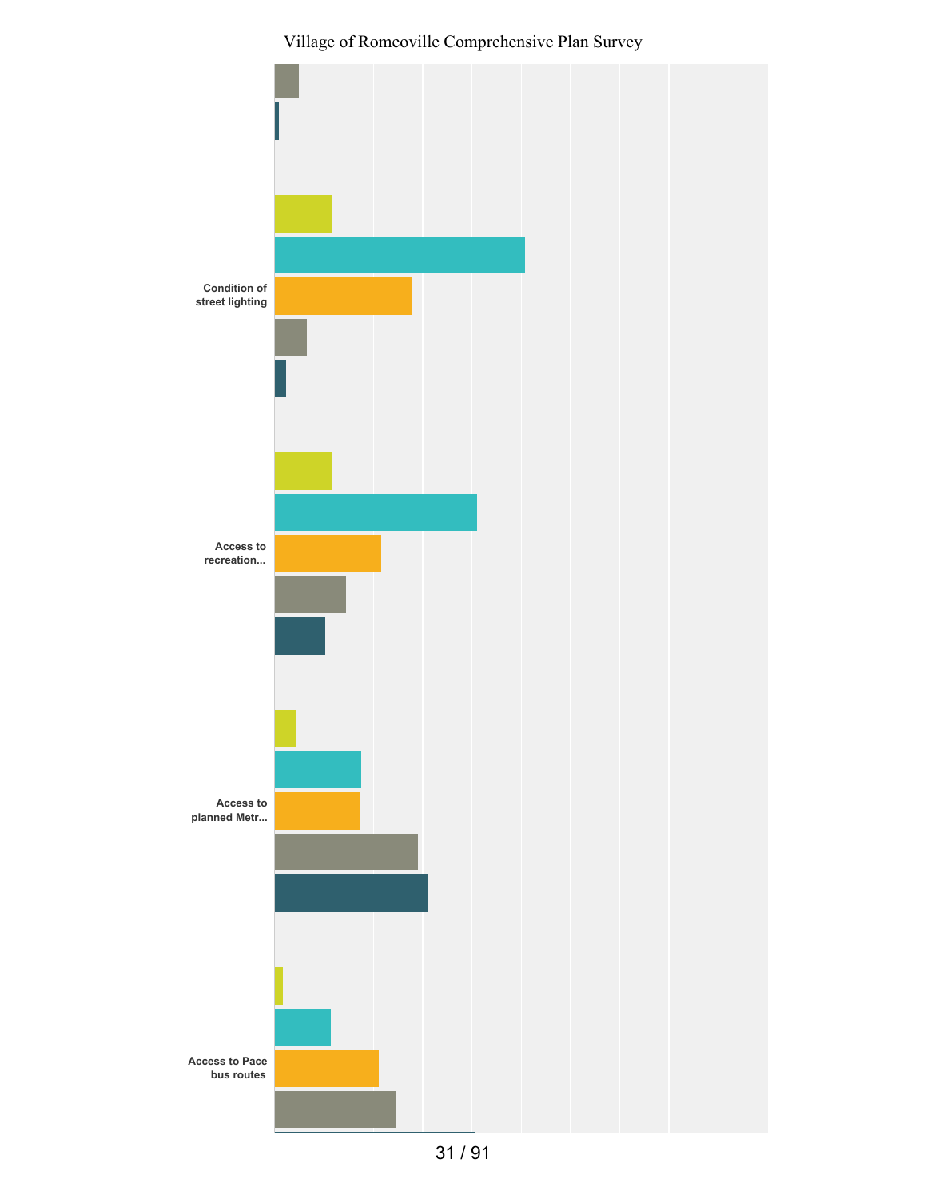Condition of street lighting

Access to recreation...

Access to planned Metr...

Access to Pace bus routes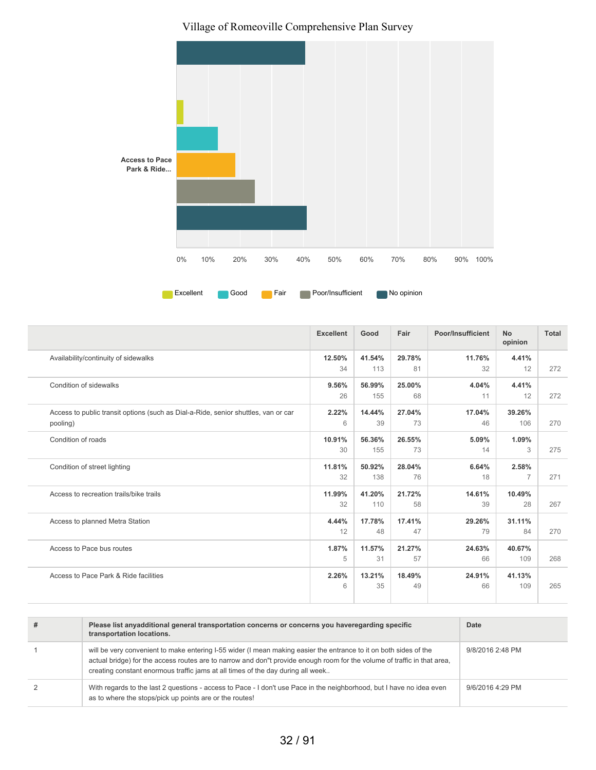Village of Romeoville Comprehensive Plan Survey

Access to Pace Park & Ride...

0% 10% 20% 30% 40% 50% 60% 70% 80% 90% 100%

Excellent Good Fair Poor/Insufficient No opinion

| | Excellent | Good | Fair | Poor/Insufficient | No opinion | Total |
|---|---|---|---|---|---|---|
| Availability/continuity of sidewalks | **12.50%** 34 | **41.54%** 113 | **29.78%** 81 | **11.76%** 32 | **4.41%** 12 | 272 |
| Condition of sidewalks | **9.56%** 26 | **56.99%** 155 | **25.00%** 68 | **4.04%** 11 | **4.41%** 12 | 272 |
| Access to public transit options (such as Dial-a-Ride, senior shuttles, van or car pooling) | **2.22%** 6 | **14.44%** 39 | **27.04%** 73 | **17.04%** 46 | **39.26%** 106 | 270 |
| Condition of roads | **10.91%** 30 | **56.36%** 155 | **26.55%** 73 | **5.09%** 14 | **1.09%** 3 | 275 |
| Condition of street lighting | **11.81%** 32 | **50.92%** 138 | **28.04%** 76 | **6.64%** 18 | **2.58%** 7 | 271 |
| Access to recreation trails/bike trails | **11.99%** 32 | **41.20%** 110 | **21.72%** 58 | **14.61%** 39 | **10.49%** 28 | 267 |
| Access to planned Metra Station | **4.44%** 12 | **17.78%** 48 | **17.41%** 47 | **29.26%** 79 | **31.11%** 84 | 270 |
| Access to Pace bus routes | **1.87%** 5 | **11.57%** 31 | **21.27%** 57 | **24.63%** 66 | **40.67%** 109 | 268 |
| Access to Pace Park & Ride facilities | **2.26%** 6 | **13.21%** 35 | **18.49%** 49 | **24.91%** 66 | **41.13%** 109 | 265 |

| # | Please list anyadditional general transportation concerns or concerns you haveregarding specific transportation locations. | Date |
|---|---|---|
| 1 | will be very convenient to make entering I-55 wider (I mean making easier the entrance to it on both sides of the actual bridge) for the access routes are to narow and don''t provide enough room for the volume of traffic in that area, creating constant enormous traffic jams at all times of the day during all week.. | 9/8/2016 2:48 PM |
| 2 | With regards to the last 2 questions - access to Pace - I don't use Pace in the neighborhood, but I have no idea even as to where the stops/pick up points are or the routes! | 9/6/2016 4:29 PM |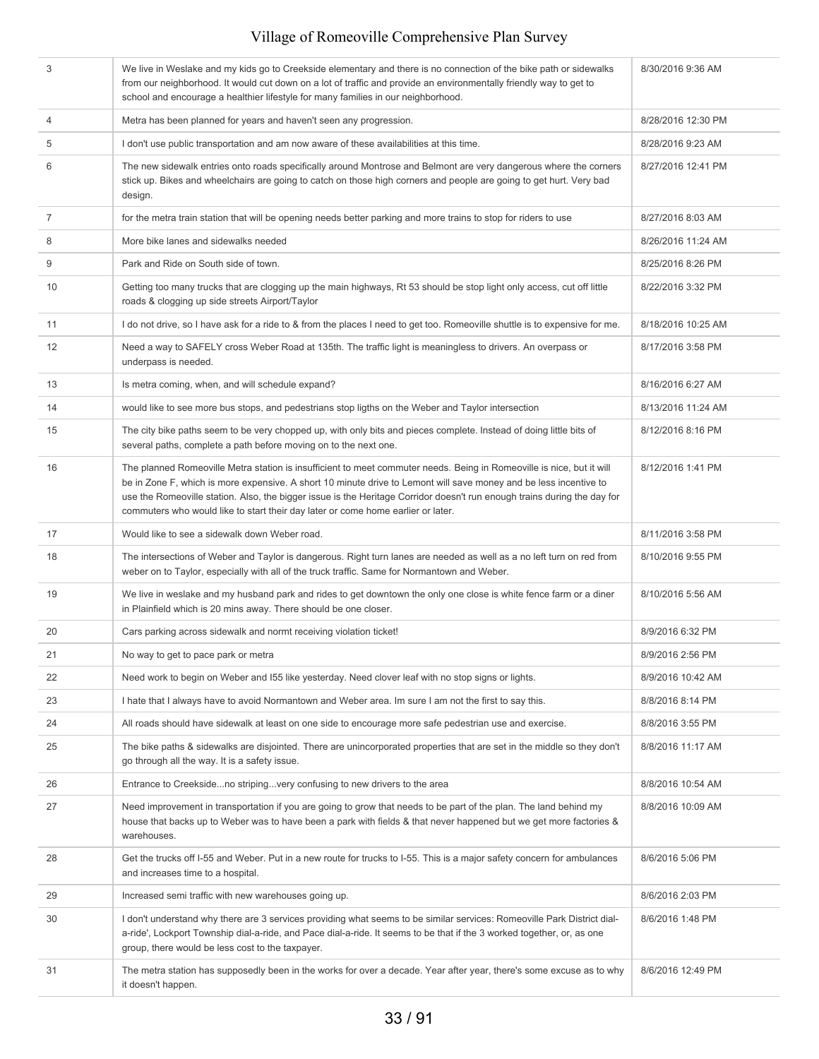| | | |
|---|---|---|
| 3 | We live in Weslake and my kids go to Creekside elementary and there is no connection of the bike path or sidewalks from our neighborhood. It would cut down on a lot of traffic and provide an environmentally friendly way to get to school and encourage a healthier lifestyle for many families in our neighborhood. | 8/30/2016 9:36 AM |
| 4 | Metra has been planned for years and haven't seen any progression. | 8/28/2016 12:30 PM |
| 5 | I don't use public transportation and am now aware of these availabilities at this time. | 8/28/2016 9:23 AM |
| 6 | The new sidewalk entries onto roads specifically around Montrose and Belmont are very dangerous where the corners stick up. Bikes and wheelchairs are going to catch on those high corners and people are going to get hurt. Very bad design. | 8/27/2016 12:41 PM |
| 7 | for the metra train station that will be opening needs better parking and more trains to stop for riders to use | 8/27/2016 8:03 AM |
| 8 | More bike lanes and sidewalks needed | 8/26/2016 11:24 AM |
| 9 | Park and Ride on South side of town. | 8/25/2016 8:26 PM |
| 10 | Getting too many trucks that are clogging up the main highways, Rt 53 should be stop light only access, cut off little roads & clogging up side streets Airport/Taylor | 8/22/2016 3:32 PM |
| 11 | I do not drive, so I have ask for a ride to & from the places I need to get too. Romeoville shuttle is to expensive for me. | 8/18/2016 10:25 AM |
| 12 | Need a way to SAFELY cross Weber Road at 135th. The traffic light is meaningless to drivers. An overpass or underpass is needed. | 8/17/2016 3:58 PM |
| 13 | Is metra coming, when, and will schedule expand? | 8/16/2016 6:27 AM |
| 14 | would like to see more bus stops, and pedestrians stop ligths on the Weber and Taylor intersection | 8/13/2016 11:24 AM |
| 15 | The city bike paths seem to be very chopped up, with only bits and pieces complete. Instead of doing little bits of several paths, complete a path before moving on to the next one. | 8/12/2016 8:16 PM |
| 16 | The planned Romeoville Metra station is insufficient to meet commuter needs. Being in Romeoville is nice, but it will be in Zone F, which is more expensive. A short 10 minute drive to Lemont will save money and be less incentive to use the Romeoville station. Also, the bigger issue is the Heritage Corridor doesn't run enough trains during the day for commuters who would like to start their day later or come home earlier or later. | 8/12/2016 1:41 PM |
| 17 | Would like to see a sidewalk down Weber road. | 8/11/2016 3:58 PM |
| 18 | The intersections of Weber and Taylor is dangerous. Right turn lanes are needed as well as a no left turn on red from weber on to Taylor, especially with all of the truck traffic. Same for Normantown and Weber. | 8/10/2016 9:55 PM |
| 19 | We live in weslake and my husband park and rides to get downtown the only one close is white fence farm or a diner in Plainfield which is 20 mins away. There should be one closer. | 8/10/2016 5:56 AM |
| 20 | Cars parking across sidewalk and normt receiving violation ticket! | 8/9/2016 6:32 PM |
| 21 | No way to get to pace park or metra | 8/9/2016 2:56 PM |
| 22 | Need work to begin on Weber and I55 like yesterday. Need clover leaf with no stop signs or lights. | 8/9/2016 10:42 AM |
| 23 | I hate that I always have to avoid Normantown and Weber area. Im sure I am not the first to say this. | 8/8/2016 8:14 PM |
| 24 | All roads should have sidewalk at least on one side to encourage more safe pedestrian use and exercise. | 8/8/2016 3:55 PM |
| 25 | The bike paths & sidewalks are disjointed. There are unincorporated properties that are set in the middle so they don't go through all the way. It is a safety issue. | 8/8/2016 11:17 AM |
| 26 | Entrance to Creekside...no striping...very confusing to new drivers to the area | 8/8/2016 10:54 AM |
| 27 | Need improvement in transportation if you are going to grow that needs to be part of the plan. The land behind my house that backs up to Weber was to have been a park with fields & that never happened but we get more factories & warehouses. | 8/8/2016 10:09 AM |
| 28 | Get the trucks off I-55 and Weber. Put in a new route for trucks to I-55. This is a major safety concern for ambulances and increases time to a hospital. | 8/6/2016 5:06 PM |
| 29 | Increased semi traffic with new warehouses going up. | 8/6/2016 2:03 PM |
| 30 | I don't understand why there are 3 services providing what seems to be similar services: Romeoville Park District dial-a-ride', Lockport Township dial-a-ride, and Pace dial-a-ride. It seems to be that if the 3 worked together, or, as one group, there would be less cost to the taxpayer. | 8/6/2016 1:48 PM |
| 31 | The metra station has supposedly been in the works for over a decade. Year after year, there's some excuse as to why it doesn't happen. | 8/6/2016 12:49 PM |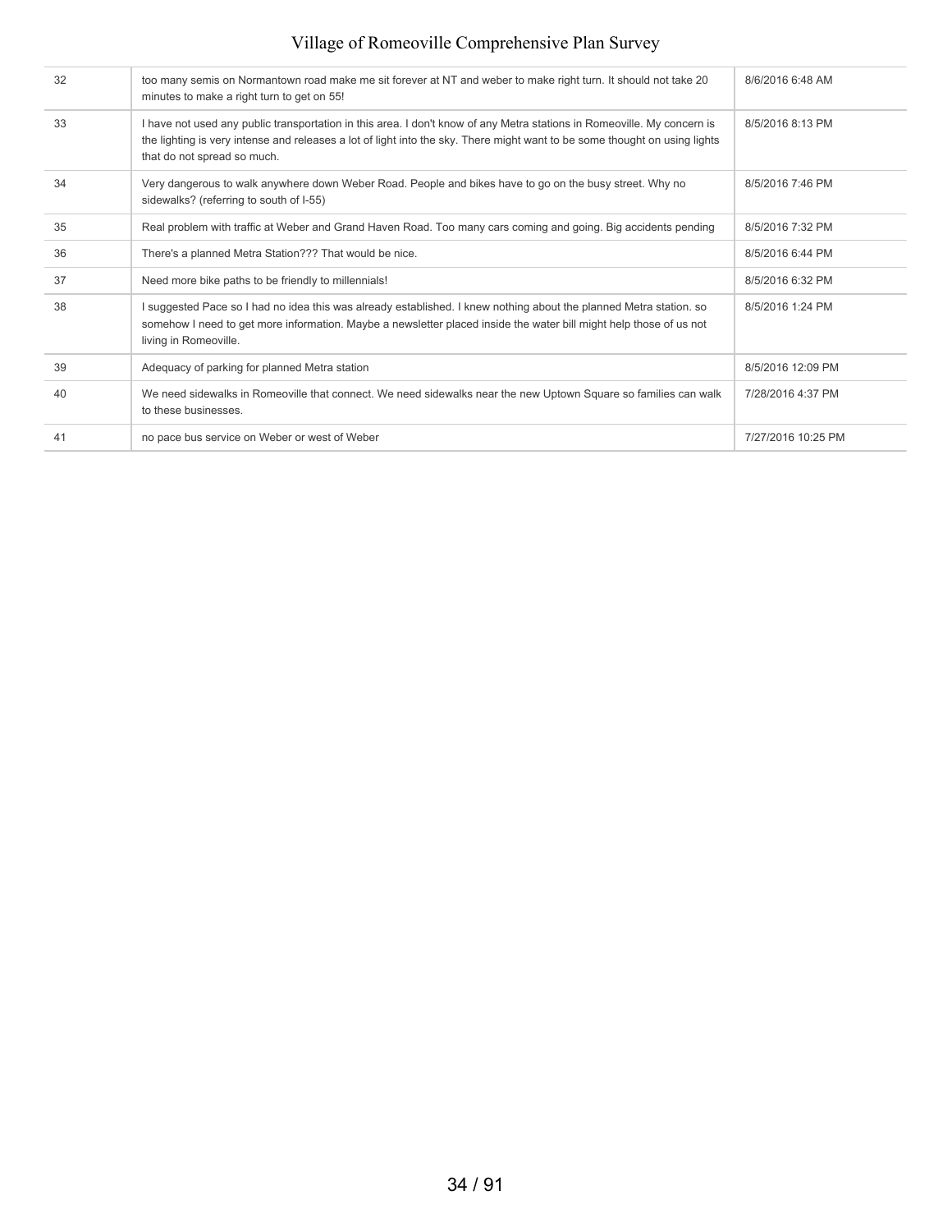| | | |
|---|---|---|
| 32 | too many semis on Normantown road make me sit forever at NT and weber to make right turn. It should not take 20 minutes to make a right turn to get on 55! | 8/6/2016 6:48 AM |
| 33 | I have not used any public transportation in this area. I don't know of any Metra stations in Romeoville. My concern is the lighting is very intense and releases a lot of light into the sky. There might want to be some thought on using lights that do not spread so much. | 8/5/2016 8:13 PM |
| 34 | Very dangerous to walk anywhere down Weber Road. People and bikes have to go on the busy street. Why no sidewalks? (referring to south of I-55) | 8/5/2016 7:46 PM |
| 35 | Real problem with traffic at Weber and Grand Haven Road. Too many cars coming and going. Big accidents pending | 8/5/2016 7:32 PM |
| 36 | There's a planned Metra Station??? That would be nice. | 8/5/2016 6:44 PM |
| 37 | Need more bike paths to be friendly to millennials! | 8/5/2016 6:32 PM |
| 38 | I suggested Pace so I had no idea this was already established. I knew nothing about the planned Metra station. so somehow I need to get more information. Maybe a newsletter placed inside the water bill might help those of us not living in Romeoville. | 8/5/2016 1:24 PM |
| 39 | Adequacy of parking for planned Metra station | 8/5/2016 12:09 PM |
| 40 | We need sidewalks in Romeoville that connect. We need sidewalks near the new Uptown Square so families can walk to these businesses. | 7/28/2016 4:37 PM |
| 41 | no pace bus service on Weber or west of Weber | 7/27/2016 10:25 PM |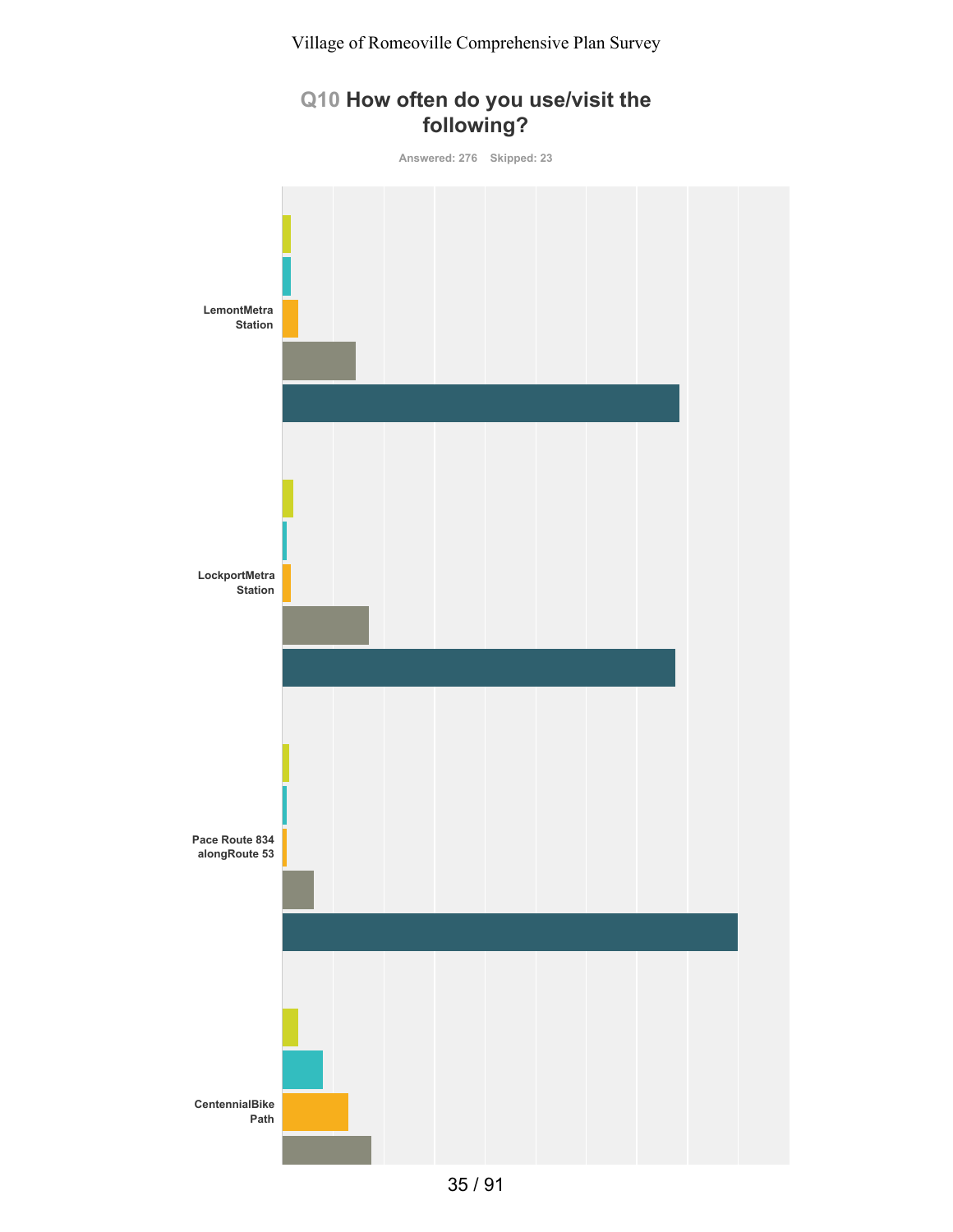Village of Romeoville Comprehensive Plan Survey

## Q10 How often do you use/visit the following?

Answered: 276 Skipped: 23

LemontMetra Station

LockportMetra Station

Pace Route 834 alongRoute 53

CentennialBike Path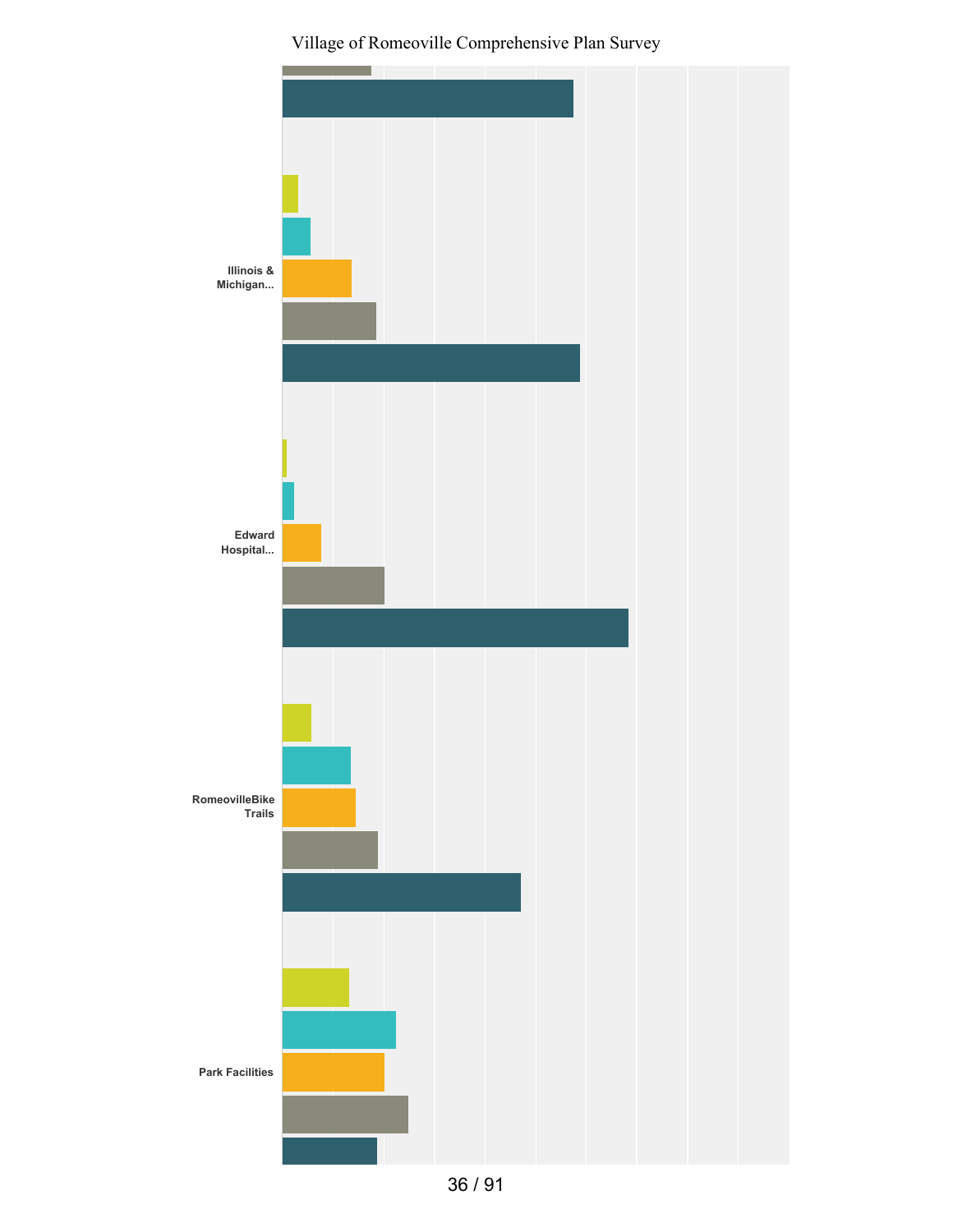Illinois & Michigan...

Edward Hospital...

RomeovilleBike Trails

Park Facilities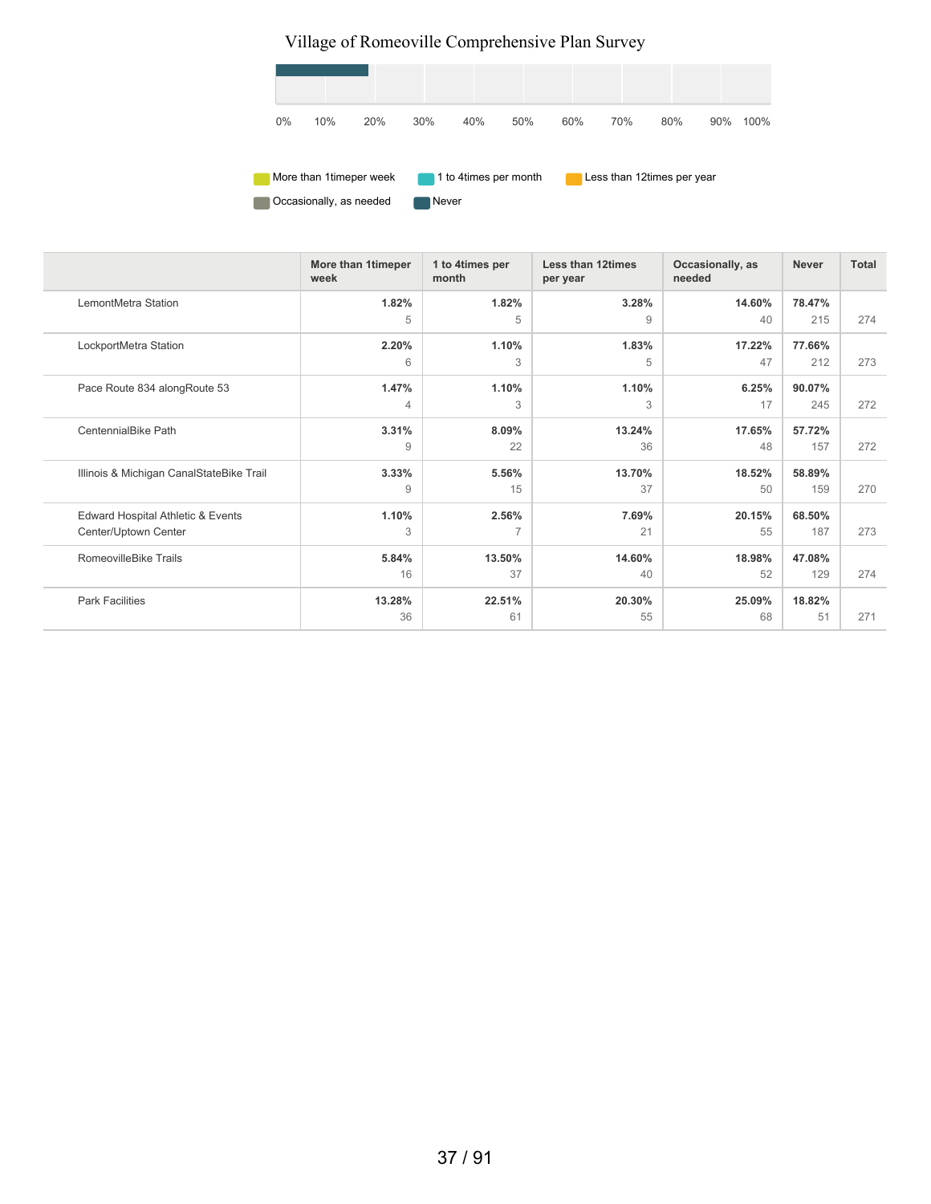Village of Romeoville Comprehensive Plan Survey

0% 10% 20% 30% 40% 50% 60% 70% 80% 90% 100%

More than 1timeper week | 1 to 4times per month | Less than 12times per year | Occasionally, as needed | Never

| | More than 1timeper week | 1 to 4times per month | Less than 12times per year | Occasionally, as needed | Never | Total |
|---|---|---|---|---|---|---|
| LemontMetra Station | 1.82%<br>5 | 1.82%<br>5 | 3.28%<br>9 | 14.60%<br>40 | 78.47%<br>215 | 274 |
| LockportMetra Station | 2.20%<br>6 | 1.10%<br>3 | 1.83%<br>5 | 17.22%<br>47 | 77.66%<br>212 | 273 |
| Pace Route 834 alongRoute 53 | 1.47%<br>4 | 1.10%<br>3 | 1.10%<br>3 | 6.25%<br>17 | 90.07%<br>245 | 272 |
| CentennialBike Path | 3.31%<br>9 | 8.09%<br>22 | 13.24%<br>36 | 17.65%<br>48 | 57.72%<br>157 | 272 |
| Illinois & Michigan CanalStateBike Trail | 3.33%<br>9 | 5.56%<br>15 | 13.70%<br>37 | 18.52%<br>50 | 58.89%<br>159 | 270 |
| Edward Hospital Athletic & Events Center/Uptown Center | 1.10%<br>3 | 2.56%<br>7 | 7.69%<br>21 | 20.15%<br>55 | 68.50%<br>187 | 273 |
| RomeovilleBike Trails | 5.84%<br>16 | 13.50%<br>37 | 14.60%<br>40 | 18.98%<br>52 | 47.08%<br>129 | 274 |
| Park Facilities | 13.28%<br>36 | 22.51%<br>61 | 20.30%<br>55 | 25.09%<br>68 | 18.82%<br>51 | 271 |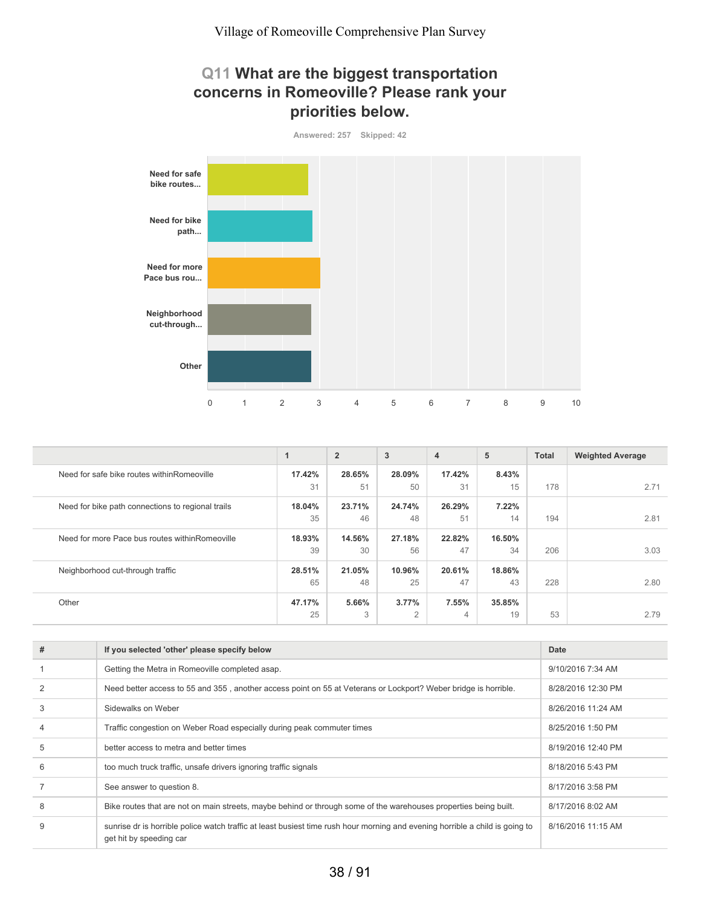## Q11 What are the biggest transportation concerns in Romeoville? Please rank your priorities below.

Answered: 257 Skipped: 42

| | 1 | 2 | 3 | 4 | 5 | Total | Weighted Average |
|---|---|---|---|---|---|---|---|
| Need for safe bike routes withinRomeoville | 17.42% 31 | 28.65% 51 | 28.09% 50 | 17.42% 31 | 8.43% 15 | 178 | 2.71 |
| Need for bike path connections to regional trails | 18.04% 35 | 23.71% 46 | 24.74% 48 | 26.29% 51 | 7.22% 14 | 194 | 2.81 |
| Need for more Pace bus routes withinRomeoville | 18.93% 39 | 14.56% 30 | 27.18% 56 | 22.82% 47 | 16.50% 34 | 206 | 3.03 |
| Neighborhood cut-through traffic | 28.51% 65 | 21.05% 48 | 10.96% 25 | 20.61% 47 | 18.86% 43 | 228 | 2.80 |
| Other | 47.17% 25 | 5.66% 3 | 3.77% 2 | 7.55% 4 | 35.85% 19 | 53 | 2.79 |

| # | If you selected 'other' please specify below | Date |
|---|---|---|
| 1 | Getting the Metra in Romeoville completed asap. | 9/10/2016 7:34 AM |
| 2 | Need better access to 55 and 355 , another access point on 55 at Veterans or Lockport? Weber bridge is horrible. | 8/28/2016 12:30 PM |
| 3 | Sidewalks on Weber | 8/26/2016 11:24 AM |
| 4 | Traffic congestion on Weber Road especially during peak commuter times | 8/25/2016 1:50 PM |
| 5 | better access to metra and better times | 8/19/2016 12:40 PM |
| 6 | too much truck traffic, unsafe drivers ignoring traffic signals | 8/18/2016 5:43 PM |
| 7 | See answer to question 8. | 8/17/2016 3:58 PM |
| 8 | Bike routes that are not on main streets, maybe behind or through some of the warehouses properties being built. | 8/17/2016 8:02 AM |
| 9 | sunrise dr is horrible police watch traffic at least busiest time rush hour morning and evening horrible a child is going to get hit by speeding car | 8/16/2016 11:15 AM |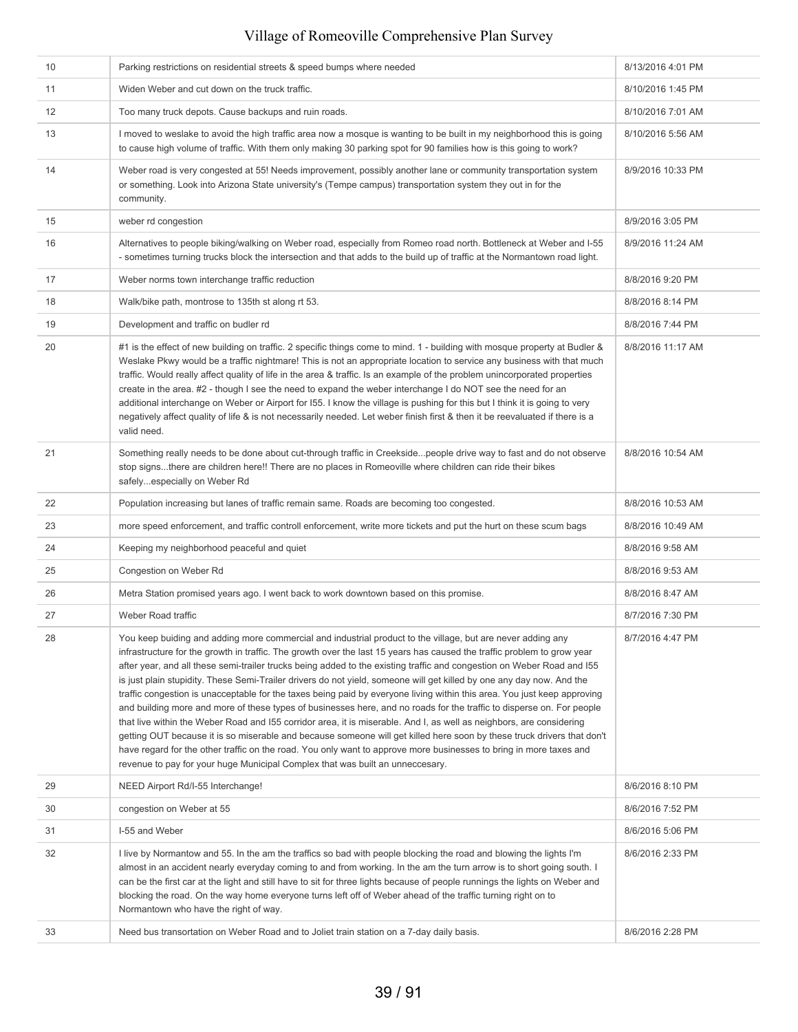| | | |
|---|---|---|
| 10 | Parking restrictions on residential streets & speed bumps where needed | 8/13/2016 4:01 PM |
| 11 | Widen Weber and cut down on the truck traffic. | 8/10/2016 1:45 PM |
| 12 | Too many truck depots. Cause backups and ruin roads. | 8/10/2016 7:01 AM |
| 13 | I moved to weslake to avoid the high traffic area now a mosque is wanting to be built in my neighborhood this is going to cause high volume of traffic. With them only making 30 parking spot for 90 families how is this going to work? | 8/10/2016 5:56 AM |
| 14 | Weber road is very congested at 55! Needs improvement, possibly another lane or community transportation system or something. Look into Arizona State university's (Tempe campus) transportation system they out in for the community. | 8/9/2016 10:33 PM |
| 15 | weber rd congestion | 8/9/2016 3:05 PM |
| 16 | Alternatives to people biking/walking on Weber road, especially from Romeo road north. Bottleneck at Weber and I-55 - sometimes turning trucks block the intersection and that adds to the build up of traffic at the Normantown road light. | 8/9/2016 11:24 AM |
| 17 | Weber norms town interchange traffic reduction | 8/8/2016 9:20 PM |
| 18 | Walk/bike path, montrose to 135th st along rt 53. | 8/8/2016 8:14 PM |
| 19 | Development and traffic on budler rd | 8/8/2016 7:44 PM |
| 20 | #1 is the effect of new building on traffic. 2 specific things come to mind. 1 - building with mosque property at Budler & Weslake Pkwy would be a traffic nightmare! This is not an appropriate location to service any business with that much traffic. Would really affect quality of life in the area & traffic. Is an example of the problem unincorporated properties create in the area. #2 - though I see the need to expand the weber interchange I do NOT see the need for an additional interchange on Weber or Airport for I55. I know the village is pushing for this but I think it is going to very negatively affect quality of life & is not necessarily needed. Let weber finish first & then it be reevaluated if there is a valid need. | 8/8/2016 11:17 AM |
| 21 | Something really needs to be done about cut-through traffic in Creekside...people drive way to fast and do not observe stop signs...there are children here!! There are no places in Romeoville where children can ride their bikes safely...especially on Weber Rd | 8/8/2016 10:54 AM |
| 22 | Population increasing but lanes of traffic remain same. Roads are becoming too congested. | 8/8/2016 10:53 AM |
| 23 | more speed enforcement, and traffic controll enforcement, write more tickets and put the hurt on these scum bags | 8/8/2016 10:49 AM |
| 24 | Keeping my neighborhood peaceful and quiet | 8/8/2016 9:58 AM |
| 25 | Congestion on Weber Rd | 8/8/2016 9:53 AM |
| 26 | Metra Station promised years ago. I went back to work downtown based on this promise. | 8/8/2016 8:47 AM |
| 27 | Weber Road traffic | 8/7/2016 7:30 PM |
| 28 | You keep buiding and adding more commercial and industrial product to the village, but are never adding any infrastructure for the growth in traffic. The growth over the last 15 years has caused the traffic problem to grow year after year, and all these semi-trailer trucks being added to the existing traffic and congestion on Weber Road and I55 is just plain stupidity. These Semi-Trailer drivers do not yield, someone will get killed by one any day now. And the traffic congestion is unacceptable for the taxes being paid by everyone living within this area. You just keep approving and building more and more of these types of businesses here, and no roads for the traffic to disperse on. For people that live within the Weber Road and I55 corridor area, it is miserable. And I, as well as neighbors, are considering getting OUT because it is so miserable and because someone will get killed here soon by these truck drivers that don't have regard for the other traffic on the road. You only want to approve more businesses to bring in more taxes and revenue to pay for your huge Municipal Complex that was built an unneccesary. | 8/7/2016 4:47 PM |
| 29 | NEED Airport Rd/I-55 Interchange! | 8/6/2016 8:10 PM |
| 30 | congestion on Weber at 55 | 8/6/2016 7:52 PM |
| 31 | I-55 and Weber | 8/6/2016 5:06 PM |
| 32 | I live by Normantow and 55. In the am the traffics so bad with people blocking the road and blowing the lights I'm almost in an accident nearly everyday coming to and from working. In the am the turn arrow is to short going south. I can be the first car at the light and still have to sit for three lights because of people runnings the lights on Weber and blocking the road. On the way home everyone turns left off of Weber ahead of the traffic turning right on to Normantown who have the right of way. | 8/6/2016 2:33 PM |
| 33 | Need bus transortation on Weber Road and to Joliet train station on a 7-day daily basis. | 8/6/2016 2:28 PM |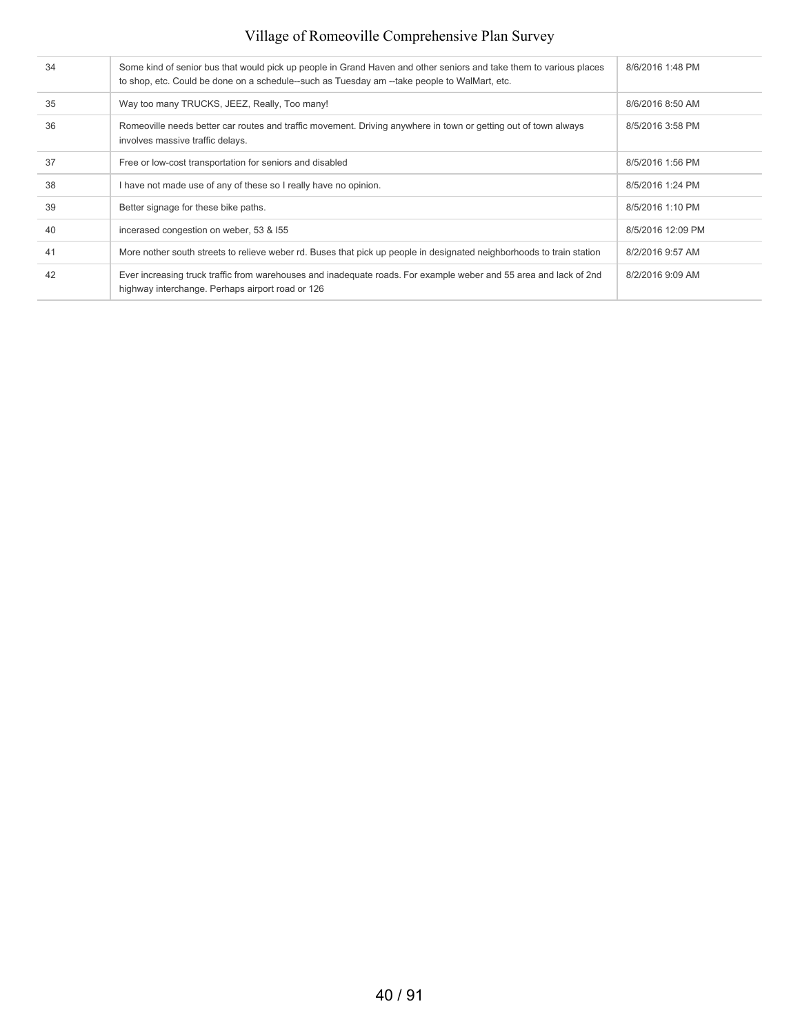| | | |
|---|---|---|
| 34 | Some kind of senior bus that would pick up people in Grand Haven and other seniors and take them to various places to shop, etc. Could be done on a schedule--such as Tuesday am --take people to WalMart, etc. | 8/6/2016 1:48 PM |
| 35 | Way too many TRUCKS, JEEZ, Really, Too many! | 8/6/2016 8:50 AM |
| 36 | Romeoville needs better car routes and traffic movement. Driving anywhere in town or getting out of town always involves massive traffic delays. | 8/5/2016 3:58 PM |
| 37 | Free or low-cost transportation for seniors and disabled | 8/5/2016 1:56 PM |
| 38 | I have not made use of any of these so I really have no opinion. | 8/5/2016 1:24 PM |
| 39 | Better signage for these bike paths. | 8/5/2016 1:10 PM |
| 40 | incerased congestion on weber, 53 & I55 | 8/5/2016 12:09 PM |
| 41 | More nother south streets to relieve weber rd. Buses that pick up people in designated neighborhoods to train station | 8/2/2016 9:57 AM |
| 42 | Ever increasing truck traffic from warehouses and inadequate roads. For example weber and 55 area and lack of 2nd highway interchange. Perhaps airport road or 126 | 8/2/2016 9:09 AM |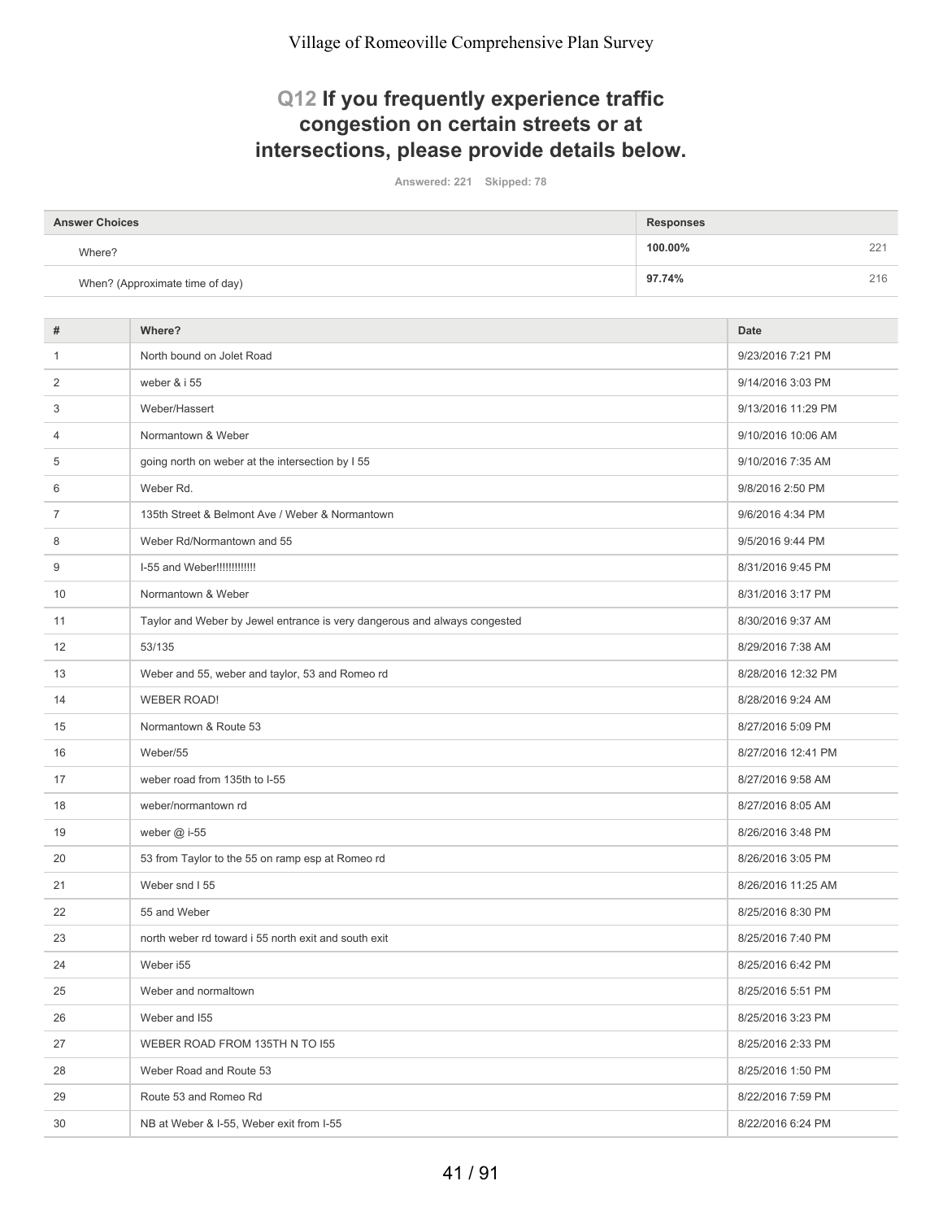Village of Romeoville Comprehensive Plan Survey

## Q12 If you frequently experience traffic congestion on certain streets or at intersections, please provide details below.

Answered: 221 Skipped: 78

| Answer Choices | Responses | |
|---|---|---|
| Where? | 100.00% | 221 |
| When? (Approximate time of day) | 97.74% | 216 |

| # | Where? | Date |
|---|---|---|
| 1 | North bound on Jolet Road | 9/23/2016 7:21 PM |
| 2 | weber & i 55 | 9/14/2016 3:03 PM |
| 3 | Weber/Hassert | 9/13/2016 11:29 PM |
| 4 | Normantown & Weber | 9/10/2016 10:06 AM |
| 5 | going north on weber at the intersection by I 55 | 9/10/2016 7:35 AM |
| 6 | Weber Rd. | 9/8/2016 2:50 PM |
| 7 | 135th Street & Belmont Ave / Weber & Normantown | 9/6/2016 4:34 PM |
| 8 | Weber Rd/Normantown and 55 | 9/5/2016 9:44 PM |
| 9 | I-55 and Weber!!!!!!!!!!!!! | 8/31/2016 9:45 PM |
| 10 | Normantown & Weber | 8/31/2016 3:17 PM |
| 11 | Taylor and Weber by Jewel entrance is very dangerous and always congested | 8/30/2016 9:37 AM |
| 12 | 53/135 | 8/29/2016 7:38 AM |
| 13 | Weber and 55, weber and taylor, 53 and Romeo rd | 8/28/2016 12:32 PM |
| 14 | WEBER ROAD! | 8/28/2016 9:24 AM |
| 15 | Normantown & Route 53 | 8/27/2016 5:09 PM |
| 16 | Weber/55 | 8/27/2016 12:41 PM |
| 17 | weber road from 135th to I-55 | 8/27/2016 9:58 AM |
| 18 | weber/normantown rd | 8/27/2016 8:05 AM |
| 19 | weber @ i-55 | 8/26/2016 3:48 PM |
| 20 | 53 from Taylor to the 55 on ramp esp at Romeo rd | 8/26/2016 3:05 PM |
| 21 | Weber snd I 55 | 8/26/2016 11:25 AM |
| 22 | 55 and Weber | 8/25/2016 8:30 PM |
| 23 | north weber rd toward i 55 north exit and south exit | 8/25/2016 7:40 PM |
| 24 | Weber i55 | 8/25/2016 6:42 PM |
| 25 | Weber and normaltown | 8/25/2016 5:51 PM |
| 26 | Weber and I55 | 8/25/2016 3:23 PM |
| 27 | WEBER ROAD FROM 135TH N TO I55 | 8/25/2016 2:33 PM |
| 28 | Weber Road and Route 53 | 8/25/2016 1:50 PM |
| 29 | Route 53 and Romeo Rd | 8/22/2016 7:59 PM |
| 30 | NB at Weber & I-55, Weber exit from I-55 | 8/22/2016 6:24 PM |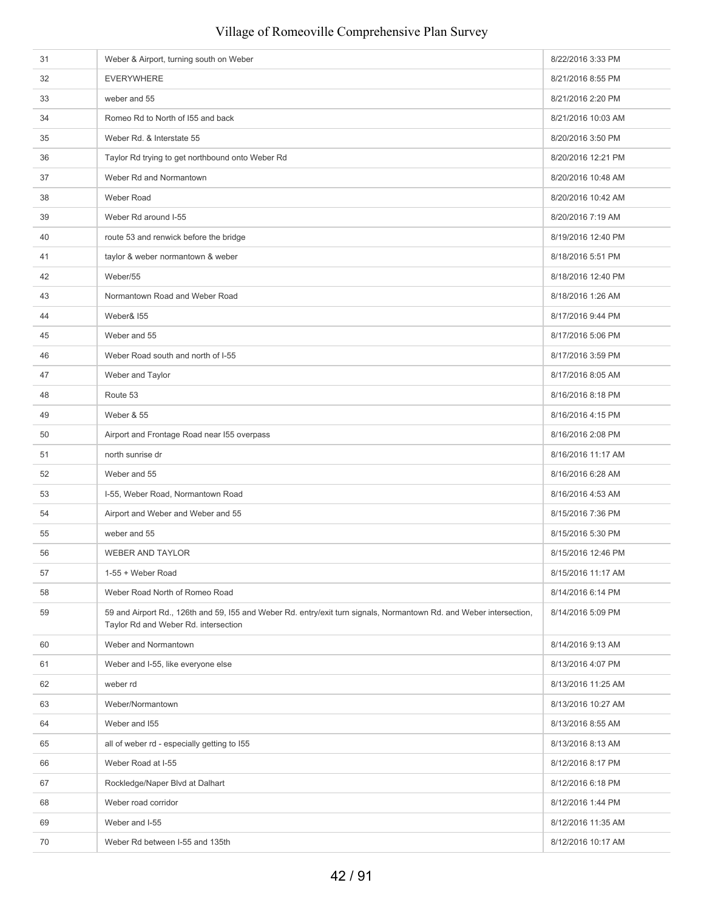| | | |
|---|---|---|
| 31 | Weber & Airport, turning south on Weber | 8/22/2016 3:33 PM |
| 32 | EVERYWHERE | 8/21/2016 8:55 PM |
| 33 | weber and 55 | 8/21/2016 2:20 PM |
| 34 | Romeo Rd to North of I55 and back | 8/21/2016 10:03 AM |
| 35 | Weber Rd. & Interstate 55 | 8/20/2016 3:50 PM |
| 36 | Taylor Rd trying to get northbound onto Weber Rd | 8/20/2016 12:21 PM |
| 37 | Weber Rd and Normantown | 8/20/2016 10:48 AM |
| 38 | Weber Road | 8/20/2016 10:42 AM |
| 39 | Weber Rd around I-55 | 8/20/2016 7:19 AM |
| 40 | route 53 and renwick before the bridge | 8/19/2016 12:40 PM |
| 41 | taylor & weber normantown & weber | 8/18/2016 5:51 PM |
| 42 | Weber/55 | 8/18/2016 12:40 PM |
| 43 | Normantown Road and Weber Road | 8/18/2016 1:26 AM |
| 44 | Weber& I55 | 8/17/2016 9:44 PM |
| 45 | Weber and 55 | 8/17/2016 5:06 PM |
| 46 | Weber Road south and north of I-55 | 8/17/2016 3:59 PM |
| 47 | Weber and Taylor | 8/17/2016 8:05 AM |
| 48 | Route 53 | 8/16/2016 8:18 PM |
| 49 | Weber & 55 | 8/16/2016 4:15 PM |
| 50 | Airport and Frontage Road near I55 overpass | 8/16/2016 2:08 PM |
| 51 | north sunrise dr | 8/16/2016 11:17 AM |
| 52 | Weber and 55 | 8/16/2016 6:28 AM |
| 53 | I-55, Weber Road, Normantown Road | 8/16/2016 4:53 AM |
| 54 | Airport and Weber and Weber and 55 | 8/15/2016 7:36 PM |
| 55 | weber and 55 | 8/15/2016 5:30 PM |
| 56 | WEBER AND TAYLOR | 8/15/2016 12:46 PM |
| 57 | 1-55 + Weber Road | 8/15/2016 11:17 AM |
| 58 | Weber Road North of Romeo Road | 8/14/2016 6:14 PM |
| 59 | 59 and Airport Rd., 126th and 59, I55 and Weber Rd. entry/exit turn signals, Normantown Rd. and Weber intersection, Taylor Rd and Weber Rd. intersection | 8/14/2016 5:09 PM |
| 60 | Weber and Normantown | 8/14/2016 9:13 AM |
| 61 | Weber and I-55, like everyone else | 8/13/2016 4:07 PM |
| 62 | weber rd | 8/13/2016 11:25 AM |
| 63 | Weber/Normantown | 8/13/2016 10:27 AM |
| 64 | Weber and I55 | 8/13/2016 8:55 AM |
| 65 | all of weber rd - especially getting to I55 | 8/13/2016 8:13 AM |
| 66 | Weber Road at I-55 | 8/12/2016 8:17 PM |
| 67 | Rockledge/Naper Blvd at Dalhart | 8/12/2016 6:18 PM |
| 68 | Weber road corridor | 8/12/2016 1:44 PM |
| 69 | Weber and I-55 | 8/12/2016 11:35 AM |
| 70 | Weber Rd between I-55 and 135th | 8/12/2016 10:17 AM |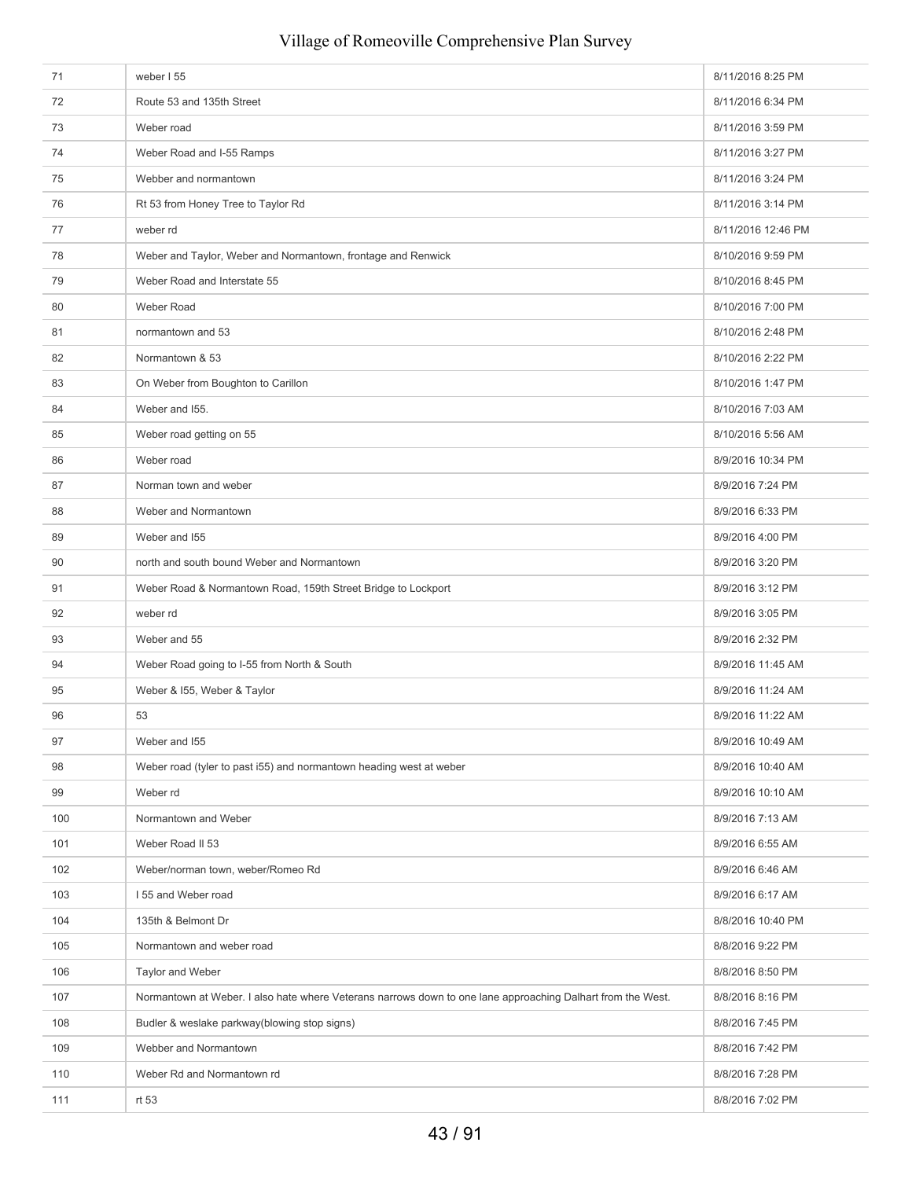| | | |
|---|---|---|
| 71 | weber I 55 | 8/11/2016 8:25 PM |
| 72 | Route 53 and 135th Street | 8/11/2016 6:34 PM |
| 73 | Weber road | 8/11/2016 3:59 PM |
| 74 | Weber Road and I-55 Ramps | 8/11/2016 3:27 PM |
| 75 | Webber and normantown | 8/11/2016 3:24 PM |
| 76 | Rt 53 from Honey Tree to Taylor Rd | 8/11/2016 3:14 PM |
| 77 | weber rd | 8/11/2016 12:46 PM |
| 78 | Weber and Taylor, Weber and Normantown, frontage and Renwick | 8/10/2016 9:59 PM |
| 79 | Weber Road and Interstate 55 | 8/10/2016 8:45 PM |
| 80 | Weber Road | 8/10/2016 7:00 PM |
| 81 | normantown and 53 | 8/10/2016 2:48 PM |
| 82 | Normantown & 53 | 8/10/2016 2:22 PM |
| 83 | On Weber from Boughton to Carillon | 8/10/2016 1:47 PM |
| 84 | Weber and I55. | 8/10/2016 7:03 AM |
| 85 | Weber road getting on 55 | 8/10/2016 5:56 AM |
| 86 | Weber road | 8/9/2016 10:34 PM |
| 87 | Norman town and weber | 8/9/2016 7:24 PM |
| 88 | Weber and Normantown | 8/9/2016 6:33 PM |
| 89 | Weber and I55 | 8/9/2016 4:00 PM |
| 90 | north and south bound Weber and Normantown | 8/9/2016 3:20 PM |
| 91 | Weber Road & Normantown Road, 159th Street Bridge to Lockport | 8/9/2016 3:12 PM |
| 92 | weber rd | 8/9/2016 3:05 PM |
| 93 | Weber and 55 | 8/9/2016 2:32 PM |
| 94 | Weber Road going to I-55 from North & South | 8/9/2016 11:45 AM |
| 95 | Weber & I55, Weber & Taylor | 8/9/2016 11:24 AM |
| 96 | 53 | 8/9/2016 11:22 AM |
| 97 | Weber and I55 | 8/9/2016 10:49 AM |
| 98 | Weber road (tyler to past i55) and normantown heading west at weber | 8/9/2016 10:40 AM |
| 99 | Weber rd | 8/9/2016 10:10 AM |
| 100 | Normantown and Weber | 8/9/2016 7:13 AM |
| 101 | Weber Road Il 53 | 8/9/2016 6:55 AM |
| 102 | Weber/norman town, weber/Romeo Rd | 8/9/2016 6:46 AM |
| 103 | I 55 and Weber road | 8/9/2016 6:17 AM |
| 104 | 135th & Belmont Dr | 8/8/2016 10:40 PM |
| 105 | Normantown and weber road | 8/8/2016 9:22 PM |
| 106 | Taylor and Weber | 8/8/2016 8:50 PM |
| 107 | Normantown at Weber. I also hate where Veterans narrows down to one lane approaching Dalhart from the West. | 8/8/2016 8:16 PM |
| 108 | Budler & weslake parkway(blowing stop signs) | 8/8/2016 7:45 PM |
| 109 | Webber and Normantown | 8/8/2016 7:42 PM |
| 110 | Weber Rd and Normantown rd | 8/8/2016 7:28 PM |
| 111 | rt 53 | 8/8/2016 7:02 PM |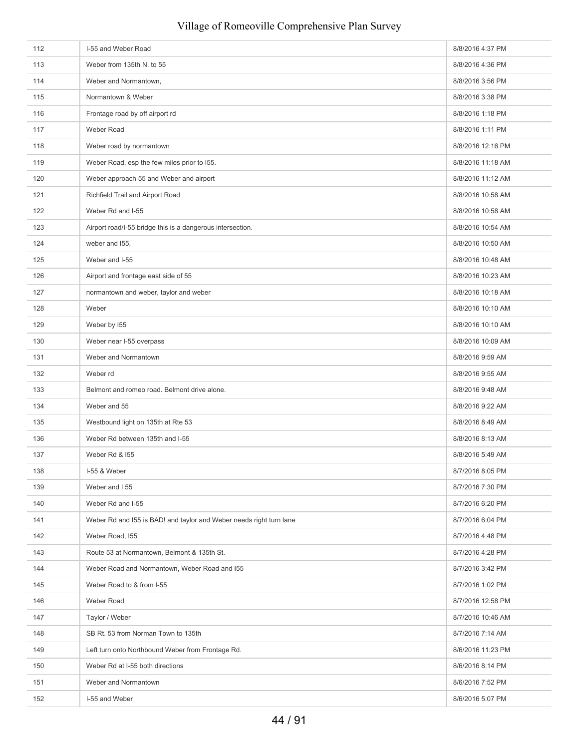| | | |
|---|---|---|
| 112 | I-55 and Weber Road | 8/8/2016 4:37 PM |
| 113 | Weber from 135th N. to 55 | 8/8/2016 4:36 PM |
| 114 | Weber and Normantown, | 8/8/2016 3:56 PM |
| 115 | Normantown & Weber | 8/8/2016 3:38 PM |
| 116 | Frontage road by off airport rd | 8/8/2016 1:18 PM |
| 117 | Weber Road | 8/8/2016 1:11 PM |
| 118 | Weber road by normantown | 8/8/2016 12:16 PM |
| 119 | Weber Road, esp the few miles prior to I55. | 8/8/2016 11:18 AM |
| 120 | Weber approach 55 and Weber and airport | 8/8/2016 11:12 AM |
| 121 | Richfield Trail and Airport Road | 8/8/2016 10:58 AM |
| 122 | Weber Rd and I-55 | 8/8/2016 10:58 AM |
| 123 | Airport road/I-55 bridge this is a dangerous intersection. | 8/8/2016 10:54 AM |
| 124 | weber and I55, | 8/8/2016 10:50 AM |
| 125 | Weber and I-55 | 8/8/2016 10:48 AM |
| 126 | Airport and frontage east side of 55 | 8/8/2016 10:23 AM |
| 127 | normantown and weber, taylor and weber | 8/8/2016 10:18 AM |
| 128 | Weber | 8/8/2016 10:10 AM |
| 129 | Weber by I55 | 8/8/2016 10:10 AM |
| 130 | Weber near I-55 overpass | 8/8/2016 10:09 AM |
| 131 | Weber and Normantown | 8/8/2016 9:59 AM |
| 132 | Weber rd | 8/8/2016 9:55 AM |
| 133 | Belmont and romeo road. Belmont drive alone. | 8/8/2016 9:48 AM |
| 134 | Weber and 55 | 8/8/2016 9:22 AM |
| 135 | Westbound light on 135th at Rte 53 | 8/8/2016 8:49 AM |
| 136 | Weber Rd between 135th and I-55 | 8/8/2016 8:13 AM |
| 137 | Weber Rd & I55 | 8/8/2016 5:49 AM |
| 138 | I-55 & Weber | 8/7/2016 8:05 PM |
| 139 | Weber and I 55 | 8/7/2016 7:30 PM |
| 140 | Weber Rd and I-55 | 8/7/2016 6:20 PM |
| 141 | Weber Rd and I55 is BAD! and taylor and Weber needs right turn lane | 8/7/2016 6:04 PM |
| 142 | Weber Road, I55 | 8/7/2016 4:48 PM |
| 143 | Route 53 at Normantown, Belmont & 135th St. | 8/7/2016 4:28 PM |
| 144 | Weber Road and Normantown, Weber Road and I55 | 8/7/2016 3:42 PM |
| 145 | Weber Road to & from I-55 | 8/7/2016 1:02 PM |
| 146 | Weber Road | 8/7/2016 12:58 PM |
| 147 | Taylor / Weber | 8/7/2016 10:46 AM |
| 148 | SB Rt. 53 from Norman Town to 135th | 8/7/2016 7:14 AM |
| 149 | Left turn onto Northbound Weber from Frontage Rd. | 8/6/2016 11:23 PM |
| 150 | Weber Rd at I-55 both directions | 8/6/2016 8:14 PM |
| 151 | Weber and Normantown | 8/6/2016 7:52 PM |
| 152 | I-55 and Weber | 8/6/2016 5:07 PM |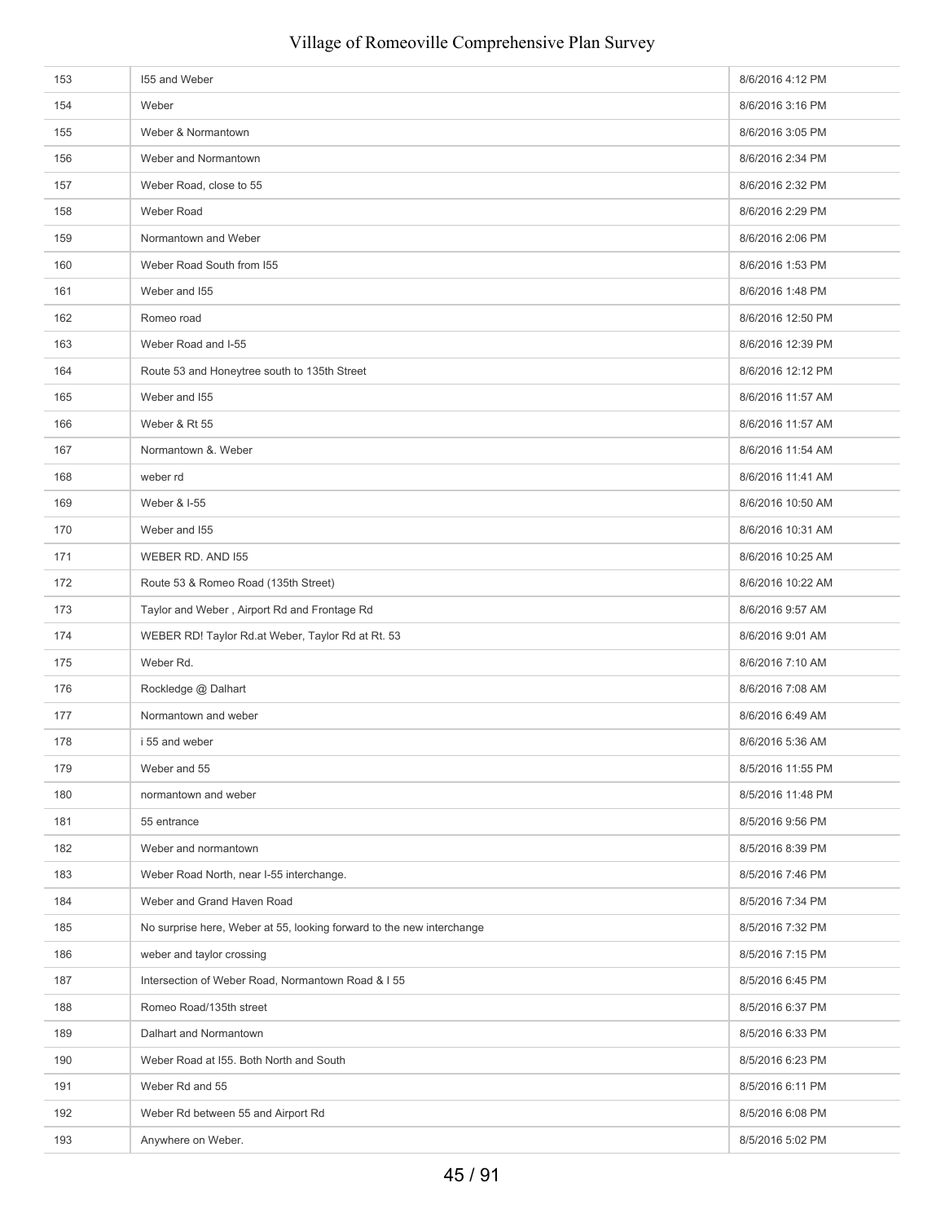| | | |
|---|---|---|
| 153 | I55 and Weber | 8/6/2016 4:12 PM |
| 154 | Weber | 8/6/2016 3:16 PM |
| 155 | Weber & Normantown | 8/6/2016 3:05 PM |
| 156 | Weber and Normantown | 8/6/2016 2:34 PM |
| 157 | Weber Road, close to 55 | 8/6/2016 2:32 PM |
| 158 | Weber Road | 8/6/2016 2:29 PM |
| 159 | Normantown and Weber | 8/6/2016 2:06 PM |
| 160 | Weber Road South from I55 | 8/6/2016 1:53 PM |
| 161 | Weber and I55 | 8/6/2016 1:48 PM |
| 162 | Romeo road | 8/6/2016 12:50 PM |
| 163 | Weber Road and I-55 | 8/6/2016 12:39 PM |
| 164 | Route 53 and Honeytree south to 135th Street | 8/6/2016 12:12 PM |
| 165 | Weber and I55 | 8/6/2016 11:57 AM |
| 166 | Weber & Rt 55 | 8/6/2016 11:57 AM |
| 167 | Normantown &. Weber | 8/6/2016 11:54 AM |
| 168 | weber rd | 8/6/2016 11:41 AM |
| 169 | Weber & I-55 | 8/6/2016 10:50 AM |
| 170 | Weber and I55 | 8/6/2016 10:31 AM |
| 171 | WEBER RD. AND I55 | 8/6/2016 10:25 AM |
| 172 | Route 53 & Romeo Road (135th Street) | 8/6/2016 10:22 AM |
| 173 | Taylor and Weber , Airport Rd and Frontage Rd | 8/6/2016 9:57 AM |
| 174 | WEBER RD! Taylor Rd.at Weber, Taylor Rd at Rt. 53 | 8/6/2016 9:01 AM |
| 175 | Weber Rd. | 8/6/2016 7:10 AM |
| 176 | Rockledge @ Dalhart | 8/6/2016 7:08 AM |
| 177 | Normantown and weber | 8/6/2016 6:49 AM |
| 178 | i 55 and weber | 8/6/2016 5:36 AM |
| 179 | Weber and 55 | 8/5/2016 11:55 PM |
| 180 | normantown and weber | 8/5/2016 11:48 PM |
| 181 | 55 entrance | 8/5/2016 9:56 PM |
| 182 | Weber and normantown | 8/5/2016 8:39 PM |
| 183 | Weber Road North, near I-55 interchange. | 8/5/2016 7:46 PM |
| 184 | Weber and Grand Haven Road | 8/5/2016 7:34 PM |
| 185 | No surprise here, Weber at 55, looking forward to the new interchange | 8/5/2016 7:32 PM |
| 186 | weber and taylor crossing | 8/5/2016 7:15 PM |
| 187 | Intersection of Weber Road, Normantown Road & I 55 | 8/5/2016 6:45 PM |
| 188 | Romeo Road/135th street | 8/5/2016 6:37 PM |
| 189 | Dalhart and Normantown | 8/5/2016 6:33 PM |
| 190 | Weber Road at I55. Both North and South | 8/5/2016 6:23 PM |
| 191 | Weber Rd and 55 | 8/5/2016 6:11 PM |
| 192 | Weber Rd between 55 and Airport Rd | 8/5/2016 6:08 PM |
| 193 | Anywhere on Weber. | 8/5/2016 5:02 PM |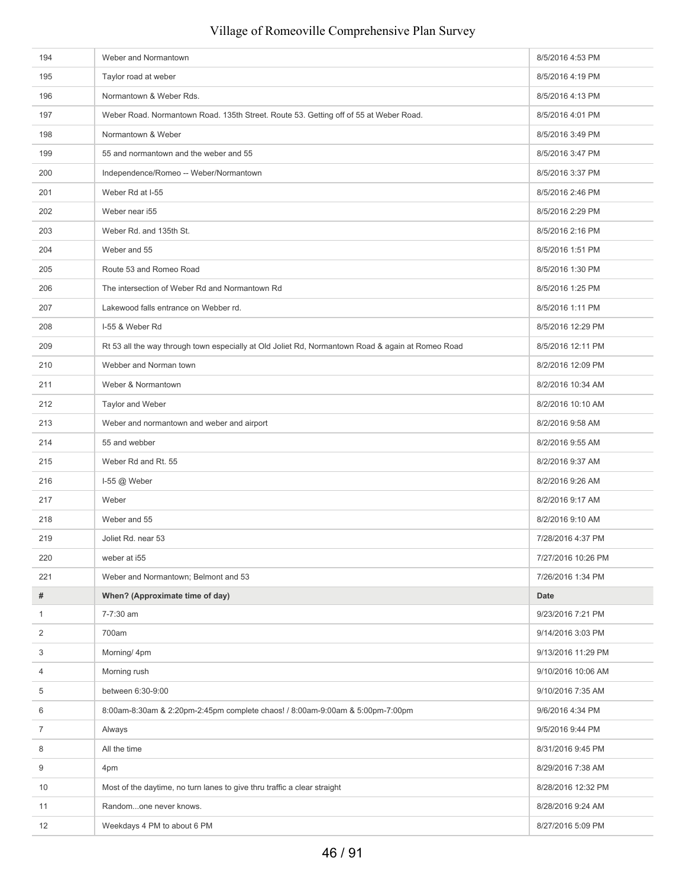| | | |
|---|---|---|
| 194 | Weber and Normantown | 8/5/2016 4:53 PM |
| 195 | Taylor road at weber | 8/5/2016 4:19 PM |
| 196 | Normantown & Weber Rds. | 8/5/2016 4:13 PM |
| 197 | Weber Road. Normantown Road. 135th Street. Route 53. Getting off of 55 at Weber Road. | 8/5/2016 4:01 PM |
| 198 | Normantown & Weber | 8/5/2016 3:49 PM |
| 199 | 55 and normantown and the weber and 55 | 8/5/2016 3:47 PM |
| 200 | Independence/Romeo -- Weber/Normantown | 8/5/2016 3:37 PM |
| 201 | Weber Rd at I-55 | 8/5/2016 2:46 PM |
| 202 | Weber near i55 | 8/5/2016 2:29 PM |
| 203 | Weber Rd. and 135th St. | 8/5/2016 2:16 PM |
| 204 | Weber and 55 | 8/5/2016 1:51 PM |
| 205 | Route 53 and Romeo Road | 8/5/2016 1:30 PM |
| 206 | The intersection of Weber Rd and Normantown Rd | 8/5/2016 1:25 PM |
| 207 | Lakewood falls entrance on Webber rd. | 8/5/2016 1:11 PM |
| 208 | I-55 & Weber Rd | 8/5/2016 12:29 PM |
| 209 | Rt 53 all the way through town especially at Old Joliet Rd, Normantown Road & again at Romeo Road | 8/5/2016 12:11 PM |
| 210 | Webber and Norman town | 8/2/2016 12:09 PM |
| 211 | Weber & Normantown | 8/2/2016 10:34 AM |
| 212 | Taylor and Weber | 8/2/2016 10:10 AM |
| 213 | Weber and normantown and weber and airport | 8/2/2016 9:58 AM |
| 214 | 55 and webber | 8/2/2016 9:55 AM |
| 215 | Weber Rd and Rt. 55 | 8/2/2016 9:37 AM |
| 216 | I-55 @ Weber | 8/2/2016 9:26 AM |
| 217 | Weber | 8/2/2016 9:17 AM |
| 218 | Weber and 55 | 8/2/2016 9:10 AM |
| 219 | Joliet Rd. near 53 | 7/28/2016 4:37 PM |
| 220 | weber at i55 | 7/27/2016 10:26 PM |
| 221 | Weber and Normantown; Belmont and 53 | 7/26/2016 1:34 PM |

| # | When? (Approximate time of day) | Date |
|---|---|---|
| 1 | 7-7:30 am | 9/23/2016 7:21 PM |
| 2 | 700am | 9/14/2016 3:03 PM |
| 3 | Morning/ 4pm | 9/13/2016 11:29 PM |
| 4 | Morning rush | 9/10/2016 10:06 AM |
| 5 | between 6:30-9:00 | 9/10/2016 7:35 AM |
| 6 | 8:00am-8:30am & 2:20pm-2:45pm complete chaos! / 8:00am-9:00am & 5:00pm-7:00pm | 9/6/2016 4:34 PM |
| 7 | Always | 9/5/2016 9:44 PM |
| 8 | All the time | 8/31/2016 9:45 PM |
| 9 | 4pm | 8/29/2016 7:38 AM |
| 10 | Most of the daytime, no turn lanes to give thru traffic a clear straight | 8/28/2016 12:32 PM |
| 11 | Random...one never knows. | 8/28/2016 9:24 AM |
| 12 | Weekdays 4 PM to about 6 PM | 8/27/2016 5:09 PM |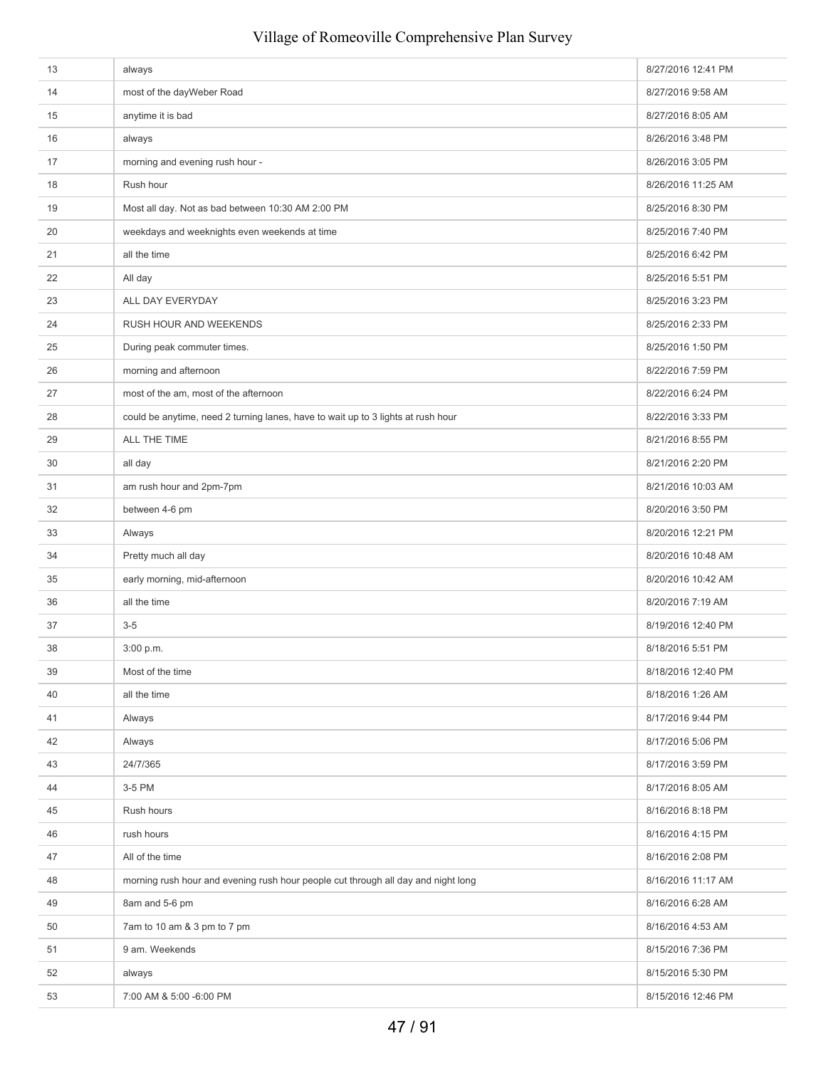| | | |
|---|---|---|
| 13 | always | 8/27/2016 12:41 PM |
| 14 | most of the dayWeber Road | 8/27/2016 9:58 AM |
| 15 | anytime it is bad | 8/27/2016 8:05 AM |
| 16 | always | 8/26/2016 3:48 PM |
| 17 | morning and evening rush hour - | 8/26/2016 3:05 PM |
| 18 | Rush hour | 8/26/2016 11:25 AM |
| 19 | Most all day. Not as bad between 10:30 AM 2:00 PM | 8/25/2016 8:30 PM |
| 20 | weekdays and weeknights even weekends at time | 8/25/2016 7:40 PM |
| 21 | all the time | 8/25/2016 6:42 PM |
| 22 | All day | 8/25/2016 5:51 PM |
| 23 | ALL DAY EVERYDAY | 8/25/2016 3:23 PM |
| 24 | RUSH HOUR AND WEEKENDS | 8/25/2016 2:33 PM |
| 25 | During peak commuter times. | 8/25/2016 1:50 PM |
| 26 | morning and afternoon | 8/22/2016 7:59 PM |
| 27 | most of the am, most of the afternoon | 8/22/2016 6:24 PM |
| 28 | could be anytime, need 2 turning lanes, have to wait up to 3 lights at rush hour | 8/22/2016 3:33 PM |
| 29 | ALL THE TIME | 8/21/2016 8:55 PM |
| 30 | all day | 8/21/2016 2:20 PM |
| 31 | am rush hour and 2pm-7pm | 8/21/2016 10:03 AM |
| 32 | between 4-6 pm | 8/20/2016 3:50 PM |
| 33 | Always | 8/20/2016 12:21 PM |
| 34 | Pretty much all day | 8/20/2016 10:48 AM |
| 35 | early morning, mid-afternoon | 8/20/2016 10:42 AM |
| 36 | all the time | 8/20/2016 7:19 AM |
| 37 | 3-5 | 8/19/2016 12:40 PM |
| 38 | 3:00 p.m. | 8/18/2016 5:51 PM |
| 39 | Most of the time | 8/18/2016 12:40 PM |
| 40 | all the time | 8/18/2016 1:26 AM |
| 41 | Always | 8/17/2016 9:44 PM |
| 42 | Always | 8/17/2016 5:06 PM |
| 43 | 24/7/365 | 8/17/2016 3:59 PM |
| 44 | 3-5 PM | 8/17/2016 8:05 AM |
| 45 | Rush hours | 8/16/2016 8:18 PM |
| 46 | rush hours | 8/16/2016 4:15 PM |
| 47 | All of the time | 8/16/2016 2:08 PM |
| 48 | morning rush hour and evening rush hour people cut through all day and night long | 8/16/2016 11:17 AM |
| 49 | 8am and 5-6 pm | 8/16/2016 6:28 AM |
| 50 | 7am to 10 am & 3 pm to 7 pm | 8/16/2016 4:53 AM |
| 51 | 9 am. Weekends | 8/15/2016 7:36 PM |
| 52 | always | 8/15/2016 5:30 PM |
| 53 | 7:00 AM & 5:00 -6:00 PM | 8/15/2016 12:46 PM |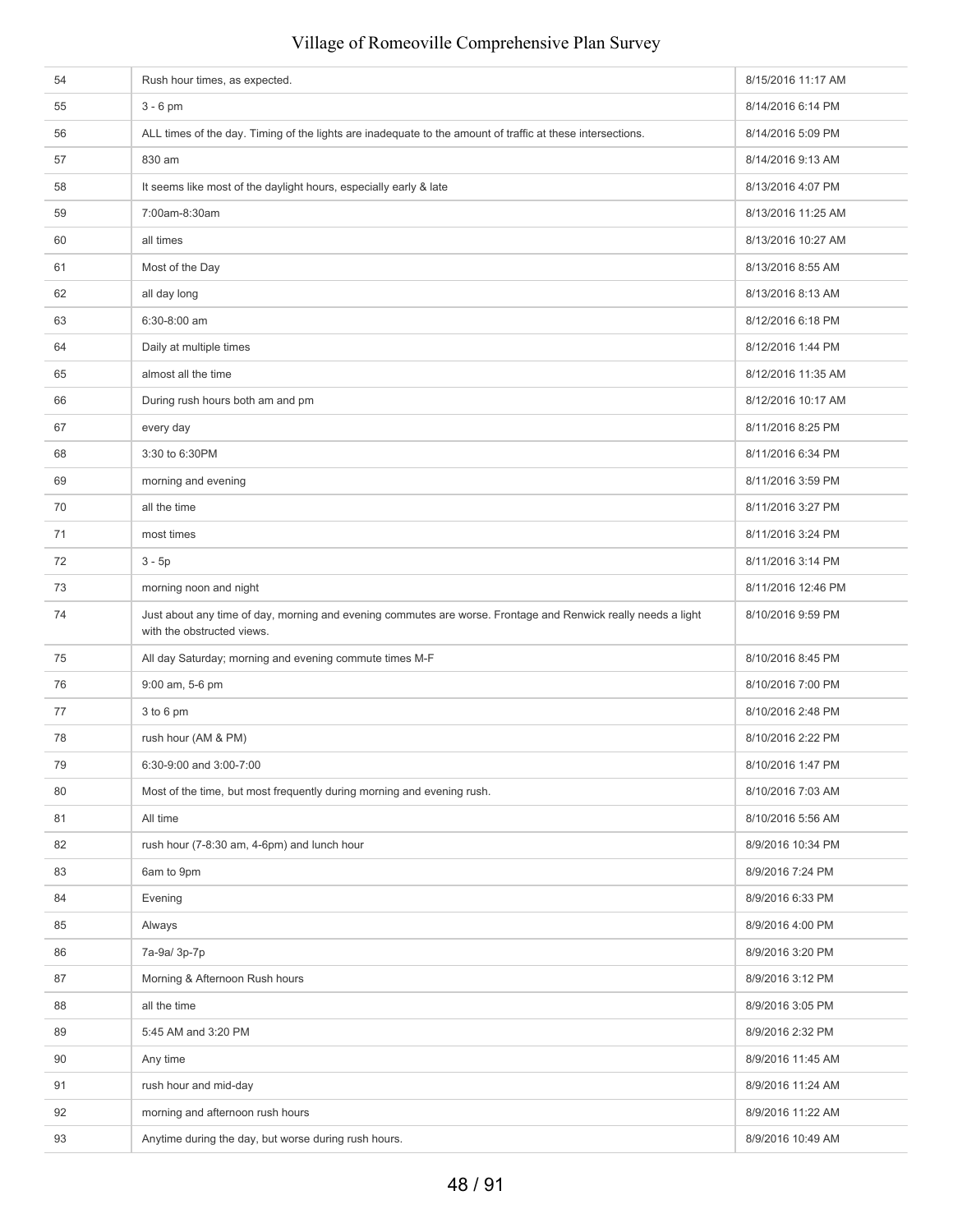| | | |
|---|---|---|
| 54 | Rush hour times, as expected. | 8/15/2016 11:17 AM |
| 55 | 3 - 6 pm | 8/14/2016 6:14 PM |
| 56 | ALL times of the day. Timing of the lights are inadequate to the amount of traffic at these intersections. | 8/14/2016 5:09 PM |
| 57 | 830 am | 8/14/2016 9:13 AM |
| 58 | It seems like most of the daylight hours, especially early & late | 8/13/2016 4:07 PM |
| 59 | 7:00am-8:30am | 8/13/2016 11:25 AM |
| 60 | all times | 8/13/2016 10:27 AM |
| 61 | Most of the Day | 8/13/2016 8:55 AM |
| 62 | all day long | 8/13/2016 8:13 AM |
| 63 | 6:30-8:00 am | 8/12/2016 6:18 PM |
| 64 | Daily at multiple times | 8/12/2016 1:44 PM |
| 65 | almost all the time | 8/12/2016 11:35 AM |
| 66 | During rush hours both am and pm | 8/12/2016 10:17 AM |
| 67 | every day | 8/11/2016 8:25 PM |
| 68 | 3:30 to 6:30PM | 8/11/2016 6:34 PM |
| 69 | morning and evening | 8/11/2016 3:59 PM |
| 70 | all the time | 8/11/2016 3:27 PM |
| 71 | most times | 8/11/2016 3:24 PM |
| 72 | 3 - 5p | 8/11/2016 3:14 PM |
| 73 | morning noon and night | 8/11/2016 12:46 PM |
| 74 | Just about any time of day, morning and evening commutes are worse. Frontage and Renwick really needs a light with the obstructed views. | 8/10/2016 9:59 PM |
| 75 | All day Saturday; morning and evening commute times M-F | 8/10/2016 8:45 PM |
| 76 | 9:00 am, 5-6 pm | 8/10/2016 7:00 PM |
| 77 | 3 to 6 pm | 8/10/2016 2:48 PM |
| 78 | rush hour (AM & PM) | 8/10/2016 2:22 PM |
| 79 | 6:30-9:00 and 3:00-7:00 | 8/10/2016 1:47 PM |
| 80 | Most of the time, but most frequently during morning and evening rush. | 8/10/2016 7:03 AM |
| 81 | All time | 8/10/2016 5:56 AM |
| 82 | rush hour (7-8:30 am, 4-6pm) and lunch hour | 8/9/2016 10:34 PM |
| 83 | 6am to 9pm | 8/9/2016 7:24 PM |
| 84 | Evening | 8/9/2016 6:33 PM |
| 85 | Always | 8/9/2016 4:00 PM |
| 86 | 7a-9a/ 3p-7p | 8/9/2016 3:20 PM |
| 87 | Morning & Afternoon Rush hours | 8/9/2016 3:12 PM |
| 88 | all the time | 8/9/2016 3:05 PM |
| 89 | 5:45 AM and 3:20 PM | 8/9/2016 2:32 PM |
| 90 | Any time | 8/9/2016 11:45 AM |
| 91 | rush hour and mid-day | 8/9/2016 11:24 AM |
| 92 | morning and afternoon rush hours | 8/9/2016 11:22 AM |
| 93 | Anytime during the day, but worse during rush hours. | 8/9/2016 10:49 AM |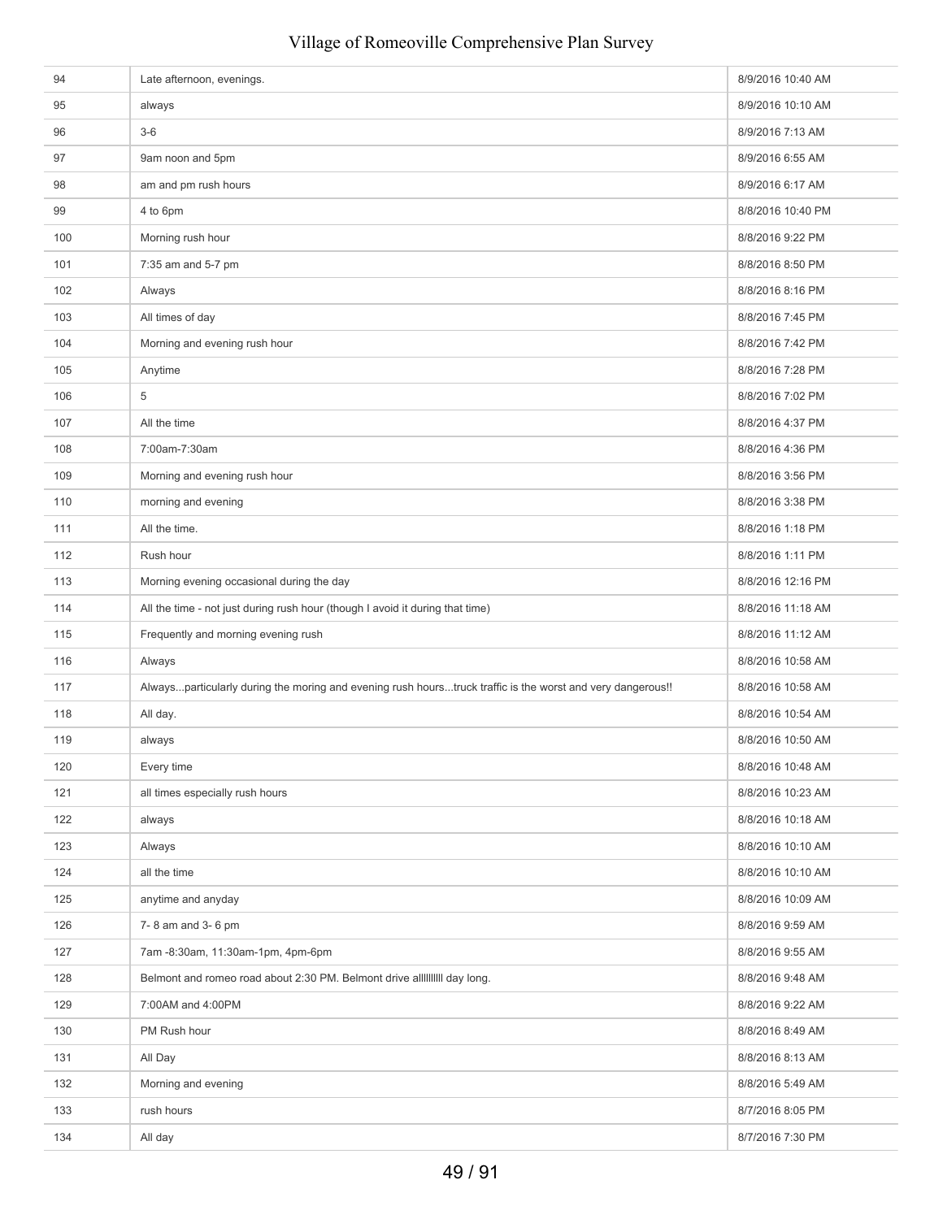| | | |
|---|---|---|
| 94 | Late afternoon, evenings. | 8/9/2016 10:40 AM |
| 95 | always | 8/9/2016 10:10 AM |
| 96 | 3-6 | 8/9/2016 7:13 AM |
| 97 | 9am noon and 5pm | 8/9/2016 6:55 AM |
| 98 | am and pm rush hours | 8/9/2016 6:17 AM |
| 99 | 4 to 6pm | 8/8/2016 10:40 PM |
| 100 | Morning rush hour | 8/8/2016 9:22 PM |
| 101 | 7:35 am and 5-7 pm | 8/8/2016 8:50 PM |
| 102 | Always | 8/8/2016 8:16 PM |
| 103 | All times of day | 8/8/2016 7:45 PM |
| 104 | Morning and evening rush hour | 8/8/2016 7:42 PM |
| 105 | Anytime | 8/8/2016 7:28 PM |
| 106 | 5 | 8/8/2016 7:02 PM |
| 107 | All the time | 8/8/2016 4:37 PM |
| 108 | 7:00am-7:30am | 8/8/2016 4:36 PM |
| 109 | Morning and evening rush hour | 8/8/2016 3:56 PM |
| 110 | morning and evening | 8/8/2016 3:38 PM |
| 111 | All the time. | 8/8/2016 1:18 PM |
| 112 | Rush hour | 8/8/2016 1:11 PM |
| 113 | Morning evening occasional during the day | 8/8/2016 12:16 PM |
| 114 | All the time - not just during rush hour (though I avoid it during that time) | 8/8/2016 11:18 AM |
| 115 | Frequently and morning evening rush | 8/8/2016 11:12 AM |
| 116 | Always | 8/8/2016 10:58 AM |
| 117 | Always...particularly during the moring and evening rush hours...truck traffic is the worst and very dangerous!! | 8/8/2016 10:58 AM |
| 118 | All day. | 8/8/2016 10:54 AM |
| 119 | always | 8/8/2016 10:50 AM |
| 120 | Every time | 8/8/2016 10:48 AM |
| 121 | all times especially rush hours | 8/8/2016 10:23 AM |
| 122 | always | 8/8/2016 10:18 AM |
| 123 | Always | 8/8/2016 10:10 AM |
| 124 | all the time | 8/8/2016 10:10 AM |
| 125 | anytime and anyday | 8/8/2016 10:09 AM |
| 126 | 7- 8 am and 3- 6 pm | 8/8/2016 9:59 AM |
| 127 | 7am -8:30am, 11:30am-1pm, 4pm-6pm | 8/8/2016 9:55 AM |
| 128 | Belmont and romeo road about 2:30 PM. Belmont drive alllllllll day long. | 8/8/2016 9:48 AM |
| 129 | 7:00AM and 4:00PM | 8/8/2016 9:22 AM |
| 130 | PM Rush hour | 8/8/2016 8:49 AM |
| 131 | All Day | 8/8/2016 8:13 AM |
| 132 | Morning and evening | 8/8/2016 5:49 AM |
| 133 | rush hours | 8/7/2016 8:05 PM |
| 134 | All day | 8/7/2016 7:30 PM |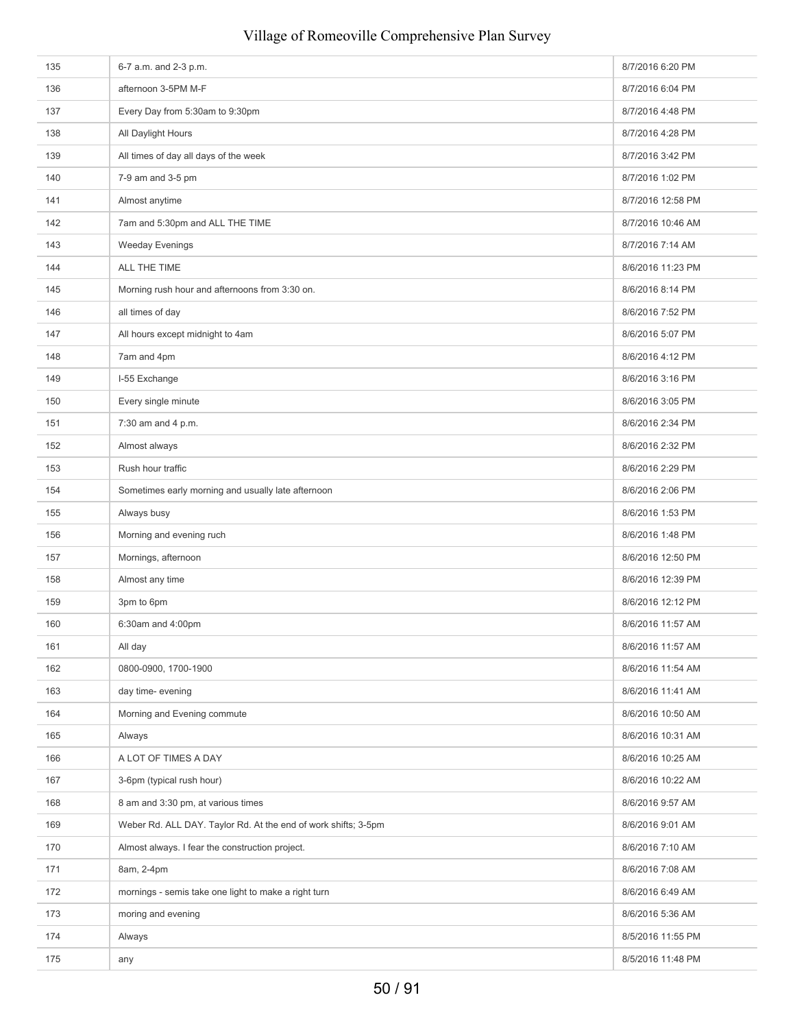| | | |
|---|---|---|
| 135 | 6-7 a.m. and 2-3 p.m. | 8/7/2016 6:20 PM |
| 136 | afternoon 3-5PM M-F | 8/7/2016 6:04 PM |
| 137 | Every Day from 5:30am to 9:30pm | 8/7/2016 4:48 PM |
| 138 | All Daylight Hours | 8/7/2016 4:28 PM |
| 139 | All times of day all days of the week | 8/7/2016 3:42 PM |
| 140 | 7-9 am and 3-5 pm | 8/7/2016 1:02 PM |
| 141 | Almost anytime | 8/7/2016 12:58 PM |
| 142 | 7am and 5:30pm and ALL THE TIME | 8/7/2016 10:46 AM |
| 143 | Weeday Evenings | 8/7/2016 7:14 AM |
| 144 | ALL THE TIME | 8/6/2016 11:23 PM |
| 145 | Morning rush hour and afternoons from 3:30 on. | 8/6/2016 8:14 PM |
| 146 | all times of day | 8/6/2016 7:52 PM |
| 147 | All hours except midnight to 4am | 8/6/2016 5:07 PM |
| 148 | 7am and 4pm | 8/6/2016 4:12 PM |
| 149 | I-55 Exchange | 8/6/2016 3:16 PM |
| 150 | Every single minute | 8/6/2016 3:05 PM |
| 151 | 7:30 am and 4 p.m. | 8/6/2016 2:34 PM |
| 152 | Almost always | 8/6/2016 2:32 PM |
| 153 | Rush hour traffic | 8/6/2016 2:29 PM |
| 154 | Sometimes early morning and usually late afternoon | 8/6/2016 2:06 PM |
| 155 | Always busy | 8/6/2016 1:53 PM |
| 156 | Morning and evening ruch | 8/6/2016 1:48 PM |
| 157 | Mornings, afternoon | 8/6/2016 12:50 PM |
| 158 | Almost any time | 8/6/2016 12:39 PM |
| 159 | 3pm to 6pm | 8/6/2016 12:12 PM |
| 160 | 6:30am and 4:00pm | 8/6/2016 11:57 AM |
| 161 | All day | 8/6/2016 11:57 AM |
| 162 | 0800-0900, 1700-1900 | 8/6/2016 11:54 AM |
| 163 | day time- evening | 8/6/2016 11:41 AM |
| 164 | Morning and Evening commute | 8/6/2016 10:50 AM |
| 165 | Always | 8/6/2016 10:31 AM |
| 166 | A LOT OF TIMES A DAY | 8/6/2016 10:25 AM |
| 167 | 3-6pm (typical rush hour) | 8/6/2016 10:22 AM |
| 168 | 8 am and 3:30 pm, at various times | 8/6/2016 9:57 AM |
| 169 | Weber Rd. ALL DAY. Taylor Rd. At the end of work shifts; 3-5pm | 8/6/2016 9:01 AM |
| 170 | Almost always. I fear the construction project. | 8/6/2016 7:10 AM |
| 171 | 8am, 2-4pm | 8/6/2016 7:08 AM |
| 172 | mornings - semis take one light to make a right turn | 8/6/2016 6:49 AM |
| 173 | moring and evening | 8/6/2016 5:36 AM |
| 174 | Always | 8/5/2016 11:55 PM |
| 175 | any | 8/5/2016 11:48 PM |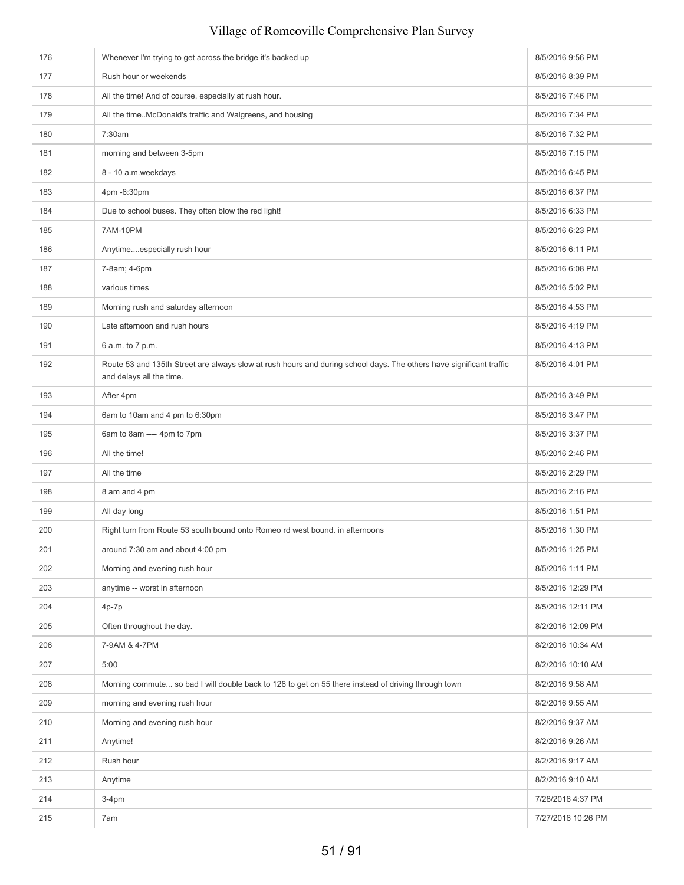| | | |
|---|---|---|
| 176 | Whenever I'm trying to get across the bridge it's backed up | 8/5/2016 9:56 PM |
| 177 | Rush hour or weekends | 8/5/2016 8:39 PM |
| 178 | All the time! And of course, especially at rush hour. | 8/5/2016 7:46 PM |
| 179 | All the time..McDonald's traffic and Walgreens, and housing | 8/5/2016 7:34 PM |
| 180 | 7:30am | 8/5/2016 7:32 PM |
| 181 | morning and between 3-5pm | 8/5/2016 7:15 PM |
| 182 | 8 - 10 a.m.weekdays | 8/5/2016 6:45 PM |
| 183 | 4pm -6:30pm | 8/5/2016 6:37 PM |
| 184 | Due to school buses. They often blow the red light! | 8/5/2016 6:33 PM |
| 185 | 7AM-10PM | 8/5/2016 6:23 PM |
| 186 | Anytime....especially rush hour | 8/5/2016 6:11 PM |
| 187 | 7-8am; 4-6pm | 8/5/2016 6:08 PM |
| 188 | various times | 8/5/2016 5:02 PM |
| 189 | Morning rush and saturday afternoon | 8/5/2016 4:53 PM |
| 190 | Late afternoon and rush hours | 8/5/2016 4:19 PM |
| 191 | 6 a.m. to 7 p.m. | 8/5/2016 4:13 PM |
| 192 | Route 53 and 135th Street are always slow at rush hours and during school days. The others have significant traffic and delays all the time. | 8/5/2016 4:01 PM |
| 193 | After 4pm | 8/5/2016 3:49 PM |
| 194 | 6am to 10am and 4 pm to 6:30pm | 8/5/2016 3:47 PM |
| 195 | 6am to 8am ---- 4pm to 7pm | 8/5/2016 3:37 PM |
| 196 | All the time! | 8/5/2016 2:46 PM |
| 197 | All the time | 8/5/2016 2:29 PM |
| 198 | 8 am and 4 pm | 8/5/2016 2:16 PM |
| 199 | All day long | 8/5/2016 1:51 PM |
| 200 | Right turn from Route 53 south bound onto Romeo rd west bound. in afternoons | 8/5/2016 1:30 PM |
| 201 | around 7:30 am and about 4:00 pm | 8/5/2016 1:25 PM |
| 202 | Morning and evening rush hour | 8/5/2016 1:11 PM |
| 203 | anytime -- worst in afternoon | 8/5/2016 12:29 PM |
| 204 | 4p-7p | 8/5/2016 12:11 PM |
| 205 | Often throughout the day. | 8/2/2016 12:09 PM |
| 206 | 7-9AM & 4-7PM | 8/2/2016 10:34 AM |
| 207 | 5:00 | 8/2/2016 10:10 AM |
| 208 | Morning commute... so bad I will double back to 126 to get on 55 there instead of driving through town | 8/2/2016 9:58 AM |
| 209 | morning and evening rush hour | 8/2/2016 9:55 AM |
| 210 | Morning and evening rush hour | 8/2/2016 9:37 AM |
| 211 | Anytime! | 8/2/2016 9:26 AM |
| 212 | Rush hour | 8/2/2016 9:17 AM |
| 213 | Anytime | 8/2/2016 9:10 AM |
| 214 | 3-4pm | 7/28/2016 4:37 PM |
| 215 | 7am | 7/27/2016 10:26 PM |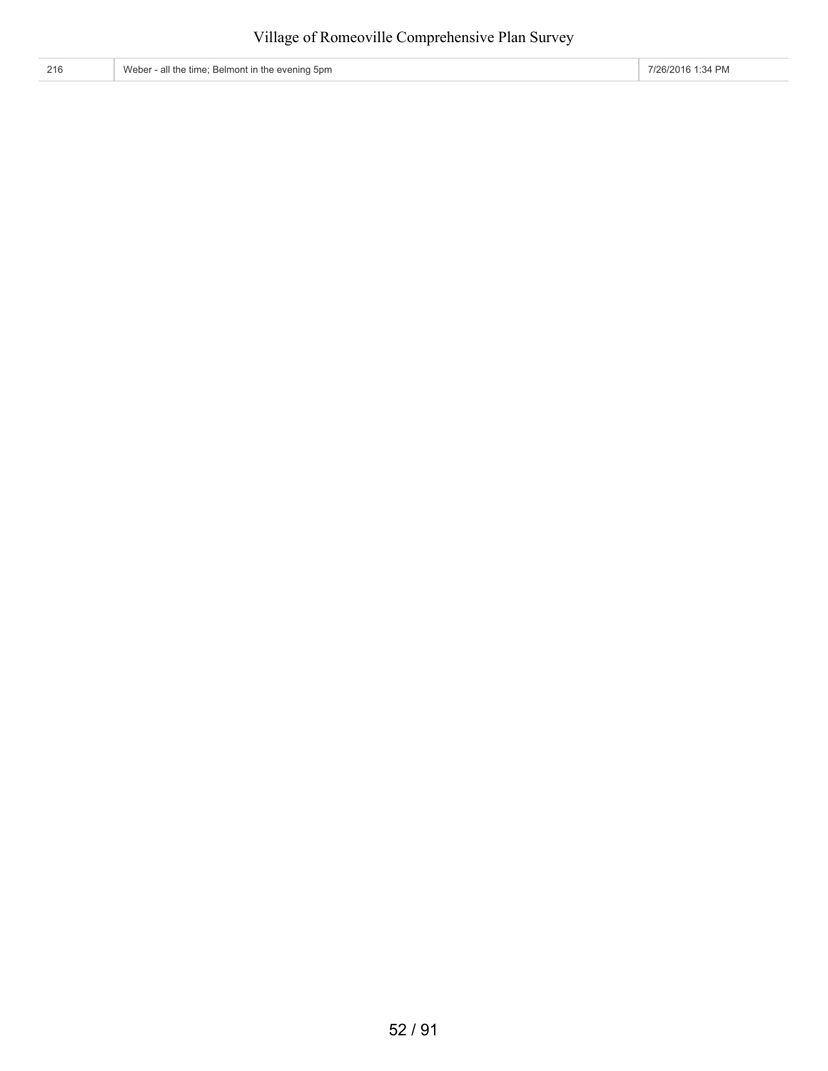| 216 | Weber - all the time; Belmont in the evening 5pm | 7/26/2016 1:34 PM |
|---|---|---|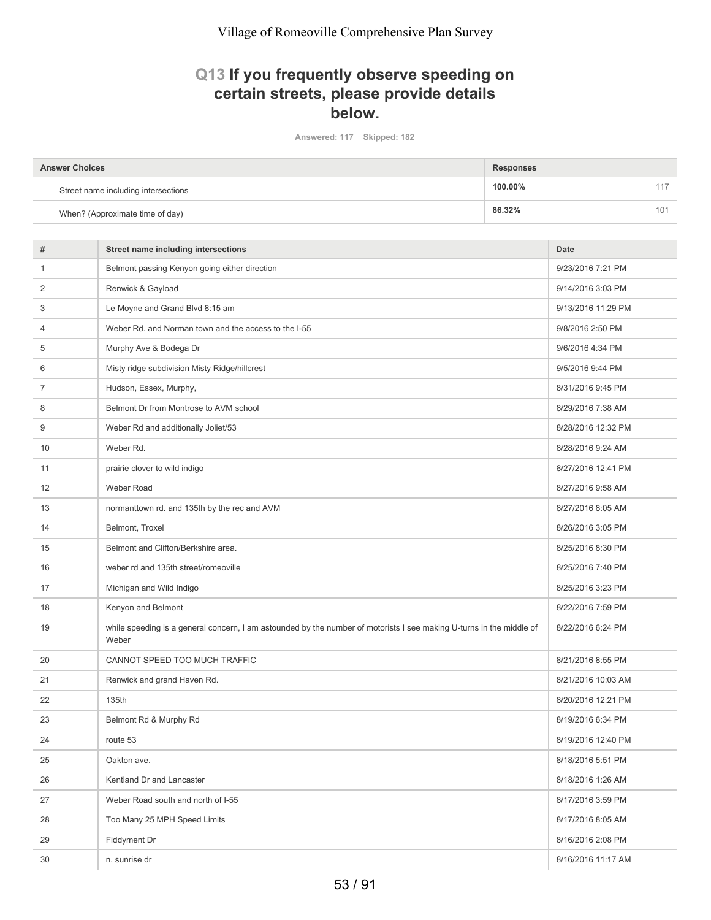## Q13 If you frequently observe speeding on certain streets, please provide details below.

Answered: 117 Skipped: 182

| Answer Choices | Responses | |
|---|---|---|
| Street name including intersections | 100.00% | 117 |
| When? (Approximate time of day) | 86.32% | 101 |

| # | Street name including intersections | Date |
|---|---|---|
| 1 | Belmont passing Kenyon going either direction | 9/23/2016 7:21 PM |
| 2 | Renwick & Gayload | 9/14/2016 3:03 PM |
| 3 | Le Moyne and Grand Blvd 8:15 am | 9/13/2016 11:29 PM |
| 4 | Weber Rd. and Norman town and the access to the I-55 | 9/8/2016 2:50 PM |
| 5 | Murphy Ave & Bodega Dr | 9/6/2016 4:34 PM |
| 6 | Misty ridge subdivision Misty Ridge/hillcrest | 9/5/2016 9:44 PM |
| 7 | Hudson, Essex, Murphy, | 8/31/2016 9:45 PM |
| 8 | Belmont Dr from Montrose to AVM school | 8/29/2016 7:38 AM |
| 9 | Weber Rd and additionally Joliet/53 | 8/28/2016 12:32 PM |
| 10 | Weber Rd. | 8/28/2016 9:24 AM |
| 11 | prairie clover to wild indigo | 8/27/2016 12:41 PM |
| 12 | Weber Road | 8/27/2016 9:58 AM |
| 13 | normanttown rd. and 135th by the rec and AVM | 8/27/2016 8:05 AM |
| 14 | Belmont, Troxel | 8/26/2016 3:05 PM |
| 15 | Belmont and Clifton/Berkshire area. | 8/25/2016 8:30 PM |
| 16 | weber rd and 135th street/romeoville | 8/25/2016 7:40 PM |
| 17 | Michigan and Wild Indigo | 8/25/2016 3:23 PM |
| 18 | Kenyon and Belmont | 8/22/2016 7:59 PM |
| 19 | while speeding is a general concern, I am astounded by the number of motorists I see making U-turns in the middle of Weber | 8/22/2016 6:24 PM |
| 20 | CANNOT SPEED TOO MUCH TRAFFIC | 8/21/2016 8:55 PM |
| 21 | Renwick and grand Haven Rd. | 8/21/2016 10:03 AM |
| 22 | 135th | 8/20/2016 12:21 PM |
| 23 | Belmont Rd & Murphy Rd | 8/19/2016 6:34 PM |
| 24 | route 53 | 8/19/2016 12:40 PM |
| 25 | Oakton ave. | 8/18/2016 5:51 PM |
| 26 | Kentland Dr and Lancaster | 8/18/2016 1:26 AM |
| 27 | Weber Road south and north of I-55 | 8/17/2016 3:59 PM |
| 28 | Too Many 25 MPH Speed Limits | 8/17/2016 8:05 AM |
| 29 | Fiddyment Dr | 8/16/2016 2:08 PM |
| 30 | n. sunrise dr | 8/16/2016 11:17 AM |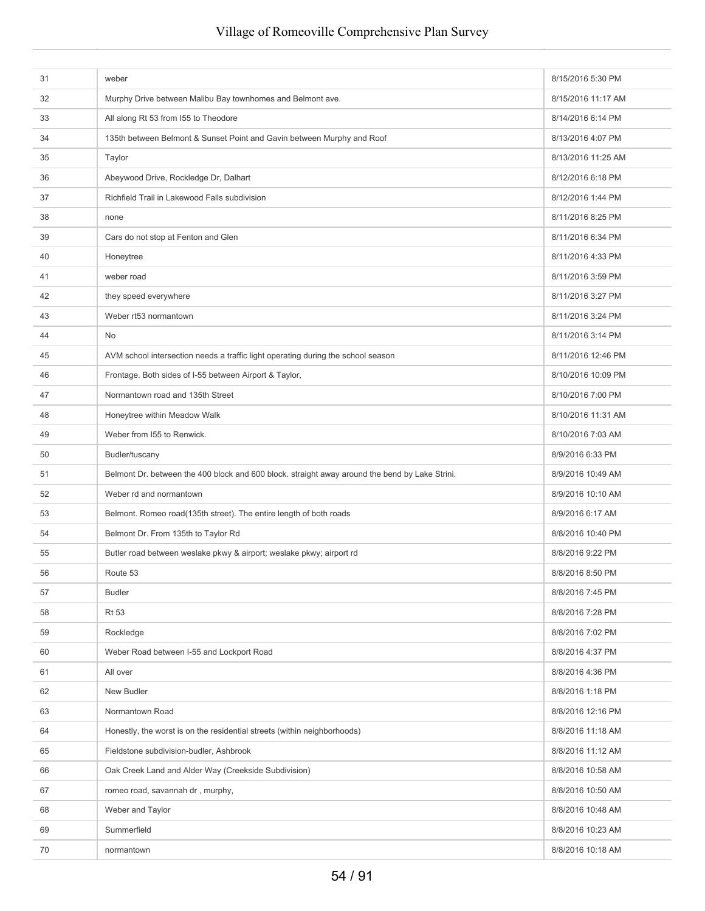| | | |
|---|---|---|
| 31 | weber | 8/15/2016 5:30 PM |
| 32 | Murphy Drive between Malibu Bay townhomes and Belmont ave. | 8/15/2016 11:17 AM |
| 33 | All along Rt 53 from I55 to Theodore | 8/14/2016 6:14 PM |
| 34 | 135th between Belmont & Sunset Point and Gavin between Murphy and Roof | 8/13/2016 4:07 PM |
| 35 | Taylor | 8/13/2016 11:25 AM |
| 36 | Abeywood Drive, Rockledge Dr, Dalhart | 8/12/2016 6:18 PM |
| 37 | Richfield Trail in Lakewood Falls subdivision | 8/12/2016 1:44 PM |
| 38 | none | 8/11/2016 8:25 PM |
| 39 | Cars do not stop at Fenton and Glen | 8/11/2016 6:34 PM |
| 40 | Honeytree | 8/11/2016 4:33 PM |
| 41 | weber road | 8/11/2016 3:59 PM |
| 42 | they speed everywhere | 8/11/2016 3:27 PM |
| 43 | Weber rt53 normantown | 8/11/2016 3:24 PM |
| 44 | No | 8/11/2016 3:14 PM |
| 45 | AVM school intersection needs a traffic light operating during the school season | 8/11/2016 12:46 PM |
| 46 | Frontage. Both sides of I-55 between Airport & Taylor, | 8/10/2016 10:09 PM |
| 47 | Normantown road and 135th Street | 8/10/2016 7:00 PM |
| 48 | Honeytree within Meadow Walk | 8/10/2016 11:31 AM |
| 49 | Weber from I55 to Renwick. | 8/10/2016 7:03 AM |
| 50 | Budler/tuscany | 8/9/2016 6:33 PM |
| 51 | Belmont Dr. between the 400 block and 600 block. straight away around the bend by Lake Strini. | 8/9/2016 10:49 AM |
| 52 | Weber rd and normantown | 8/9/2016 10:10 AM |
| 53 | Belmont. Romeo road(135th street). The entire length of both roads | 8/9/2016 6:17 AM |
| 54 | Belmont Dr. From 135th to Taylor Rd | 8/8/2016 10:40 PM |
| 55 | Butler road between weslake pkwy & airport; weslake pkwy; airport rd | 8/8/2016 9:22 PM |
| 56 | Route 53 | 8/8/2016 8:50 PM |
| 57 | Budler | 8/8/2016 7:45 PM |
| 58 | Rt 53 | 8/8/2016 7:28 PM |
| 59 | Rockledge | 8/8/2016 7:02 PM |
| 60 | Weber Road between I-55 and Lockport Road | 8/8/2016 4:37 PM |
| 61 | All over | 8/8/2016 4:36 PM |
| 62 | New Budler | 8/8/2016 1:18 PM |
| 63 | Normantown Road | 8/8/2016 12:16 PM |
| 64 | Honestly, the worst is on the residential streets (within neighborhoods) | 8/8/2016 11:18 AM |
| 65 | Fieldstone subdivision-budler, Ashbrook | 8/8/2016 11:12 AM |
| 66 | Oak Creek Land and Alder Way (Creekside Subdivision) | 8/8/2016 10:58 AM |
| 67 | romeo road, savannah dr , murphy, | 8/8/2016 10:50 AM |
| 68 | Weber and Taylor | 8/8/2016 10:48 AM |
| 69 | Summerfield | 8/8/2016 10:23 AM |
| 70 | normantown | 8/8/2016 10:18 AM |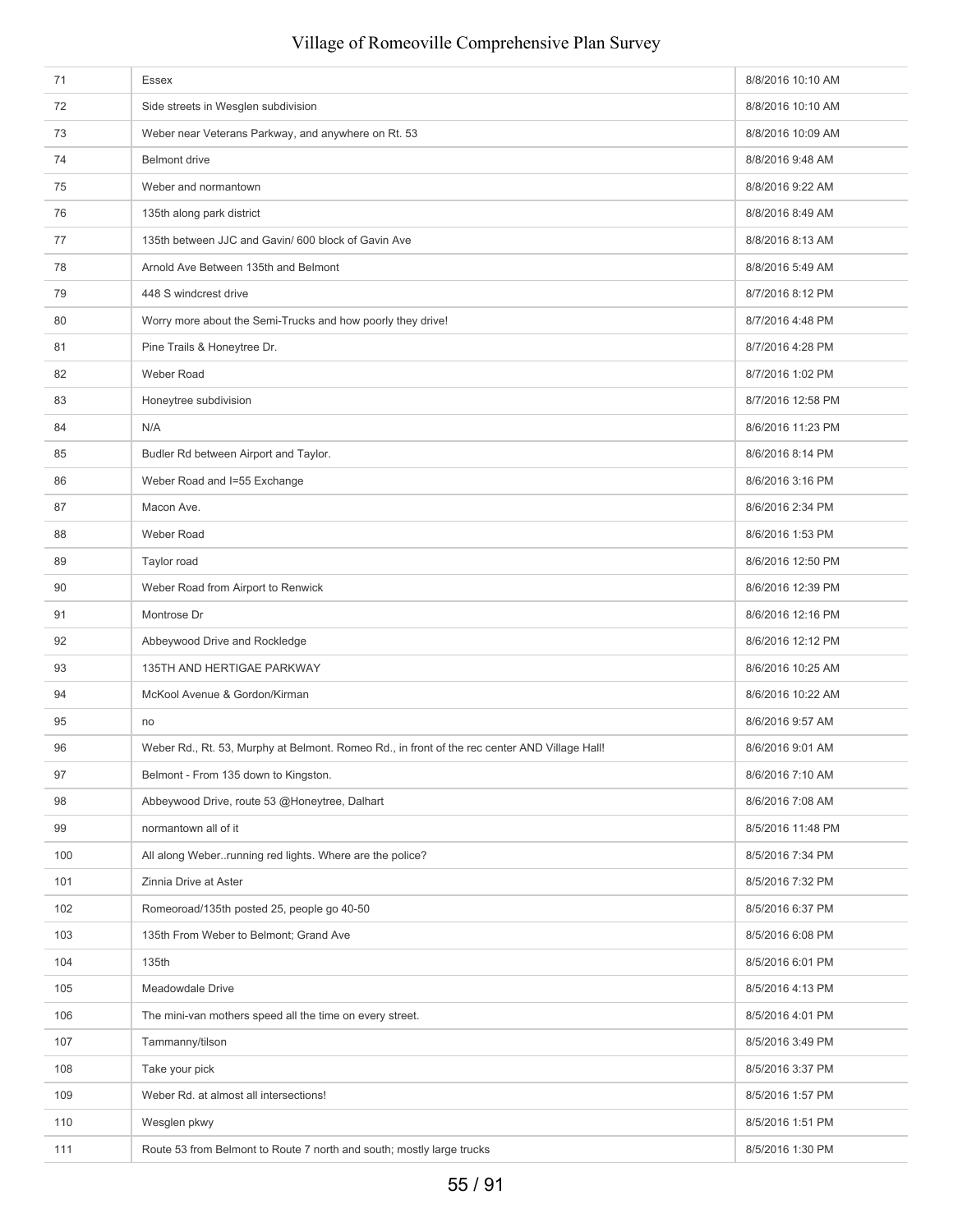| | | |
|---|---|---|
| 71 | Essex | 8/8/2016 10:10 AM |
| 72 | Side streets in Wesglen subdivision | 8/8/2016 10:10 AM |
| 73 | Weber near Veterans Parkway, and anywhere on Rt. 53 | 8/8/2016 10:09 AM |
| 74 | Belmont drive | 8/8/2016 9:48 AM |
| 75 | Weber and normantown | 8/8/2016 9:22 AM |
| 76 | 135th along park district | 8/8/2016 8:49 AM |
| 77 | 135th between JJC and Gavin/ 600 block of Gavin Ave | 8/8/2016 8:13 AM |
| 78 | Arnold Ave Between 135th and Belmont | 8/8/2016 5:49 AM |
| 79 | 448 S windcrest drive | 8/7/2016 8:12 PM |
| 80 | Worry more about the Semi-Trucks and how poorly they drive! | 8/7/2016 4:48 PM |
| 81 | Pine Trails & Honeytree Dr. | 8/7/2016 4:28 PM |
| 82 | Weber Road | 8/7/2016 1:02 PM |
| 83 | Honeytree subdivision | 8/7/2016 12:58 PM |
| 84 | N/A | 8/6/2016 11:23 PM |
| 85 | Budler Rd between Airport and Taylor. | 8/6/2016 8:14 PM |
| 86 | Weber Road and I=55 Exchange | 8/6/2016 3:16 PM |
| 87 | Macon Ave. | 8/6/2016 2:34 PM |
| 88 | Weber Road | 8/6/2016 1:53 PM |
| 89 | Taylor road | 8/6/2016 12:50 PM |
| 90 | Weber Road from Airport to Renwick | 8/6/2016 12:39 PM |
| 91 | Montrose Dr | 8/6/2016 12:16 PM |
| 92 | Abbeywood Drive and Rockledge | 8/6/2016 12:12 PM |
| 93 | 135TH AND HERTIGAE PARKWAY | 8/6/2016 10:25 AM |
| 94 | McKool Avenue & Gordon/Kirman | 8/6/2016 10:22 AM |
| 95 | no | 8/6/2016 9:57 AM |
| 96 | Weber Rd., Rt. 53, Murphy at Belmont. Romeo Rd., in front of the rec center AND Village Hall! | 8/6/2016 9:01 AM |
| 97 | Belmont - From 135 down to Kingston. | 8/6/2016 7:10 AM |
| 98 | Abbeywood Drive, route 53 @Honeytree, Dalhart | 8/6/2016 7:08 AM |
| 99 | normantown all of it | 8/5/2016 11:48 PM |
| 100 | All along Weber..running red lights. Where are the police? | 8/5/2016 7:34 PM |
| 101 | Zinnia Drive at Aster | 8/5/2016 7:32 PM |
| 102 | Romeoroad/135th posted 25, people go 40-50 | 8/5/2016 6:37 PM |
| 103 | 135th From Weber to Belmont; Grand Ave | 8/5/2016 6:08 PM |
| 104 | 135th | 8/5/2016 6:01 PM |
| 105 | Meadowdale Drive | 8/5/2016 4:13 PM |
| 106 | The mini-van mothers speed all the time on every street. | 8/5/2016 4:01 PM |
| 107 | Tammanny/tilson | 8/5/2016 3:49 PM |
| 108 | Take your pick | 8/5/2016 3:37 PM |
| 109 | Weber Rd. at almost all intersections! | 8/5/2016 1:57 PM |
| 110 | Wesglen pkwy | 8/5/2016 1:51 PM |
| 111 | Route 53 from Belmont to Route 7 north and south; mostly large trucks | 8/5/2016 1:30 PM |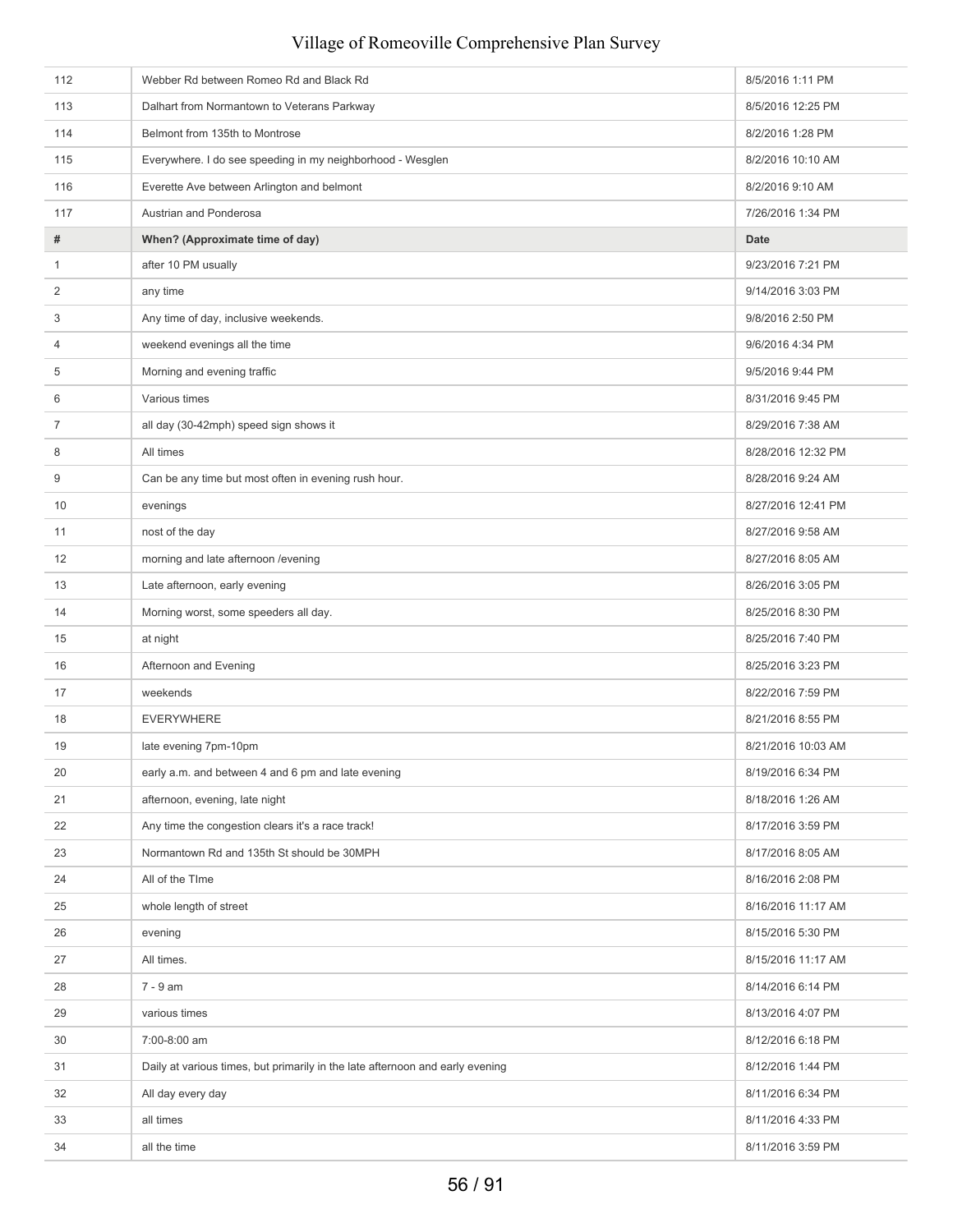| 112 | Webber Rd between Romeo Rd and Black Rd | 8/5/2016 1:11 PM |
|---|---|---|
| 113 | Dalhart from Normantown to Veterans Parkway | 8/5/2016 12:25 PM |
| 114 | Belmont from 135th to Montrose | 8/2/2016 1:28 PM |
| 115 | Everywhere. I do see speeding in my neighborhood - Wesglen | 8/2/2016 10:10 AM |
| 116 | Everette Ave between Arlington and belmont | 8/2/2016 9:10 AM |
| 117 | Austrian and Ponderosa | 7/26/2016 1:34 PM |

| # | When? (Approximate time of day) | Date |
|---|---|---|
| 1 | after 10 PM usually | 9/23/2016 7:21 PM |
| 2 | any time | 9/14/2016 3:03 PM |
| 3 | Any time of day, inclusive weekends. | 9/8/2016 2:50 PM |
| 4 | weekend evenings all the time | 9/6/2016 4:34 PM |
| 5 | Morning and evening traffic | 9/5/2016 9:44 PM |
| 6 | Various times | 8/31/2016 9:45 PM |
| 7 | all day (30-42mph) speed sign shows it | 8/29/2016 7:38 AM |
| 8 | All times | 8/28/2016 12:32 PM |
| 9 | Can be any time but most often in evening rush hour. | 8/28/2016 9:24 AM |
| 10 | evenings | 8/27/2016 12:41 PM |
| 11 | nost of the day | 8/27/2016 9:58 AM |
| 12 | morning and late afternoon /evening | 8/27/2016 8:05 AM |
| 13 | Late afternoon, early evening | 8/26/2016 3:05 PM |
| 14 | Morning worst, some speeders all day. | 8/25/2016 8:30 PM |
| 15 | at night | 8/25/2016 7:40 PM |
| 16 | Afternoon and Evening | 8/25/2016 3:23 PM |
| 17 | weekends | 8/22/2016 7:59 PM |
| 18 | EVERYWHERE | 8/21/2016 8:55 PM |
| 19 | late evening 7pm-10pm | 8/21/2016 10:03 AM |
| 20 | early a.m. and between 4 and 6 pm and late evening | 8/19/2016 6:34 PM |
| 21 | afternoon, evening, late night | 8/18/2016 1:26 AM |
| 22 | Any time the congestion clears it's a race track! | 8/17/2016 3:59 PM |
| 23 | Normantown Rd and 135th St should be 30MPH | 8/17/2016 8:05 AM |
| 24 | All of the TIme | 8/16/2016 2:08 PM |
| 25 | whole length of street | 8/16/2016 11:17 AM |
| 26 | evening | 8/15/2016 5:30 PM |
| 27 | All times. | 8/15/2016 11:17 AM |
| 28 | 7 - 9 am | 8/14/2016 6:14 PM |
| 29 | various times | 8/13/2016 4:07 PM |
| 30 | 7:00-8:00 am | 8/12/2016 6:18 PM |
| 31 | Daily at various times, but primarily in the late afternoon and early evening | 8/12/2016 1:44 PM |
| 32 | All day every day | 8/11/2016 6:34 PM |
| 33 | all times | 8/11/2016 4:33 PM |
| 34 | all the time | 8/11/2016 3:59 PM |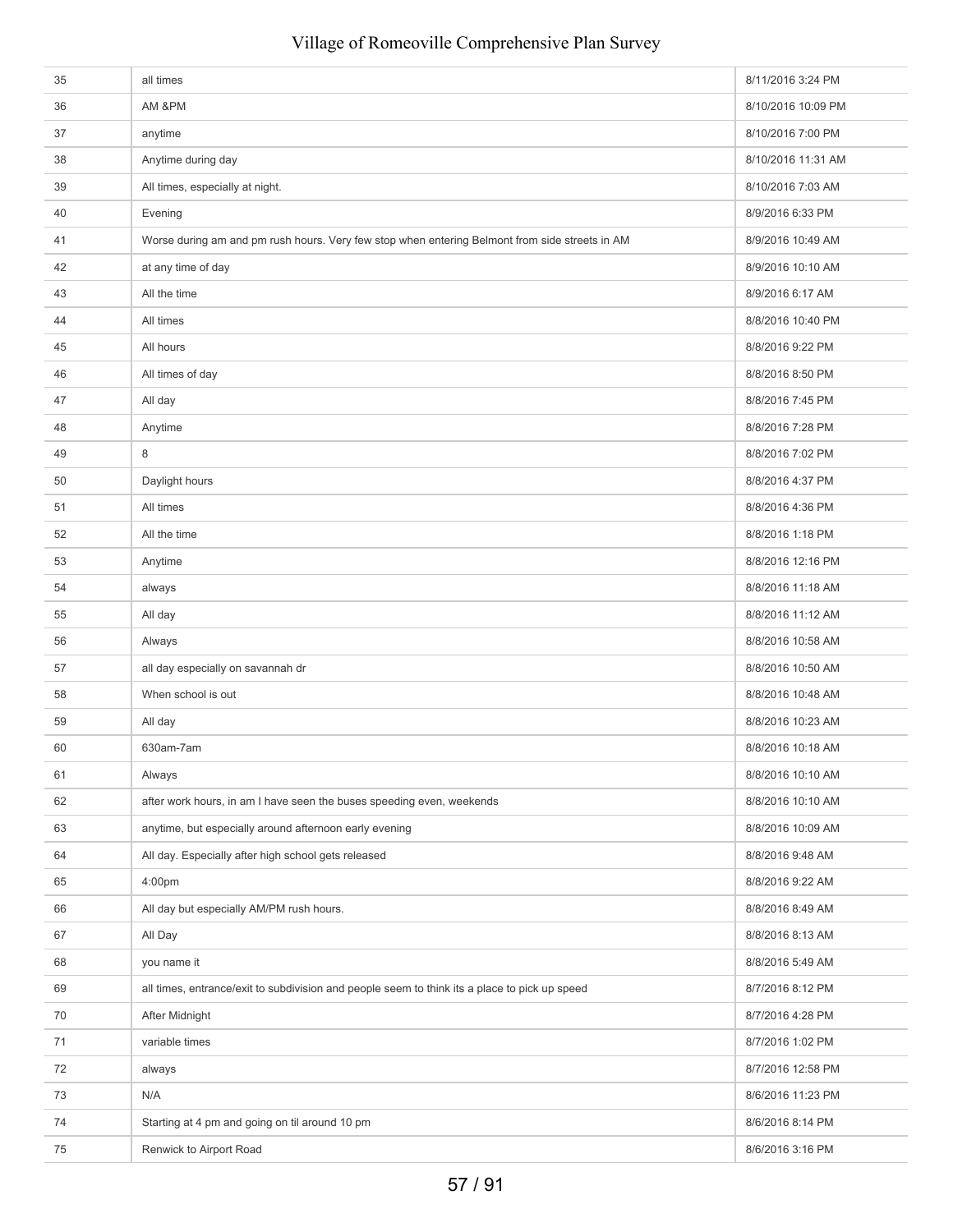| | | |
|---|---|---|
| 35 | all times | 8/11/2016 3:24 PM |
| 36 | AM &PM | 8/10/2016 10:09 PM |
| 37 | anytime | 8/10/2016 7:00 PM |
| 38 | Anytime during day | 8/10/2016 11:31 AM |
| 39 | All times, especially at night. | 8/10/2016 7:03 AM |
| 40 | Evening | 8/9/2016 6:33 PM |
| 41 | Worse during am and pm rush hours. Very few stop when entering Belmont from side streets in AM | 8/9/2016 10:49 AM |
| 42 | at any time of day | 8/9/2016 10:10 AM |
| 43 | All the time | 8/9/2016 6:17 AM |
| 44 | All times | 8/8/2016 10:40 PM |
| 45 | All hours | 8/8/2016 9:22 PM |
| 46 | All times of day | 8/8/2016 8:50 PM |
| 47 | All day | 8/8/2016 7:45 PM |
| 48 | Anytime | 8/8/2016 7:28 PM |
| 49 | 8 | 8/8/2016 7:02 PM |
| 50 | Daylight hours | 8/8/2016 4:37 PM |
| 51 | All times | 8/8/2016 4:36 PM |
| 52 | All the time | 8/8/2016 1:18 PM |
| 53 | Anytime | 8/8/2016 12:16 PM |
| 54 | always | 8/8/2016 11:18 AM |
| 55 | All day | 8/8/2016 11:12 AM |
| 56 | Always | 8/8/2016 10:58 AM |
| 57 | all day especially on savannah dr | 8/8/2016 10:50 AM |
| 58 | When school is out | 8/8/2016 10:48 AM |
| 59 | All day | 8/8/2016 10:23 AM |
| 60 | 630am-7am | 8/8/2016 10:18 AM |
| 61 | Always | 8/8/2016 10:10 AM |
| 62 | after work hours, in am I have seen the buses speeding even, weekends | 8/8/2016 10:10 AM |
| 63 | anytime, but especially around afternoon early evening | 8/8/2016 10:09 AM |
| 64 | All day. Especially after high school gets released | 8/8/2016 9:48 AM |
| 65 | 4:00pm | 8/8/2016 9:22 AM |
| 66 | All day but especially AM/PM rush hours. | 8/8/2016 8:49 AM |
| 67 | All Day | 8/8/2016 8:13 AM |
| 68 | you name it | 8/8/2016 5:49 AM |
| 69 | all times, entrance/exit to subdivision and people seem to think its a place to pick up speed | 8/7/2016 8:12 PM |
| 70 | After Midnight | 8/7/2016 4:28 PM |
| 71 | variable times | 8/7/2016 1:02 PM |
| 72 | always | 8/7/2016 12:58 PM |
| 73 | N/A | 8/6/2016 11:23 PM |
| 74 | Starting at 4 pm and going on til around 10 pm | 8/6/2016 8:14 PM |
| 75 | Renwick to Airport Road | 8/6/2016 3:16 PM |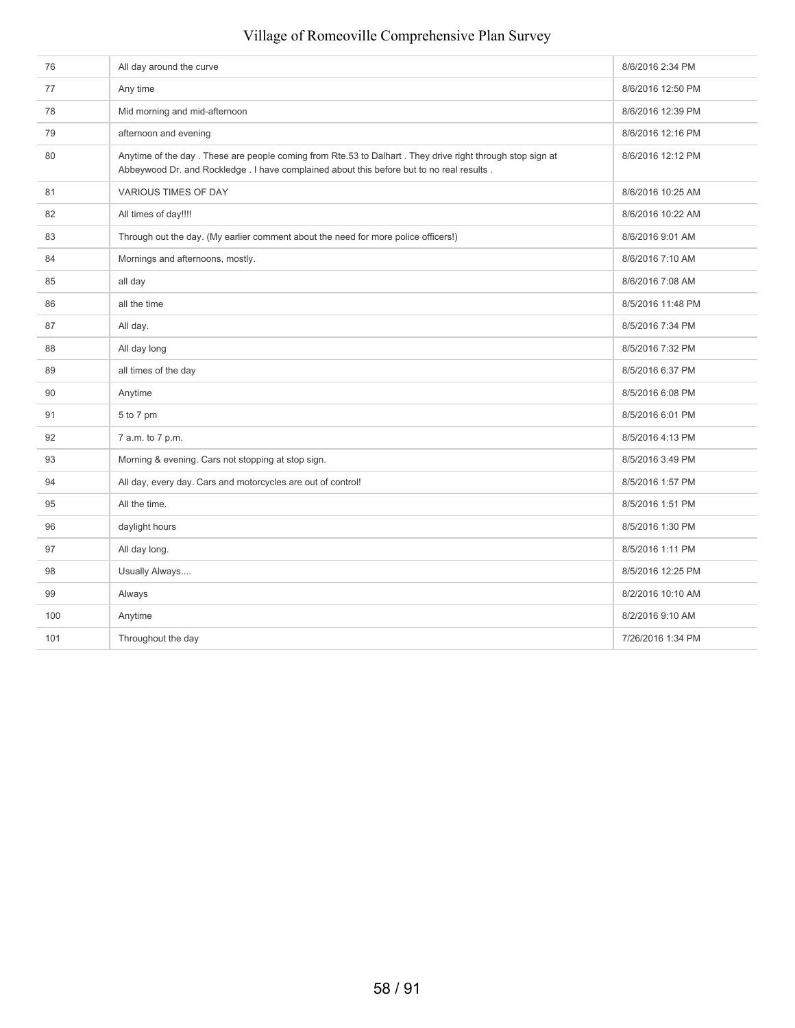| | | |
|---|---|---|
| 76 | All day around the curve | 8/6/2016 2:34 PM |
| 77 | Any time | 8/6/2016 12:50 PM |
| 78 | Mid morning and mid-afternoon | 8/6/2016 12:39 PM |
| 79 | afternoon and evening | 8/6/2016 12:16 PM |
| 80 | Anytime of the day . These are people coming from Rte.53 to Dalhart . They drive right through stop sign at Abbeywood Dr. and Rockledge . I have complained about this before but to no real results . | 8/6/2016 12:12 PM |
| 81 | VARIOUS TIMES OF DAY | 8/6/2016 10:25 AM |
| 82 | All times of day!!!! | 8/6/2016 10:22 AM |
| 83 | Through out the day. (My earlier comment about the need for more police officers!) | 8/6/2016 9:01 AM |
| 84 | Mornings and afternoons, mostly. | 8/6/2016 7:10 AM |
| 85 | all day | 8/6/2016 7:08 AM |
| 86 | all the time | 8/5/2016 11:48 PM |
| 87 | All day. | 8/5/2016 7:34 PM |
| 88 | All day long | 8/5/2016 7:32 PM |
| 89 | all times of the day | 8/5/2016 6:37 PM |
| 90 | Anytime | 8/5/2016 6:08 PM |
| 91 | 5 to 7 pm | 8/5/2016 6:01 PM |
| 92 | 7 a.m. to 7 p.m. | 8/5/2016 4:13 PM |
| 93 | Morning & evening. Cars not stopping at stop sign. | 8/5/2016 3:49 PM |
| 94 | All day, every day. Cars and motorcycles are out of control! | 8/5/2016 1:57 PM |
| 95 | All the time. | 8/5/2016 1:51 PM |
| 96 | daylight hours | 8/5/2016 1:30 PM |
| 97 | All day long. | 8/5/2016 1:11 PM |
| 98 | Usually Always.... | 8/5/2016 12:25 PM |
| 99 | Always | 8/2/2016 10:10 AM |
| 100 | Anytime | 8/2/2016 9:10 AM |
| 101 | Throughout the day | 7/26/2016 1:34 PM |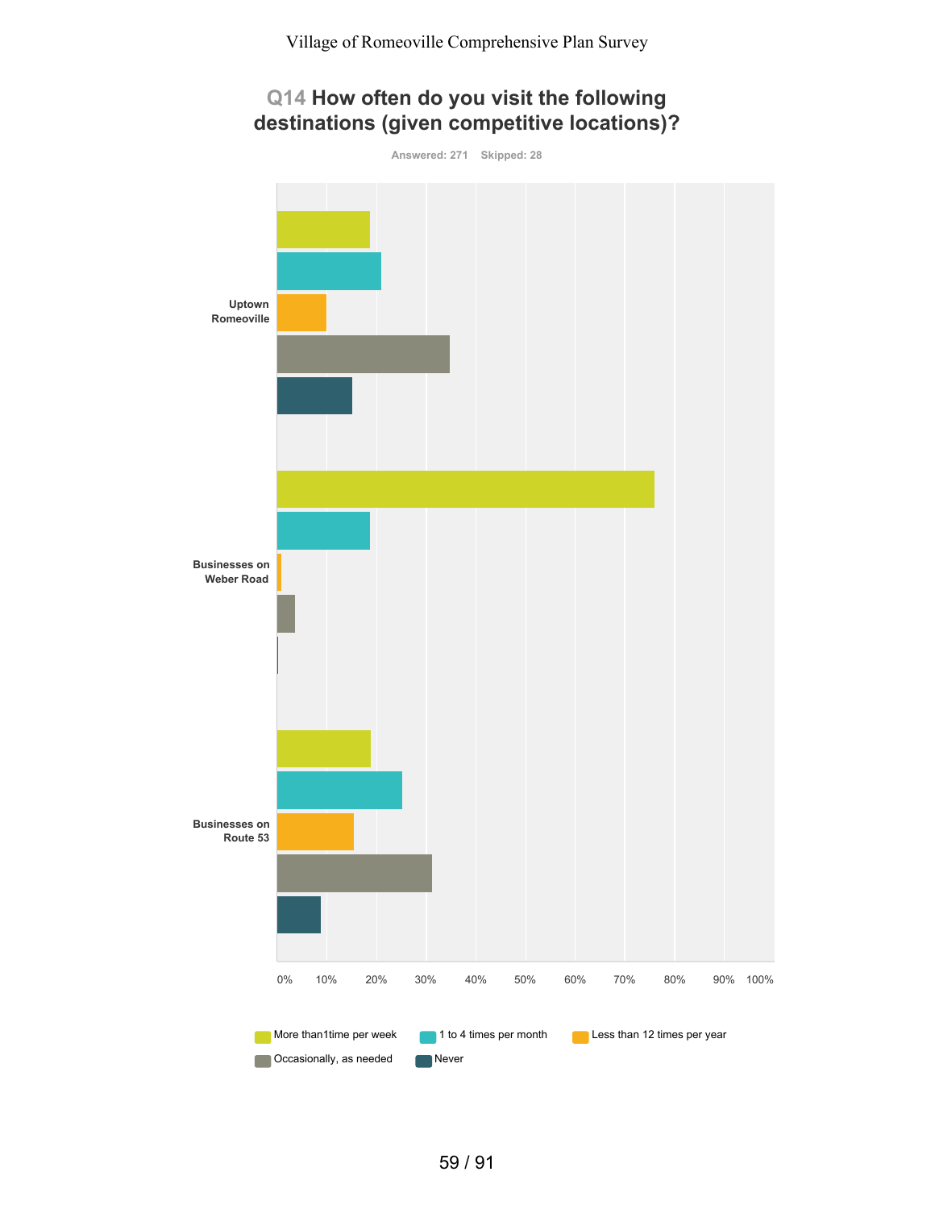## Q14 How often do you visit the following destinations (given competitive locations)?

Answered: 271 Skipped: 28

Uptown Romeoville

Businesses on Weber Road

Businesses on Route 53

0% 10% 20% 30% 40% 50% 60% 70% 80% 90% 100%

More than1time per week | 1 to 4 times per month | Less than 12 times per year | Occasionally, as needed | Never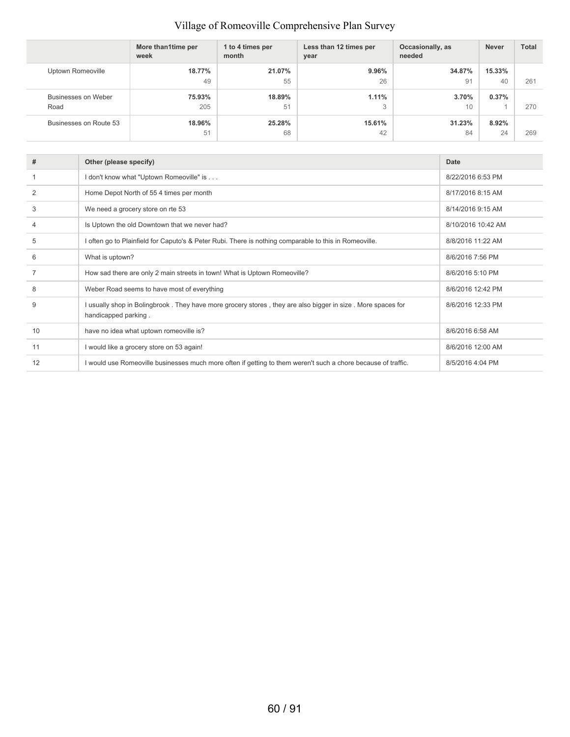|  | More than1time per week | 1 to 4 times per month | Less than 12 times per year | Occasionally, as needed | Never | Total |
|---|---|---|---|---|---|---|
| Uptown Romeoville | **18.77%** 49 | **21.07%** 55 | **9.96%** 26 | **34.87%** 91 | **15.33%** 40 | 261 |
| Businesses on Weber Road | **75.93%** 205 | **18.89%** 51 | **1.11%** 3 | **3.70%** 10 | **0.37%** 1 | 270 |
| Businesses on Route 53 | **18.96%** 51 | **25.28%** 68 | **15.61%** 42 | **31.23%** 84 | **8.92%** 24 | 269 |

| # | Other (please specify) | Date |
|---|---|---|
| 1 | I don't know what "Uptown Romeoville" is . . . | 8/22/2016 6:53 PM |
| 2 | Home Depot North of 55 4 times per month | 8/17/2016 8:15 AM |
| 3 | We need a grocery store on rte 53 | 8/14/2016 9:15 AM |
| 4 | Is Uptown the old Downtown that we never had? | 8/10/2016 10:42 AM |
| 5 | I often go to Plainfield for Caputo's & Peter Rubi. There is nothing comparable to this in Romeoville. | 8/8/2016 11:22 AM |
| 6 | What is uptown? | 8/6/2016 7:56 PM |
| 7 | How sad there are only 2 main streets in town! What is Uptown Romeoville? | 8/6/2016 5:10 PM |
| 8 | Weber Road seems to have most of everything | 8/6/2016 12:42 PM |
| 9 | I usually shop in Bolingbrook . They have more grocery stores , they are also bigger in size . More spaces for handicapped parking . | 8/6/2016 12:33 PM |
| 10 | have no idea what uptown romeoville is? | 8/6/2016 6:58 AM |
| 11 | I would like a grocery store on 53 again! | 8/6/2016 12:00 AM |
| 12 | I would use Romeoville businesses much more often if getting to them weren't such a chore because of traffic. | 8/5/2016 4:04 PM |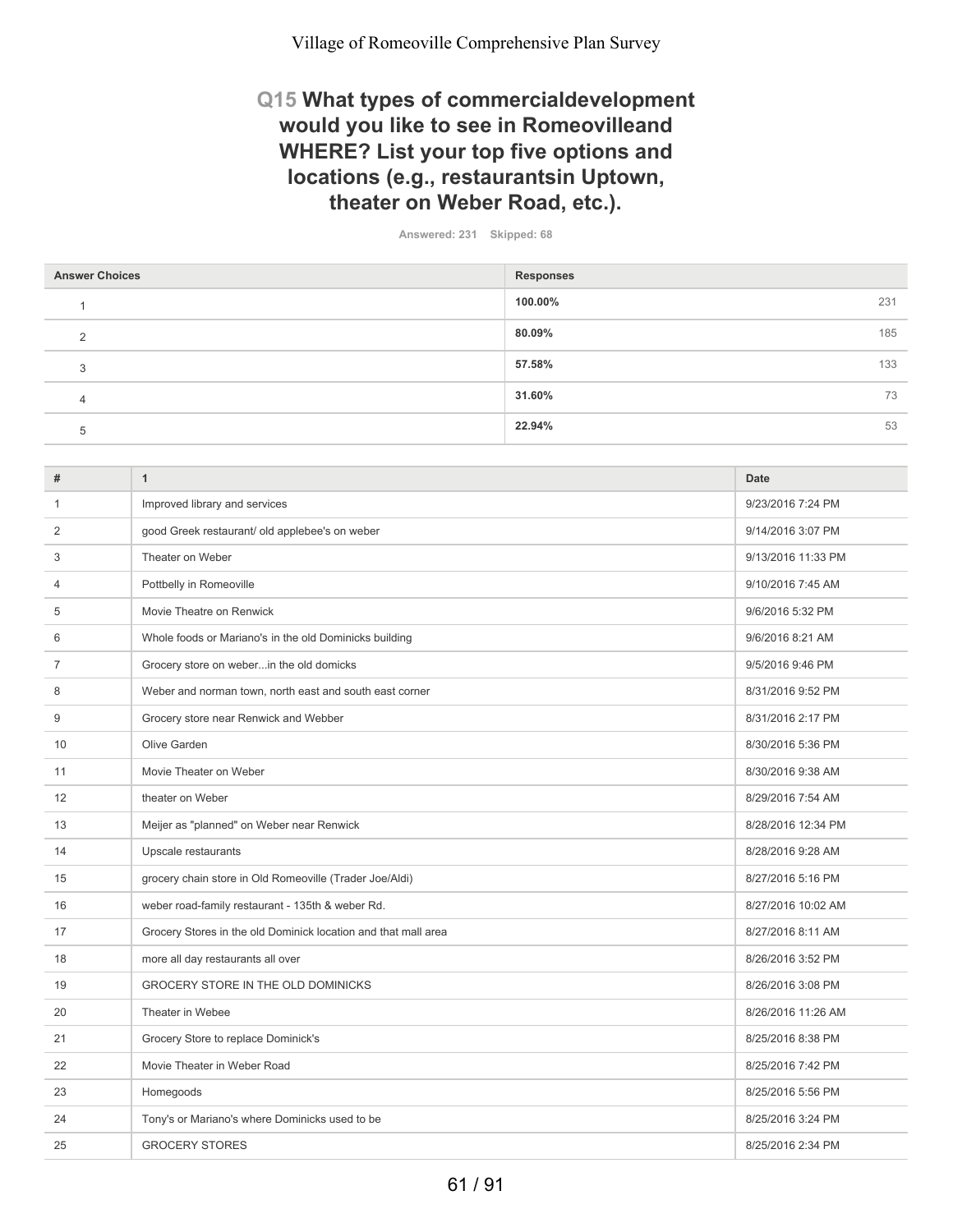## Q15 What types of commercialdevelopment would you like to see in Romeovilleand WHERE? List your top five options and locations (e.g., restaurantsin Uptown, theater on Weber Road, etc.).

Answered: 231 Skipped: 68

| Answer Choices | Responses | |
|---|---|---|
| 1 | 100.00% | 231 |
| 2 | 80.09% | 185 |
| 3 | 57.58% | 133 |
| 4 | 31.60% | 73 |
| 5 | 22.94% | 53 |

| # | 1 | Date |
|---|---|---|
| 1 | Improved library and services | 9/23/2016 7:24 PM |
| 2 | good Greek restaurant/ old applebee's on weber | 9/14/2016 3:07 PM |
| 3 | Theater on Weber | 9/13/2016 11:33 PM |
| 4 | Pottbelly in Romeoville | 9/10/2016 7:45 AM |
| 5 | Movie Theatre on Renwick | 9/6/2016 5:32 PM |
| 6 | Whole foods or Mariano's in the old Dominicks building | 9/6/2016 8:21 AM |
| 7 | Grocery store on weber...in the old domicks | 9/5/2016 9:46 PM |
| 8 | Weber and norman town, north east and south east corner | 8/31/2016 9:52 PM |
| 9 | Grocery store near Renwick and Webber | 8/31/2016 2:17 PM |
| 10 | Olive Garden | 8/30/2016 5:36 PM |
| 11 | Movie Theater on Weber | 8/30/2016 9:38 AM |
| 12 | theater on Weber | 8/29/2016 7:54 AM |
| 13 | Meijer as "planned" on Weber near Renwick | 8/28/2016 12:34 PM |
| 14 | Upscale restaurants | 8/28/2016 9:28 AM |
| 15 | grocery chain store in Old Romeoville (Trader Joe/Aldi) | 8/27/2016 5:16 PM |
| 16 | weber road-family restaurant - 135th & weber Rd. | 8/27/2016 10:02 AM |
| 17 | Grocery Stores in the old Dominick location and that mall area | 8/27/2016 8:11 AM |
| 18 | more all day restaurants all over | 8/26/2016 3:52 PM |
| 19 | GROCERY STORE IN THE OLD DOMINICKS | 8/26/2016 3:08 PM |
| 20 | Theater in Webee | 8/26/2016 11:26 AM |
| 21 | Grocery Store to replace Dominick's | 8/25/2016 8:38 PM |
| 22 | Movie Theater in Weber Road | 8/25/2016 7:42 PM |
| 23 | Homegoods | 8/25/2016 5:56 PM |
| 24 | Tony's or Mariano's where Dominicks used to be | 8/25/2016 3:24 PM |
| 25 | GROCERY STORES | 8/25/2016 2:34 PM |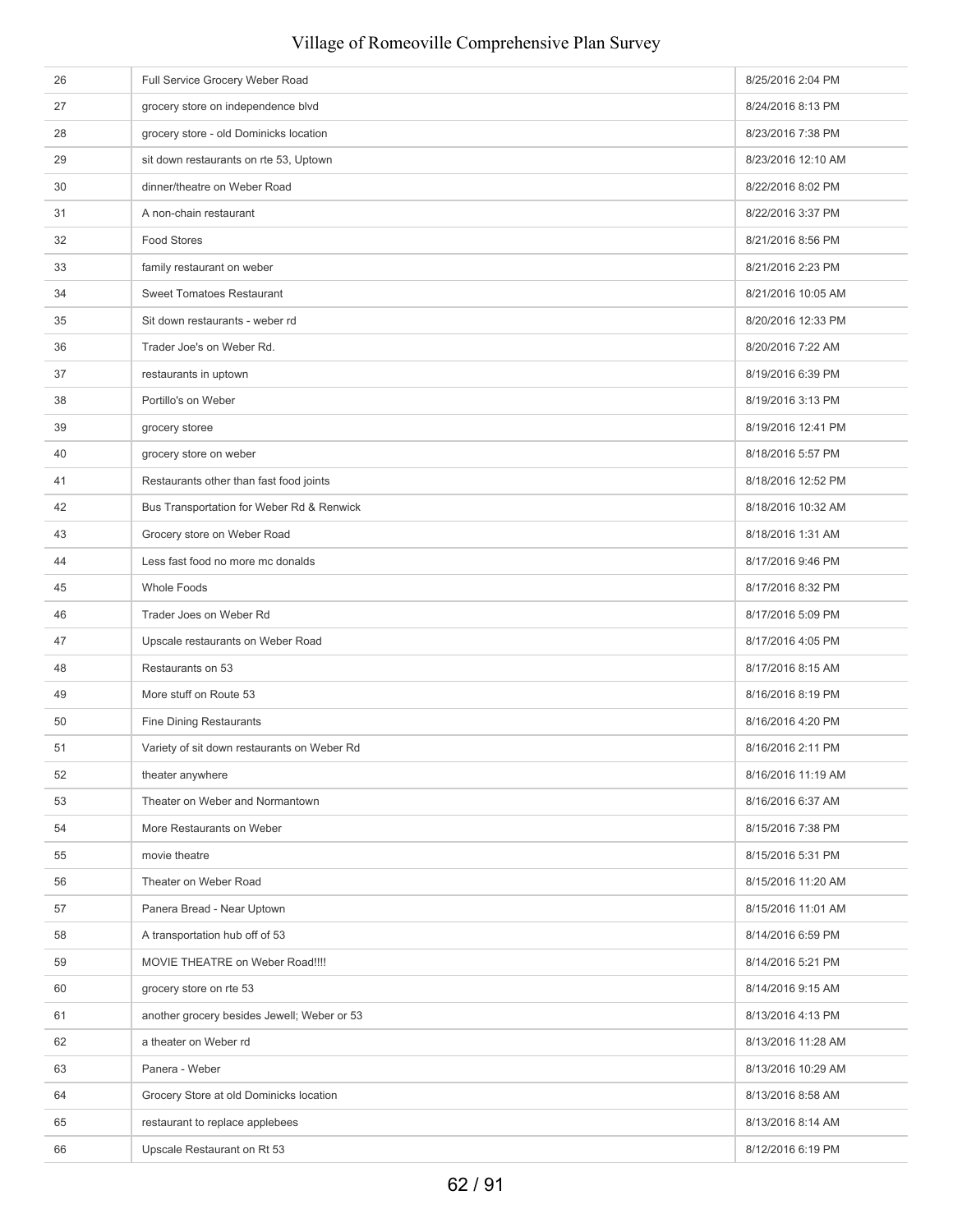| | | |
|---|---|---|
| 26 | Full Service Grocery Weber Road | 8/25/2016 2:04 PM |
| 27 | grocery store on independence blvd | 8/24/2016 8:13 PM |
| 28 | grocery store - old Dominicks location | 8/23/2016 7:38 PM |
| 29 | sit down restaurants on rte 53, Uptown | 8/23/2016 12:10 AM |
| 30 | dinner/theatre on Weber Road | 8/22/2016 8:02 PM |
| 31 | A non-chain restaurant | 8/22/2016 3:37 PM |
| 32 | Food Stores | 8/21/2016 8:56 PM |
| 33 | family restaurant on weber | 8/21/2016 2:23 PM |
| 34 | Sweet Tomatoes Restaurant | 8/21/2016 10:05 AM |
| 35 | Sit down restaurants - weber rd | 8/20/2016 12:33 PM |
| 36 | Trader Joe's on Weber Rd. | 8/20/2016 7:22 AM |
| 37 | restaurants in uptown | 8/19/2016 6:39 PM |
| 38 | Portillo's on Weber | 8/19/2016 3:13 PM |
| 39 | grocery storee | 8/19/2016 12:41 PM |
| 40 | grocery store on weber | 8/18/2016 5:57 PM |
| 41 | Restaurants other than fast food joints | 8/18/2016 12:52 PM |
| 42 | Bus Transportation for Weber Rd & Renwick | 8/18/2016 10:32 AM |
| 43 | Grocery store on Weber Road | 8/18/2016 1:31 AM |
| 44 | Less fast food no more mc donalds | 8/17/2016 9:46 PM |
| 45 | Whole Foods | 8/17/2016 8:32 PM |
| 46 | Trader Joes on Weber Rd | 8/17/2016 5:09 PM |
| 47 | Upscale restaurants on Weber Road | 8/17/2016 4:05 PM |
| 48 | Restaurants on 53 | 8/17/2016 8:15 AM |
| 49 | More stuff on Route 53 | 8/16/2016 8:19 PM |
| 50 | Fine Dining Restaurants | 8/16/2016 4:20 PM |
| 51 | Variety of sit down restaurants on Weber Rd | 8/16/2016 2:11 PM |
| 52 | theater anywhere | 8/16/2016 11:19 AM |
| 53 | Theater on Weber and Normantown | 8/16/2016 6:37 AM |
| 54 | More Restaurants on Weber | 8/15/2016 7:38 PM |
| 55 | movie theatre | 8/15/2016 5:31 PM |
| 56 | Theater on Weber Road | 8/15/2016 11:20 AM |
| 57 | Panera Bread - Near Uptown | 8/15/2016 11:01 AM |
| 58 | A transportation hub off of 53 | 8/14/2016 6:59 PM |
| 59 | MOVIE THEATRE on Weber Road!!!! | 8/14/2016 5:21 PM |
| 60 | grocery store on rte 53 | 8/14/2016 9:15 AM |
| 61 | another grocery besides Jewell; Weber or 53 | 8/13/2016 4:13 PM |
| 62 | a theater on Weber rd | 8/13/2016 11:28 AM |
| 63 | Panera - Weber | 8/13/2016 10:29 AM |
| 64 | Grocery Store at old Dominicks location | 8/13/2016 8:58 AM |
| 65 | restaurant to replace applebees | 8/13/2016 8:14 AM |
| 66 | Upscale Restaurant on Rt 53 | 8/12/2016 6:19 PM |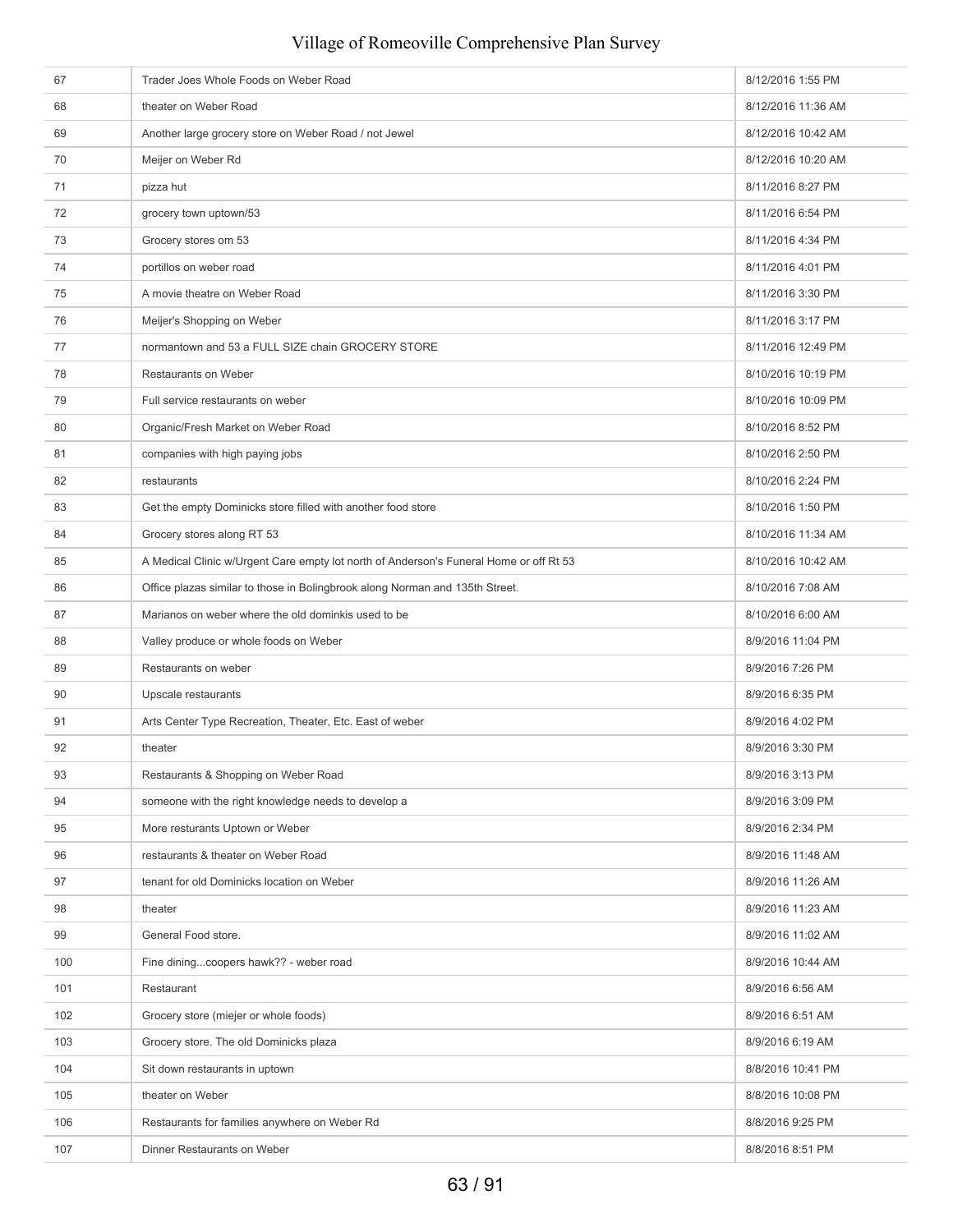| | | |
|---|---|---|
| 67 | Trader Joes Whole Foods on Weber Road | 8/12/2016 1:55 PM |
| 68 | theater on Weber Road | 8/12/2016 11:36 AM |
| 69 | Another large grocery store on Weber Road / not Jewel | 8/12/2016 10:42 AM |
| 70 | Meijer on Weber Rd | 8/12/2016 10:20 AM |
| 71 | pizza hut | 8/11/2016 8:27 PM |
| 72 | grocery town uptown/53 | 8/11/2016 6:54 PM |
| 73 | Grocery stores om 53 | 8/11/2016 4:34 PM |
| 74 | portillos on weber road | 8/11/2016 4:01 PM |
| 75 | A movie theatre on Weber Road | 8/11/2016 3:30 PM |
| 76 | Meijer's Shopping on Weber | 8/11/2016 3:17 PM |
| 77 | normantown and 53 a FULL SIZE chain GROCERY STORE | 8/11/2016 12:49 PM |
| 78 | Restaurants on Weber | 8/10/2016 10:19 PM |
| 79 | Full service restaurants on weber | 8/10/2016 10:09 PM |
| 80 | Organic/Fresh Market on Weber Road | 8/10/2016 8:52 PM |
| 81 | companies with high paying jobs | 8/10/2016 2:50 PM |
| 82 | restaurants | 8/10/2016 2:24 PM |
| 83 | Get the empty Dominicks store filled with another food store | 8/10/2016 1:50 PM |
| 84 | Grocery stores along RT 53 | 8/10/2016 11:34 AM |
| 85 | A Medical Clinic w/Urgent Care empty lot north of Anderson's Funeral Home or off Rt 53 | 8/10/2016 10:42 AM |
| 86 | Office plazas similar to those in Bolingbrook along Norman and 135th Street. | 8/10/2016 7:08 AM |
| 87 | Marianos on weber where the old dominkis used to be | 8/10/2016 6:00 AM |
| 88 | Valley produce or whole foods on Weber | 8/9/2016 11:04 PM |
| 89 | Restaurants on weber | 8/9/2016 7:26 PM |
| 90 | Upscale restaurants | 8/9/2016 6:35 PM |
| 91 | Arts Center Type Recreation, Theater, Etc. East of weber | 8/9/2016 4:02 PM |
| 92 | theater | 8/9/2016 3:30 PM |
| 93 | Restaurants & Shopping on Weber Road | 8/9/2016 3:13 PM |
| 94 | someone with the right knowledge needs to develop a | 8/9/2016 3:09 PM |
| 95 | More resturants Uptown or Weber | 8/9/2016 2:34 PM |
| 96 | restaurants & theater on Weber Road | 8/9/2016 11:48 AM |
| 97 | tenant for old Dominicks location on Weber | 8/9/2016 11:26 AM |
| 98 | theater | 8/9/2016 11:23 AM |
| 99 | General Food store. | 8/9/2016 11:02 AM |
| 100 | Fine dining...coopers hawk?? - weber road | 8/9/2016 10:44 AM |
| 101 | Restaurant | 8/9/2016 6:56 AM |
| 102 | Grocery store (miejer or whole foods) | 8/9/2016 6:51 AM |
| 103 | Grocery store. The old Dominicks plaza | 8/9/2016 6:19 AM |
| 104 | Sit down restaurants in uptown | 8/8/2016 10:41 PM |
| 105 | theater on Weber | 8/8/2016 10:08 PM |
| 106 | Restaurants for families anywhere on Weber Rd | 8/8/2016 9:25 PM |
| 107 | Dinner Restaurants on Weber | 8/8/2016 8:51 PM |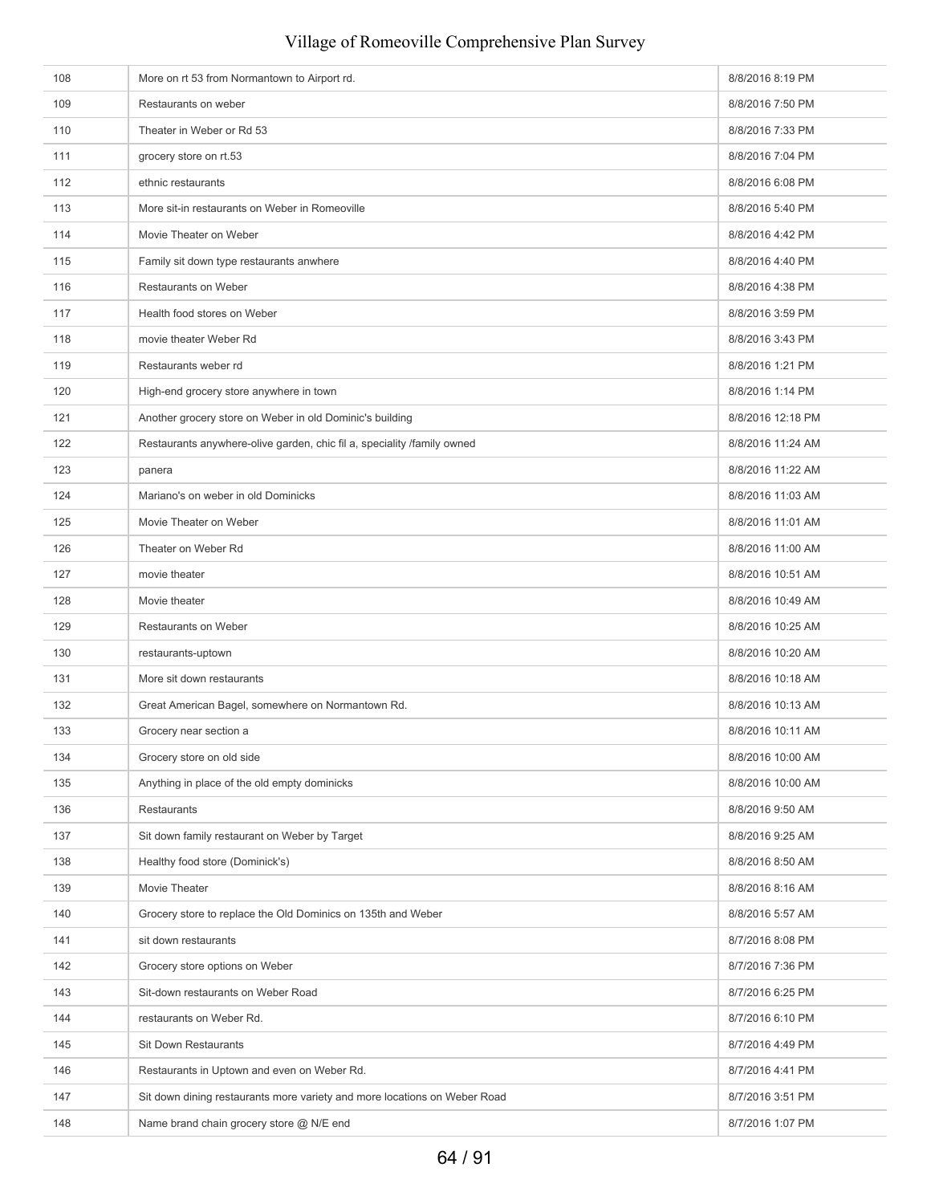| | | |
|---|---|---|
| 108 | More on rt 53 from Normantown to Airport rd. | 8/8/2016 8:19 PM |
| 109 | Restaurants on weber | 8/8/2016 7:50 PM |
| 110 | Theater in Weber or Rd 53 | 8/8/2016 7:33 PM |
| 111 | grocery store on rt.53 | 8/8/2016 7:04 PM |
| 112 | ethnic restaurants | 8/8/2016 6:08 PM |
| 113 | More sit-in restaurants on Weber in Romeoville | 8/8/2016 5:40 PM |
| 114 | Movie Theater on Weber | 8/8/2016 4:42 PM |
| 115 | Family sit down type restaurants anwhere | 8/8/2016 4:40 PM |
| 116 | Restaurants on Weber | 8/8/2016 4:38 PM |
| 117 | Health food stores on Weber | 8/8/2016 3:59 PM |
| 118 | movie theater Weber Rd | 8/8/2016 3:43 PM |
| 119 | Restaurants weber rd | 8/8/2016 1:21 PM |
| 120 | High-end grocery store anywhere in town | 8/8/2016 1:14 PM |
| 121 | Another grocery store on Weber in old Dominic's building | 8/8/2016 12:18 PM |
| 122 | Restaurants anywhere-olive garden, chic fil a, speciality /family owned | 8/8/2016 11:24 AM |
| 123 | panera | 8/8/2016 11:22 AM |
| 124 | Mariano's on weber in old Dominicks | 8/8/2016 11:03 AM |
| 125 | Movie Theater on Weber | 8/8/2016 11:01 AM |
| 126 | Theater on Weber Rd | 8/8/2016 11:00 AM |
| 127 | movie theater | 8/8/2016 10:51 AM |
| 128 | Movie theater | 8/8/2016 10:49 AM |
| 129 | Restaurants on Weber | 8/8/2016 10:25 AM |
| 130 | restaurants-uptown | 8/8/2016 10:20 AM |
| 131 | More sit down restaurants | 8/8/2016 10:18 AM |
| 132 | Great American Bagel, somewhere on Normantown Rd. | 8/8/2016 10:13 AM |
| 133 | Grocery near section a | 8/8/2016 10:11 AM |
| 134 | Grocery store on old side | 8/8/2016 10:00 AM |
| 135 | Anything in place of the old empty dominicks | 8/8/2016 10:00 AM |
| 136 | Restaurants | 8/8/2016 9:50 AM |
| 137 | Sit down family restaurant on Weber by Target | 8/8/2016 9:25 AM |
| 138 | Healthy food store (Dominick's) | 8/8/2016 8:50 AM |
| 139 | Movie Theater | 8/8/2016 8:16 AM |
| 140 | Grocery store to replace the Old Dominics on 135th and Weber | 8/8/2016 5:57 AM |
| 141 | sit down restaurants | 8/7/2016 8:08 PM |
| 142 | Grocery store options on Weber | 8/7/2016 7:36 PM |
| 143 | Sit-down restaurants on Weber Road | 8/7/2016 6:25 PM |
| 144 | restaurants on Weber Rd. | 8/7/2016 6:10 PM |
| 145 | Sit Down Restaurants | 8/7/2016 4:49 PM |
| 146 | Restaurants in Uptown and even on Weber Rd. | 8/7/2016 4:41 PM |
| 147 | Sit down dining restaurants more variety and more locations on Weber Road | 8/7/2016 3:51 PM |
| 148 | Name brand chain grocery store @ N/E end | 8/7/2016 1:07 PM |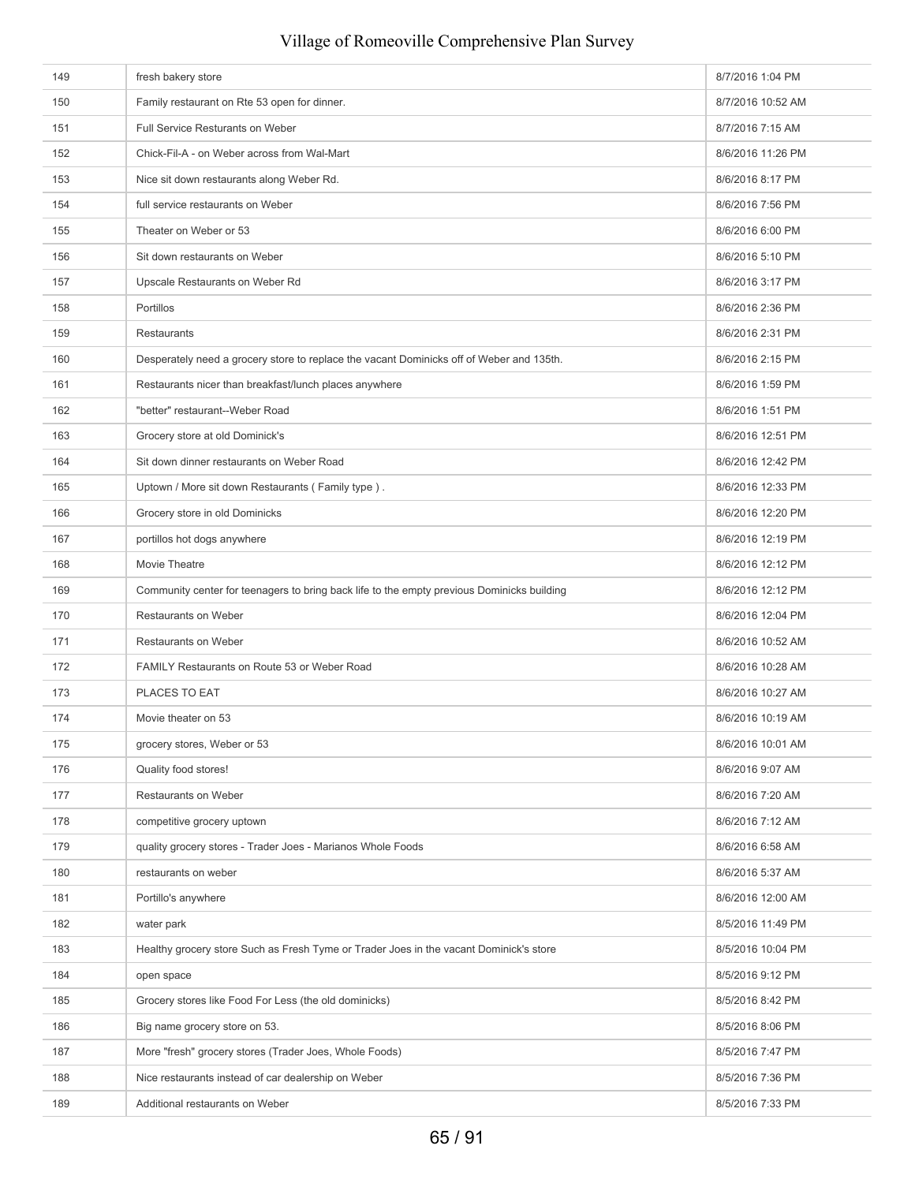| | | |
|---|---|---|
| 149 | fresh bakery store | 8/7/2016 1:04 PM |
| 150 | Family restaurant on Rte 53 open for dinner. | 8/7/2016 10:52 AM |
| 151 | Full Service Resturants on Weber | 8/7/2016 7:15 AM |
| 152 | Chick-Fil-A - on Weber across from Wal-Mart | 8/6/2016 11:26 PM |
| 153 | Nice sit down restaurants along Weber Rd. | 8/6/2016 8:17 PM |
| 154 | full service restaurants on Weber | 8/6/2016 7:56 PM |
| 155 | Theater on Weber or 53 | 8/6/2016 6:00 PM |
| 156 | Sit down restaurants on Weber | 8/6/2016 5:10 PM |
| 157 | Upscale Restaurants on Weber Rd | 8/6/2016 3:17 PM |
| 158 | Portillos | 8/6/2016 2:36 PM |
| 159 | Restaurants | 8/6/2016 2:31 PM |
| 160 | Desperately need a grocery store to replace the vacant Dominicks off of Weber and 135th. | 8/6/2016 2:15 PM |
| 161 | Restaurants nicer than breakfast/lunch places anywhere | 8/6/2016 1:59 PM |
| 162 | "better" restaurant--Weber Road | 8/6/2016 1:51 PM |
| 163 | Grocery store at old Dominick's | 8/6/2016 12:51 PM |
| 164 | Sit down dinner restaurants on Weber Road | 8/6/2016 12:42 PM |
| 165 | Uptown / More sit down Restaurants ( Family type ) . | 8/6/2016 12:33 PM |
| 166 | Grocery store in old Dominicks | 8/6/2016 12:20 PM |
| 167 | portillos hot dogs anywhere | 8/6/2016 12:19 PM |
| 168 | Movie Theatre | 8/6/2016 12:12 PM |
| 169 | Community center for teenagers to bring back life to the empty previous Dominicks building | 8/6/2016 12:12 PM |
| 170 | Restaurants on Weber | 8/6/2016 12:04 PM |
| 171 | Restaurants on Weber | 8/6/2016 10:52 AM |
| 172 | FAMILY Restaurants on Route 53 or Weber Road | 8/6/2016 10:28 AM |
| 173 | PLACES TO EAT | 8/6/2016 10:27 AM |
| 174 | Movie theater on 53 | 8/6/2016 10:19 AM |
| 175 | grocery stores, Weber or 53 | 8/6/2016 10:01 AM |
| 176 | Quality food stores! | 8/6/2016 9:07 AM |
| 177 | Restaurants on Weber | 8/6/2016 7:20 AM |
| 178 | competitive grocery uptown | 8/6/2016 7:12 AM |
| 179 | quality grocery stores - Trader Joes - Marianos Whole Foods | 8/6/2016 6:58 AM |
| 180 | restaurants on weber | 8/6/2016 5:37 AM |
| 181 | Portillo's anywhere | 8/6/2016 12:00 AM |
| 182 | water park | 8/5/2016 11:49 PM |
| 183 | Healthy grocery store Such as Fresh Tyme or Trader Joes in the vacant Dominick's store | 8/5/2016 10:04 PM |
| 184 | open space | 8/5/2016 9:12 PM |
| 185 | Grocery stores like Food For Less (the old dominicks) | 8/5/2016 8:42 PM |
| 186 | Big name grocery store on 53. | 8/5/2016 8:06 PM |
| 187 | More "fresh" grocery stores (Trader Joes, Whole Foods) | 8/5/2016 7:47 PM |
| 188 | Nice restaurants instead of car dealership on Weber | 8/5/2016 7:36 PM |
| 189 | Additional restaurants on Weber | 8/5/2016 7:33 PM |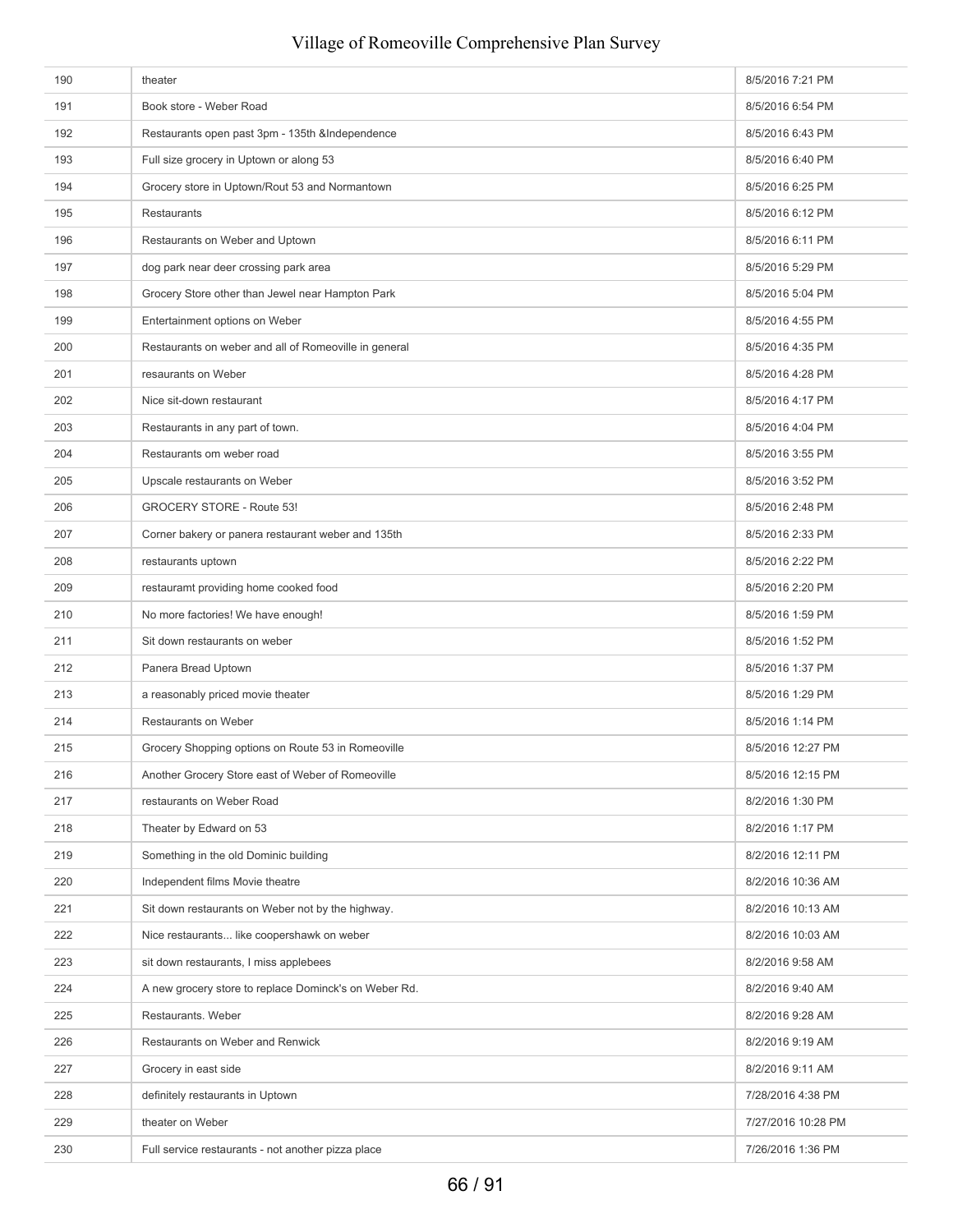| | | |
|---|---|---|
| 190 | theater | 8/5/2016 7:21 PM |
| 191 | Book store - Weber Road | 8/5/2016 6:54 PM |
| 192 | Restaurants open past 3pm - 135th &Independence | 8/5/2016 6:43 PM |
| 193 | Full size grocery in Uptown or along 53 | 8/5/2016 6:40 PM |
| 194 | Grocery store in Uptown/Rout 53 and Normantown | 8/5/2016 6:25 PM |
| 195 | Restaurants | 8/5/2016 6:12 PM |
| 196 | Restaurants on Weber and Uptown | 8/5/2016 6:11 PM |
| 197 | dog park near deer crossing park area | 8/5/2016 5:29 PM |
| 198 | Grocery Store other than Jewel near Hampton Park | 8/5/2016 5:04 PM |
| 199 | Entertainment options on Weber | 8/5/2016 4:55 PM |
| 200 | Restaurants on weber and all of Romeoville in general | 8/5/2016 4:35 PM |
| 201 | resaurants on Weber | 8/5/2016 4:28 PM |
| 202 | Nice sit-down restaurant | 8/5/2016 4:17 PM |
| 203 | Restaurants in any part of town. | 8/5/2016 4:04 PM |
| 204 | Restaurants om weber road | 8/5/2016 3:55 PM |
| 205 | Upscale restaurants on Weber | 8/5/2016 3:52 PM |
| 206 | GROCERY STORE - Route 53! | 8/5/2016 2:48 PM |
| 207 | Corner bakery or panera restaurant weber and 135th | 8/5/2016 2:33 PM |
| 208 | restaurants uptown | 8/5/2016 2:22 PM |
| 209 | restauramt providing home cooked food | 8/5/2016 2:20 PM |
| 210 | No more factories! We have enough! | 8/5/2016 1:59 PM |
| 211 | Sit down restaurants on weber | 8/5/2016 1:52 PM |
| 212 | Panera Bread Uptown | 8/5/2016 1:37 PM |
| 213 | a reasonably priced movie theater | 8/5/2016 1:29 PM |
| 214 | Restaurants on Weber | 8/5/2016 1:14 PM |
| 215 | Grocery Shopping options on Route 53 in Romeoville | 8/5/2016 12:27 PM |
| 216 | Another Grocery Store east of Weber of Romeoville | 8/5/2016 12:15 PM |
| 217 | restaurants on Weber Road | 8/2/2016 1:30 PM |
| 218 | Theater by Edward on 53 | 8/2/2016 1:17 PM |
| 219 | Something in the old Dominic building | 8/2/2016 12:11 PM |
| 220 | Independent films Movie theatre | 8/2/2016 10:36 AM |
| 221 | Sit down restaurants on Weber not by the highway. | 8/2/2016 10:13 AM |
| 222 | Nice restaurants... like coopershawk on weber | 8/2/2016 10:03 AM |
| 223 | sit down restaurants, I miss applebees | 8/2/2016 9:58 AM |
| 224 | A new grocery store to replace Dominck's on Weber Rd. | 8/2/2016 9:40 AM |
| 225 | Restaurants. Weber | 8/2/2016 9:28 AM |
| 226 | Restaurants on Weber and Renwick | 8/2/2016 9:19 AM |
| 227 | Grocery in east side | 8/2/2016 9:11 AM |
| 228 | definitely restaurants in Uptown | 7/28/2016 4:38 PM |
| 229 | theater on Weber | 7/27/2016 10:28 PM |
| 230 | Full service restaurants - not another pizza place | 7/26/2016 1:36 PM |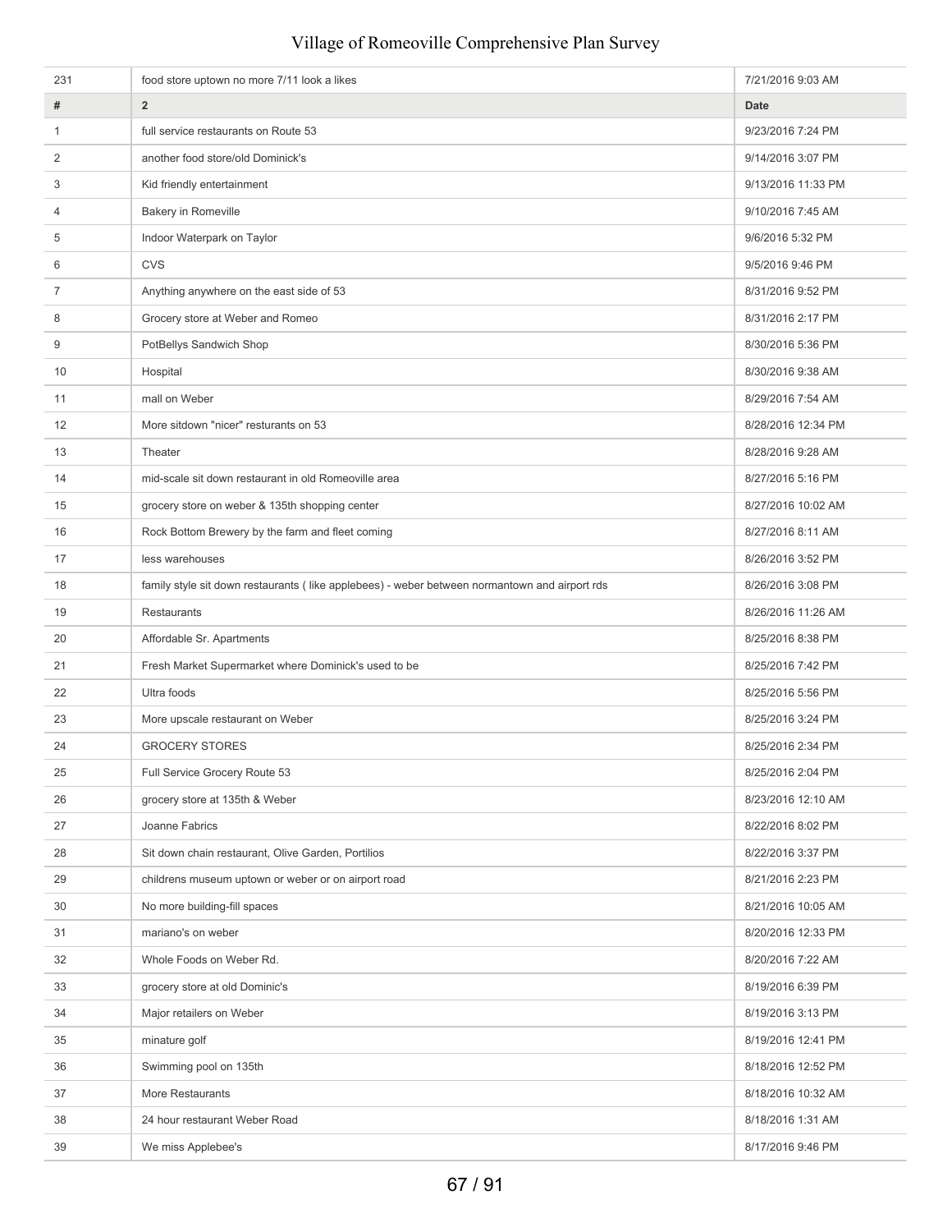| 231 | food store uptown no more 7/11 look a likes | 7/21/2016 9:03 AM |
|---|---|---|
| # | 2 | Date |
| 1 | full service restaurants on Route 53 | 9/23/2016 7:24 PM |
| 2 | another food store/old Dominick's | 9/14/2016 3:07 PM |
| 3 | Kid friendly entertainment | 9/13/2016 11:33 PM |
| 4 | Bakery in Romeville | 9/10/2016 7:45 AM |
| 5 | Indoor Waterpark on Taylor | 9/6/2016 5:32 PM |
| 6 | CVS | 9/5/2016 9:46 PM |
| 7 | Anything anywhere on the east side of 53 | 8/31/2016 9:52 PM |
| 8 | Grocery store at Weber and Romeo | 8/31/2016 2:17 PM |
| 9 | PotBellys Sandwich Shop | 8/30/2016 5:36 PM |
| 10 | Hospital | 8/30/2016 9:38 AM |
| 11 | mall on Weber | 8/29/2016 7:54 AM |
| 12 | More sitdown "nicer" resturants on 53 | 8/28/2016 12:34 PM |
| 13 | Theater | 8/28/2016 9:28 AM |
| 14 | mid-scale sit down restaurant in old Romeoville area | 8/27/2016 5:16 PM |
| 15 | grocery store on weber & 135th shopping center | 8/27/2016 10:02 AM |
| 16 | Rock Bottom Brewery by the farm and fleet coming | 8/27/2016 8:11 AM |
| 17 | less warehouses | 8/26/2016 3:52 PM |
| 18 | family style sit down restaurants ( like applebees) - weber between normantown and airport rds | 8/26/2016 3:08 PM |
| 19 | Restaurants | 8/26/2016 11:26 AM |
| 20 | Affordable Sr. Apartments | 8/25/2016 8:38 PM |
| 21 | Fresh Market Supermarket where Dominick's used to be | 8/25/2016 7:42 PM |
| 22 | Ultra foods | 8/25/2016 5:56 PM |
| 23 | More upscale restaurant on Weber | 8/25/2016 3:24 PM |
| 24 | GROCERY STORES | 8/25/2016 2:34 PM |
| 25 | Full Service Grocery Route 53 | 8/25/2016 2:04 PM |
| 26 | grocery store at 135th & Weber | 8/23/2016 12:10 AM |
| 27 | Joanne Fabrics | 8/22/2016 8:02 PM |
| 28 | Sit down chain restaurant, Olive Garden, Portilios | 8/22/2016 3:37 PM |
| 29 | childrens museum uptown or weber or on airport road | 8/21/2016 2:23 PM |
| 30 | No more building-fill spaces | 8/21/2016 10:05 AM |
| 31 | mariano's on weber | 8/20/2016 12:33 PM |
| 32 | Whole Foods on Weber Rd. | 8/20/2016 7:22 AM |
| 33 | grocery store at old Dominic's | 8/19/2016 6:39 PM |
| 34 | Major retailers on Weber | 8/19/2016 3:13 PM |
| 35 | minature golf | 8/19/2016 12:41 PM |
| 36 | Swimming pool on 135th | 8/18/2016 12:52 PM |
| 37 | More Restaurants | 8/18/2016 10:32 AM |
| 38 | 24 hour restaurant Weber Road | 8/18/2016 1:31 AM |
| 39 | We miss Applebee's | 8/17/2016 9:46 PM |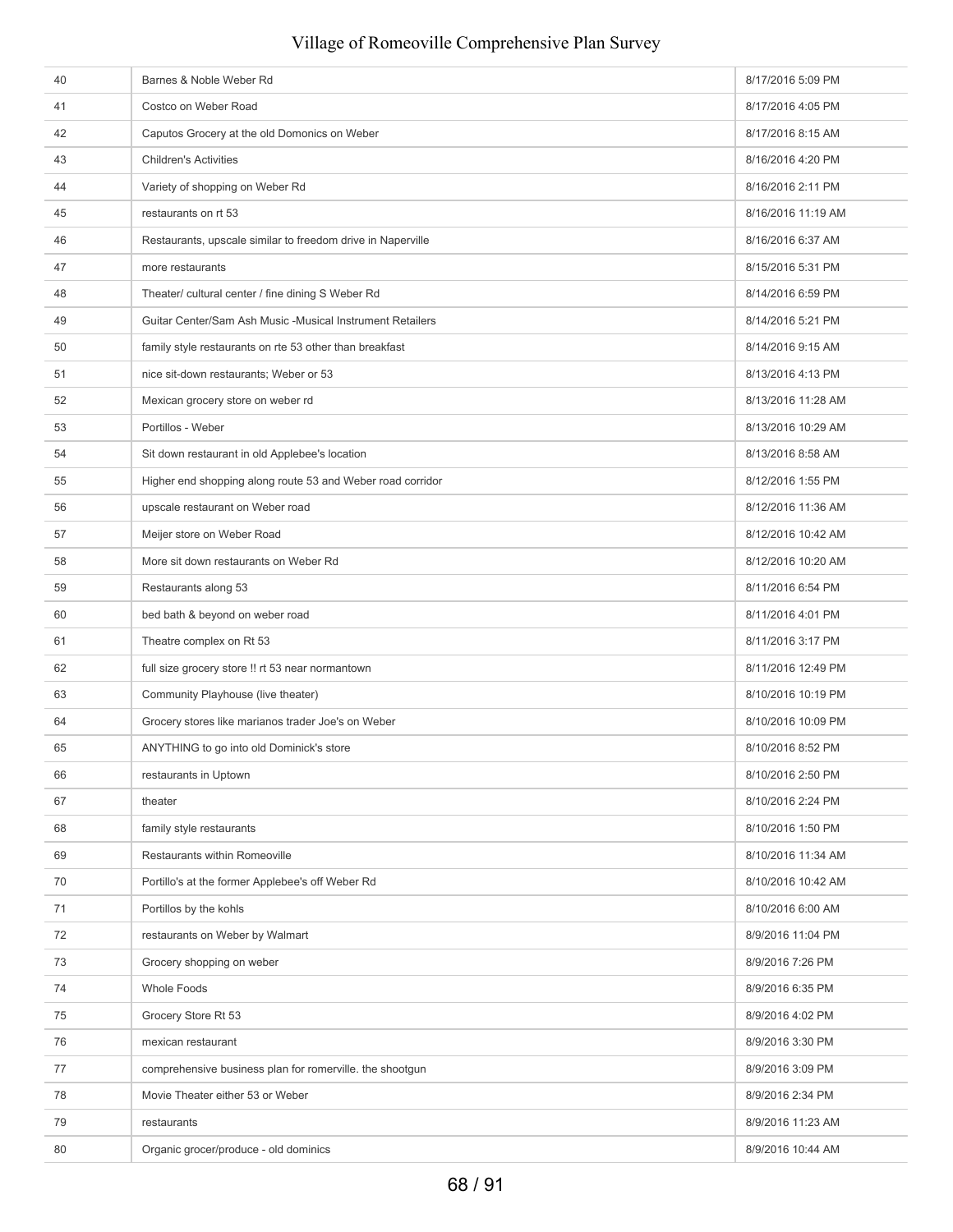| | | |
|---|---|---|
| 40 | Barnes & Noble Weber Rd | 8/17/2016 5:09 PM |
| 41 | Costco on Weber Road | 8/17/2016 4:05 PM |
| 42 | Caputos Grocery at the old Domonics on Weber | 8/17/2016 8:15 AM |
| 43 | Children's Activities | 8/16/2016 4:20 PM |
| 44 | Variety of shopping on Weber Rd | 8/16/2016 2:11 PM |
| 45 | restaurants on rt 53 | 8/16/2016 11:19 AM |
| 46 | Restaurants, upscale similar to freedom drive in Naperville | 8/16/2016 6:37 AM |
| 47 | more restaurants | 8/15/2016 5:31 PM |
| 48 | Theater/ cultural center / fine dining S Weber Rd | 8/14/2016 6:59 PM |
| 49 | Guitar Center/Sam Ash Music -Musical Instrument Retailers | 8/14/2016 5:21 PM |
| 50 | family style restaurants on rte 53 other than breakfast | 8/14/2016 9:15 AM |
| 51 | nice sit-down restaurants; Weber or 53 | 8/13/2016 4:13 PM |
| 52 | Mexican grocery store on weber rd | 8/13/2016 11:28 AM |
| 53 | Portillos - Weber | 8/13/2016 10:29 AM |
| 54 | Sit down restaurant in old Applebee's location | 8/13/2016 8:58 AM |
| 55 | Higher end shopping along route 53 and Weber road corridor | 8/12/2016 1:55 PM |
| 56 | upscale restaurant on Weber road | 8/12/2016 11:36 AM |
| 57 | Meijer store on Weber Road | 8/12/2016 10:42 AM |
| 58 | More sit down restaurants on Weber Rd | 8/12/2016 10:20 AM |
| 59 | Restaurants along 53 | 8/11/2016 6:54 PM |
| 60 | bed bath & beyond on weber road | 8/11/2016 4:01 PM |
| 61 | Theatre complex on Rt 53 | 8/11/2016 3:17 PM |
| 62 | full size grocery store !! rt 53 near normantown | 8/11/2016 12:49 PM |
| 63 | Community Playhouse (live theater) | 8/10/2016 10:19 PM |
| 64 | Grocery stores like marianos trader Joe's on Weber | 8/10/2016 10:09 PM |
| 65 | ANYTHING to go into old Dominick's store | 8/10/2016 8:52 PM |
| 66 | restaurants in Uptown | 8/10/2016 2:50 PM |
| 67 | theater | 8/10/2016 2:24 PM |
| 68 | family style restaurants | 8/10/2016 1:50 PM |
| 69 | Restaurants within Romeoville | 8/10/2016 11:34 AM |
| 70 | Portillo's at the former Applebee's off Weber Rd | 8/10/2016 10:42 AM |
| 71 | Portillos by the kohls | 8/10/2016 6:00 AM |
| 72 | restaurants on Weber by Walmart | 8/9/2016 11:04 PM |
| 73 | Grocery shopping on weber | 8/9/2016 7:26 PM |
| 74 | Whole Foods | 8/9/2016 6:35 PM |
| 75 | Grocery Store Rt 53 | 8/9/2016 4:02 PM |
| 76 | mexican restaurant | 8/9/2016 3:30 PM |
| 77 | comprehensive business plan for romerville. the shootgun | 8/9/2016 3:09 PM |
| 78 | Movie Theater either 53 or Weber | 8/9/2016 2:34 PM |
| 79 | restaurants | 8/9/2016 11:23 AM |
| 80 | Organic grocer/produce - old dominics | 8/9/2016 10:44 AM |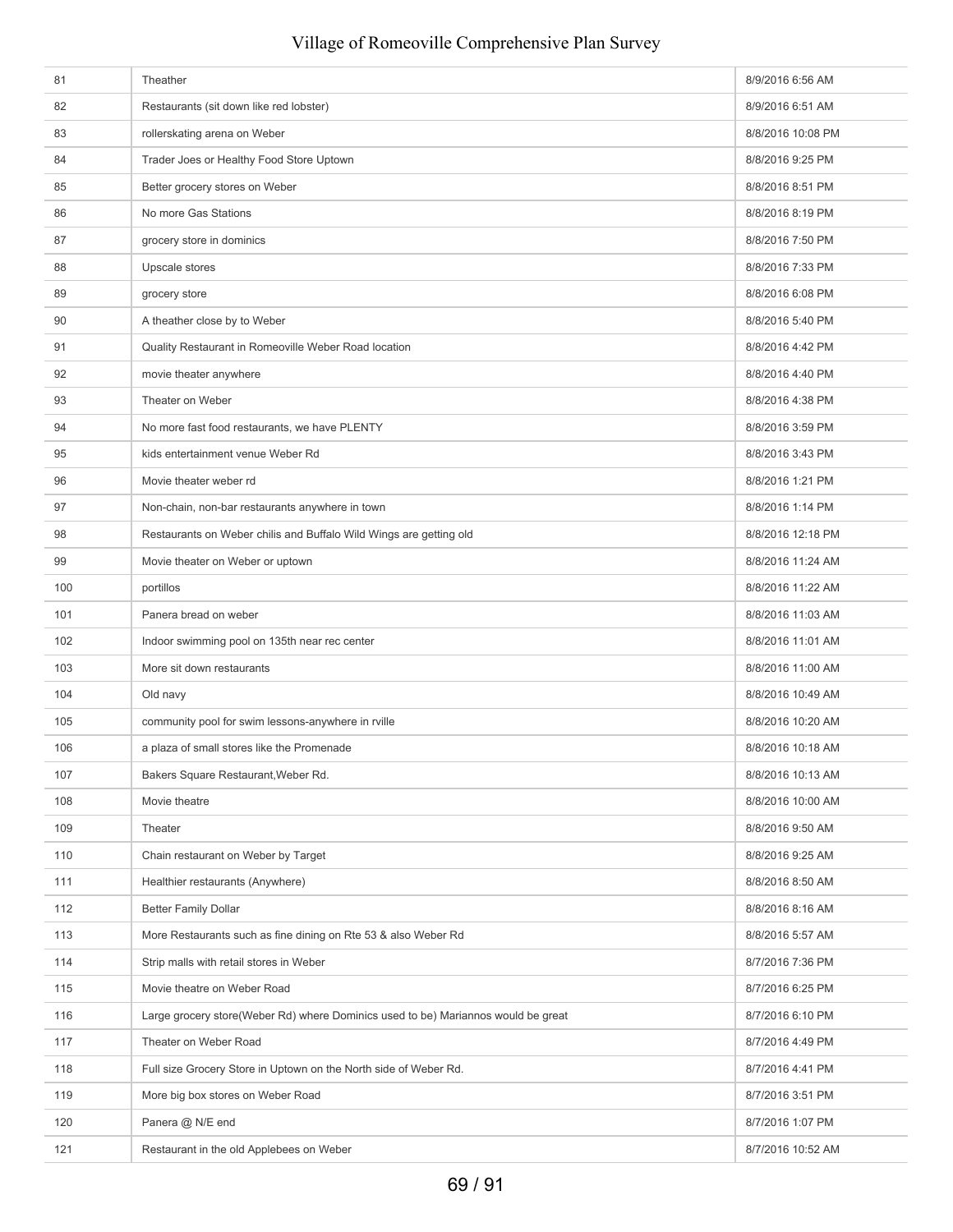| | | |
|---|---|---|
| 81 | Theather | 8/9/2016 6:56 AM |
| 82 | Restaurants (sit down like red lobster) | 8/9/2016 6:51 AM |
| 83 | rollerskating arena on Weber | 8/8/2016 10:08 PM |
| 84 | Trader Joes or Healthy Food Store Uptown | 8/8/2016 9:25 PM |
| 85 | Better grocery stores on Weber | 8/8/2016 8:51 PM |
| 86 | No more Gas Stations | 8/8/2016 8:19 PM |
| 87 | grocery store in dominics | 8/8/2016 7:50 PM |
| 88 | Upscale stores | 8/8/2016 7:33 PM |
| 89 | grocery store | 8/8/2016 6:08 PM |
| 90 | A theather close by to Weber | 8/8/2016 5:40 PM |
| 91 | Quality Restaurant in Romeoville Weber Road location | 8/8/2016 4:42 PM |
| 92 | movie theater anywhere | 8/8/2016 4:40 PM |
| 93 | Theater on Weber | 8/8/2016 4:38 PM |
| 94 | No more fast food restaurants, we have PLENTY | 8/8/2016 3:59 PM |
| 95 | kids entertainment venue Weber Rd | 8/8/2016 3:43 PM |
| 96 | Movie theater weber rd | 8/8/2016 1:21 PM |
| 97 | Non-chain, non-bar restaurants anywhere in town | 8/8/2016 1:14 PM |
| 98 | Restaurants on Weber chilis and Buffalo Wild Wings are getting old | 8/8/2016 12:18 PM |
| 99 | Movie theater on Weber or uptown | 8/8/2016 11:24 AM |
| 100 | portillos | 8/8/2016 11:22 AM |
| 101 | Panera bread on weber | 8/8/2016 11:03 AM |
| 102 | Indoor swimming pool on 135th near rec center | 8/8/2016 11:01 AM |
| 103 | More sit down restaurants | 8/8/2016 11:00 AM |
| 104 | Old navy | 8/8/2016 10:49 AM |
| 105 | community pool for swim lessons-anywhere in rville | 8/8/2016 10:20 AM |
| 106 | a plaza of small stores like the Promenade | 8/8/2016 10:18 AM |
| 107 | Bakers Square Restaurant,Weber Rd. | 8/8/2016 10:13 AM |
| 108 | Movie theatre | 8/8/2016 10:00 AM |
| 109 | Theater | 8/8/2016 9:50 AM |
| 110 | Chain restaurant on Weber by Target | 8/8/2016 9:25 AM |
| 111 | Healthier restaurants (Anywhere) | 8/8/2016 8:50 AM |
| 112 | Better Family Dollar | 8/8/2016 8:16 AM |
| 113 | More Restaurants such as fine dining on Rte 53 & also Weber Rd | 8/8/2016 5:57 AM |
| 114 | Strip malls with retail stores in Weber | 8/7/2016 7:36 PM |
| 115 | Movie theatre on Weber Road | 8/7/2016 6:25 PM |
| 116 | Large grocery store(Weber Rd) where Dominics used to be) Mariannos would be great | 8/7/2016 6:10 PM |
| 117 | Theater on Weber Road | 8/7/2016 4:49 PM |
| 118 | Full size Grocery Store in Uptown on the North side of Weber Rd. | 8/7/2016 4:41 PM |
| 119 | More big box stores on Weber Road | 8/7/2016 3:51 PM |
| 120 | Panera @ N/E end | 8/7/2016 1:07 PM |
| 121 | Restaurant in the old Applebees on Weber | 8/7/2016 10:52 AM |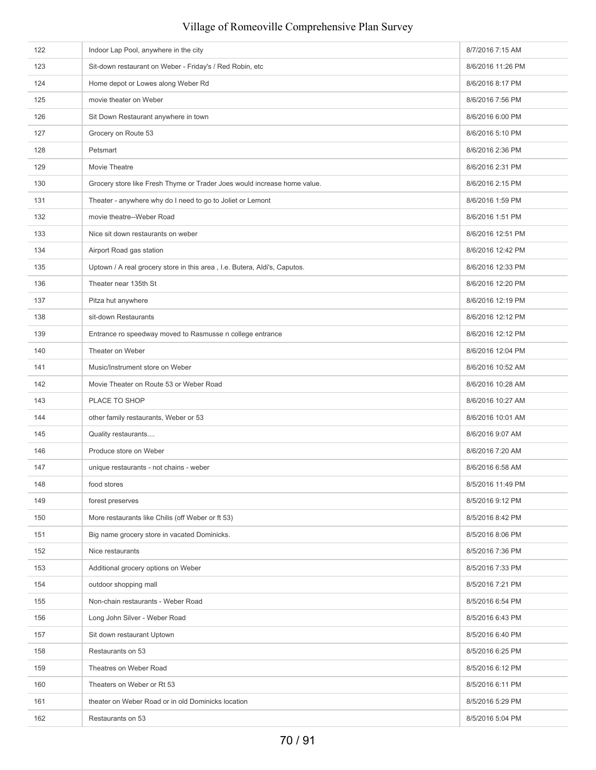| | | |
|---|---|---|
| 122 | Indoor Lap Pool, anywhere in the city | 8/7/2016 7:15 AM |
| 123 | Sit-down restaurant on Weber - Friday's / Red Robin, etc | 8/6/2016 11:26 PM |
| 124 | Home depot or Lowes along Weber Rd | 8/6/2016 8:17 PM |
| 125 | movie theater on Weber | 8/6/2016 7:56 PM |
| 126 | Sit Down Restaurant anywhere in town | 8/6/2016 6:00 PM |
| 127 | Grocery on Route 53 | 8/6/2016 5:10 PM |
| 128 | Petsmart | 8/6/2016 2:36 PM |
| 129 | Movie Theatre | 8/6/2016 2:31 PM |
| 130 | Grocery store like Fresh Thyme or Trader Joes would increase home value. | 8/6/2016 2:15 PM |
| 131 | Theater - anywhere why do I need to go to Joliet or Lemont | 8/6/2016 1:59 PM |
| 132 | movie theatre--Weber Road | 8/6/2016 1:51 PM |
| 133 | Nice sit down restaurants on weber | 8/6/2016 12:51 PM |
| 134 | Airport Road gas station | 8/6/2016 12:42 PM |
| 135 | Uptown / A real grocery store in this area , I.e. Butera, Aldi's, Caputos. | 8/6/2016 12:33 PM |
| 136 | Theater near 135th St | 8/6/2016 12:20 PM |
| 137 | Pitza hut anywhere | 8/6/2016 12:19 PM |
| 138 | sit-down Restaurants | 8/6/2016 12:12 PM |
| 139 | Entrance ro speedway moved to Rasmusse n college entrance | 8/6/2016 12:12 PM |
| 140 | Theater on Weber | 8/6/2016 12:04 PM |
| 141 | Music/Instrument store on Weber | 8/6/2016 10:52 AM |
| 142 | Movie Theater on Route 53 or Weber Road | 8/6/2016 10:28 AM |
| 143 | PLACE TO SHOP | 8/6/2016 10:27 AM |
| 144 | other family restaurants, Weber or 53 | 8/6/2016 10:01 AM |
| 145 | Quality restaurants.... | 8/6/2016 9:07 AM |
| 146 | Produce store on Weber | 8/6/2016 7:20 AM |
| 147 | unique restaurants - not chains - weber | 8/6/2016 6:58 AM |
| 148 | food stores | 8/5/2016 11:49 PM |
| 149 | forest preserves | 8/5/2016 9:12 PM |
| 150 | More restaurants like Chilis (off Weber or ft 53) | 8/5/2016 8:42 PM |
| 151 | Big name grocery store in vacated Dominicks. | 8/5/2016 8:06 PM |
| 152 | Nice restaurants | 8/5/2016 7:36 PM |
| 153 | Additional grocery options on Weber | 8/5/2016 7:33 PM |
| 154 | outdoor shopping mall | 8/5/2016 7:21 PM |
| 155 | Non-chain restaurants - Weber Road | 8/5/2016 6:54 PM |
| 156 | Long John Silver - Weber Road | 8/5/2016 6:43 PM |
| 157 | Sit down restaurant Uptown | 8/5/2016 6:40 PM |
| 158 | Restaurants on 53 | 8/5/2016 6:25 PM |
| 159 | Theatres on Weber Road | 8/5/2016 6:12 PM |
| 160 | Theaters on Weber or Rt 53 | 8/5/2016 6:11 PM |
| 161 | theater on Weber Road or in old Dominicks location | 8/5/2016 5:29 PM |
| 162 | Restaurants on 53 | 8/5/2016 5:04 PM |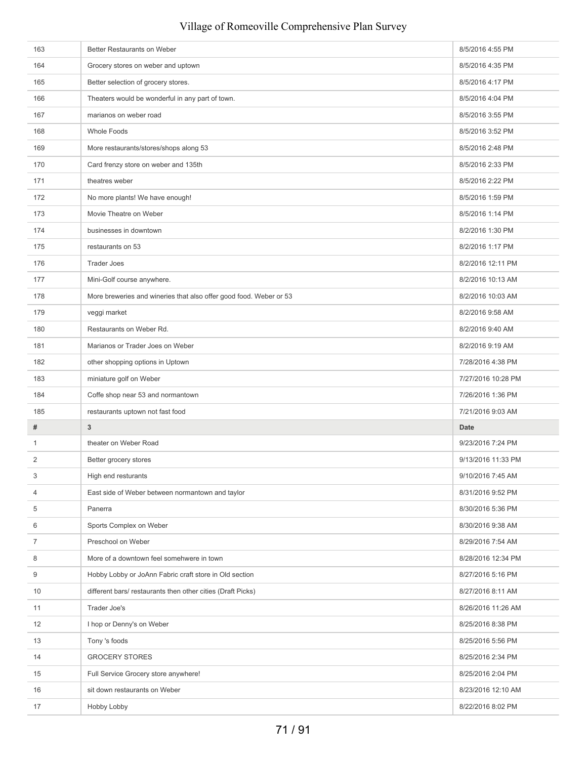| 163 | Better Restaurants on Weber | 8/5/2016 4:55 PM |
|---|---|---|
| 164 | Grocery stores on weber and uptown | 8/5/2016 4:35 PM |
| 165 | Better selection of grocery stores. | 8/5/2016 4:17 PM |
| 166 | Theaters would be wonderful in any part of town. | 8/5/2016 4:04 PM |
| 167 | marianos on weber road | 8/5/2016 3:55 PM |
| 168 | Whole Foods | 8/5/2016 3:52 PM |
| 169 | More restaurants/stores/shops along 53 | 8/5/2016 2:48 PM |
| 170 | Card frenzy store on weber and 135th | 8/5/2016 2:33 PM |
| 171 | theatres weber | 8/5/2016 2:22 PM |
| 172 | No more plants! We have enough! | 8/5/2016 1:59 PM |
| 173 | Movie Theatre on Weber | 8/5/2016 1:14 PM |
| 174 | businesses in downtown | 8/2/2016 1:30 PM |
| 175 | restaurants on 53 | 8/2/2016 1:17 PM |
| 176 | Trader Joes | 8/2/2016 12:11 PM |
| 177 | Mini-Golf course anywhere. | 8/2/2016 10:13 AM |
| 178 | More breweries and wineries that also offer good food. Weber or 53 | 8/2/2016 10:03 AM |
| 179 | veggi market | 8/2/2016 9:58 AM |
| 180 | Restaurants on Weber Rd. | 8/2/2016 9:40 AM |
| 181 | Marianos or Trader Joes on Weber | 8/2/2016 9:19 AM |
| 182 | other shopping options in Uptown | 7/28/2016 4:38 PM |
| 183 | miniature golf on Weber | 7/27/2016 10:28 PM |
| 184 | Coffe shop near 53 and normantown | 7/26/2016 1:36 PM |
| 185 | restaurants uptown not fast food | 7/21/2016 9:03 AM |

| # | 3 | Date |
|---|---|---|
| 1 | theater on Weber Road | 9/23/2016 7:24 PM |
| 2 | Better grocery stores | 9/13/2016 11:33 PM |
| 3 | High end resturants | 9/10/2016 7:45 AM |
| 4 | East side of Weber between normantown and taylor | 8/31/2016 9:52 PM |
| 5 | Panerra | 8/30/2016 5:36 PM |
| 6 | Sports Complex on Weber | 8/30/2016 9:38 AM |
| 7 | Preschool on Weber | 8/29/2016 7:54 AM |
| 8 | More of a downtown feel somehwere in town | 8/28/2016 12:34 PM |
| 9 | Hobby Lobby or JoAnn Fabric craft store in Old section | 8/27/2016 5:16 PM |
| 10 | different bars/ restaurants then other cities (Draft Picks) | 8/27/2016 8:11 AM |
| 11 | Trader Joe's | 8/26/2016 11:26 AM |
| 12 | I hop or Denny's on Weber | 8/25/2016 8:38 PM |
| 13 | Tony 's foods | 8/25/2016 5:56 PM |
| 14 | GROCERY STORES | 8/25/2016 2:34 PM |
| 15 | Full Service Grocery store anywhere! | 8/25/2016 2:04 PM |
| 16 | sit down restaurants on Weber | 8/23/2016 12:10 AM |
| 17 | Hobby Lobby | 8/22/2016 8:02 PM |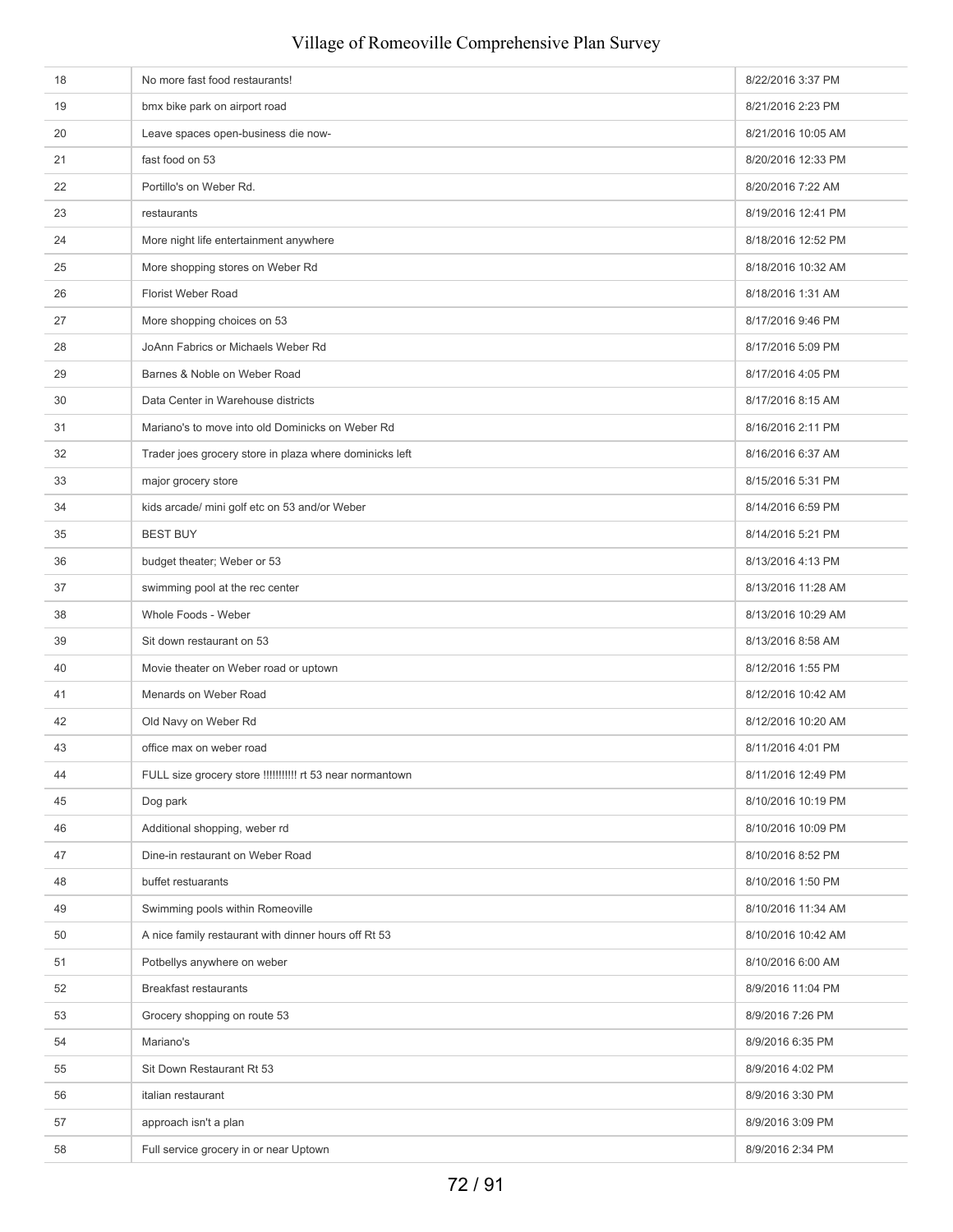| | | |
|---|---|---|
| 18 | No more fast food restaurants! | 8/22/2016 3:37 PM |
| 19 | bmx bike park on airport road | 8/21/2016 2:23 PM |
| 20 | Leave spaces open-business die now- | 8/21/2016 10:05 AM |
| 21 | fast food on 53 | 8/20/2016 12:33 PM |
| 22 | Portillo's on Weber Rd. | 8/20/2016 7:22 AM |
| 23 | restaurants | 8/19/2016 12:41 PM |
| 24 | More night life entertainment anywhere | 8/18/2016 12:52 PM |
| 25 | More shopping stores on Weber Rd | 8/18/2016 10:32 AM |
| 26 | Florist Weber Road | 8/18/2016 1:31 AM |
| 27 | More shopping choices on 53 | 8/17/2016 9:46 PM |
| 28 | JoAnn Fabrics or Michaels Weber Rd | 8/17/2016 5:09 PM |
| 29 | Barnes & Noble on Weber Road | 8/17/2016 4:05 PM |
| 30 | Data Center in Warehouse districts | 8/17/2016 8:15 AM |
| 31 | Mariano's to move into old Dominicks on Weber Rd | 8/16/2016 2:11 PM |
| 32 | Trader joes grocery store in plaza where dominicks left | 8/16/2016 6:37 AM |
| 33 | major grocery store | 8/15/2016 5:31 PM |
| 34 | kids arcade/ mini golf etc on 53 and/or Weber | 8/14/2016 6:59 PM |
| 35 | BEST BUY | 8/14/2016 5:21 PM |
| 36 | budget theater; Weber or 53 | 8/13/2016 4:13 PM |
| 37 | swimming pool at the rec center | 8/13/2016 11:28 AM |
| 38 | Whole Foods - Weber | 8/13/2016 10:29 AM |
| 39 | Sit down restaurant on 53 | 8/13/2016 8:58 AM |
| 40 | Movie theater on Weber road or uptown | 8/12/2016 1:55 PM |
| 41 | Menards on Weber Road | 8/12/2016 10:42 AM |
| 42 | Old Navy on Weber Rd | 8/12/2016 10:20 AM |
| 43 | office max on weber road | 8/11/2016 4:01 PM |
| 44 | FULL size grocery store !!!!!!!!!!! rt 53 near normantown | 8/11/2016 12:49 PM |
| 45 | Dog park | 8/10/2016 10:19 PM |
| 46 | Additional shopping, weber rd | 8/10/2016 10:09 PM |
| 47 | Dine-in restaurant on Weber Road | 8/10/2016 8:52 PM |
| 48 | buffet restuarants | 8/10/2016 1:50 PM |
| 49 | Swimming pools within Romeoville | 8/10/2016 11:34 AM |
| 50 | A nice family restaurant with dinner hours off Rt 53 | 8/10/2016 10:42 AM |
| 51 | Potbellys anywhere on weber | 8/10/2016 6:00 AM |
| 52 | Breakfast restaurants | 8/9/2016 11:04 PM |
| 53 | Grocery shopping on route 53 | 8/9/2016 7:26 PM |
| 54 | Mariano's | 8/9/2016 6:35 PM |
| 55 | Sit Down Restaurant Rt 53 | 8/9/2016 4:02 PM |
| 56 | italian restaurant | 8/9/2016 3:30 PM |
| 57 | approach isn't a plan | 8/9/2016 3:09 PM |
| 58 | Full service grocery in or near Uptown | 8/9/2016 2:34 PM |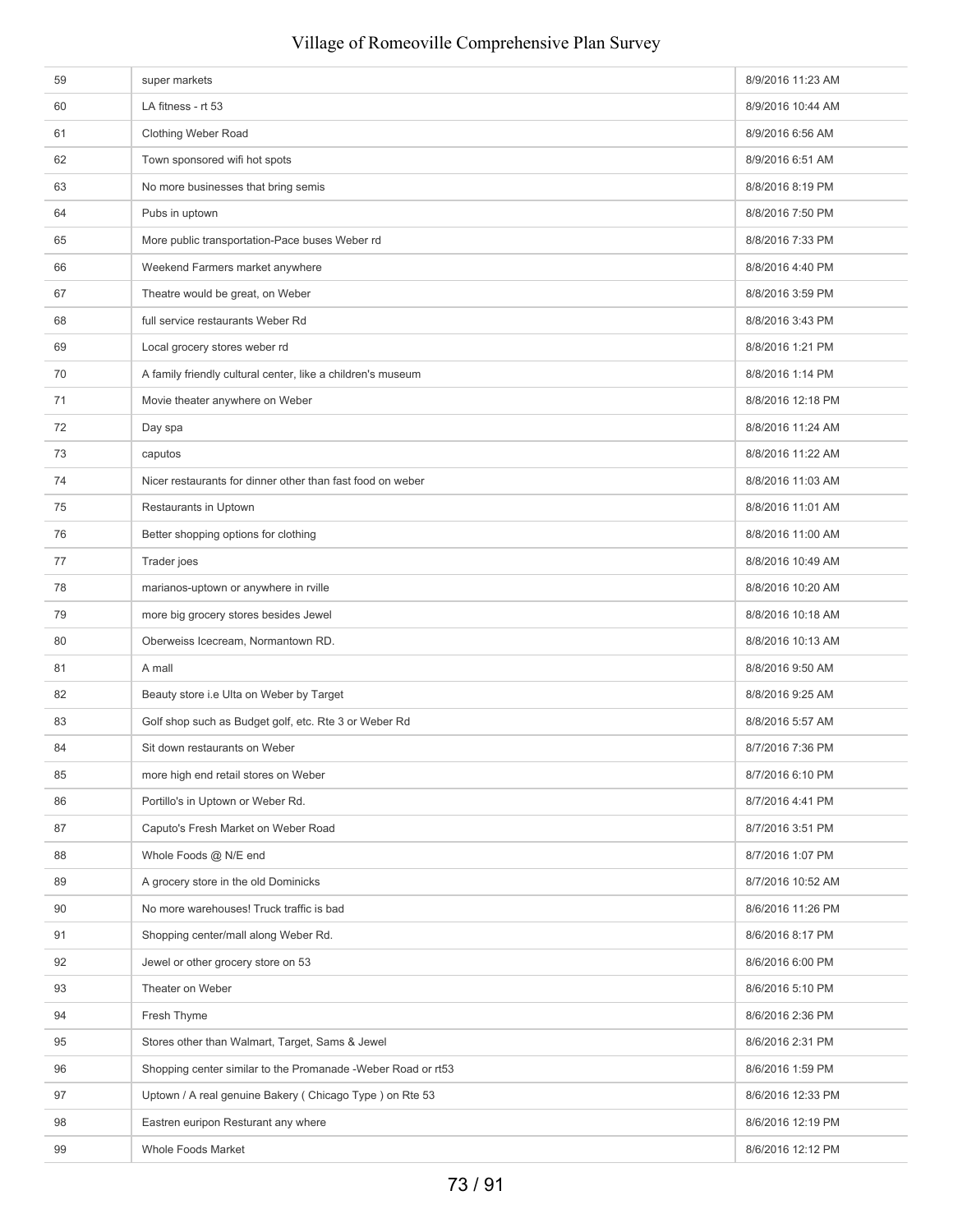| | | |
|---|---|---|
| 59 | super markets | 8/9/2016 11:23 AM |
| 60 | LA fitness - rt 53 | 8/9/2016 10:44 AM |
| 61 | Clothing Weber Road | 8/9/2016 6:56 AM |
| 62 | Town sponsored wifi hot spots | 8/9/2016 6:51 AM |
| 63 | No more businesses that bring semis | 8/8/2016 8:19 PM |
| 64 | Pubs in uptown | 8/8/2016 7:50 PM |
| 65 | More public transportation-Pace buses Weber rd | 8/8/2016 7:33 PM |
| 66 | Weekend Farmers market anywhere | 8/8/2016 4:40 PM |
| 67 | Theatre would be great, on Weber | 8/8/2016 3:59 PM |
| 68 | full service restaurants Weber Rd | 8/8/2016 3:43 PM |
| 69 | Local grocery stores weber rd | 8/8/2016 1:21 PM |
| 70 | A family friendly cultural center, like a children's museum | 8/8/2016 1:14 PM |
| 71 | Movie theater anywhere on Weber | 8/8/2016 12:18 PM |
| 72 | Day spa | 8/8/2016 11:24 AM |
| 73 | caputos | 8/8/2016 11:22 AM |
| 74 | Nicer restaurants for dinner other than fast food on weber | 8/8/2016 11:03 AM |
| 75 | Restaurants in Uptown | 8/8/2016 11:01 AM |
| 76 | Better shopping options for clothing | 8/8/2016 11:00 AM |
| 77 | Trader joes | 8/8/2016 10:49 AM |
| 78 | marianos-uptown or anywhere in rville | 8/8/2016 10:20 AM |
| 79 | more big grocery stores besides Jewel | 8/8/2016 10:18 AM |
| 80 | Oberweiss Icecream, Normantown RD. | 8/8/2016 10:13 AM |
| 81 | A mall | 8/8/2016 9:50 AM |
| 82 | Beauty store i.e Ulta on Weber by Target | 8/8/2016 9:25 AM |
| 83 | Golf shop such as Budget golf, etc. Rte 3 or Weber Rd | 8/8/2016 5:57 AM |
| 84 | Sit down restaurants on Weber | 8/7/2016 7:36 PM |
| 85 | more high end retail stores on Weber | 8/7/2016 6:10 PM |
| 86 | Portillo's in Uptown or Weber Rd. | 8/7/2016 4:41 PM |
| 87 | Caputo's Fresh Market on Weber Road | 8/7/2016 3:51 PM |
| 88 | Whole Foods @ N/E end | 8/7/2016 1:07 PM |
| 89 | A grocery store in the old Dominicks | 8/7/2016 10:52 AM |
| 90 | No more warehouses! Truck traffic is bad | 8/6/2016 11:26 PM |
| 91 | Shopping center/mall along Weber Rd. | 8/6/2016 8:17 PM |
| 92 | Jewel or other grocery store on 53 | 8/6/2016 6:00 PM |
| 93 | Theater on Weber | 8/6/2016 5:10 PM |
| 94 | Fresh Thyme | 8/6/2016 2:36 PM |
| 95 | Stores other than Walmart, Target, Sams & Jewel | 8/6/2016 2:31 PM |
| 96 | Shopping center similar to the Promanade -Weber Road or rt53 | 8/6/2016 1:59 PM |
| 97 | Uptown / A real genuine Bakery ( Chicago Type ) on Rte 53 | 8/6/2016 12:33 PM |
| 98 | Eastren euripon Resturant any where | 8/6/2016 12:19 PM |
| 99 | Whole Foods Market | 8/6/2016 12:12 PM |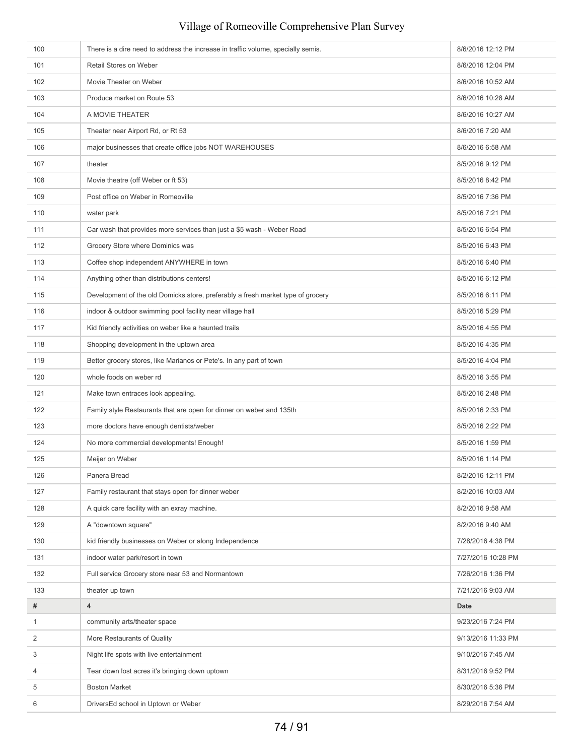| | | |
|---|---|---|
| 100 | There is a dire need to address the increase in traffic volume, specially semis. | 8/6/2016 12:12 PM |
| 101 | Retail Stores on Weber | 8/6/2016 12:04 PM |
| 102 | Movie Theater on Weber | 8/6/2016 10:52 AM |
| 103 | Produce market on Route 53 | 8/6/2016 10:28 AM |
| 104 | A MOVIE THEATER | 8/6/2016 10:27 AM |
| 105 | Theater near Airport Rd, or Rt 53 | 8/6/2016 7:20 AM |
| 106 | major businesses that create office jobs NOT WAREHOUSES | 8/6/2016 6:58 AM |
| 107 | theater | 8/5/2016 9:12 PM |
| 108 | Movie theatre (off Weber or ft 53) | 8/5/2016 8:42 PM |
| 109 | Post office on Weber in Romeoville | 8/5/2016 7:36 PM |
| 110 | water park | 8/5/2016 7:21 PM |
| 111 | Car wash that provides more services than just a $5 wash - Weber Road | 8/5/2016 6:54 PM |
| 112 | Grocery Store where Dominics was | 8/5/2016 6:43 PM |
| 113 | Coffee shop independent ANYWHERE in town | 8/5/2016 6:40 PM |
| 114 | Anything other than distributions centers! | 8/5/2016 6:12 PM |
| 115 | Development of the old Domicks store, preferably a fresh market type of grocery | 8/5/2016 6:11 PM |
| 116 | indoor & outdoor swimming pool facility near village hall | 8/5/2016 5:29 PM |
| 117 | Kid friendly activities on weber like a haunted trails | 8/5/2016 4:55 PM |
| 118 | Shopping development in the uptown area | 8/5/2016 4:35 PM |
| 119 | Better grocery stores, like Marianos or Pete's. In any part of town | 8/5/2016 4:04 PM |
| 120 | whole foods on weber rd | 8/5/2016 3:55 PM |
| 121 | Make town entraces look appealing. | 8/5/2016 2:48 PM |
| 122 | Family style Restaurants that are open for dinner on weber and 135th | 8/5/2016 2:33 PM |
| 123 | more doctors have enough dentists/weber | 8/5/2016 2:22 PM |
| 124 | No more commercial developments! Enough! | 8/5/2016 1:59 PM |
| 125 | Meijer on Weber | 8/5/2016 1:14 PM |
| 126 | Panera Bread | 8/2/2016 12:11 PM |
| 127 | Family restaurant that stays open for dinner weber | 8/2/2016 10:03 AM |
| 128 | A quick care facility with an exray machine. | 8/2/2016 9:58 AM |
| 129 | A "downtown square" | 8/2/2016 9:40 AM |
| 130 | kid friendly businesses on Weber or along Independence | 7/28/2016 4:38 PM |
| 131 | indoor water park/resort in town | 7/27/2016 10:28 PM |
| 132 | Full service Grocery store near 53 and Normantown | 7/26/2016 1:36 PM |
| 133 | theater up town | 7/21/2016 9:03 AM |

| # | 4 | Date |
|---|---|---|
| 1 | community arts/theater space | 9/23/2016 7:24 PM |
| 2 | More Restaurants of Quality | 9/13/2016 11:33 PM |
| 3 | Night life spots with live entertainment | 9/10/2016 7:45 AM |
| 4 | Tear down lost acres it's bringing down uptown | 8/31/2016 9:52 PM |
| 5 | Boston Market | 8/30/2016 5:36 PM |
| 6 | DriversEd school in Uptown or Weber | 8/29/2016 7:54 AM |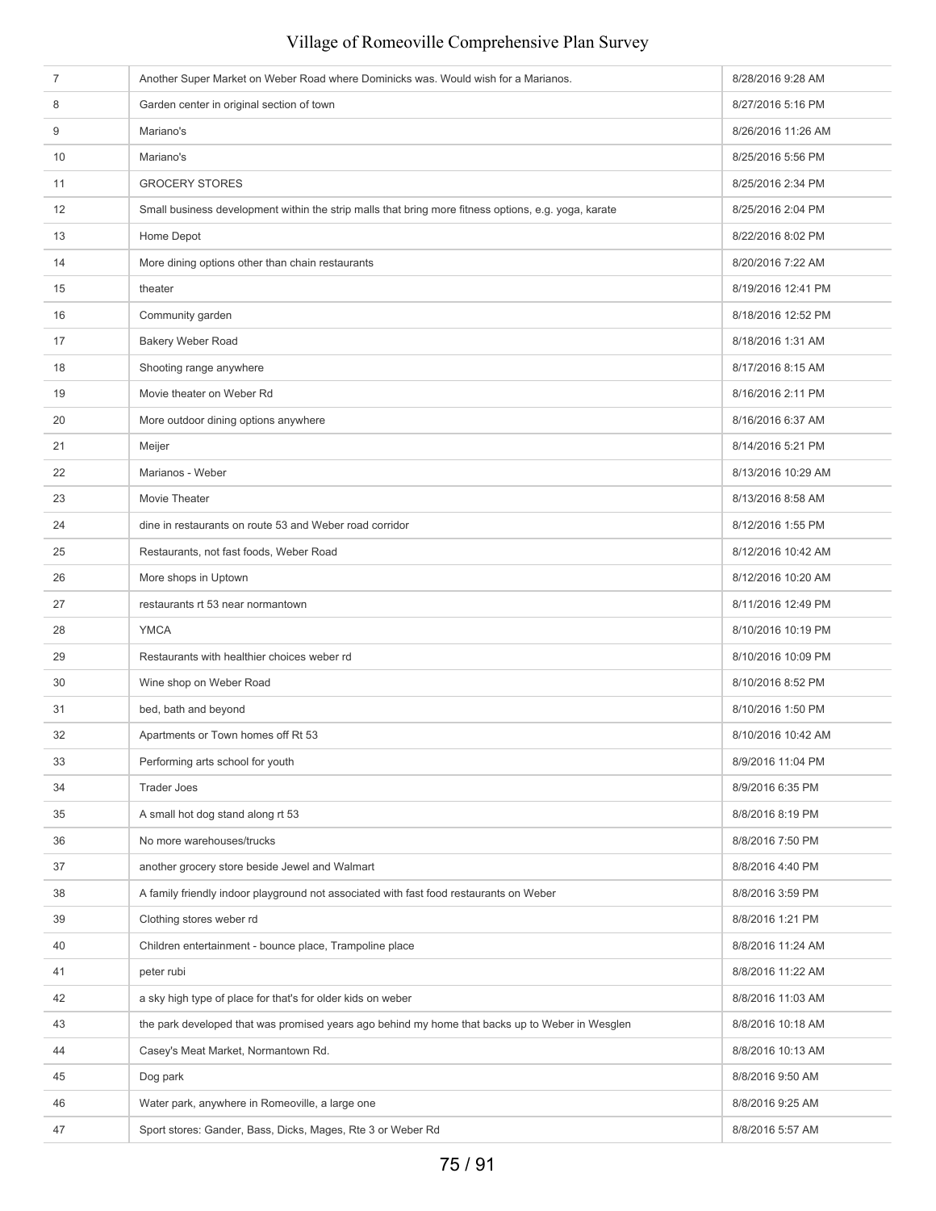| | | |
|---|---|---|
| 7 | Another Super Market on Weber Road where Dominicks was. Would wish for a Marianos. | 8/28/2016 9:28 AM |
| 8 | Garden center in original section of town | 8/27/2016 5:16 PM |
| 9 | Mariano's | 8/26/2016 11:26 AM |
| 10 | Mariano's | 8/25/2016 5:56 PM |
| 11 | GROCERY STORES | 8/25/2016 2:34 PM |
| 12 | Small business development within the strip malls that bring more fitness options, e.g. yoga, karate | 8/25/2016 2:04 PM |
| 13 | Home Depot | 8/22/2016 8:02 PM |
| 14 | More dining options other than chain restaurants | 8/20/2016 7:22 AM |
| 15 | theater | 8/19/2016 12:41 PM |
| 16 | Community garden | 8/18/2016 12:52 PM |
| 17 | Bakery Weber Road | 8/18/2016 1:31 AM |
| 18 | Shooting range anywhere | 8/17/2016 8:15 AM |
| 19 | Movie theater on Weber Rd | 8/16/2016 2:11 PM |
| 20 | More outdoor dining options anywhere | 8/16/2016 6:37 AM |
| 21 | Meijer | 8/14/2016 5:21 PM |
| 22 | Marianos - Weber | 8/13/2016 10:29 AM |
| 23 | Movie Theater | 8/13/2016 8:58 AM |
| 24 | dine in restaurants on route 53 and Weber road corridor | 8/12/2016 1:55 PM |
| 25 | Restaurants, not fast foods, Weber Road | 8/12/2016 10:42 AM |
| 26 | More shops in Uptown | 8/12/2016 10:20 AM |
| 27 | restaurants rt 53 near normantown | 8/11/2016 12:49 PM |
| 28 | YMCA | 8/10/2016 10:19 PM |
| 29 | Restaurants with healthier choices weber rd | 8/10/2016 10:09 PM |
| 30 | Wine shop on Weber Road | 8/10/2016 8:52 PM |
| 31 | bed, bath and beyond | 8/10/2016 1:50 PM |
| 32 | Apartments or Town homes off Rt 53 | 8/10/2016 10:42 AM |
| 33 | Performing arts school for youth | 8/9/2016 11:04 PM |
| 34 | Trader Joes | 8/9/2016 6:35 PM |
| 35 | A small hot dog stand along rt 53 | 8/8/2016 8:19 PM |
| 36 | No more warehouses/trucks | 8/8/2016 7:50 PM |
| 37 | another grocery store beside Jewel and Walmart | 8/8/2016 4:40 PM |
| 38 | A family friendly indoor playground not associated with fast food restaurants on Weber | 8/8/2016 3:59 PM |
| 39 | Clothing stores weber rd | 8/8/2016 1:21 PM |
| 40 | Children entertainment - bounce place, Trampoline place | 8/8/2016 11:24 AM |
| 41 | peter rubi | 8/8/2016 11:22 AM |
| 42 | a sky high type of place for that's for older kids on weber | 8/8/2016 11:03 AM |
| 43 | the park developed that was promised years ago behind my home that backs up to Weber in Wesglen | 8/8/2016 10:18 AM |
| 44 | Casey's Meat Market, Normantown Rd. | 8/8/2016 10:13 AM |
| 45 | Dog park | 8/8/2016 9:50 AM |
| 46 | Water park, anywhere in Romeoville, a large one | 8/8/2016 9:25 AM |
| 47 | Sport stores: Gander, Bass, Dicks, Mages, Rte 3 or Weber Rd | 8/8/2016 5:57 AM |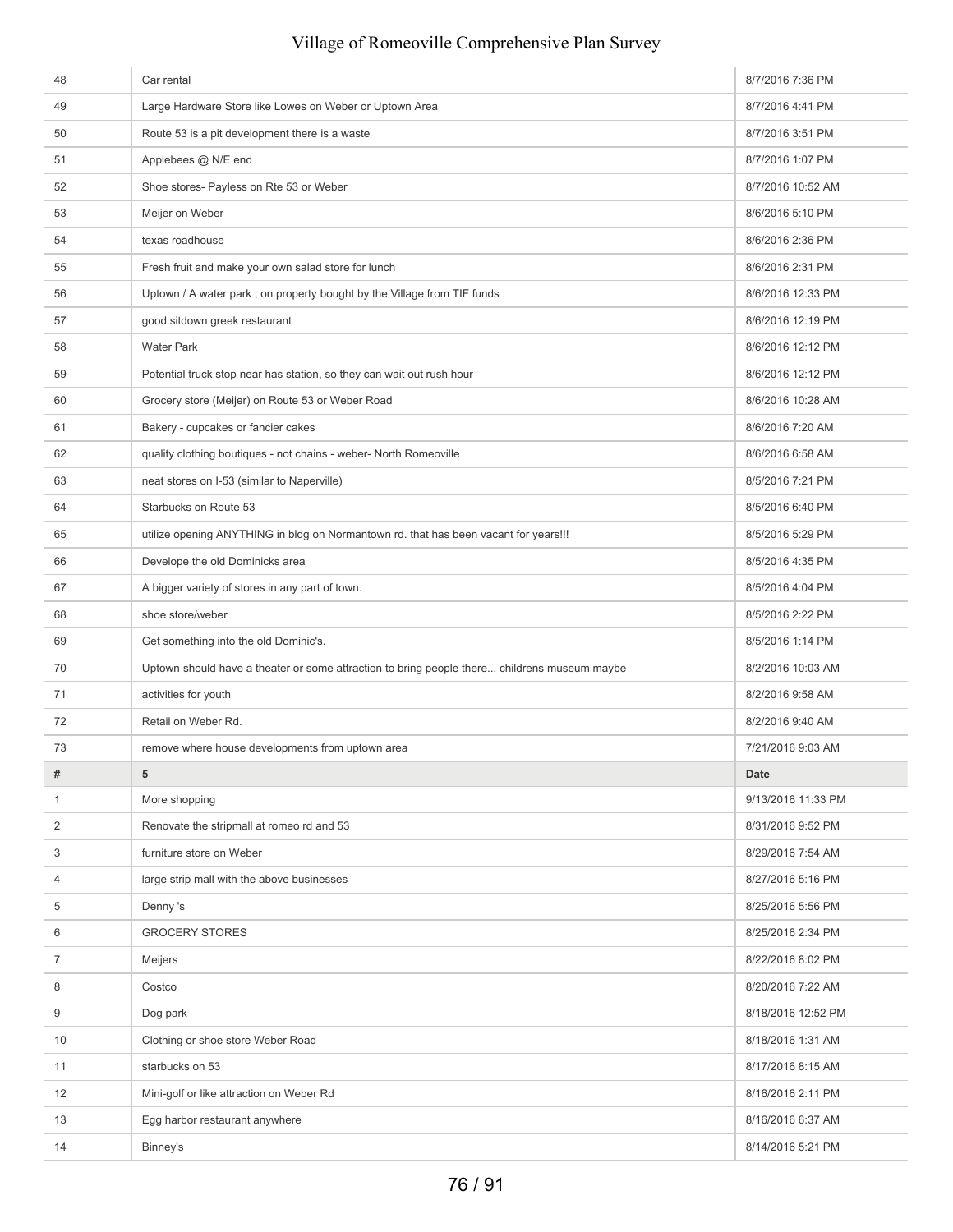| | | |
|---|---|---|
| 48 | Car rental | 8/7/2016 7:36 PM |
| 49 | Large Hardware Store like Lowes on Weber or Uptown Area | 8/7/2016 4:41 PM |
| 50 | Route 53 is a pit development there is a waste | 8/7/2016 3:51 PM |
| 51 | Applebees @ N/E end | 8/7/2016 1:07 PM |
| 52 | Shoe stores- Payless on Rte 53 or Weber | 8/7/2016 10:52 AM |
| 53 | Meijer on Weber | 8/6/2016 5:10 PM |
| 54 | texas roadhouse | 8/6/2016 2:36 PM |
| 55 | Fresh fruit and make your own salad store for lunch | 8/6/2016 2:31 PM |
| 56 | Uptown / A water park ; on property bought by the Village from TIF funds . | 8/6/2016 12:33 PM |
| 57 | good sitdown greek restaurant | 8/6/2016 12:19 PM |
| 58 | Water Park | 8/6/2016 12:12 PM |
| 59 | Potential truck stop near has station, so they can wait out rush hour | 8/6/2016 12:12 PM |
| 60 | Grocery store (Meijer) on Route 53 or Weber Road | 8/6/2016 10:28 AM |
| 61 | Bakery - cupcakes or fancier cakes | 8/6/2016 7:20 AM |
| 62 | quality clothing boutiques - not chains - weber- North Romeoville | 8/6/2016 6:58 AM |
| 63 | neat stores on I-53 (similar to Naperville) | 8/5/2016 7:21 PM |
| 64 | Starbucks on Route 53 | 8/5/2016 6:40 PM |
| 65 | utilize opening ANYTHING in bldg on Normantown rd. that has been vacant for years!!! | 8/5/2016 5:29 PM |
| 66 | Develope the old Dominicks area | 8/5/2016 4:35 PM |
| 67 | A bigger variety of stores in any part of town. | 8/5/2016 4:04 PM |
| 68 | shoe store/weber | 8/5/2016 2:22 PM |
| 69 | Get something into the old Dominic's. | 8/5/2016 1:14 PM |
| 70 | Uptown should have a theater or some attraction to bring people there... childrens museum maybe | 8/2/2016 10:03 AM |
| 71 | activities for youth | 8/2/2016 9:58 AM |
| 72 | Retail on Weber Rd. | 8/2/2016 9:40 AM |
| 73 | remove where house developments from uptown area | 7/21/2016 9:03 AM |

| # | 5 | Date |
|---|---|---|
| 1 | More shopping | 9/13/2016 11:33 PM |
| 2 | Renovate the stripmall at romeo rd and 53 | 8/31/2016 9:52 PM |
| 3 | furniture store on Weber | 8/29/2016 7:54 AM |
| 4 | large strip mall with the above businesses | 8/27/2016 5:16 PM |
| 5 | Denny 's | 8/25/2016 5:56 PM |
| 6 | GROCERY STORES | 8/25/2016 2:34 PM |
| 7 | Meijers | 8/22/2016 8:02 PM |
| 8 | Costco | 8/20/2016 7:22 AM |
| 9 | Dog park | 8/18/2016 12:52 PM |
| 10 | Clothing or shoe store Weber Road | 8/18/2016 1:31 AM |
| 11 | starbucks on 53 | 8/17/2016 8:15 AM |
| 12 | Mini-golf or like attraction on Weber Rd | 8/16/2016 2:11 PM |
| 13 | Egg harbor restaurant anywhere | 8/16/2016 6:37 AM |
| 14 | Binney's | 8/14/2016 5:21 PM |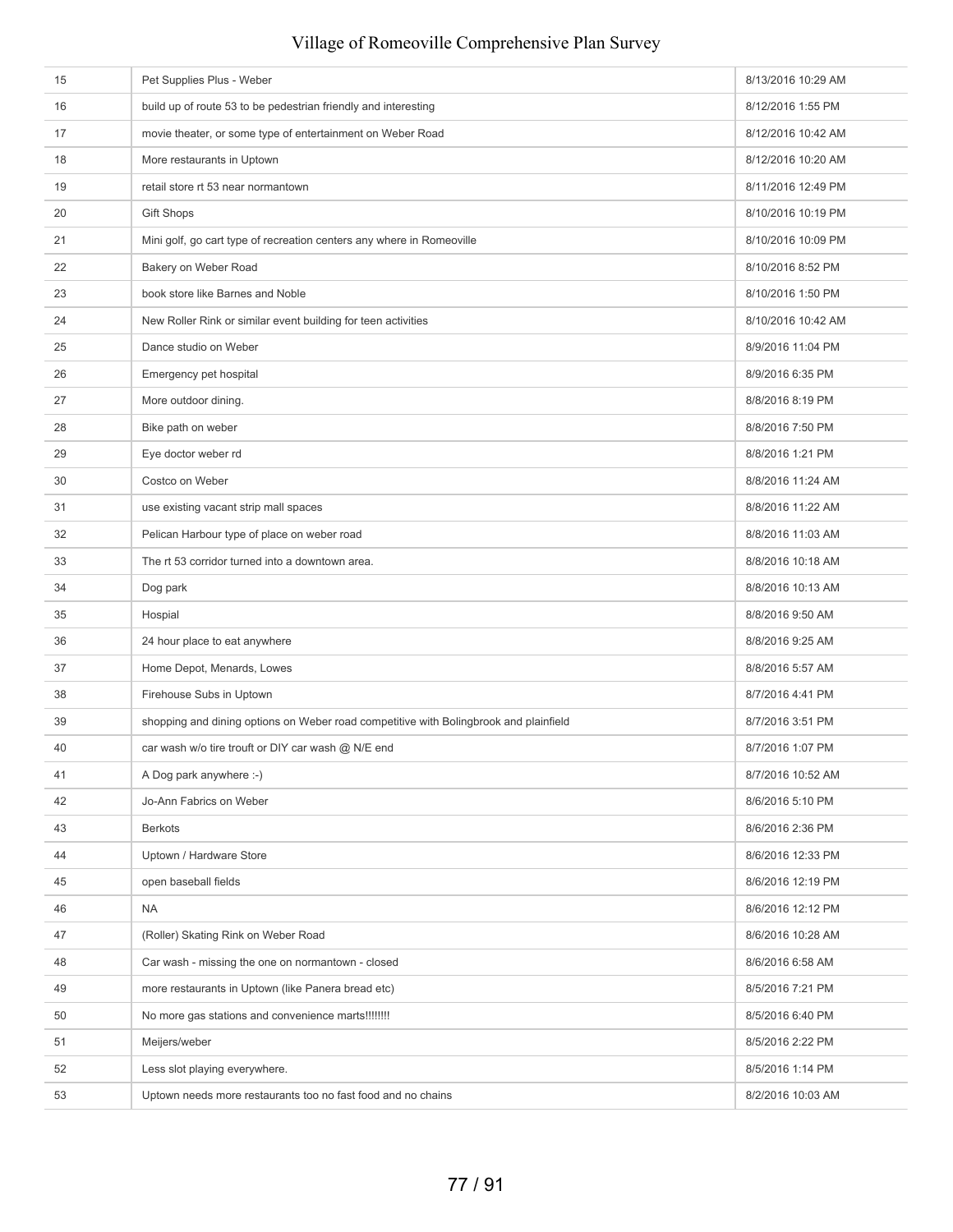| | | |
|---|---|---|
| 15 | Pet Supplies Plus - Weber | 8/13/2016 10:29 AM |
| 16 | build up of route 53 to be pedestrian friendly and interesting | 8/12/2016 1:55 PM |
| 17 | movie theater, or some type of entertainment on Weber Road | 8/12/2016 10:42 AM |
| 18 | More restaurants in Uptown | 8/12/2016 10:20 AM |
| 19 | retail store rt 53 near normantown | 8/11/2016 12:49 PM |
| 20 | Gift Shops | 8/10/2016 10:19 PM |
| 21 | Mini golf, go cart type of recreation centers any where in Romeoville | 8/10/2016 10:09 PM |
| 22 | Bakery on Weber Road | 8/10/2016 8:52 PM |
| 23 | book store like Barnes and Noble | 8/10/2016 1:50 PM |
| 24 | New Roller Rink or similar event building for teen activities | 8/10/2016 10:42 AM |
| 25 | Dance studio on Weber | 8/9/2016 11:04 PM |
| 26 | Emergency pet hospital | 8/9/2016 6:35 PM |
| 27 | More outdoor dining. | 8/8/2016 8:19 PM |
| 28 | Bike path on weber | 8/8/2016 7:50 PM |
| 29 | Eye doctor weber rd | 8/8/2016 1:21 PM |
| 30 | Costco on Weber | 8/8/2016 11:24 AM |
| 31 | use existing vacant strip mall spaces | 8/8/2016 11:22 AM |
| 32 | Pelican Harbour type of place on weber road | 8/8/2016 11:03 AM |
| 33 | The rt 53 corridor turned into a downtown area. | 8/8/2016 10:18 AM |
| 34 | Dog park | 8/8/2016 10:13 AM |
| 35 | Hospial | 8/8/2016 9:50 AM |
| 36 | 24 hour place to eat anywhere | 8/8/2016 9:25 AM |
| 37 | Home Depot, Menards, Lowes | 8/8/2016 5:57 AM |
| 38 | Firehouse Subs in Uptown | 8/7/2016 4:41 PM |
| 39 | shopping and dining options on Weber road competitive with Bolingbrook and plainfield | 8/7/2016 3:51 PM |
| 40 | car wash w/o tire trouft or DIY car wash @ N/E end | 8/7/2016 1:07 PM |
| 41 | A Dog park anywhere :-) | 8/7/2016 10:52 AM |
| 42 | Jo-Ann Fabrics on Weber | 8/6/2016 5:10 PM |
| 43 | Berkots | 8/6/2016 2:36 PM |
| 44 | Uptown / Hardware Store | 8/6/2016 12:33 PM |
| 45 | open baseball fields | 8/6/2016 12:19 PM |
| 46 | NA | 8/6/2016 12:12 PM |
| 47 | (Roller) Skating Rink on Weber Road | 8/6/2016 10:28 AM |
| 48 | Car wash - missing the one on normantown - closed | 8/6/2016 6:58 AM |
| 49 | more restaurants in Uptown (like Panera bread etc) | 8/5/2016 7:21 PM |
| 50 | No more gas stations and convenience marts!!!!!!!! | 8/5/2016 6:40 PM |
| 51 | Meijers/weber | 8/5/2016 2:22 PM |
| 52 | Less slot playing everywhere. | 8/5/2016 1:14 PM |
| 53 | Uptown needs more restaurants too no fast food and no chains | 8/2/2016 10:03 AM |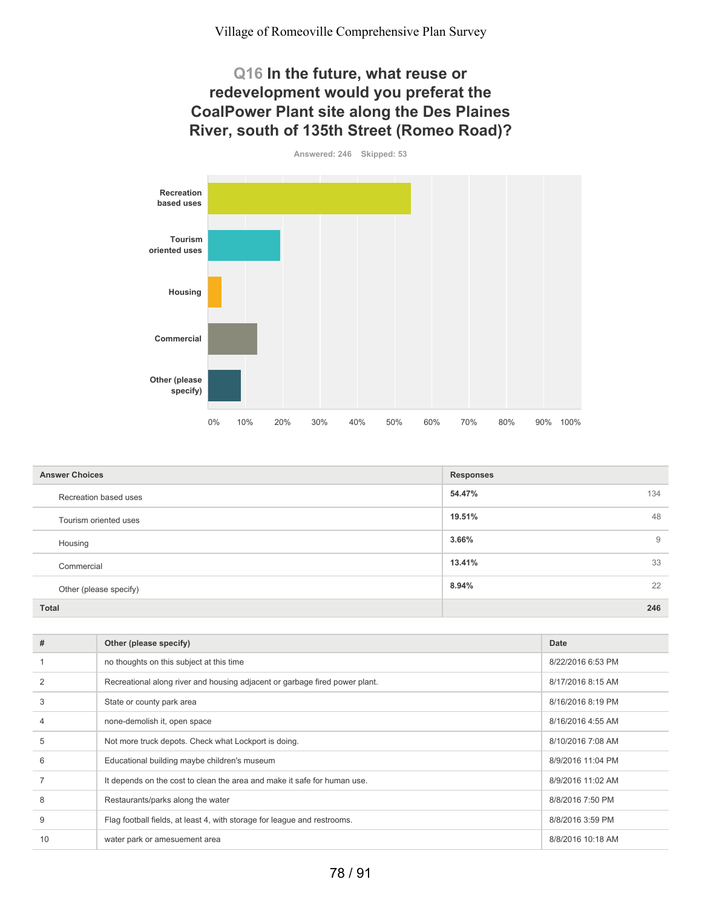Village of Romeoville Comprehensive Plan Survey

## Q16 In the future, what reuse or redevelopment would you preferat the CoalPower Plant site along the Des Plaines River, south of 135th Street (Romeo Road)?

Answered: 246 Skipped: 53

| Answer Choices | Responses | |
|---|---|---|
| Recreation based uses | 54.47% | 134 |
| Tourism oriented uses | 19.51% | 48 |
| Housing | 3.66% | 9 |
| Commercial | 13.41% | 33 |
| Other (please specify) | 8.94% | 22 |
| Total | | 246 |

| # | Other (please specify) | Date |
|---|---|---|
| 1 | no thoughts on this subject at this time | 8/22/2016 6:53 PM |
| 2 | Recreational along river and housing adjacent or garbage fired power plant. | 8/17/2016 8:15 AM |
| 3 | State or county park area | 8/16/2016 8:19 PM |
| 4 | none-demolish it, open space | 8/16/2016 4:55 AM |
| 5 | Not more truck depots. Check what Lockport is doing. | 8/10/2016 7:08 AM |
| 6 | Educational building maybe children's museum | 8/9/2016 11:04 PM |
| 7 | It depends on the cost to clean the area and make it safe for human use. | 8/9/2016 11:02 AM |
| 8 | Restaurants/parks along the water | 8/8/2016 7:50 PM |
| 9 | Flag football fields, at least 4, with storage for league and restrooms. | 8/8/2016 3:59 PM |
| 10 | water park or amesuement area | 8/8/2016 10:18 AM |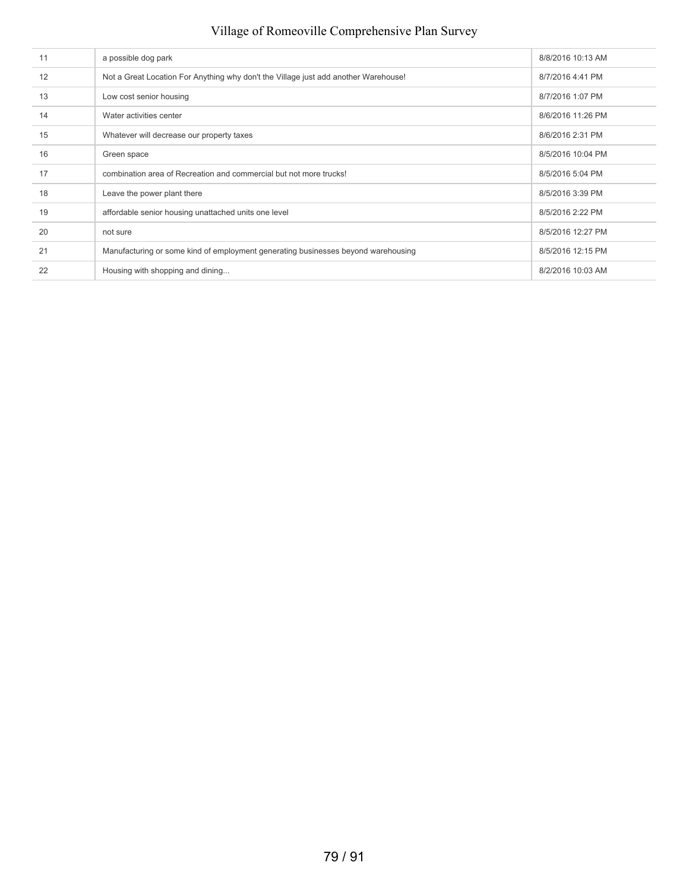| | | |
|---|---|---|
| 11 | a possible dog park | 8/8/2016 10:13 AM |
| 12 | Not a Great Location For Anything why don't the Village just add another Warehouse! | 8/7/2016 4:41 PM |
| 13 | Low cost senior housing | 8/7/2016 1:07 PM |
| 14 | Water activities center | 8/6/2016 11:26 PM |
| 15 | Whatever will decrease our property taxes | 8/6/2016 2:31 PM |
| 16 | Green space | 8/5/2016 10:04 PM |
| 17 | combination area of Recreation and commercial but not more trucks! | 8/5/2016 5:04 PM |
| 18 | Leave the power plant there | 8/5/2016 3:39 PM |
| 19 | affordable senior housing unattached units one level | 8/5/2016 2:22 PM |
| 20 | not sure | 8/5/2016 12:27 PM |
| 21 | Manufacturing or some kind of employment generating businesses beyond warehousing | 8/5/2016 12:15 PM |
| 22 | Housing with shopping and dining... | 8/2/2016 10:03 AM |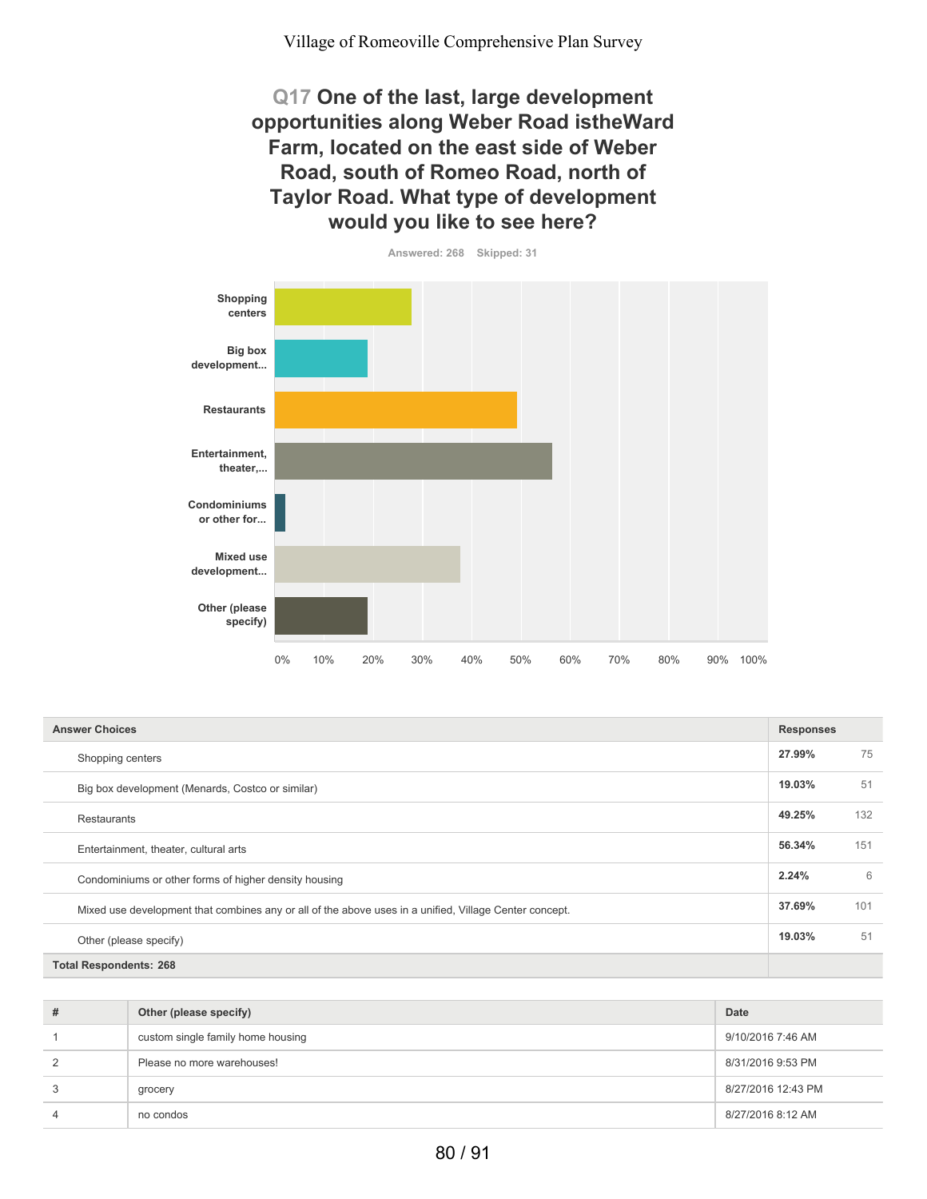## Q17 One of the last, large development opportunities along Weber Road istheWard Farm, located on the east side of Weber Road, south of Romeo Road, north of Taylor Road. What type of development would you like to see here?

Answered: 268 Skipped: 31

| Answer Choices | Responses | |
|---|---|---|
| Shopping centers | 27.99% | 75 |
| Big box development (Menards, Costco or similar) | 19.03% | 51 |
| Restaurants | 49.25% | 132 |
| Entertainment, theater, cultural arts | 56.34% | 151 |
| Condominiums or other forms of higher density housing | 2.24% | 6 |
| Mixed use development that combines any or all of the above uses in a unified, Village Center concept. | 37.69% | 101 |
| Other (please specify) | 19.03% | 51 |
| Total Respondents: 268 | | |

| # | Other (please specify) | Date |
|---|---|---|
| 1 | custom single family home housing | 9/10/2016 7:46 AM |
| 2 | Please no more warehouses! | 8/31/2016 9:53 PM |
| 3 | grocery | 8/27/2016 12:43 PM |
| 4 | no condos | 8/27/2016 8:12 AM |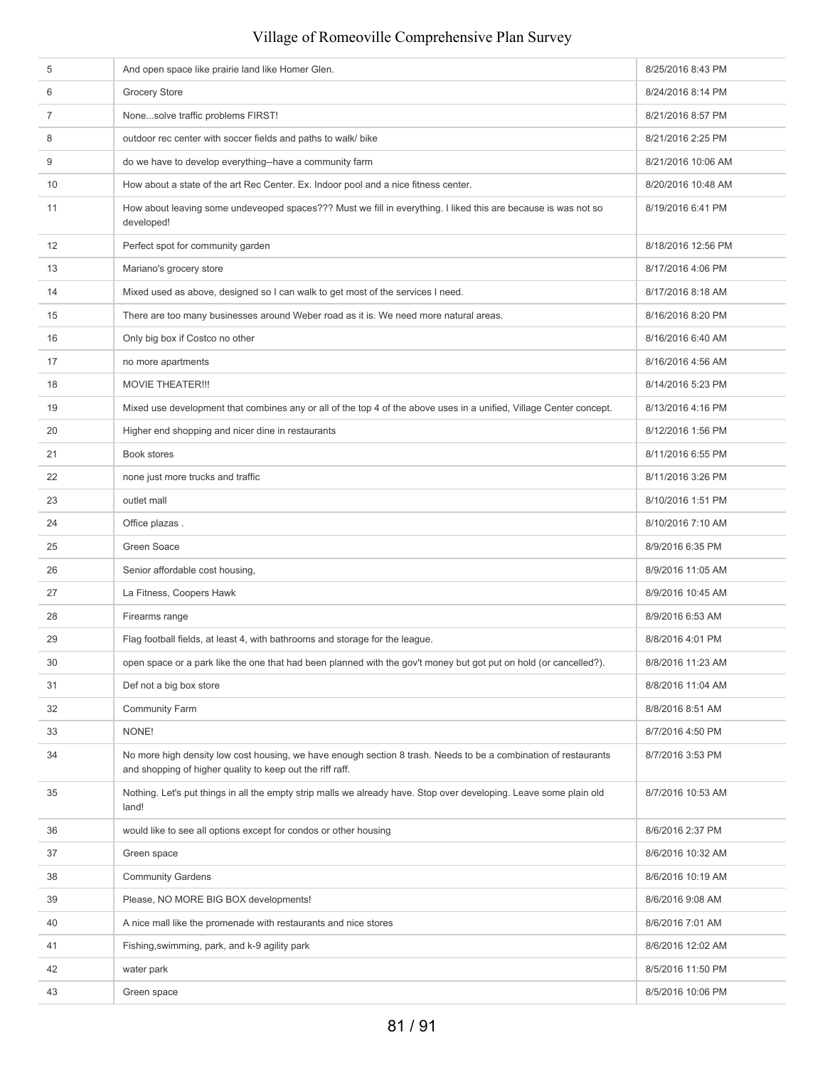| | | |
|---|---|---|
| 5 | And open space like prairie land like Homer Glen. | 8/25/2016 8:43 PM |
| 6 | Grocery Store | 8/24/2016 8:14 PM |
| 7 | None...solve traffic problems FIRST! | 8/21/2016 8:57 PM |
| 8 | outdoor rec center with soccer fields and paths to walk/ bike | 8/21/2016 2:25 PM |
| 9 | do we have to develop everything--have a community farm | 8/21/2016 10:06 AM |
| 10 | How about a state of the art Rec Center. Ex. Indoor pool and a nice fitness center. | 8/20/2016 10:48 AM |
| 11 | How about leaving some undeveoped spaces??? Must we fill in everything. I liked this are because is was not so developed! | 8/19/2016 6:41 PM |
| 12 | Perfect spot for community garden | 8/18/2016 12:56 PM |
| 13 | Mariano's grocery store | 8/17/2016 4:06 PM |
| 14 | Mixed used as above, designed so I can walk to get most of the services I need. | 8/17/2016 8:18 AM |
| 15 | There are too many businesses around Weber road as it is. We need more natural areas. | 8/16/2016 8:20 PM |
| 16 | Only big box if Costco no other | 8/16/2016 6:40 AM |
| 17 | no more apartments | 8/16/2016 4:56 AM |
| 18 | MOVIE THEATER!!! | 8/14/2016 5:23 PM |
| 19 | Mixed use development that combines any or all of the top 4 of the above uses in a unified, Village Center concept. | 8/13/2016 4:16 PM |
| 20 | Higher end shopping and nicer dine in restaurants | 8/12/2016 1:56 PM |
| 21 | Book stores | 8/11/2016 6:55 PM |
| 22 | none just more trucks and traffic | 8/11/2016 3:26 PM |
| 23 | outlet mall | 8/10/2016 1:51 PM |
| 24 | Office plazas . | 8/10/2016 7:10 AM |
| 25 | Green Soace | 8/9/2016 6:35 PM |
| 26 | Senior affordable cost housing, | 8/9/2016 11:05 AM |
| 27 | La Fitness, Coopers Hawk | 8/9/2016 10:45 AM |
| 28 | Firearms range | 8/9/2016 6:53 AM |
| 29 | Flag football fields, at least 4, with bathrooms and storage for the league. | 8/8/2016 4:01 PM |
| 30 | open space or a park like the one that had been planned with the gov't money but got put on hold (or cancelled?). | 8/8/2016 11:23 AM |
| 31 | Def not a big box store | 8/8/2016 11:04 AM |
| 32 | Community Farm | 8/8/2016 8:51 AM |
| 33 | NONE! | 8/7/2016 4:50 PM |
| 34 | No more high density low cost housing, we have enough section 8 trash. Needs to be a combination of restaurants and shopping of higher quality to keep out the riff raff. | 8/7/2016 3:53 PM |
| 35 | Nothing. Let's put things in all the empty strip malls we already have. Stop over developing. Leave some plain old land! | 8/7/2016 10:53 AM |
| 36 | would like to see all options except for condos or other housing | 8/6/2016 2:37 PM |
| 37 | Green space | 8/6/2016 10:32 AM |
| 38 | Community Gardens | 8/6/2016 10:19 AM |
| 39 | Please, NO MORE BIG BOX developments! | 8/6/2016 9:08 AM |
| 40 | A nice mall like the promenade with restaurants and nice stores | 8/6/2016 7:01 AM |
| 41 | Fishing,swimming, park, and k-9 agility park | 8/6/2016 12:02 AM |
| 42 | water park | 8/5/2016 11:50 PM |
| 43 | Green space | 8/5/2016 10:06 PM |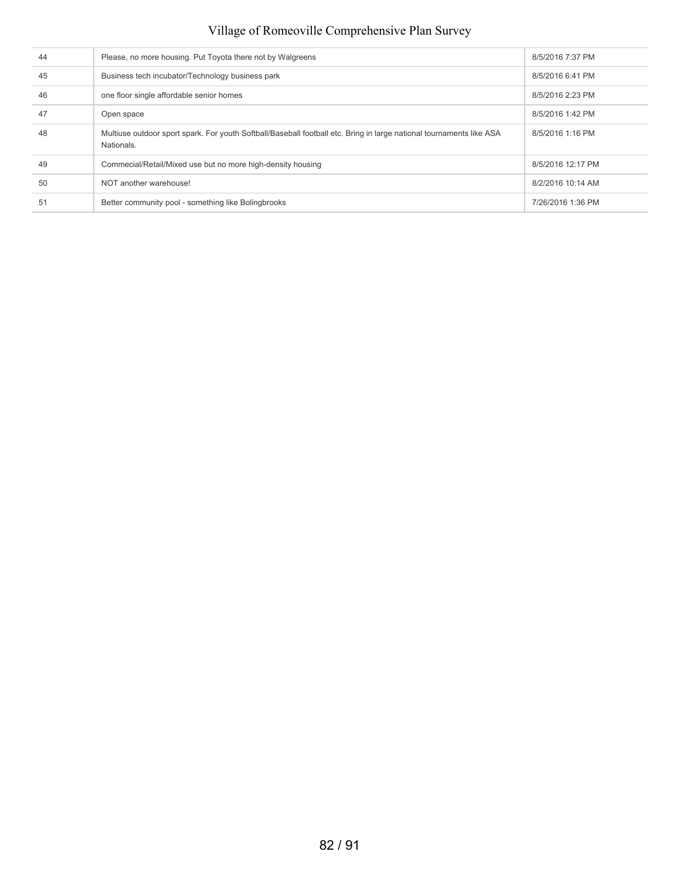| | | |
|---|---|---|
| 44 | Please, no more housing. Put Toyota there not by Walgreens | 8/5/2016 7:37 PM |
| 45 | Business tech incubator/Technology business park | 8/5/2016 6:41 PM |
| 46 | one floor single affordable senior homes | 8/5/2016 2:23 PM |
| 47 | Open space | 8/5/2016 1:42 PM |
| 48 | Multiuse outdoor sport spark. For youth Softball/Baseball football etc. Bring in large national tournaments like ASA Nationals. | 8/5/2016 1:16 PM |
| 49 | Commecial/Retail/Mixed use but no more high-density housing | 8/5/2016 12:17 PM |
| 50 | NOT another warehouse! | 8/2/2016 10:14 AM |
| 51 | Better community pool - something like Bolingbrooks | 7/26/2016 1:36 PM |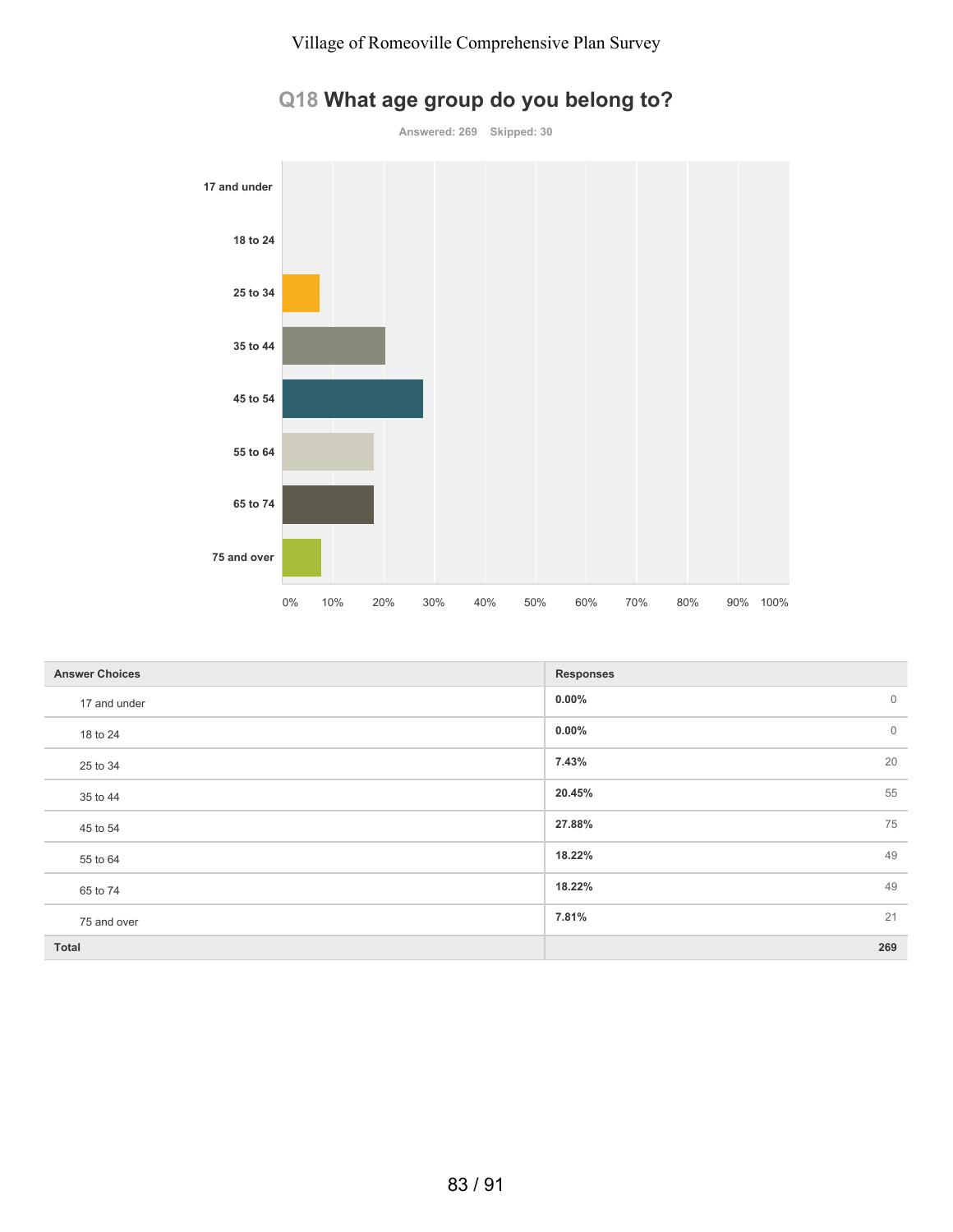## Q18 What age group do you belong to?

Answered: 269 Skipped: 30

| Answer Choices | Responses | |
|---|---|---|
| 17 and under | 0.00% | 0 |
| 18 to 24 | 0.00% | 0 |
| 25 to 34 | 7.43% | 20 |
| 35 to 44 | 20.45% | 55 |
| 45 to 54 | 27.88% | 75 |
| 55 to 64 | 18.22% | 49 |
| 65 to 74 | 18.22% | 49 |
| 75 and over | 7.81% | 21 |
| **Total** | | **269** |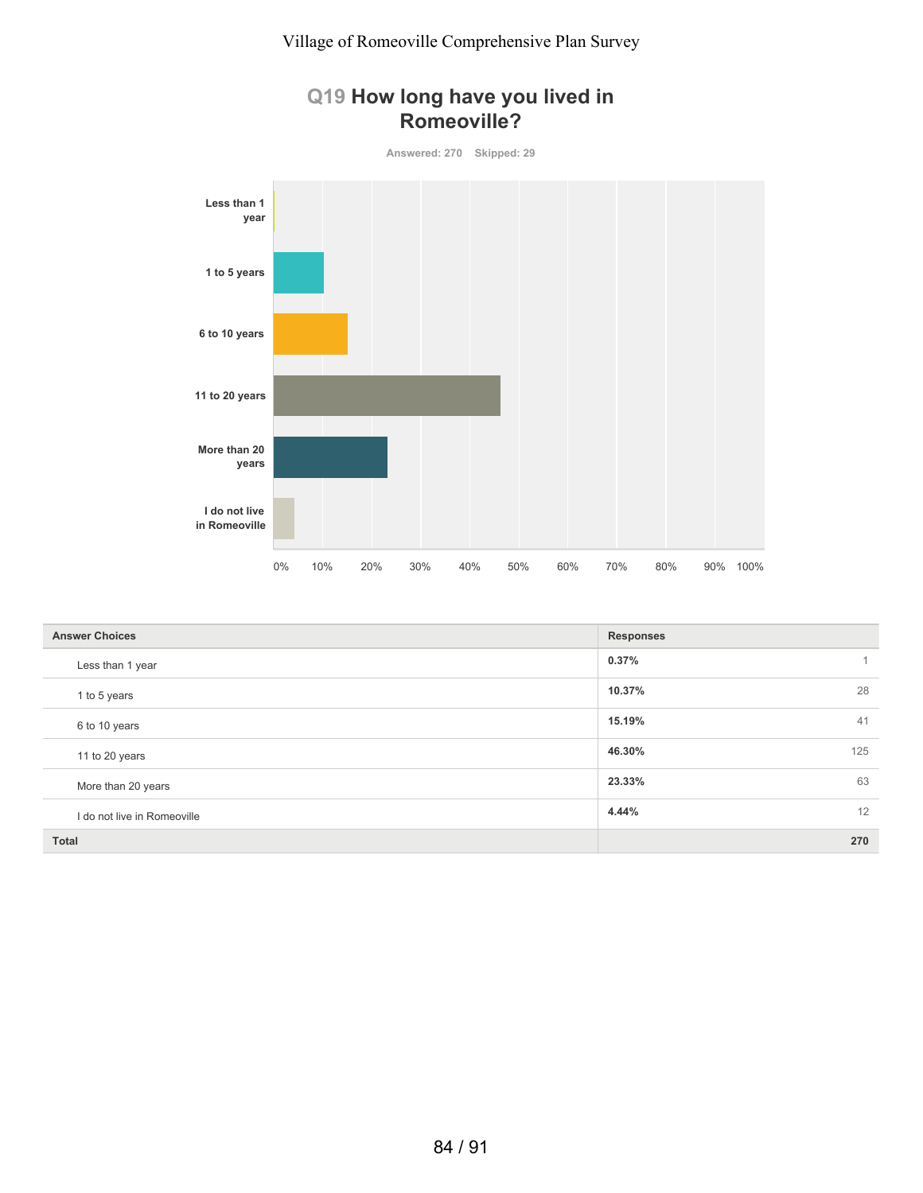## Q19 How long have you lived in Romeoville?

Answered: 270 Skipped: 29

| Answer Choices | Responses | |
|---|---|---|
| Less than 1 year | 0.37% | 1 |
| 1 to 5 years | 10.37% | 28 |
| 6 to 10 years | 15.19% | 41 |
| 11 to 20 years | 46.30% | 125 |
| More than 20 years | 23.33% | 63 |
| I do not live in Romeoville | 4.44% | 12 |
| **Total** | | **270** |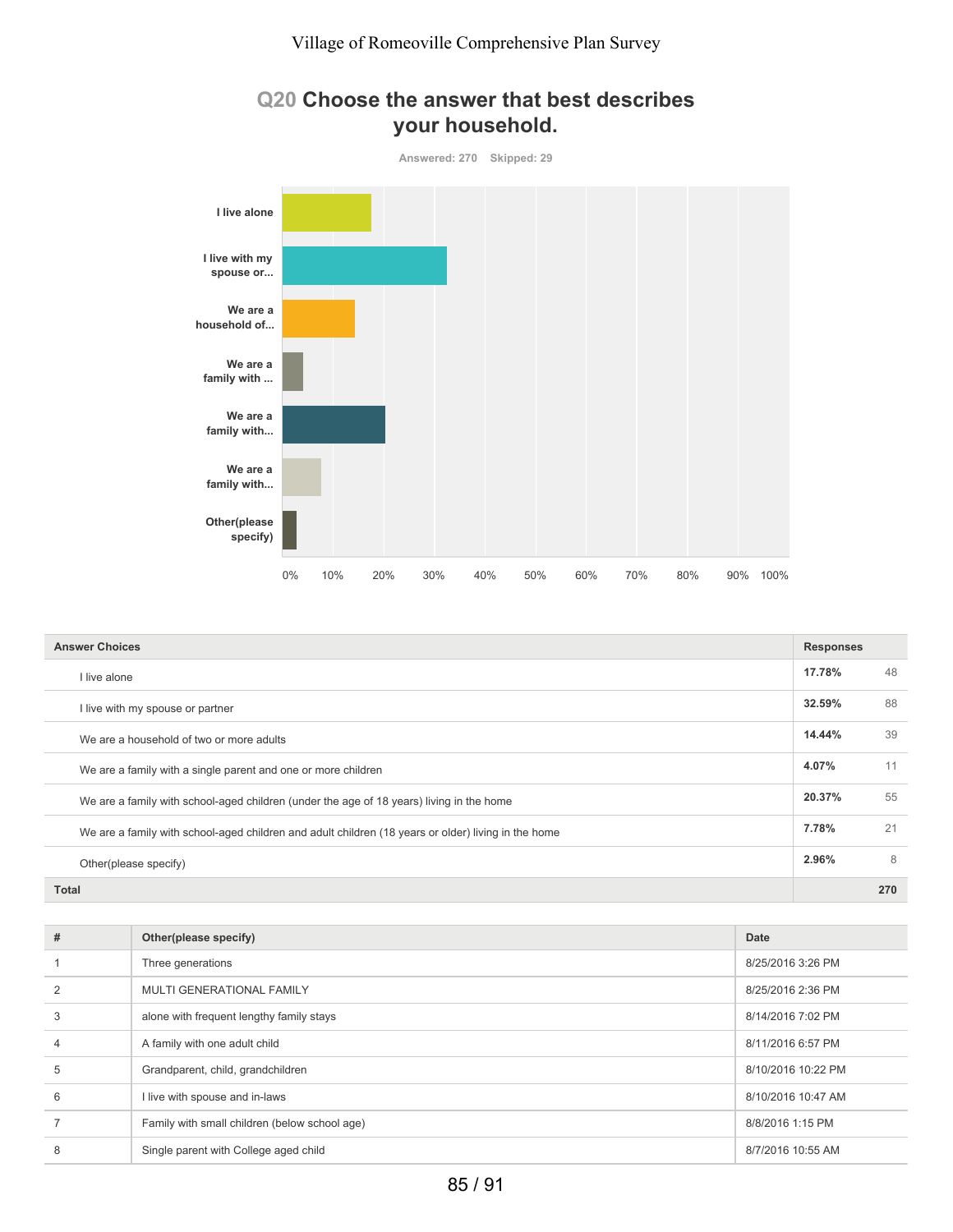Village of Romeoville Comprehensive Plan Survey

## Q20 Choose the answer that best describes your household.

Answered: 270 Skipped: 29

| Answer Choices | Responses | |
|---|---|---|
| I live alone | 17.78% | 48 |
| I live with my spouse or partner | 32.59% | 88 |
| We are a household of two or more adults | 14.44% | 39 |
| We are a family with a single parent and one or more children | 4.07% | 11 |
| We are a family with school-aged children (under the age of 18 years) living in the home | 20.37% | 55 |
| We are a family with school-aged children and adult children (18 years or older) living in the home | 7.78% | 21 |
| Other(please specify) | 2.96% | 8 |
| **Total** | | **270** |

| # | Other(please specify) | Date |
|---|---|---|
| 1 | Three generations | 8/25/2016 3:26 PM |
| 2 | MULTI GENERATIONAL FAMILY | 8/25/2016 2:36 PM |
| 3 | alone with frequent lengthy family stays | 8/14/2016 7:02 PM |
| 4 | A family with one adult child | 8/11/2016 6:57 PM |
| 5 | Grandparent, child, grandchildren | 8/10/2016 10:22 PM |
| 6 | I live with spouse and in-laws | 8/10/2016 10:47 AM |
| 7 | Family with small children (below school age) | 8/8/2016 1:15 PM |
| 8 | Single parent with College aged child | 8/7/2016 10:55 AM |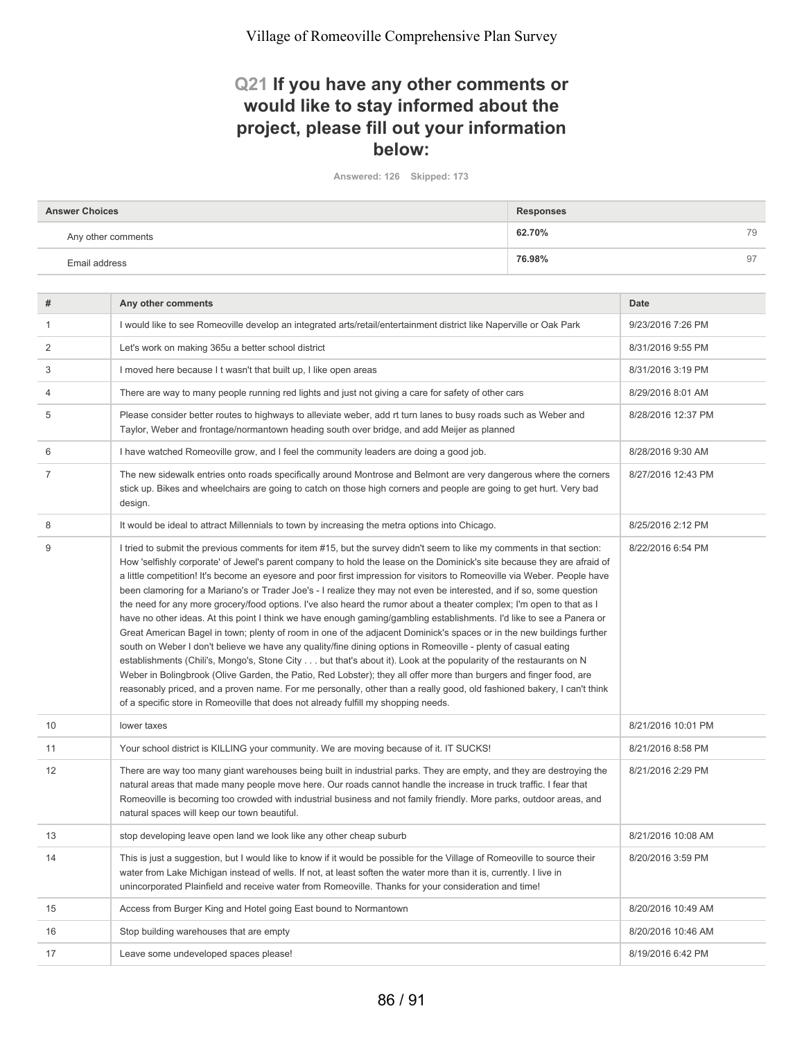## Q21 If you have any other comments or would like to stay informed about the project, please fill out your information below:

Answered: 126 Skipped: 173

| Answer Choices | Responses | |
|---|---|---|
| Any other comments | 62.70% | 79 |
| Email address | 76.98% | 97 |

| # | Any other comments | Date |
|---|---|---|
| 1 | I would like to see Romeoville develop an integrated arts/retail/entertainment district like Naperville or Oak Park | 9/23/2016 7:26 PM |
| 2 | Let's work on making 365u a better school district | 8/31/2016 9:55 PM |
| 3 | I moved here because I t wasn't that built up, I like open areas | 8/31/2016 3:19 PM |
| 4 | There are way to many people running red lights and just not giving a care for safety of other cars | 8/29/2016 8:01 AM |
| 5 | Please consider better routes to highways to alleviate weber, add rt turn lanes to busy roads such as Weber and Taylor, Weber and frontage/normantown heading south over bridge, and add Meijer as planned | 8/28/2016 12:37 PM |
| 6 | I have watched Romeoville grow, and I feel the community leaders are doing a good job. | 8/28/2016 9:30 AM |
| 7 | The new sidewalk entries onto roads specifically around Montrose and Belmont are very dangerous where the corners stick up. Bikes and wheelchairs are going to catch on those high corners and people are going to get hurt. Very bad design. | 8/27/2016 12:43 PM |
| 8 | It would be ideal to attract Millennials to town by increasing the metra options into Chicago. | 8/25/2016 2:12 PM |
| 9 | I tried to submit the previous comments for item #15, but the survey didn't seem to like my comments in that section: How 'selfishly corporate' of Jewel's parent company to hold the lease on the Dominick's site because they are afraid of a little competition! It's become an eyesore and poor first impression for visitors to Romeoville via Weber. People have been clamoring for a Mariano's or Trader Joe's - I realize they may not even be interested, and if so, some question the need for any more grocery/food options. I've also heard the rumor about a theater complex; I'm open to that as I have no other ideas. At this point I think we have enough gaming/gambling establishments. I'd like to see a Panera or Great American Bagel in town; plenty of room in one of the adjacent Dominick's spaces or in the new buildings further south on Weber I don't believe we have any quality/fine dining options in Romeoville - plenty of casual eating establishments (Chili's, Mongo's, Stone City . . . but that's about it). Look at the popularity of the restaurants on N Weber in Bolingbrook (Olive Garden, the Patio, Red Lobster); they all offer more than burgers and finger food, are reasonably priced, and a proven name. For me personally, other than a really good, old fashioned bakery, I can't think of a specific store in Romeoville that does not already fulfill my shopping needs. | 8/22/2016 6:54 PM |
| 10 | lower taxes | 8/21/2016 10:01 PM |
| 11 | Your school district is KILLING your community. We are moving because of it. IT SUCKS! | 8/21/2016 8:58 PM |
| 12 | There are way too many giant warehouses being built in industrial parks. They are empty, and they are destroying the natural areas that made many people move here. Our roads cannot handle the increase in truck traffic. I fear that Romeoville is becoming too crowded with industrial business and not family friendly. More parks, outdoor areas, and natural spaces will keep our town beautiful. | 8/21/2016 2:29 PM |
| 13 | stop developing leave open land we look like any other cheap suburb | 8/21/2016 10:08 AM |
| 14 | This is just a suggestion, but I would like to know if it would be possible for the Village of Romeoville to source their water from Lake Michigan instead of wells. If not, at least soften the water more than it is, currently. I live in unincorporated Plainfield and receive water from Romeoville. Thanks for your consideration and time! | 8/20/2016 3:59 PM |
| 15 | Access from Burger King and Hotel going East bound to Normantown | 8/20/2016 10:49 AM |
| 16 | Stop building warehouses that are empty | 8/20/2016 10:46 AM |
| 17 | Leave some undeveloped spaces please! | 8/19/2016 6:42 PM |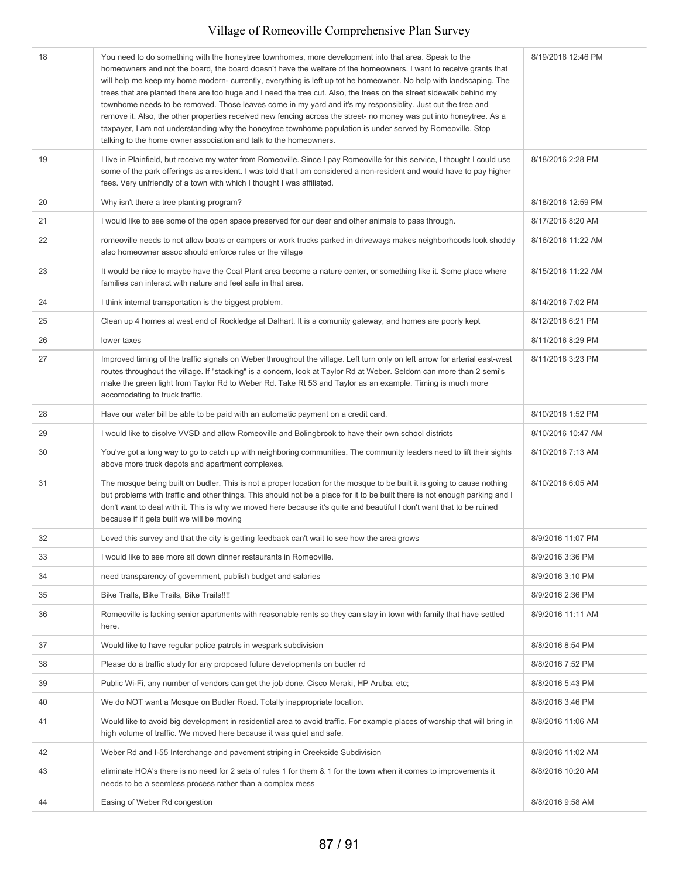| | | |
|---|---|---|
| 18 | You need to do something with the honeytree townhomes, more development into that area. Speak to the homeowners and not the board, the board doesn't have the welfare of the homeowners. I want to receive grants that will help me keep my home modern- currently, everything is left up tot he homeowner. No help with landscaping. The trees that are planted there are too huge and I need the tree cut. Also, the trees on the street sidewalk behind my townhome needs to be removed. Those leaves come in my yard and it's my responsiblity. Just cut the tree and remove it. Also, the other properties received new fencing across the street- no money was put into honeytree. As a taxpayer, I am not understanding why the honeytree townhome population is under served by Romeoville. Stop talking to the home owner association and talk to the homeowners. | 8/19/2016 12:46 PM |
| 19 | I live in Plainfield, but receive my water from Romeoville. Since I pay Romeoville for this service, I thought I could use some of the park offerings as a resident. I was told that I am considered a non-resident and would have to pay higher fees. Very unfriendly of a town with which I thought I was affiliated. | 8/18/2016 2:28 PM |
| 20 | Why isn't there a tree planting program? | 8/18/2016 12:59 PM |
| 21 | I would like to see some of the open space preserved for our deer and other animals to pass through. | 8/17/2016 8:20 AM |
| 22 | romeoville needs to not allow boats or campers or work trucks parked in driveways makes neighborhoods look shoddy also homeowner assoc should enforce rules or the village | 8/16/2016 11:22 AM |
| 23 | It would be nice to maybe have the Coal Plant area become a nature center, or something like it. Some place where families can interact with nature and feel safe in that area. | 8/15/2016 11:22 AM |
| 24 | I think internal transportation is the biggest problem. | 8/14/2016 7:02 PM |
| 25 | Clean up 4 homes at west end of Rockledge at Dalhart. It is a comunity gateway, and homes are poorly kept | 8/12/2016 6:21 PM |
| 26 | lower taxes | 8/11/2016 8:29 PM |
| 27 | Improved timing of the traffic signals on Weber throughout the village. Left turn only on left arrow for arterial east-west routes throughout the village. If "stacking" is a concern, look at Taylor Rd at Weber. Seldom can more than 2 semi's make the green light from Taylor Rd to Weber Rd. Take Rt 53 and Taylor as an example. Timing is much more accomodating to truck traffic. | 8/11/2016 3:23 PM |
| 28 | Have our water bill be able to be paid with an automatic payment on a credit card. | 8/10/2016 1:52 PM |
| 29 | I would like to disolve VVSD and allow Romeoville and Bolingbrook to have their own school districts | 8/10/2016 10:47 AM |
| 30 | You've got a long way to go to catch up with neighboring communities. The community leaders need to lift their sights above more truck depots and apartment complexes. | 8/10/2016 7:13 AM |
| 31 | The mosque being built on budler. This is not a proper location for the mosque to be built it is going to cause nothing but problems with traffic and other things. This should not be a place for it to be built there is not enough parking and I don't want to deal with it. This is why we moved here because it's quite and beautiful I don't want that to be ruined because if it gets built we will be moving | 8/10/2016 6:05 AM |
| 32 | Loved this survey and that the city is getting feedback can't wait to see how the area grows | 8/9/2016 11:07 PM |
| 33 | I would like to see more sit down dinner restaurants in Romeoville. | 8/9/2016 3:36 PM |
| 34 | need transparency of government, publish budget and salaries | 8/9/2016 3:10 PM |
| 35 | Bike Trails, Bike Trails, Bike Trails!!!! | 8/9/2016 2:36 PM |
| 36 | Romeoville is lacking senior apartments with reasonable rents so they can stay in town with family that have settled here. | 8/9/2016 11:11 AM |
| 37 | Would like to have regular police patrols in wespark subdivision | 8/8/2016 8:54 PM |
| 38 | Please do a traffic study for any proposed future developments on budler rd | 8/8/2016 7:52 PM |
| 39 | Public Wi-Fi, any number of vendors can get the job done, Cisco Meraki, HP Aruba, etc; | 8/8/2016 5:43 PM |
| 40 | We do NOT want a Mosque on Budler Road. Totally inappropriate location. | 8/8/2016 3:46 PM |
| 41 | Would like to avoid big development in residential area to avoid traffic. For example places of worship that will bring in high volume of traffic. We moved here because it was quiet and safe. | 8/8/2016 11:06 AM |
| 42 | Weber Rd and I-55 Interchange and pavement striping in Creekside Subdivision | 8/8/2016 11:02 AM |
| 43 | eliminate HOA's there is no need for 2 sets of rules 1 for them & 1 for the town when it comes to improvements it needs to be a seemless process rather than a complex mess | 8/8/2016 10:20 AM |
| 44 | Easing of Weber Rd congestion | 8/8/2016 9:58 AM |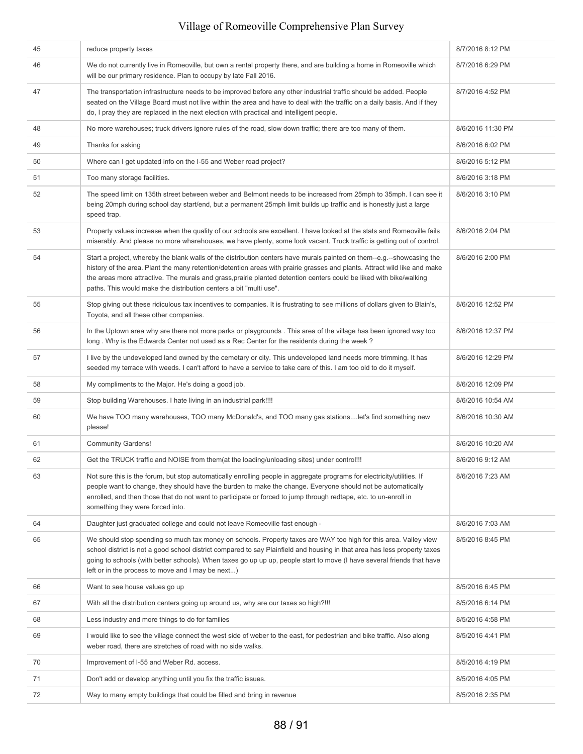| | | |
|---|---|---|
| 45 | reduce property taxes | 8/7/2016 8:12 PM |
| 46 | We do not currently live in Romeoville, but own a rental property there, and are building a home in Romeoville which will be our primary residence. Plan to occupy by late Fall 2016. | 8/7/2016 6:29 PM |
| 47 | The transportation infrastructure needs to be improved before any other industrial traffic should be added. People seated on the Village Board must not live within the area and have to deal with the traffic on a daily basis. And if they do, I pray they are replaced in the next election with practical and intelligent people. | 8/7/2016 4:52 PM |
| 48 | No more warehouses; truck drivers ignore rules of the road, slow down traffic; there are too many of them. | 8/6/2016 11:30 PM |
| 49 | Thanks for asking | 8/6/2016 6:02 PM |
| 50 | Where can I get updated info on the I-55 and Weber road project? | 8/6/2016 5:12 PM |
| 51 | Too many storage facilities. | 8/6/2016 3:18 PM |
| 52 | The speed limit on 135th street between weber and Belmont needs to be increased from 25mph to 35mph. I can see it being 20mph during school day start/end, but a permanent 25mph limit builds up traffic and is honestly just a large speed trap. | 8/6/2016 3:10 PM |
| 53 | Property values increase when the quality of our schools are excellent. I have looked at the stats and Romeoville fails miserably. And please no more wharehouses, we have plenty, some look vacant. Truck traffic is getting out of control. | 8/6/2016 2:04 PM |
| 54 | Start a project, whereby the blank walls of the distribution centers have murals painted on them--e.g.--showcasing the history of the area. Plant the many retention/detention areas with prairie grasses and plants. Attract wild like and make the areas more attractive. The murals and grass,prairie planted detention centers could be liked with bike/walking paths. This would make the distribution centers a bit "multi use". | 8/6/2016 2:00 PM |
| 55 | Stop giving out these ridiculous tax incentives to companies. It is frustrating to see millions of dollars given to Blain's, Toyota, and all these other companies. | 8/6/2016 12:52 PM |
| 56 | In the Uptown area why are there not more parks or playgrounds . This area of the village has been ignored way too long . Why is the Edwards Center not used as a Rec Center for the residents during the week ? | 8/6/2016 12:37 PM |
| 57 | I live by the undeveloped land owned by the cemetary or city. This undeveloped land needs more trimming. It has seeded my terrace with weeds. I can't afford to have a service to take care of this. I am too old to do it myself. | 8/6/2016 12:29 PM |
| 58 | My compliments to the Major. He's doing a good job. | 8/6/2016 12:09 PM |
| 59 | Stop building Warehouses. I hate living in an industrial park!!!! | 8/6/2016 10:54 AM |
| 60 | We have TOO many warehouses, TOO many McDonald's, and TOO many gas stations....let's find something new please! | 8/6/2016 10:30 AM |
| 61 | Community Gardens! | 8/6/2016 10:20 AM |
| 62 | Get the TRUCK traffic and NOISE from them(at the loading/unloading sites) under control!!! | 8/6/2016 9:12 AM |
| 63 | Not sure this is the forum, but stop automatically enrolling people in aggregate programs for electricity/utilities. If people want to change, they should have the burden to make the change. Everyone should not be automatically enrolled, and then those that do not want to participate or forced to jump through redtape, etc. to un-enroll in something they were forced into. | 8/6/2016 7:23 AM |
| 64 | Daughter just graduated college and could not leave Romeoville fast enough - | 8/6/2016 7:03 AM |
| 65 | We should stop spending so much tax money on schools. Property taxes are WAY too high for this area. Valley view school district is not a good school district compared to say Plainfield and housing in that area has less property taxes going to schools (with better schools). When taxes go up up up, people start to move (I have several friends that have left or in the process to move and I may be next...) | 8/5/2016 8:45 PM |
| 66 | Want to see house values go up | 8/5/2016 6:45 PM |
| 67 | With all the distribution centers going up around us, why are our taxes so high?!!! | 8/5/2016 6:14 PM |
| 68 | Less industry and more things to do for families | 8/5/2016 4:58 PM |
| 69 | I would like to see the village connect the west side of weber to the east, for pedestrian and bike traffic. Also along weber road, there are stretches of road with no side walks. | 8/5/2016 4:41 PM |
| 70 | Improvement of I-55 and Weber Rd. access. | 8/5/2016 4:19 PM |
| 71 | Don't add or develop anything until you fix the traffic issues. | 8/5/2016 4:05 PM |
| 72 | Way to many empty buildings that could be filled and bring in revenue | 8/5/2016 2:35 PM |